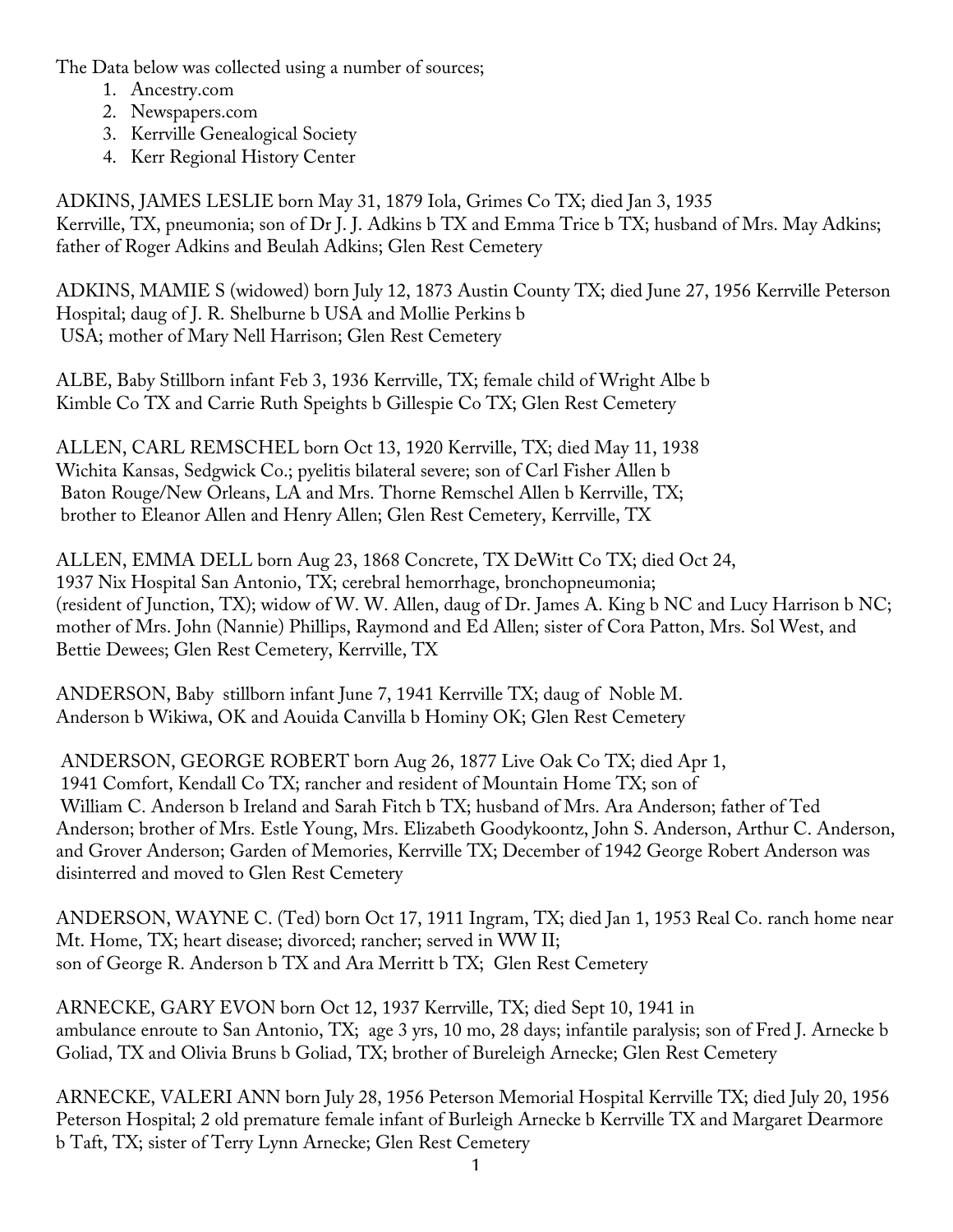The Data below was collected using a number of sources;

1. Ancestry.com
2. Newspapers.com
3. Kerrville Genealogical Society
4. Kerr Regional History Center

ADKINS, JAMES LESLIE born May 31, 1879 Iola, Grimes Co TX; died Jan 3, 1935 Kerrville, TX, pneumonia; son of Dr J. J. Adkins b TX and Emma Trice b TX; husband of Mrs. May Adkins; father of Roger Adkins and Beulah Adkins; Glen Rest Cemetery

ADKINS, MAMIE S (widowed) born July 12, 1873 Austin County TX; died June 27, 1956 Kerrville Peterson Hospital; daug of J. R. Shelburne b USA and Mollie Perkins b USA; mother of Mary Nell Harrison; Glen Rest Cemetery

ALBE, Baby Stillborn infant Feb 3, 1936 Kerrville, TX; female child of Wright Albe b Kimble Co TX and Carrie Ruth Speights b Gillespie Co TX; Glen Rest Cemetery

ALLEN, CARL REMSCHEL born Oct 13, 1920 Kerrville, TX; died May 11, 1938 Wichita Kansas, Sedgwick Co.; pyelitis bilateral severe; son of Carl Fisher Allen b Baton Rouge/New Orleans, LA and Mrs. Thorne Remschel Allen b Kerrville, TX; brother to Eleanor Allen and Henry Allen; Glen Rest Cemetery, Kerrville, TX

ALLEN, EMMA DELL born Aug 23, 1868 Concrete, TX DeWitt Co TX; died Oct 24, 1937 Nix Hospital San Antonio, TX; cerebral hemorrhage, bronchopneumonia; (resident of Junction, TX); widow of W. W. Allen, daug of Dr. James A. King b NC and Lucy Harrison b NC; mother of Mrs. John (Nannie) Phillips, Raymond and Ed Allen; sister of Cora Patton, Mrs. Sol West, and Bettie Dewees; Glen Rest Cemetery, Kerrville, TX

ANDERSON, Baby stillborn infant June 7, 1941 Kerrville TX; daug of Noble M. Anderson b Wikiwa, OK and Aouida Canvilla b Hominy OK; Glen Rest Cemetery

ANDERSON, GEORGE ROBERT born Aug 26, 1877 Live Oak Co TX; died Apr 1, 1941 Comfort, Kendall Co TX; rancher and resident of Mountain Home TX; son of William C. Anderson b Ireland and Sarah Fitch b TX; husband of Mrs. Ara Anderson; father of Ted Anderson; brother of Mrs. Estle Young, Mrs. Elizabeth Goodykoontz, John S. Anderson, Arthur C. Anderson, and Grover Anderson; Garden of Memories, Kerrville TX; December of 1942 George Robert Anderson was disinterred and moved to Glen Rest Cemetery

ANDERSON, WAYNE C. (Ted) born Oct 17, 1911 Ingram, TX; died Jan 1, 1953 Real Co. ranch home near Mt. Home, TX; heart disease; divorced; rancher; served in WW II; son of George R. Anderson b TX and Ara Merritt b TX; Glen Rest Cemetery

ARNECKE, GARY EVON born Oct 12, 1937 Kerrville, TX; died Sept 10, 1941 in ambulance enroute to San Antonio, TX; age 3 yrs, 10 mo, 28 days; infantile paralysis; son of Fred J. Arnecke b Goliad, TX and Olivia Bruns b Goliad, TX; brother of Bureleigh Arnecke; Glen Rest Cemetery

ARNECKE, VALERI ANN born July 28, 1956 Peterson Memorial Hospital Kerrville TX; died July 20, 1956 Peterson Hospital; 2 old premature female infant of Burleigh Arnecke b Kerrville TX and Margaret Dearmore b Taft, TX; sister of Terry Lynn Arnecke; Glen Rest Cemetery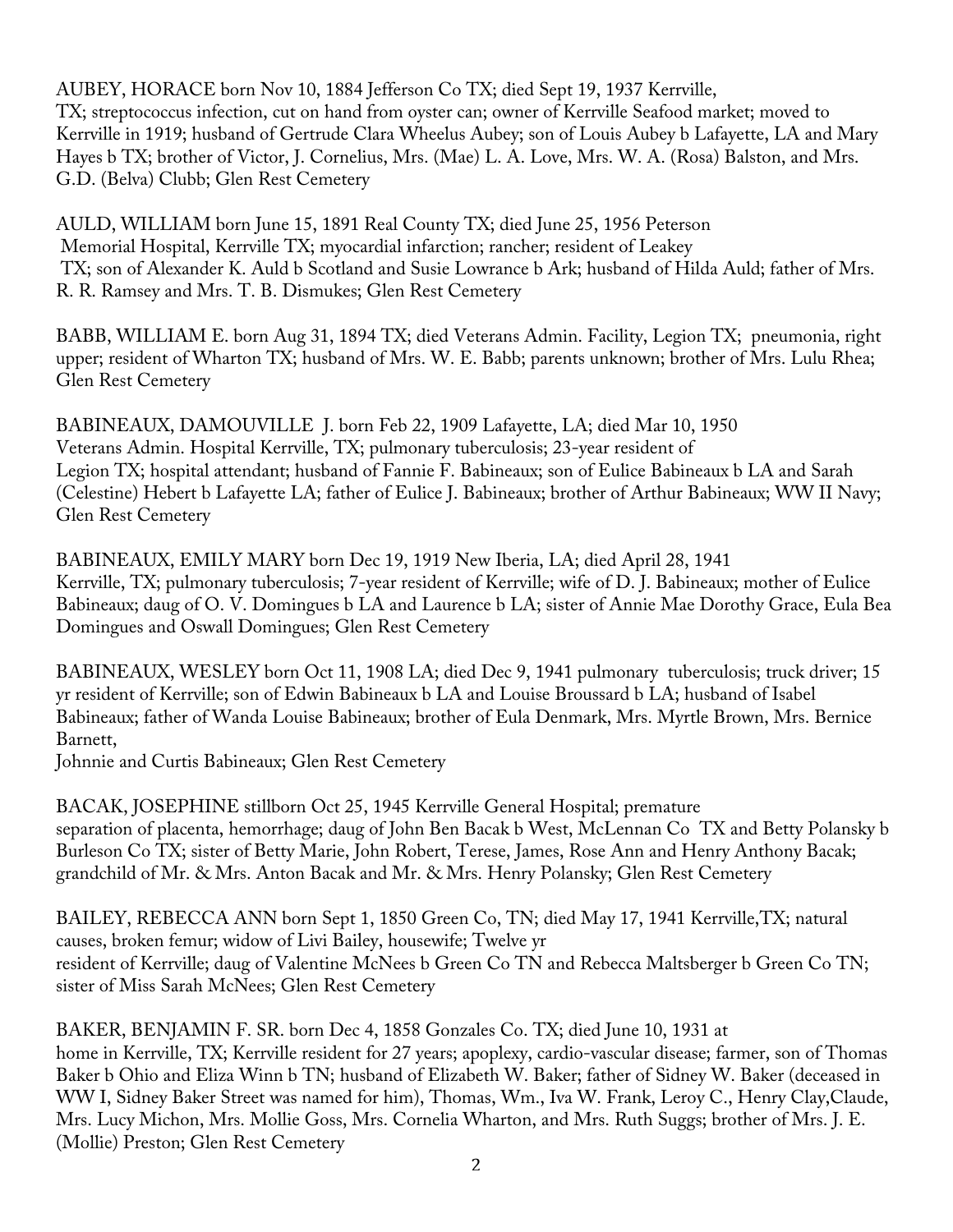AUBEY, HORACE born Nov 10, 1884 Jefferson Co TX; died Sept 19, 1937 Kerrville, TX; streptococcus infection, cut on hand from oyster can; owner of Kerrville Seafood market; moved to Kerrville in 1919; husband of Gertrude Clara Wheelus Aubey; son of Louis Aubey b Lafayette, LA and Mary Hayes b TX; brother of Victor, J. Cornelius, Mrs. (Mae) L. A. Love, Mrs. W. A. (Rosa) Balston, and Mrs. G.D. (Belva) Clubb; Glen Rest Cemetery

AULD, WILLIAM born June 15, 1891 Real County TX; died June 25, 1956 Peterson Memorial Hospital, Kerrville TX; myocardial infarction; rancher; resident of Leakey TX; son of Alexander K. Auld b Scotland and Susie Lowrance b Ark; husband of Hilda Auld; father of Mrs. R. R. Ramsey and Mrs. T. B. Dismukes; Glen Rest Cemetery

BABB, WILLIAM E. born Aug 31, 1894 TX; died Veterans Admin. Facility, Legion TX; pneumonia, right upper; resident of Wharton TX; husband of Mrs. W. E. Babb; parents unknown; brother of Mrs. Lulu Rhea; Glen Rest Cemetery

BABINEAUX, DAMOUVILLE J. born Feb 22, 1909 Lafayette, LA; died Mar 10, 1950 Veterans Admin. Hospital Kerrville, TX; pulmonary tuberculosis; 23-year resident of Legion TX; hospital attendant; husband of Fannie F. Babineaux; son of Eulice Babineaux b LA and Sarah (Celestine) Hebert b Lafayette LA; father of Eulice J. Babineaux; brother of Arthur Babineaux; WW II Navy; Glen Rest Cemetery

BABINEAUX, EMILY MARY born Dec 19, 1919 New Iberia, LA; died April 28, 1941 Kerrville, TX; pulmonary tuberculosis; 7-year resident of Kerrville; wife of D. J. Babineaux; mother of Eulice Babineaux; daug of O. V. Domingues b LA and Laurence b LA; sister of Annie Mae Dorothy Grace, Eula Bea Domingues and Oswall Domingues; Glen Rest Cemetery

BABINEAUX, WESLEY born Oct 11, 1908 LA; died Dec 9, 1941 pulmonary tuberculosis; truck driver; 15 yr resident of Kerrville; son of Edwin Babineaux b LA and Louise Broussard b LA; husband of Isabel Babineaux; father of Wanda Louise Babineaux; brother of Eula Denmark, Mrs. Myrtle Brown, Mrs. Bernice Barnett, Johnnie and Curtis Babineaux; Glen Rest Cemetery

BACAK, JOSEPHINE stillborn Oct 25, 1945 Kerrville General Hospital; premature separation of placenta, hemorrhage; daug of John Ben Bacak b West, McLennan Co TX and Betty Polansky b Burleson Co TX; sister of Betty Marie, John Robert, Terese, James, Rose Ann and Henry Anthony Bacak; grandchild of Mr. & Mrs. Anton Bacak and Mr. & Mrs. Henry Polansky; Glen Rest Cemetery

BAILEY, REBECCA ANN born Sept 1, 1850 Green Co, TN; died May 17, 1941 Kerrville,TX; natural causes, broken femur; widow of Livi Bailey, housewife; Twelve yr resident of Kerrville; daug of Valentine McNees b Green Co TN and Rebecca Maltsberger b Green Co TN; sister of Miss Sarah McNees; Glen Rest Cemetery

BAKER, BENJAMIN F. SR. born Dec 4, 1858 Gonzales Co. TX; died June 10, 1931 at home in Kerrville, TX; Kerrville resident for 27 years; apoplexy, cardio-vascular disease; farmer, son of Thomas Baker b Ohio and Eliza Winn b TN; husband of Elizabeth W. Baker; father of Sidney W. Baker (deceased in WW I, Sidney Baker Street was named for him), Thomas, Wm., Iva W. Frank, Leroy C., Henry Clay,Claude, Mrs. Lucy Michon, Mrs. Mollie Goss, Mrs. Cornelia Wharton, and Mrs. Ruth Suggs; brother of Mrs. J. E. (Mollie) Preston; Glen Rest Cemetery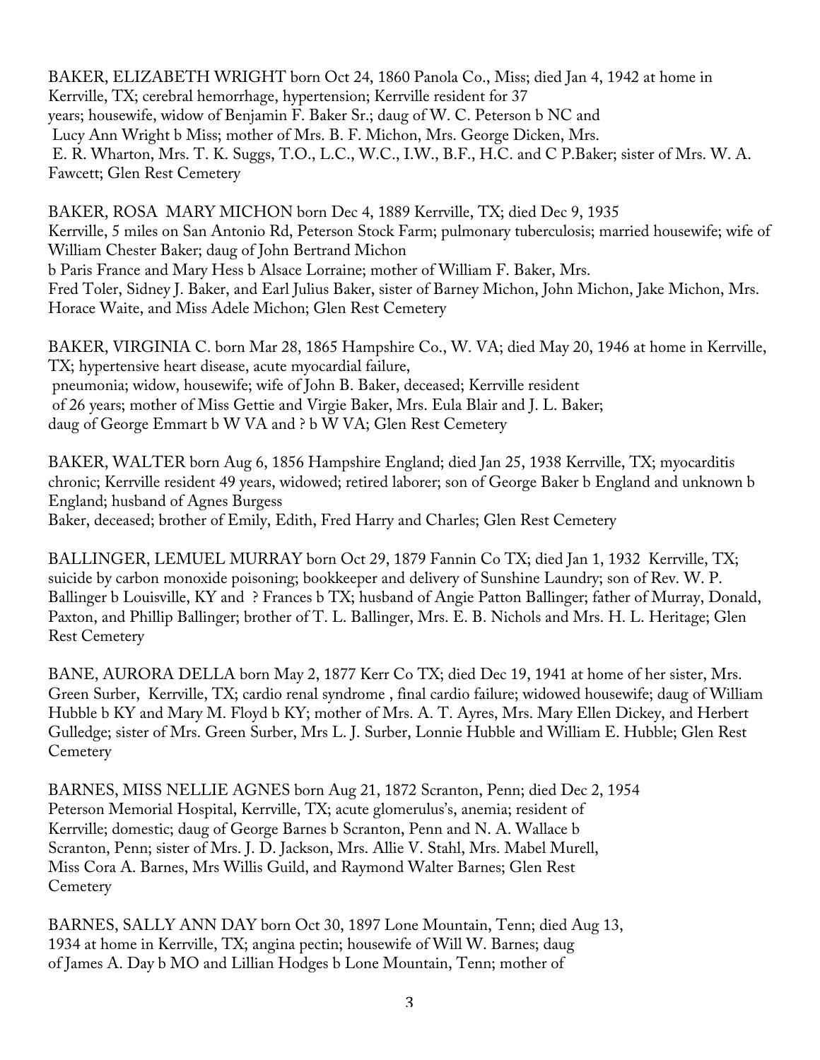BAKER, ELIZABETH WRIGHT born Oct 24, 1860 Panola Co., Miss; died Jan 4, 1942 at home in Kerrville, TX; cerebral hemorrhage, hypertension; Kerrville resident for 37 years; housewife, widow of Benjamin F. Baker Sr.; daug of W. C. Peterson b NC and Lucy Ann Wright b Miss; mother of Mrs. B. F. Michon, Mrs. George Dicken, Mrs. E. R. Wharton, Mrs. T. K. Suggs, T.O., L.C., W.C., I.W., B.F., H.C. and C P.Baker; sister of Mrs. W. A. Fawcett; Glen Rest Cemetery

BAKER, ROSA MARY MICHON born Dec 4, 1889 Kerrville, TX; died Dec 9, 1935 Kerrville, 5 miles on San Antonio Rd, Peterson Stock Farm; pulmonary tuberculosis; married housewife; wife of William Chester Baker; daug of John Bertrand Michon b Paris France and Mary Hess b Alsace Lorraine; mother of William F. Baker, Mrs. Fred Toler, Sidney J. Baker, and Earl Julius Baker, sister of Barney Michon, John Michon, Jake Michon, Mrs. Horace Waite, and Miss Adele Michon; Glen Rest Cemetery

BAKER, VIRGINIA C. born Mar 28, 1865 Hampshire Co., W. VA; died May 20, 1946 at home in Kerrville, TX; hypertensive heart disease, acute myocardial failure, pneumonia; widow, housewife; wife of John B. Baker, deceased; Kerrville resident of 26 years; mother of Miss Gettie and Virgie Baker, Mrs. Eula Blair and J. L. Baker; daug of George Emmart b W VA and ? b W VA; Glen Rest Cemetery

BAKER, WALTER born Aug 6, 1856 Hampshire England; died Jan 25, 1938 Kerrville, TX; myocarditis chronic; Kerrville resident 49 years, widowed; retired laborer; son of George Baker b England and unknown b England; husband of Agnes Burgess Baker, deceased; brother of Emily, Edith, Fred Harry and Charles; Glen Rest Cemetery

BALLINGER, LEMUEL MURRAY born Oct 29, 1879 Fannin Co TX; died Jan 1, 1932 Kerrville, TX; suicide by carbon monoxide poisoning; bookkeeper and delivery of Sunshine Laundry; son of Rev. W. P. Ballinger b Louisville, KY and ? Frances b TX; husband of Angie Patton Ballinger; father of Murray, Donald, Paxton, and Phillip Ballinger; brother of T. L. Ballinger, Mrs. E. B. Nichols and Mrs. H. L. Heritage; Glen Rest Cemetery

BANE, AURORA DELLA born May 2, 1877 Kerr Co TX; died Dec 19, 1941 at home of her sister, Mrs. Green Surber, Kerrville, TX; cardio renal syndrome , final cardio failure; widowed housewife; daug of William Hubble b KY and Mary M. Floyd b KY; mother of Mrs. A. T. Ayres, Mrs. Mary Ellen Dickey, and Herbert Gulledge; sister of Mrs. Green Surber, Mrs L. J. Surber, Lonnie Hubble and William E. Hubble; Glen Rest Cemetery

BARNES, MISS NELLIE AGNES born Aug 21, 1872 Scranton, Penn; died Dec 2, 1954 Peterson Memorial Hospital, Kerrville, TX; acute glomerulus's, anemia; resident of Kerrville; domestic; daug of George Barnes b Scranton, Penn and N. A. Wallace b Scranton, Penn; sister of Mrs. J. D. Jackson, Mrs. Allie V. Stahl, Mrs. Mabel Murell, Miss Cora A. Barnes, Mrs Willis Guild, and Raymond Walter Barnes; Glen Rest Cemetery

BARNES, SALLY ANN DAY born Oct 30, 1897 Lone Mountain, Tenn; died Aug 13, 1934 at home in Kerrville, TX; angina pectin; housewife of Will W. Barnes; daug of James A. Day b MO and Lillian Hodges b Lone Mountain, Tenn; mother of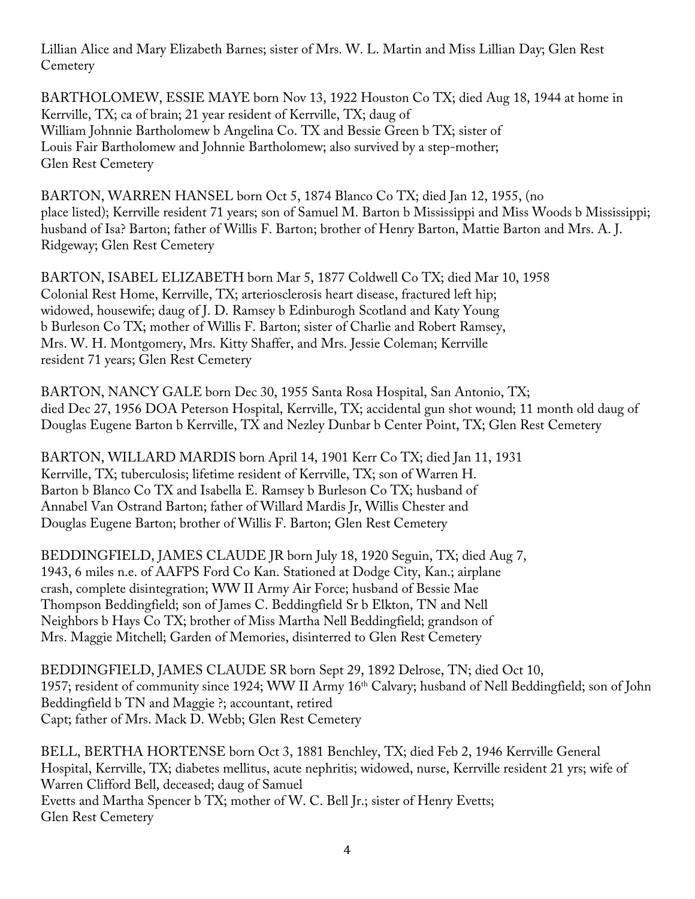Lillian Alice and Mary Elizabeth Barnes; sister of Mrs. W. L. Martin and Miss Lillian Day; Glen Rest Cemetery

BARTHOLOMEW, ESSIE MAYE born Nov 13, 1922 Houston Co TX; died Aug 18, 1944 at home in Kerrville, TX; ca of brain; 21 year resident of Kerrville, TX; daug of William Johnnie Bartholomew b Angelina Co. TX and Bessie Green b TX; sister of Louis Fair Bartholomew and Johnnie Bartholomew; also survived by a step-mother; Glen Rest Cemetery

BARTON, WARREN HANSEL born Oct 5, 1874 Blanco Co TX; died Jan 12, 1955, (no place listed); Kerrville resident 71 years; son of Samuel M. Barton b Mississippi and Miss Woods b Mississippi; husband of Isa? Barton; father of Willis F. Barton; brother of Henry Barton, Mattie Barton and Mrs. A. J. Ridgeway; Glen Rest Cemetery

BARTON, ISABEL ELIZABETH born Mar 5, 1877 Coldwell Co TX; died Mar 10, 1958 Colonial Rest Home, Kerrville, TX; arteriosclerosis heart disease, fractured left hip; widowed, housewife; daug of J. D. Ramsey b Edinburogh Scotland and Katy Young b Burleson Co TX; mother of Willis F. Barton; sister of Charlie and Robert Ramsey, Mrs. W. H. Montgomery, Mrs. Kitty Shaffer, and Mrs. Jessie Coleman; Kerrville resident 71 years; Glen Rest Cemetery

BARTON, NANCY GALE born Dec 30, 1955 Santa Rosa Hospital, San Antonio, TX; died Dec 27, 1956 DOA Peterson Hospital, Kerrville, TX; accidental gun shot wound; 11 month old daug of Douglas Eugene Barton b Kerrville, TX and Nezley Dunbar b Center Point, TX; Glen Rest Cemetery

BARTON, WILLARD MARDIS born April 14, 1901 Kerr Co TX; died Jan 11, 1931 Kerrville, TX; tuberculosis; lifetime resident of Kerrville, TX; son of Warren H. Barton b Blanco Co TX and Isabella E. Ramsey b Burleson Co TX; husband of Annabel Van Ostrand Barton; father of Willard Mardis Jr, Willis Chester and Douglas Eugene Barton; brother of Willis F. Barton; Glen Rest Cemetery

BEDDINGFIELD, JAMES CLAUDE JR born July 18, 1920 Seguin, TX; died Aug 7, 1943, 6 miles n.e. of AAFPS Ford Co Kan. Stationed at Dodge City, Kan.; airplane crash, complete disintegration; WW II Army Air Force; husband of Bessie Mae Thompson Beddingfield; son of James C. Beddingfield Sr b Elkton, TN and Nell Neighbors b Hays Co TX; brother of Miss Martha Nell Beddingfield; grandson of Mrs. Maggie Mitchell; Garden of Memories, disinterred to Glen Rest Cemetery

BEDDINGFIELD, JAMES CLAUDE SR born Sept 29, 1892 Delrose, TN; died Oct 10, 1957; resident of community since 1924; WW II Army 16th Calvary; husband of Nell Beddingfield; son of John Beddingfield b TN and Maggie ?; accountant, retired Capt; father of Mrs. Mack D. Webb; Glen Rest Cemetery

BELL, BERTHA HORTENSE born Oct 3, 1881 Benchley, TX; died Feb 2, 1946 Kerrville General Hospital, Kerrville, TX; diabetes mellitus, acute nephritis; widowed, nurse, Kerrville resident 21 yrs; wife of Warren Clifford Bell, deceased; daug of Samuel Evetts and Martha Spencer b TX; mother of W. C. Bell Jr.; sister of Henry Evetts; Glen Rest Cemetery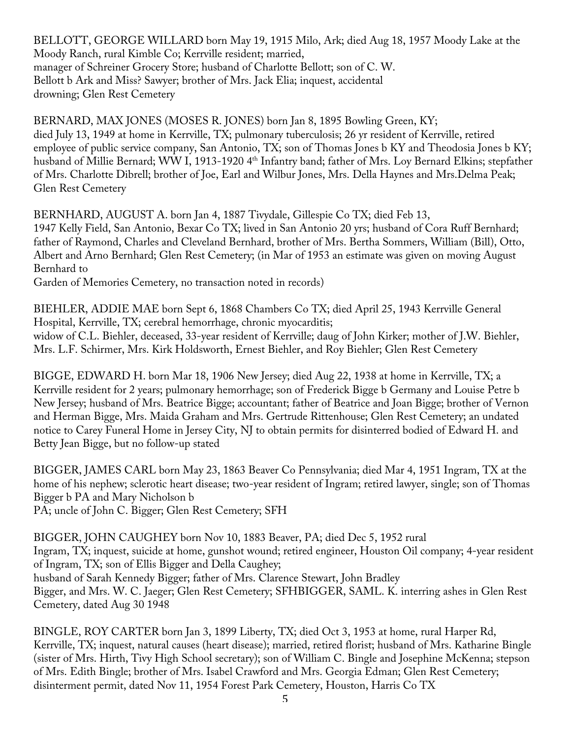BELLOTT, GEORGE WILLARD born May 19, 1915 Milo, Ark; died Aug 18, 1957 Moody Lake at the Moody Ranch, rural Kimble Co; Kerrville resident; married, manager of Schreiner Grocery Store; husband of Charlotte Bellott; son of C. W. Bellott b Ark and Miss? Sawyer; brother of Mrs. Jack Elia; inquest, accidental drowning; Glen Rest Cemetery

BERNARD, MAX JONES (MOSES R. JONES) born Jan 8, 1895 Bowling Green, KY; died July 13, 1949 at home in Kerrville, TX; pulmonary tuberculosis; 26 yr resident of Kerrville, retired employee of public service company, San Antonio, TX; son of Thomas Jones b KY and Theodosia Jones b KY; husband of Millie Bernard; WW I, 1913-1920 4th Infantry band; father of Mrs. Loy Bernard Elkins; stepfather of Mrs. Charlotte Dibrell; brother of Joe, Earl and Wilbur Jones, Mrs. Della Haynes and Mrs.Delma Peak; Glen Rest Cemetery

BERNHARD, AUGUST A. born Jan 4, 1887 Tivydale, Gillespie Co TX; died Feb 13, 1947 Kelly Field, San Antonio, Bexar Co TX; lived in San Antonio 20 yrs; husband of Cora Ruff Bernhard; father of Raymond, Charles and Cleveland Bernhard, brother of Mrs. Bertha Sommers, William (Bill), Otto, Albert and Arno Bernhard; Glen Rest Cemetery; (in Mar of 1953 an estimate was given on moving August Bernhard to Garden of Memories Cemetery, no transaction noted in records)

BIEHLER, ADDIE MAE born Sept 6, 1868 Chambers Co TX; died April 25, 1943 Kerrville General Hospital, Kerrville, TX; cerebral hemorrhage, chronic myocarditis; widow of C.L. Biehler, deceased, 33-year resident of Kerrville; daug of John Kirker; mother of J.W. Biehler, Mrs. L.F. Schirmer, Mrs. Kirk Holdsworth, Ernest Biehler, and Roy Biehler; Glen Rest Cemetery

BIGGE, EDWARD H. born Mar 18, 1906 New Jersey; died Aug 22, 1938 at home in Kerrville, TX; a Kerrville resident for 2 years; pulmonary hemorrhage; son of Frederick Bigge b Germany and Louise Petre b New Jersey; husband of Mrs. Beatrice Bigge; accountant; father of Beatrice and Joan Bigge; brother of Vernon and Herman Bigge, Mrs. Maida Graham and Mrs. Gertrude Rittenhouse; Glen Rest Cemetery; an undated notice to Carey Funeral Home in Jersey City, NJ to obtain permits for disinterred bodied of Edward H. and Betty Jean Bigge, but no follow-up stated

BIGGER, JAMES CARL born May 23, 1863 Beaver Co Pennsylvania; died Mar 4, 1951 Ingram, TX at the home of his nephew; sclerotic heart disease; two-year resident of Ingram; retired lawyer, single; son of Thomas Bigger b PA and Mary Nicholson b PA; uncle of John C. Bigger; Glen Rest Cemetery; SFH

BIGGER, JOHN CAUGHEY born Nov 10, 1883 Beaver, PA; died Dec 5, 1952 rural Ingram, TX; inquest, suicide at home, gunshot wound; retired engineer, Houston Oil company; 4-year resident of Ingram, TX; son of Ellis Bigger and Della Caughey; husband of Sarah Kennedy Bigger; father of Mrs. Clarence Stewart, John Bradley Bigger, and Mrs. W. C. Jaeger; Glen Rest Cemetery; SFHBIGGER, SAML. K. interring ashes in Glen Rest Cemetery, dated Aug 30 1948

BINGLE, ROY CARTER born Jan 3, 1899 Liberty, TX; died Oct 3, 1953 at home, rural Harper Rd, Kerrville, TX; inquest, natural causes (heart disease); married, retired florist; husband of Mrs. Katharine Bingle (sister of Mrs. Hirth, Tivy High School secretary); son of William C. Bingle and Josephine McKenna; stepson of Mrs. Edith Bingle; brother of Mrs. Isabel Crawford and Mrs. Georgia Edman; Glen Rest Cemetery; disinterment permit, dated Nov 11, 1954 Forest Park Cemetery, Houston, Harris Co TX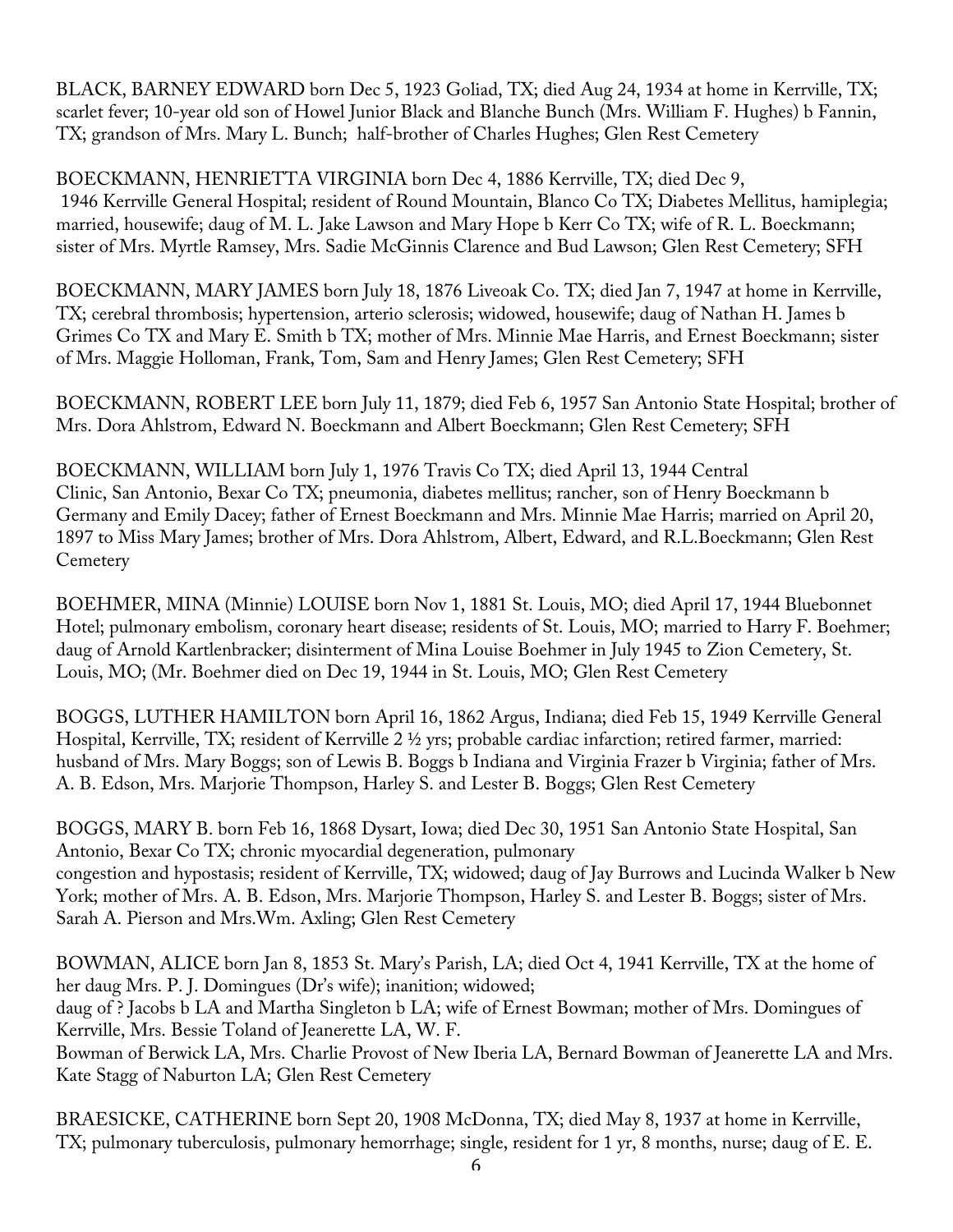BLACK, BARNEY EDWARD born Dec 5, 1923 Goliad, TX; died Aug 24, 1934 at home in Kerrville, TX; scarlet fever; 10-year old son of Howel Junior Black and Blanche Bunch (Mrs. William F. Hughes) b Fannin, TX; grandson of Mrs. Mary L. Bunch; half-brother of Charles Hughes; Glen Rest Cemetery

BOECKMANN, HENRIETTA VIRGINIA born Dec 4, 1886 Kerrville, TX; died Dec 9, 1946 Kerrville General Hospital; resident of Round Mountain, Blanco Co TX; Diabetes Mellitus, hamiplegia; married, housewife; daug of M. L. Jake Lawson and Mary Hope b Kerr Co TX; wife of R. L. Boeckmann; sister of Mrs. Myrtle Ramsey, Mrs. Sadie McGinnis Clarence and Bud Lawson; Glen Rest Cemetery; SFH

BOECKMANN, MARY JAMES born July 18, 1876 Liveoak Co. TX; died Jan 7, 1947 at home in Kerrville, TX; cerebral thrombosis; hypertension, arterio sclerosis; widowed, housewife; daug of Nathan H. James b Grimes Co TX and Mary E. Smith b TX; mother of Mrs. Minnie Mae Harris, and Ernest Boeckmann; sister of Mrs. Maggie Holloman, Frank, Tom, Sam and Henry James; Glen Rest Cemetery; SFH

BOECKMANN, ROBERT LEE born July 11, 1879; died Feb 6, 1957 San Antonio State Hospital; brother of Mrs. Dora Ahlstrom, Edward N. Boeckmann and Albert Boeckmann; Glen Rest Cemetery; SFH

BOECKMANN, WILLIAM born July 1, 1976 Travis Co TX; died April 13, 1944 Central Clinic, San Antonio, Bexar Co TX; pneumonia, diabetes mellitus; rancher, son of Henry Boeckmann b Germany and Emily Dacey; father of Ernest Boeckmann and Mrs. Minnie Mae Harris; married on April 20, 1897 to Miss Mary James; brother of Mrs. Dora Ahlstrom, Albert, Edward, and R.L.Boeckmann; Glen Rest Cemetery

BOEHMER, MINA (Minnie) LOUISE born Nov 1, 1881 St. Louis, MO; died April 17, 1944 Bluebonnet Hotel; pulmonary embolism, coronary heart disease; residents of St. Louis, MO; married to Harry F. Boehmer; daug of Arnold Kartlenbracker; disinterment of Mina Louise Boehmer in July 1945 to Zion Cemetery, St. Louis, MO; (Mr. Boehmer died on Dec 19, 1944 in St. Louis, MO; Glen Rest Cemetery

BOGGS, LUTHER HAMILTON born April 16, 1862 Argus, Indiana; died Feb 15, 1949 Kerrville General Hospital, Kerrville, TX; resident of Kerrville 2 ½ yrs; probable cardiac infarction; retired farmer, married: husband of Mrs. Mary Boggs; son of Lewis B. Boggs b Indiana and Virginia Frazer b Virginia; father of Mrs. A. B. Edson, Mrs. Marjorie Thompson, Harley S. and Lester B. Boggs; Glen Rest Cemetery

BOGGS, MARY B. born Feb 16, 1868 Dysart, Iowa; died Dec 30, 1951 San Antonio State Hospital, San Antonio, Bexar Co TX; chronic myocardial degeneration, pulmonary congestion and hypostasis; resident of Kerrville, TX; widowed; daug of Jay Burrows and Lucinda Walker b New York; mother of Mrs. A. B. Edson, Mrs. Marjorie Thompson, Harley S. and Lester B. Boggs; sister of Mrs. Sarah A. Pierson and Mrs.Wm. Axling; Glen Rest Cemetery

BOWMAN, ALICE born Jan 8, 1853 St. Mary's Parish, LA; died Oct 4, 1941 Kerrville, TX at the home of her daug Mrs. P. J. Domingues (Dr's wife); inanition; widowed; daug of ? Jacobs b LA and Martha Singleton b LA; wife of Ernest Bowman; mother of Mrs. Domingues of Kerrville, Mrs. Bessie Toland of Jeanerette LA, W. F. Bowman of Berwick LA, Mrs. Charlie Provost of New Iberia LA, Bernard Bowman of Jeanerette LA and Mrs. Kate Stagg of Naburton LA; Glen Rest Cemetery

BRAESICKE, CATHERINE born Sept 20, 1908 McDonna, TX; died May 8, 1937 at home in Kerrville, TX; pulmonary tuberculosis, pulmonary hemorrhage; single, resident for 1 yr, 8 months, nurse; daug of E. E.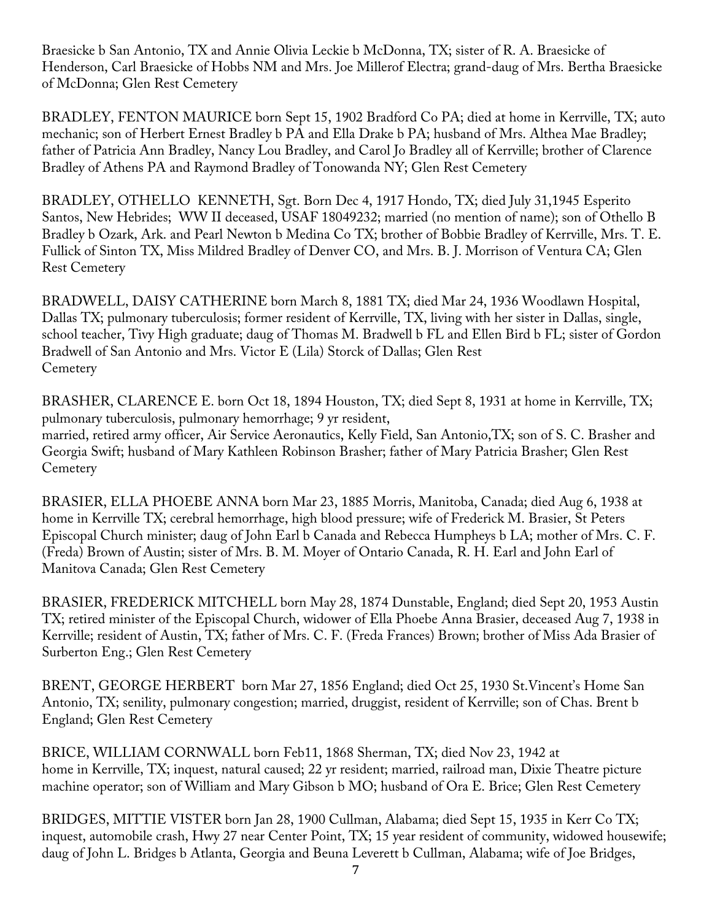Braesicke b San Antonio, TX and Annie Olivia Leckie b McDonna, TX; sister of R. A. Braesicke of Henderson, Carl Braesicke of Hobbs NM and Mrs. Joe Millerof Electra; grand-daug of Mrs. Bertha Braesicke of McDonna; Glen Rest Cemetery

BRADLEY, FENTON MAURICE born Sept 15, 1902 Bradford Co PA; died at home in Kerrville, TX; auto mechanic; son of Herbert Ernest Bradley b PA and Ella Drake b PA; husband of Mrs. Althea Mae Bradley; father of Patricia Ann Bradley, Nancy Lou Bradley, and Carol Jo Bradley all of Kerrville; brother of Clarence Bradley of Athens PA and Raymond Bradley of Tonowanda NY; Glen Rest Cemetery

BRADLEY, OTHELLO KENNETH, Sgt. Born Dec 4, 1917 Hondo, TX; died July 31,1945 Esperito Santos, New Hebrides; WW II deceased, USAF 18049232; married (no mention of name); son of Othello B Bradley b Ozark, Ark. and Pearl Newton b Medina Co TX; brother of Bobbie Bradley of Kerrville, Mrs. T. E. Fullick of Sinton TX, Miss Mildred Bradley of Denver CO, and Mrs. B. J. Morrison of Ventura CA; Glen Rest Cemetery

BRADWELL, DAISY CATHERINE born March 8, 1881 TX; died Mar 24, 1936 Woodlawn Hospital, Dallas TX; pulmonary tuberculosis; former resident of Kerrville, TX, living with her sister in Dallas, single, school teacher, Tivy High graduate; daug of Thomas M. Bradwell b FL and Ellen Bird b FL; sister of Gordon Bradwell of San Antonio and Mrs. Victor E (Lila) Storck of Dallas; Glen Rest Cemetery

BRASHER, CLARENCE E. born Oct 18, 1894 Houston, TX; died Sept 8, 1931 at home in Kerrville, TX; pulmonary tuberculosis, pulmonary hemorrhage; 9 yr resident, married, retired army officer, Air Service Aeronautics, Kelly Field, San Antonio,TX; son of S. C. Brasher and Georgia Swift; husband of Mary Kathleen Robinson Brasher; father of Mary Patricia Brasher; Glen Rest Cemetery

BRASIER, ELLA PHOEBE ANNA born Mar 23, 1885 Morris, Manitoba, Canada; died Aug 6, 1938 at home in Kerrville TX; cerebral hemorrhage, high blood pressure; wife of Frederick M. Brasier, St Peters Episcopal Church minister; daug of John Earl b Canada and Rebecca Humpheys b LA; mother of Mrs. C. F. (Freda) Brown of Austin; sister of Mrs. B. M. Moyer of Ontario Canada, R. H. Earl and John Earl of Manitova Canada; Glen Rest Cemetery

BRASIER, FREDERICK MITCHELL born May 28, 1874 Dunstable, England; died Sept 20, 1953 Austin TX; retired minister of the Episcopal Church, widower of Ella Phoebe Anna Brasier, deceased Aug 7, 1938 in Kerrville; resident of Austin, TX; father of Mrs. C. F. (Freda Frances) Brown; brother of Miss Ada Brasier of Surberton Eng.; Glen Rest Cemetery

BRENT, GEORGE HERBERT born Mar 27, 1856 England; died Oct 25, 1930 St.Vincent's Home San Antonio, TX; senility, pulmonary congestion; married, druggist, resident of Kerrville; son of Chas. Brent b England; Glen Rest Cemetery

BRICE, WILLIAM CORNWALL born Feb11, 1868 Sherman, TX; died Nov 23, 1942 at home in Kerrville, TX; inquest, natural caused; 22 yr resident; married, railroad man, Dixie Theatre picture machine operator; son of William and Mary Gibson b MO; husband of Ora E. Brice; Glen Rest Cemetery

BRIDGES, MITTIE VISTER born Jan 28, 1900 Cullman, Alabama; died Sept 15, 1935 in Kerr Co TX; inquest, automobile crash, Hwy 27 near Center Point, TX; 15 year resident of community, widowed housewife; daug of John L. Bridges b Atlanta, Georgia and Beuna Leverett b Cullman, Alabama; wife of Joe Bridges,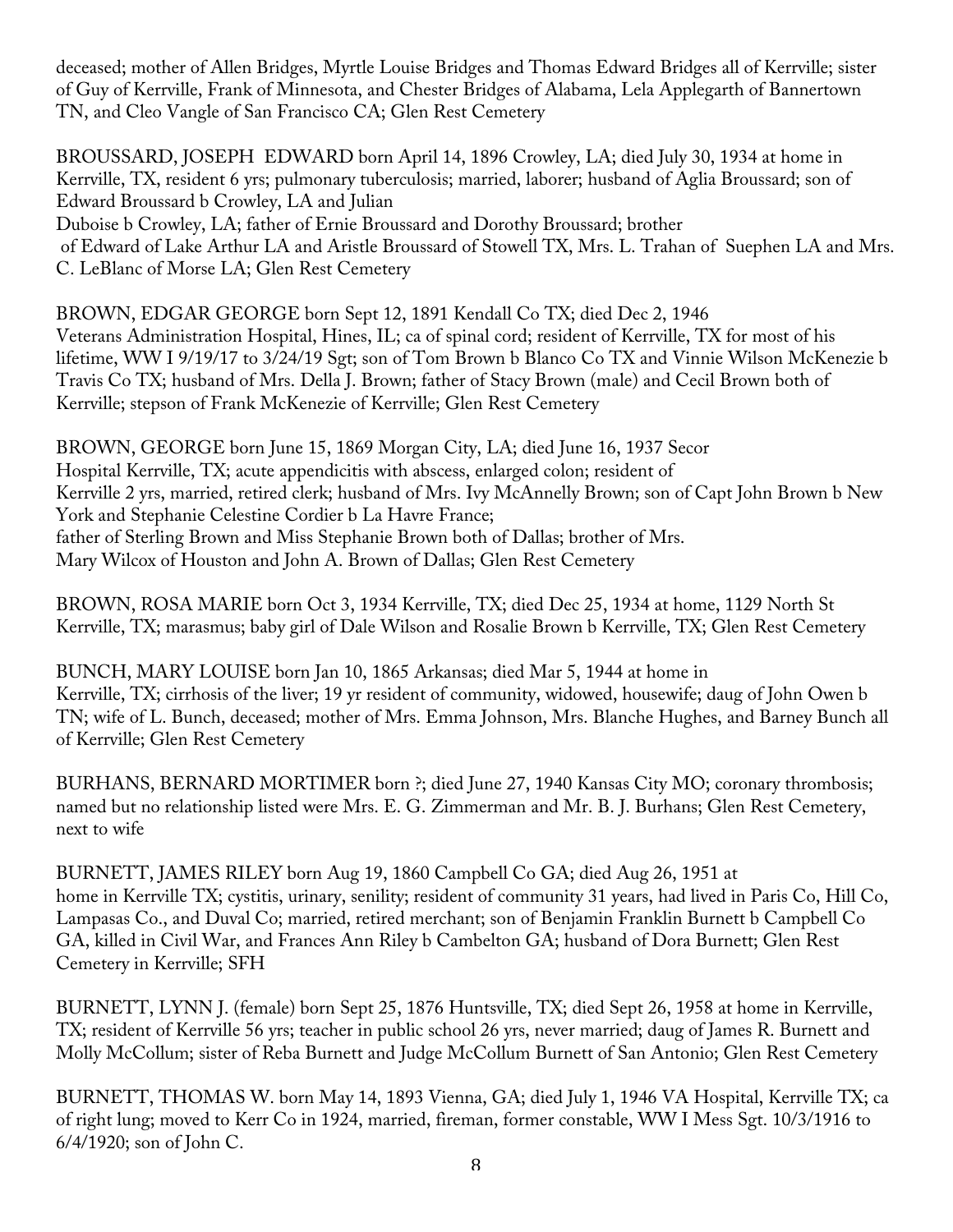deceased; mother of Allen Bridges, Myrtle Louise Bridges and Thomas Edward Bridges all of Kerrville; sister of Guy of Kerrville, Frank of Minnesota, and Chester Bridges of Alabama, Lela Applegarth of Bannertown TN, and Cleo Vangle of San Francisco CA; Glen Rest Cemetery

BROUSSARD, JOSEPH EDWARD born April 14, 1896 Crowley, LA; died July 30, 1934 at home in Kerrville, TX, resident 6 yrs; pulmonary tuberculosis; married, laborer; husband of Aglia Broussard; son of Edward Broussard b Crowley, LA and Julian Duboise b Crowley, LA; father of Ernie Broussard and Dorothy Broussard; brother of Edward of Lake Arthur LA and Aristle Broussard of Stowell TX, Mrs. L. Trahan of Suephen LA and Mrs. C. LeBlanc of Morse LA; Glen Rest Cemetery

BROWN, EDGAR GEORGE born Sept 12, 1891 Kendall Co TX; died Dec 2, 1946 Veterans Administration Hospital, Hines, IL; ca of spinal cord; resident of Kerrville, TX for most of his lifetime, WW I 9/19/17 to 3/24/19 Sgt; son of Tom Brown b Blanco Co TX and Vinnie Wilson McKenezie b Travis Co TX; husband of Mrs. Della J. Brown; father of Stacy Brown (male) and Cecil Brown both of Kerrville; stepson of Frank McKenezie of Kerrville; Glen Rest Cemetery

BROWN, GEORGE born June 15, 1869 Morgan City, LA; died June 16, 1937 Secor Hospital Kerrville, TX; acute appendicitis with abscess, enlarged colon; resident of Kerrville 2 yrs, married, retired clerk; husband of Mrs. Ivy McAnnelly Brown; son of Capt John Brown b New York and Stephanie Celestine Cordier b La Havre France; father of Sterling Brown and Miss Stephanie Brown both of Dallas; brother of Mrs. Mary Wilcox of Houston and John A. Brown of Dallas; Glen Rest Cemetery

BROWN, ROSA MARIE born Oct 3, 1934 Kerrville, TX; died Dec 25, 1934 at home, 1129 North St Kerrville, TX; marasmus; baby girl of Dale Wilson and Rosalie Brown b Kerrville, TX; Glen Rest Cemetery

BUNCH, MARY LOUISE born Jan 10, 1865 Arkansas; died Mar 5, 1944 at home in Kerrville, TX; cirrhosis of the liver; 19 yr resident of community, widowed, housewife; daug of John Owen b TN; wife of L. Bunch, deceased; mother of Mrs. Emma Johnson, Mrs. Blanche Hughes, and Barney Bunch all of Kerrville; Glen Rest Cemetery

BURHANS, BERNARD MORTIMER born ?; died June 27, 1940 Kansas City MO; coronary thrombosis; named but no relationship listed were Mrs. E. G. Zimmerman and Mr. B. J. Burhans; Glen Rest Cemetery, next to wife

BURNETT, JAMES RILEY born Aug 19, 1860 Campbell Co GA; died Aug 26, 1951 at home in Kerrville TX; cystitis, urinary, senility; resident of community 31 years, had lived in Paris Co, Hill Co, Lampasas Co., and Duval Co; married, retired merchant; son of Benjamin Franklin Burnett b Campbell Co GA, killed in Civil War, and Frances Ann Riley b Cambelton GA; husband of Dora Burnett; Glen Rest Cemetery in Kerrville; SFH

BURNETT, LYNN J. (female) born Sept 25, 1876 Huntsville, TX; died Sept 26, 1958 at home in Kerrville, TX; resident of Kerrville 56 yrs; teacher in public school 26 yrs, never married; daug of James R. Burnett and Molly McCollum; sister of Reba Burnett and Judge McCollum Burnett of San Antonio; Glen Rest Cemetery

BURNETT, THOMAS W. born May 14, 1893 Vienna, GA; died July 1, 1946 VA Hospital, Kerrville TX; ca of right lung; moved to Kerr Co in 1924, married, fireman, former constable, WW I Mess Sgt. 10/3/1916 to 6/4/1920; son of John C.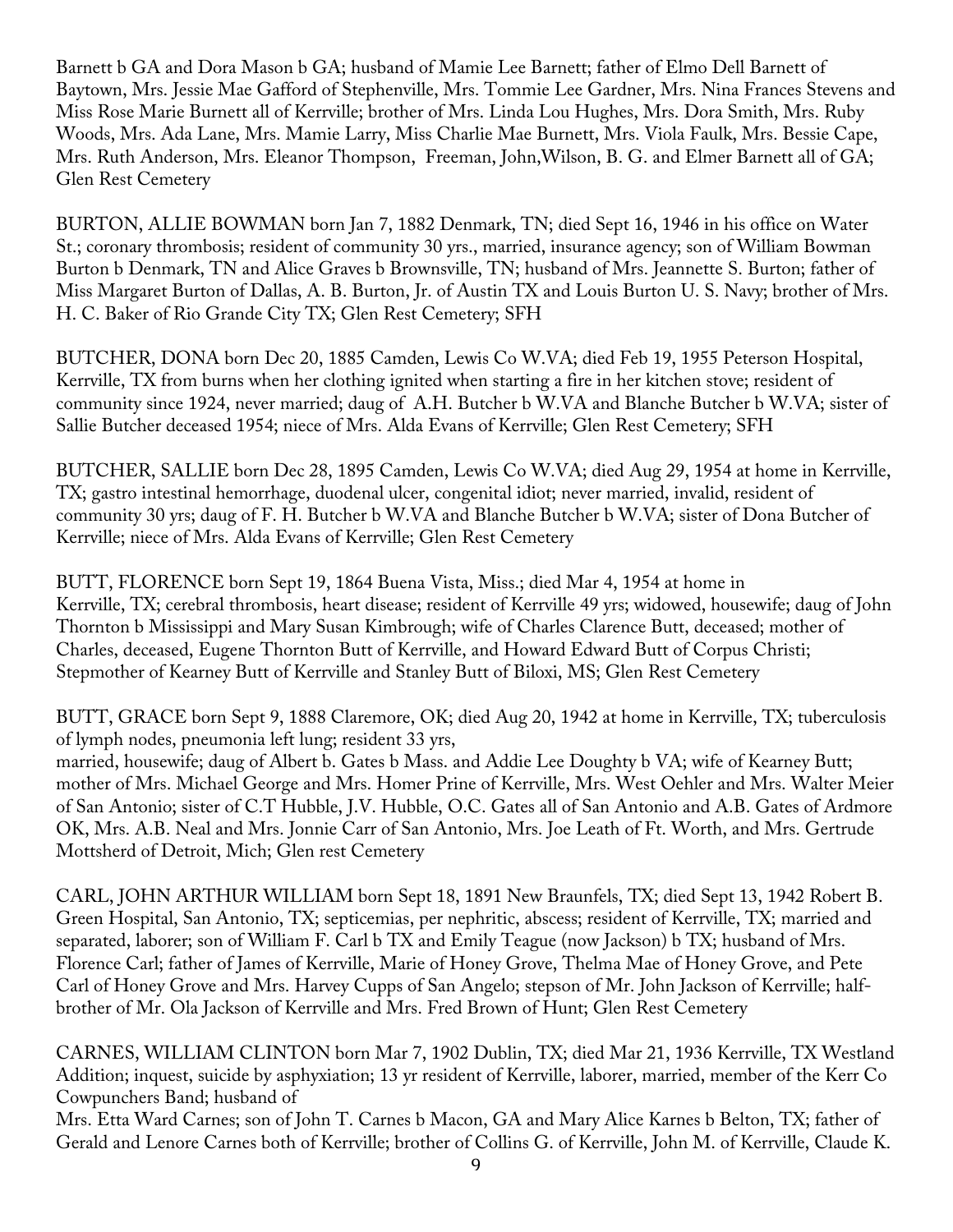Barnett b GA and Dora Mason b GA; husband of Mamie Lee Barnett; father of Elmo Dell Barnett of Baytown, Mrs. Jessie Mae Gafford of Stephenville, Mrs. Tommie Lee Gardner, Mrs. Nina Frances Stevens and Miss Rose Marie Burnett all of Kerrville; brother of Mrs. Linda Lou Hughes, Mrs. Dora Smith, Mrs. Ruby Woods, Mrs. Ada Lane, Mrs. Mamie Larry, Miss Charlie Mae Burnett, Mrs. Viola Faulk, Mrs. Bessie Cape, Mrs. Ruth Anderson, Mrs. Eleanor Thompson, Freeman, John,Wilson, B. G. and Elmer Barnett all of GA; Glen Rest Cemetery

BURTON, ALLIE BOWMAN born Jan 7, 1882 Denmark, TN; died Sept 16, 1946 in his office on Water St.; coronary thrombosis; resident of community 30 yrs., married, insurance agency; son of William Bowman Burton b Denmark, TN and Alice Graves b Brownsville, TN; husband of Mrs. Jeannette S. Burton; father of Miss Margaret Burton of Dallas, A. B. Burton, Jr. of Austin TX and Louis Burton U. S. Navy; brother of Mrs. H. C. Baker of Rio Grande City TX; Glen Rest Cemetery; SFH

BUTCHER, DONA born Dec 20, 1885 Camden, Lewis Co W.VA; died Feb 19, 1955 Peterson Hospital, Kerrville, TX from burns when her clothing ignited when starting a fire in her kitchen stove; resident of community since 1924, never married; daug of A.H. Butcher b W.VA and Blanche Butcher b W.VA; sister of Sallie Butcher deceased 1954; niece of Mrs. Alda Evans of Kerrville; Glen Rest Cemetery; SFH

BUTCHER, SALLIE born Dec 28, 1895 Camden, Lewis Co W.VA; died Aug 29, 1954 at home in Kerrville, TX; gastro intestinal hemorrhage, duodenal ulcer, congenital idiot; never married, invalid, resident of community 30 yrs; daug of F. H. Butcher b W.VA and Blanche Butcher b W.VA; sister of Dona Butcher of Kerrville; niece of Mrs. Alda Evans of Kerrville; Glen Rest Cemetery

BUTT, FLORENCE born Sept 19, 1864 Buena Vista, Miss.; died Mar 4, 1954 at home in Kerrville, TX; cerebral thrombosis, heart disease; resident of Kerrville 49 yrs; widowed, housewife; daug of John Thornton b Mississippi and Mary Susan Kimbrough; wife of Charles Clarence Butt, deceased; mother of Charles, deceased, Eugene Thornton Butt of Kerrville, and Howard Edward Butt of Corpus Christi; Stepmother of Kearney Butt of Kerrville and Stanley Butt of Biloxi, MS; Glen Rest Cemetery

BUTT, GRACE born Sept 9, 1888 Claremore, OK; died Aug 20, 1942 at home in Kerrville, TX; tuberculosis of lymph nodes, pneumonia left lung; resident 33 yrs, married, housewife; daug of Albert b. Gates b Mass. and Addie Lee Doughty b VA; wife of Kearney Butt; mother of Mrs. Michael George and Mrs. Homer Prine of Kerrville, Mrs. West Oehler and Mrs. Walter Meier of San Antonio; sister of C.T Hubble, J.V. Hubble, O.C. Gates all of San Antonio and A.B. Gates of Ardmore OK, Mrs. A.B. Neal and Mrs. Jonnie Carr of San Antonio, Mrs. Joe Leath of Ft. Worth, and Mrs. Gertrude Mottsherd of Detroit, Mich; Glen rest Cemetery

CARL, JOHN ARTHUR WILLIAM born Sept 18, 1891 New Braunfels, TX; died Sept 13, 1942 Robert B. Green Hospital, San Antonio, TX; septicemias, per nephritic, abscess; resident of Kerrville, TX; married and separated, laborer; son of William F. Carl b TX and Emily Teague (now Jackson) b TX; husband of Mrs. Florence Carl; father of James of Kerrville, Marie of Honey Grove, Thelma Mae of Honey Grove, and Pete Carl of Honey Grove and Mrs. Harvey Cupps of San Angelo; stepson of Mr. John Jackson of Kerrville; half-brother of Mr. Ola Jackson of Kerrville and Mrs. Fred Brown of Hunt; Glen Rest Cemetery

CARNES, WILLIAM CLINTON born Mar 7, 1902 Dublin, TX; died Mar 21, 1936 Kerrville, TX Westland Addition; inquest, suicide by asphyxiation; 13 yr resident of Kerrville, laborer, married, member of the Kerr Co Cowpunchers Band; husband of Mrs. Etta Ward Carnes; son of John T. Carnes b Macon, GA and Mary Alice Karnes b Belton, TX; father of Gerald and Lenore Carnes both of Kerrville; brother of Collins G. of Kerrville, John M. of Kerrville, Claude K.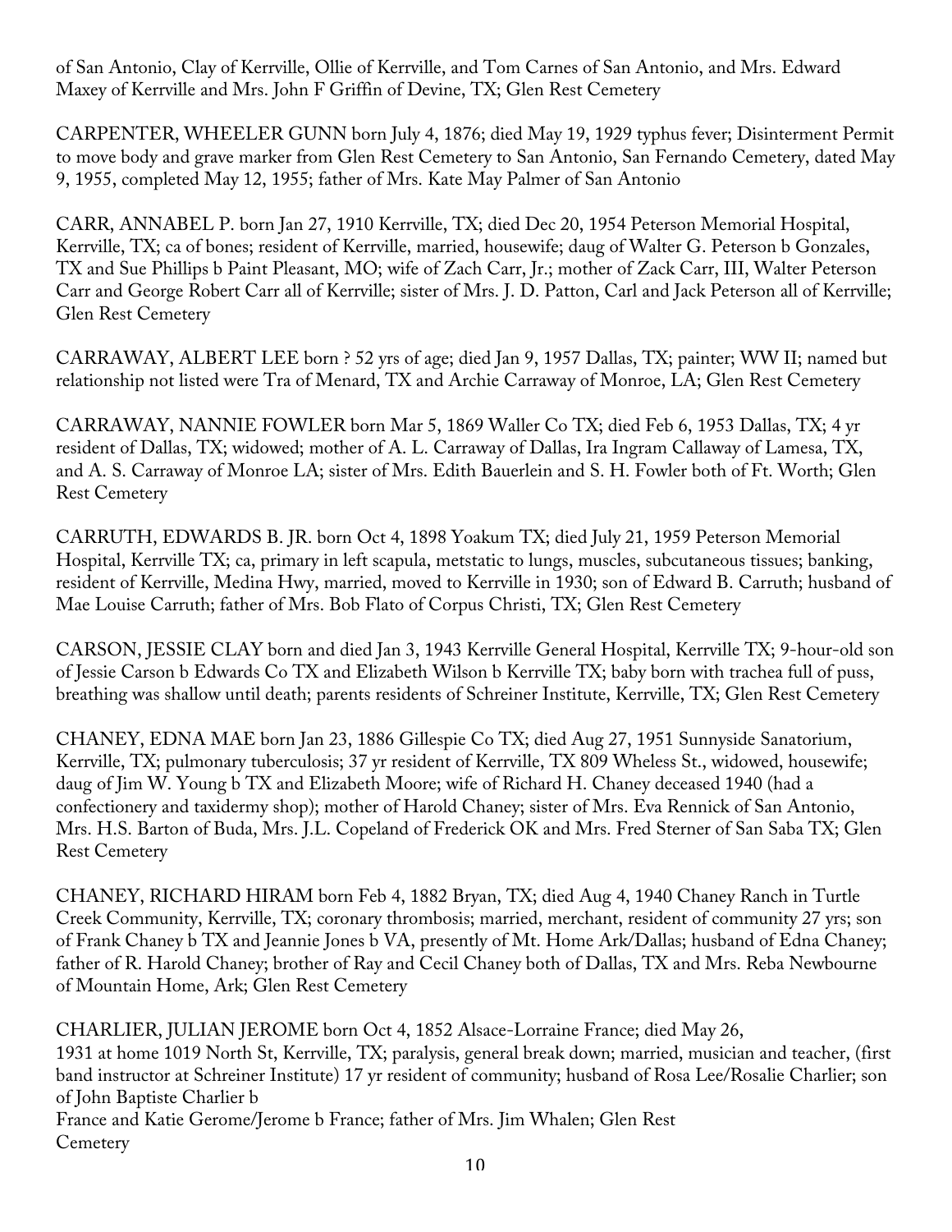of San Antonio, Clay of Kerrville, Ollie of Kerrville, and Tom Carnes of San Antonio, and Mrs. Edward Maxey of Kerrville and Mrs. John F Griffin of Devine, TX; Glen Rest Cemetery

CARPENTER, WHEELER GUNN born July 4, 1876; died May 19, 1929 typhus fever; Disinterment Permit to move body and grave marker from Glen Rest Cemetery to San Antonio, San Fernando Cemetery, dated May 9, 1955, completed May 12, 1955; father of Mrs. Kate May Palmer of San Antonio

CARR, ANNABEL P. born Jan 27, 1910 Kerrville, TX; died Dec 20, 1954 Peterson Memorial Hospital, Kerrville, TX; ca of bones; resident of Kerrville, married, housewife; daug of Walter G. Peterson b Gonzales, TX and Sue Phillips b Paint Pleasant, MO; wife of Zach Carr, Jr.; mother of Zack Carr, III, Walter Peterson Carr and George Robert Carr all of Kerrville; sister of Mrs. J. D. Patton, Carl and Jack Peterson all of Kerrville; Glen Rest Cemetery

CARRAWAY, ALBERT LEE born ? 52 yrs of age; died Jan 9, 1957 Dallas, TX; painter; WW II; named but relationship not listed were Tra of Menard, TX and Archie Carraway of Monroe, LA; Glen Rest Cemetery

CARRAWAY, NANNIE FOWLER born Mar 5, 1869 Waller Co TX; died Feb 6, 1953 Dallas, TX; 4 yr resident of Dallas, TX; widowed; mother of A. L. Carraway of Dallas, Ira Ingram Callaway of Lamesa, TX, and A. S. Carraway of Monroe LA; sister of Mrs. Edith Bauerlein and S. H. Fowler both of Ft. Worth; Glen Rest Cemetery

CARRUTH, EDWARDS B. JR. born Oct 4, 1898 Yoakum TX; died July 21, 1959 Peterson Memorial Hospital, Kerrville TX; ca, primary in left scapula, metstatic to lungs, muscles, subcutaneous tissues; banking, resident of Kerrville, Medina Hwy, married, moved to Kerrville in 1930; son of Edward B. Carruth; husband of Mae Louise Carruth; father of Mrs. Bob Flato of Corpus Christi, TX; Glen Rest Cemetery

CARSON, JESSIE CLAY born and died Jan 3, 1943 Kerrville General Hospital, Kerrville TX; 9-hour-old son of Jessie Carson b Edwards Co TX and Elizabeth Wilson b Kerrville TX; baby born with trachea full of puss, breathing was shallow until death; parents residents of Schreiner Institute, Kerrville, TX; Glen Rest Cemetery

CHANEY, EDNA MAE born Jan 23, 1886 Gillespie Co TX; died Aug 27, 1951 Sunnyside Sanatorium, Kerrville, TX; pulmonary tuberculosis; 37 yr resident of Kerrville, TX 809 Wheless St., widowed, housewife; daug of Jim W. Young b TX and Elizabeth Moore; wife of Richard H. Chaney deceased 1940 (had a confectionery and taxidermy shop); mother of Harold Chaney; sister of Mrs. Eva Rennick of San Antonio, Mrs. H.S. Barton of Buda, Mrs. J.L. Copeland of Frederick OK and Mrs. Fred Sterner of San Saba TX; Glen Rest Cemetery

CHANEY, RICHARD HIRAM born Feb 4, 1882 Bryan, TX; died Aug 4, 1940 Chaney Ranch in Turtle Creek Community, Kerrville, TX; coronary thrombosis; married, merchant, resident of community 27 yrs; son of Frank Chaney b TX and Jeannie Jones b VA, presently of Mt. Home Ark/Dallas; husband of Edna Chaney; father of R. Harold Chaney; brother of Ray and Cecil Chaney both of Dallas, TX and Mrs. Reba Newbourne of Mountain Home, Ark; Glen Rest Cemetery

CHARLIER, JULIAN JEROME born Oct 4, 1852 Alsace-Lorraine France; died May 26, 1931 at home 1019 North St, Kerrville, TX; paralysis, general break down; married, musician and teacher, (first band instructor at Schreiner Institute) 17 yr resident of community; husband of Rosa Lee/Rosalie Charlier; son of John Baptiste Charlier b France and Katie Gerome/Jerome b France; father of Mrs. Jim Whalen; Glen Rest Cemetery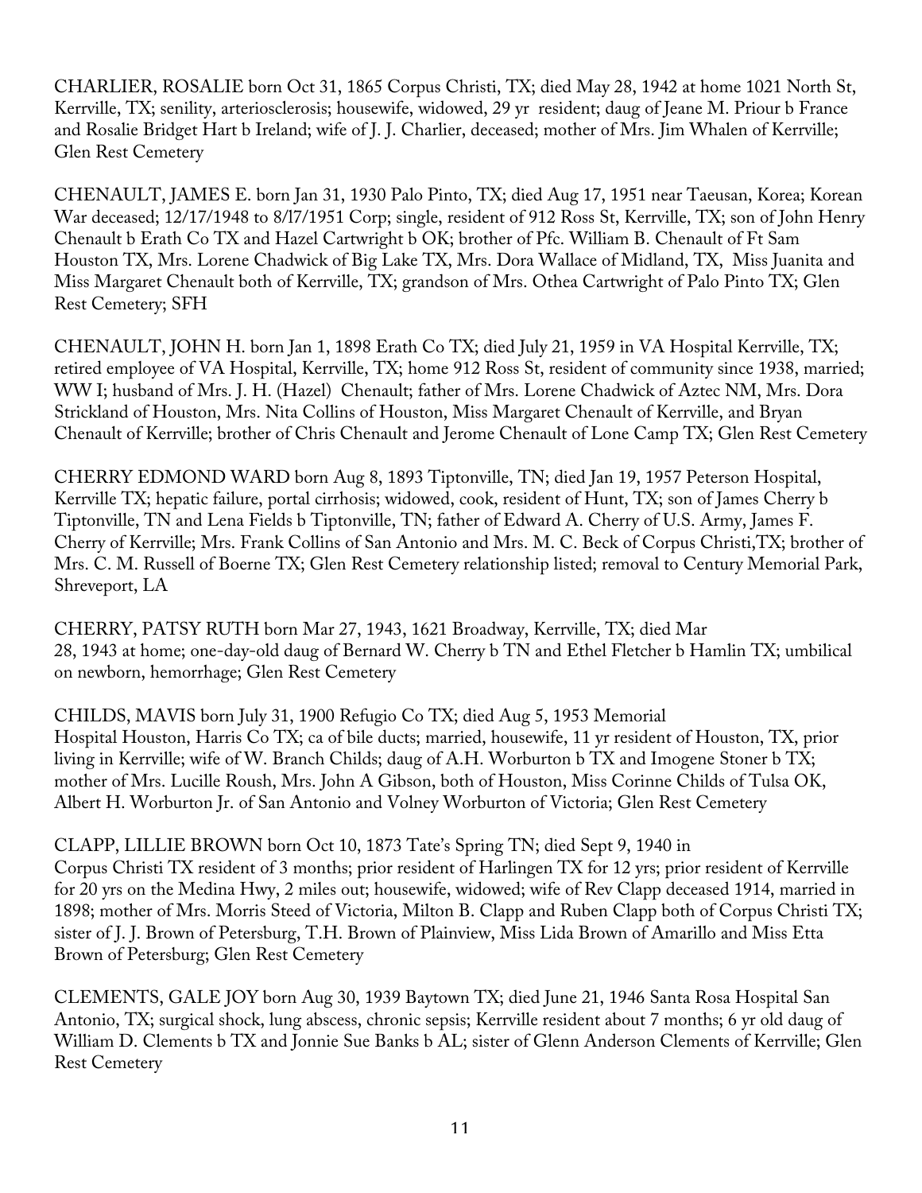CHARLIER, ROSALIE born Oct 31, 1865 Corpus Christi, TX; died May 28, 1942 at home 1021 North St, Kerrville, TX; senility, arteriosclerosis; housewife, widowed, 29 yr resident; daug of Jeane M. Priour b France and Rosalie Bridget Hart b Ireland; wife of J. J. Charlier, deceased; mother of Mrs. Jim Whalen of Kerrville; Glen Rest Cemetery

CHENAULT, JAMES E. born Jan 31, 1930 Palo Pinto, TX; died Aug 17, 1951 near Taeusan, Korea; Korean War deceased; 12/17/1948 to 8/l7/1951 Corp; single, resident of 912 Ross St, Kerrville, TX; son of John Henry Chenault b Erath Co TX and Hazel Cartwright b OK; brother of Pfc. William B. Chenault of Ft Sam Houston TX, Mrs. Lorene Chadwick of Big Lake TX, Mrs. Dora Wallace of Midland, TX, Miss Juanita and Miss Margaret Chenault both of Kerrville, TX; grandson of Mrs. Othea Cartwright of Palo Pinto TX; Glen Rest Cemetery; SFH

CHENAULT, JOHN H. born Jan 1, 1898 Erath Co TX; died July 21, 1959 in VA Hospital Kerrville, TX; retired employee of VA Hospital, Kerrville, TX; home 912 Ross St, resident of community since 1938, married; WW I; husband of Mrs. J. H. (Hazel) Chenault; father of Mrs. Lorene Chadwick of Aztec NM, Mrs. Dora Strickland of Houston, Mrs. Nita Collins of Houston, Miss Margaret Chenault of Kerrville, and Bryan Chenault of Kerrville; brother of Chris Chenault and Jerome Chenault of Lone Camp TX; Glen Rest Cemetery

CHERRY EDMOND WARD born Aug 8, 1893 Tiptonville, TN; died Jan 19, 1957 Peterson Hospital, Kerrville TX; hepatic failure, portal cirrhosis; widowed, cook, resident of Hunt, TX; son of James Cherry b Tiptonville, TN and Lena Fields b Tiptonville, TN; father of Edward A. Cherry of U.S. Army, James F. Cherry of Kerrville; Mrs. Frank Collins of San Antonio and Mrs. M. C. Beck of Corpus Christi,TX; brother of Mrs. C. M. Russell of Boerne TX; Glen Rest Cemetery relationship listed; removal to Century Memorial Park, Shreveport, LA

CHERRY, PATSY RUTH born Mar 27, 1943, 1621 Broadway, Kerrville, TX; died Mar 28, 1943 at home; one-day-old daug of Bernard W. Cherry b TN and Ethel Fletcher b Hamlin TX; umbilical on newborn, hemorrhage; Glen Rest Cemetery

CHILDS, MAVIS born July 31, 1900 Refugio Co TX; died Aug 5, 1953 Memorial Hospital Houston, Harris Co TX; ca of bile ducts; married, housewife, 11 yr resident of Houston, TX, prior living in Kerrville; wife of W. Branch Childs; daug of A.H. Worburton b TX and Imogene Stoner b TX; mother of Mrs. Lucille Roush, Mrs. John A Gibson, both of Houston, Miss Corinne Childs of Tulsa OK, Albert H. Worburton Jr. of San Antonio and Volney Worburton of Victoria; Glen Rest Cemetery

CLAPP, LILLIE BROWN born Oct 10, 1873 Tate's Spring TN; died Sept 9, 1940 in Corpus Christi TX resident of 3 months; prior resident of Harlingen TX for 12 yrs; prior resident of Kerrville for 20 yrs on the Medina Hwy, 2 miles out; housewife, widowed; wife of Rev Clapp deceased 1914, married in 1898; mother of Mrs. Morris Steed of Victoria, Milton B. Clapp and Ruben Clapp both of Corpus Christi TX; sister of J. J. Brown of Petersburg, T.H. Brown of Plainview, Miss Lida Brown of Amarillo and Miss Etta Brown of Petersburg; Glen Rest Cemetery

CLEMENTS, GALE JOY born Aug 30, 1939 Baytown TX; died June 21, 1946 Santa Rosa Hospital San Antonio, TX; surgical shock, lung abscess, chronic sepsis; Kerrville resident about 7 months; 6 yr old daug of William D. Clements b TX and Jonnie Sue Banks b AL; sister of Glenn Anderson Clements of Kerrville; Glen Rest Cemetery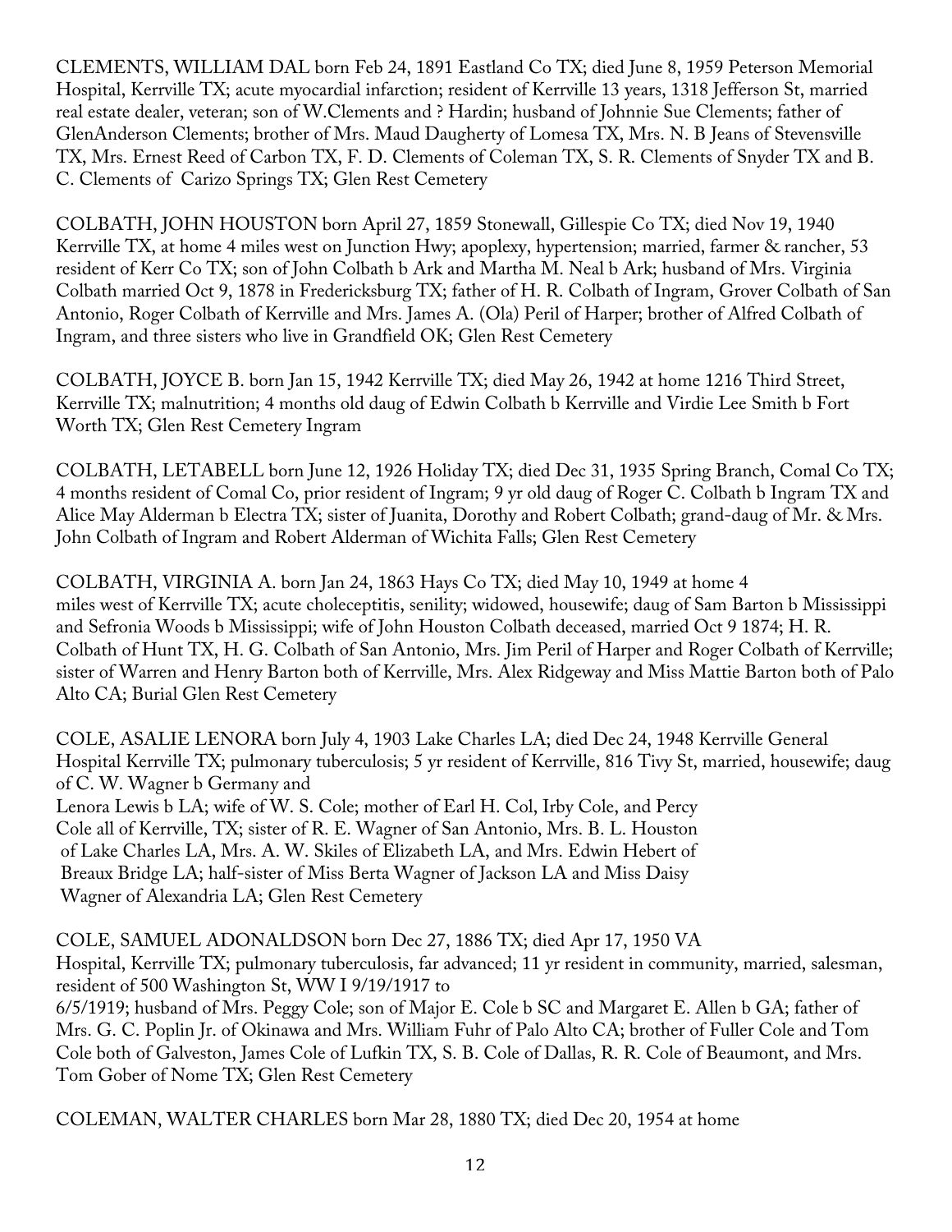CLEMENTS, WILLIAM DAL born Feb 24, 1891 Eastland Co TX; died June 8, 1959 Peterson Memorial Hospital, Kerrville TX; acute myocardial infarction; resident of Kerrville 13 years, 1318 Jefferson St, married real estate dealer, veteran; son of W.Clements and ? Hardin; husband of Johnnie Sue Clements; father of GlenAnderson Clements; brother of Mrs. Maud Daugherty of Lomesa TX, Mrs. N. B Jeans of Stevensville TX, Mrs. Ernest Reed of Carbon TX, F. D. Clements of Coleman TX, S. R. Clements of Snyder TX and B. C. Clements of Carizo Springs TX; Glen Rest Cemetery

COLBATH, JOHN HOUSTON born April 27, 1859 Stonewall, Gillespie Co TX; died Nov 19, 1940 Kerrville TX, at home 4 miles west on Junction Hwy; apoplexy, hypertension; married, farmer & rancher, 53 resident of Kerr Co TX; son of John Colbath b Ark and Martha M. Neal b Ark; husband of Mrs. Virginia Colbath married Oct 9, 1878 in Fredericksburg TX; father of H. R. Colbath of Ingram, Grover Colbath of San Antonio, Roger Colbath of Kerrville and Mrs. James A. (Ola) Peril of Harper; brother of Alfred Colbath of Ingram, and three sisters who live in Grandfield OK; Glen Rest Cemetery

COLBATH, JOYCE B. born Jan 15, 1942 Kerrville TX; died May 26, 1942 at home 1216 Third Street, Kerrville TX; malnutrition; 4 months old daug of Edwin Colbath b Kerrville and Virdie Lee Smith b Fort Worth TX; Glen Rest Cemetery Ingram

COLBATH, LETABELL born June 12, 1926 Holiday TX; died Dec 31, 1935 Spring Branch, Comal Co TX; 4 months resident of Comal Co, prior resident of Ingram; 9 yr old daug of Roger C. Colbath b Ingram TX and Alice May Alderman b Electra TX; sister of Juanita, Dorothy and Robert Colbath; grand-daug of Mr. & Mrs. John Colbath of Ingram and Robert Alderman of Wichita Falls; Glen Rest Cemetery

COLBATH, VIRGINIA A. born Jan 24, 1863 Hays Co TX; died May 10, 1949 at home 4 miles west of Kerrville TX; acute choleceptitis, senility; widowed, housewife; daug of Sam Barton b Mississippi and Sefronia Woods b Mississippi; wife of John Houston Colbath deceased, married Oct 9 1874; H. R. Colbath of Hunt TX, H. G. Colbath of San Antonio, Mrs. Jim Peril of Harper and Roger Colbath of Kerrville; sister of Warren and Henry Barton both of Kerrville, Mrs. Alex Ridgeway and Miss Mattie Barton both of Palo Alto CA; Burial Glen Rest Cemetery

COLE, ASALIE LENORA born July 4, 1903 Lake Charles LA; died Dec 24, 1948 Kerrville General Hospital Kerrville TX; pulmonary tuberculosis; 5 yr resident of Kerrville, 816 Tivy St, married, housewife; daug of C. W. Wagner b Germany and Lenora Lewis b LA; wife of W. S. Cole; mother of Earl H. Col, Irby Cole, and Percy Cole all of Kerrville, TX; sister of R. E. Wagner of San Antonio, Mrs. B. L. Houston of Lake Charles LA, Mrs. A. W. Skiles of Elizabeth LA, and Mrs. Edwin Hebert of Breaux Bridge LA; half-sister of Miss Berta Wagner of Jackson LA and Miss Daisy Wagner of Alexandria LA; Glen Rest Cemetery

COLE, SAMUEL ADONALDSON born Dec 27, 1886 TX; died Apr 17, 1950 VA Hospital, Kerrville TX; pulmonary tuberculosis, far advanced; 11 yr resident in community, married, salesman, resident of 500 Washington St, WW I 9/19/1917 to 6/5/1919; husband of Mrs. Peggy Cole; son of Major E. Cole b SC and Margaret E. Allen b GA; father of Mrs. G. C. Poplin Jr. of Okinawa and Mrs. William Fuhr of Palo Alto CA; brother of Fuller Cole and Tom Cole both of Galveston, James Cole of Lufkin TX, S. B. Cole of Dallas, R. R. Cole of Beaumont, and Mrs. Tom Gober of Nome TX; Glen Rest Cemetery

COLEMAN, WALTER CHARLES born Mar 28, 1880 TX; died Dec 20, 1954 at home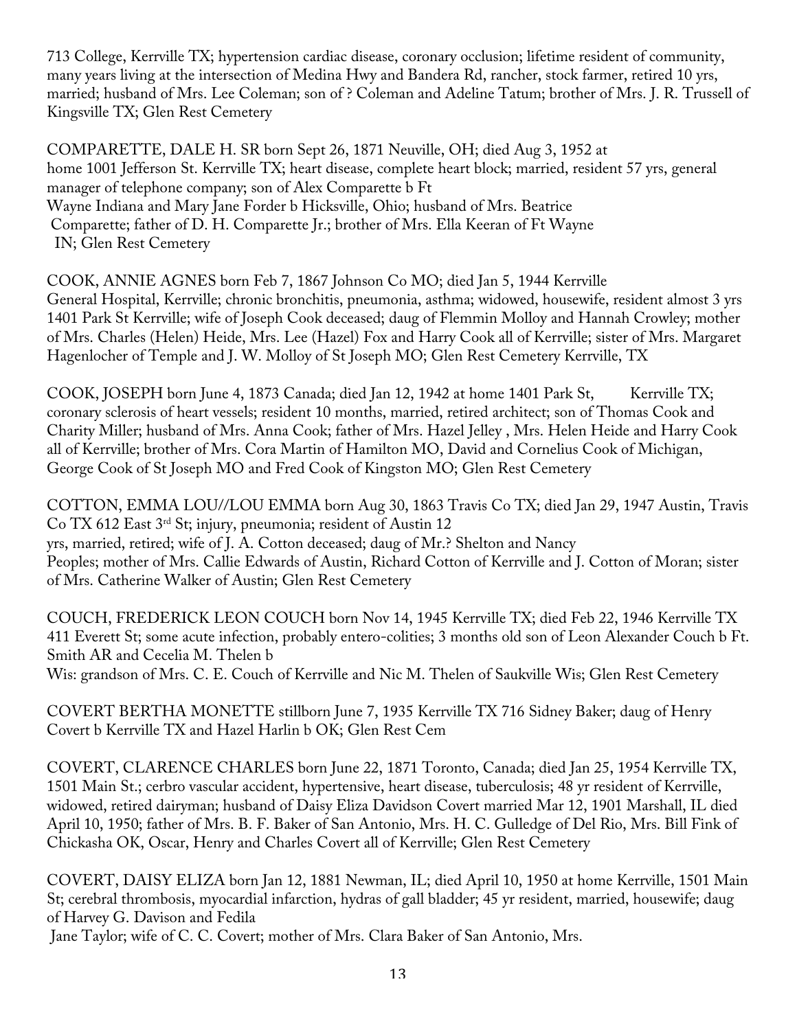713 College, Kerrville TX; hypertension cardiac disease, coronary occlusion; lifetime resident of community, many years living at the intersection of Medina Hwy and Bandera Rd, rancher, stock farmer, retired 10 yrs, married; husband of Mrs. Lee Coleman; son of ? Coleman and Adeline Tatum; brother of Mrs. J. R. Trussell of Kingsville TX; Glen Rest Cemetery

COMPARETTE, DALE H. SR born Sept 26, 1871 Neuville, OH; died Aug 3, 1952 at home 1001 Jefferson St. Kerrville TX; heart disease, complete heart block; married, resident 57 yrs, general manager of telephone company; son of Alex Comparette b Ft Wayne Indiana and Mary Jane Forder b Hicksville, Ohio; husband of Mrs. Beatrice Comparette; father of D. H. Comparette Jr.; brother of Mrs. Ella Keeran of Ft Wayne IN; Glen Rest Cemetery

COOK, ANNIE AGNES born Feb 7, 1867 Johnson Co MO; died Jan 5, 1944 Kerrville General Hospital, Kerrville; chronic bronchitis, pneumonia, asthma; widowed, housewife, resident almost 3 yrs 1401 Park St Kerrville; wife of Joseph Cook deceased; daug of Flemmin Molloy and Hannah Crowley; mother of Mrs. Charles (Helen) Heide, Mrs. Lee (Hazel) Fox and Harry Cook all of Kerrville; sister of Mrs. Margaret Hagenlocher of Temple and J. W. Molloy of St Joseph MO; Glen Rest Cemetery Kerrville, TX

COOK, JOSEPH born June 4, 1873 Canada; died Jan 12, 1942 at home 1401 Park St, Kerrville TX; coronary sclerosis of heart vessels; resident 10 months, married, retired architect; son of Thomas Cook and Charity Miller; husband of Mrs. Anna Cook; father of Mrs. Hazel Jelley , Mrs. Helen Heide and Harry Cook all of Kerrville; brother of Mrs. Cora Martin of Hamilton MO, David and Cornelius Cook of Michigan, George Cook of St Joseph MO and Fred Cook of Kingston MO; Glen Rest Cemetery

COTTON, EMMA LOU//LOU EMMA born Aug 30, 1863 Travis Co TX; died Jan 29, 1947 Austin, Travis Co TX 612 East 3rd St; injury, pneumonia; resident of Austin 12 yrs, married, retired; wife of J. A. Cotton deceased; daug of Mr.? Shelton and Nancy Peoples; mother of Mrs. Callie Edwards of Austin, Richard Cotton of Kerrville and J. Cotton of Moran; sister of Mrs. Catherine Walker of Austin; Glen Rest Cemetery

COUCH, FREDERICK LEON COUCH born Nov 14, 1945 Kerrville TX; died Feb 22, 1946 Kerrville TX 411 Everett St; some acute infection, probably entero-colities; 3 months old son of Leon Alexander Couch b Ft. Smith AR and Cecelia M. Thelen b Wis: grandson of Mrs. C. E. Couch of Kerrville and Nic M. Thelen of Saukville Wis; Glen Rest Cemetery

COVERT BERTHA MONETTE stillborn June 7, 1935 Kerrville TX 716 Sidney Baker; daug of Henry Covert b Kerrville TX and Hazel Harlin b OK; Glen Rest Cem

COVERT, CLARENCE CHARLES born June 22, 1871 Toronto, Canada; died Jan 25, 1954 Kerrville TX, 1501 Main St.; cerbro vascular accident, hypertensive, heart disease, tuberculosis; 48 yr resident of Kerrville, widowed, retired dairyman; husband of Daisy Eliza Davidson Covert married Mar 12, 1901 Marshall, IL died April 10, 1950; father of Mrs. B. F. Baker of San Antonio, Mrs. H. C. Gulledge of Del Rio, Mrs. Bill Fink of Chickasha OK, Oscar, Henry and Charles Covert all of Kerrville; Glen Rest Cemetery

COVERT, DAISY ELIZA born Jan 12, 1881 Newman, IL; died April 10, 1950 at home Kerrville, 1501 Main St; cerebral thrombosis, myocardial infarction, hydras of gall bladder; 45 yr resident, married, housewife; daug of Harvey G. Davison and Fedila Jane Taylor; wife of C. C. Covert; mother of Mrs. Clara Baker of San Antonio, Mrs.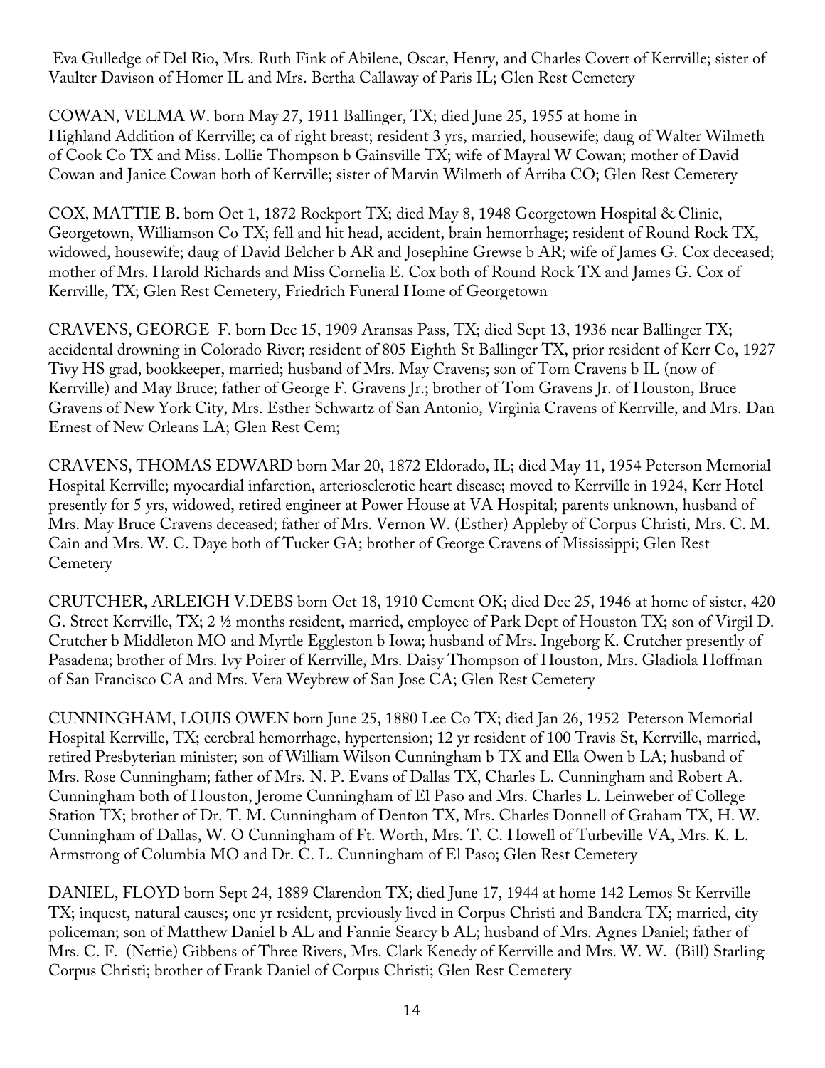Eva Gulledge of Del Rio, Mrs. Ruth Fink of Abilene, Oscar, Henry, and Charles Covert of Kerrville; sister of Vaulter Davison of Homer IL and Mrs. Bertha Callaway of Paris IL; Glen Rest Cemetery

COWAN, VELMA W. born May 27, 1911 Ballinger, TX; died June 25, 1955 at home in Highland Addition of Kerrville; ca of right breast; resident 3 yrs, married, housewife; daug of Walter Wilmeth of Cook Co TX and Miss. Lollie Thompson b Gainsville TX; wife of Mayral W Cowan; mother of David Cowan and Janice Cowan both of Kerrville; sister of Marvin Wilmeth of Arriba CO; Glen Rest Cemetery

COX, MATTIE B. born Oct 1, 1872 Rockport TX; died May 8, 1948 Georgetown Hospital & Clinic, Georgetown, Williamson Co TX; fell and hit head, accident, brain hemorrhage; resident of Round Rock TX, widowed, housewife; daug of David Belcher b AR and Josephine Grewse b AR; wife of James G. Cox deceased; mother of Mrs. Harold Richards and Miss Cornelia E. Cox both of Round Rock TX and James G. Cox of Kerrville, TX; Glen Rest Cemetery, Friedrich Funeral Home of Georgetown

CRAVENS, GEORGE F. born Dec 15, 1909 Aransas Pass, TX; died Sept 13, 1936 near Ballinger TX; accidental drowning in Colorado River; resident of 805 Eighth St Ballinger TX, prior resident of Kerr Co, 1927 Tivy HS grad, bookkeeper, married; husband of Mrs. May Cravens; son of Tom Cravens b IL (now of Kerrville) and May Bruce; father of George F. Gravens Jr.; brother of Tom Gravens Jr. of Houston, Bruce Gravens of New York City, Mrs. Esther Schwartz of San Antonio, Virginia Cravens of Kerrville, and Mrs. Dan Ernest of New Orleans LA; Glen Rest Cem;

CRAVENS, THOMAS EDWARD born Mar 20, 1872 Eldorado, IL; died May 11, 1954 Peterson Memorial Hospital Kerrville; myocardial infarction, arteriosclerotic heart disease; moved to Kerrville in 1924, Kerr Hotel presently for 5 yrs, widowed, retired engineer at Power House at VA Hospital; parents unknown, husband of Mrs. May Bruce Cravens deceased; father of Mrs. Vernon W. (Esther) Appleby of Corpus Christi, Mrs. C. M. Cain and Mrs. W. C. Daye both of Tucker GA; brother of George Cravens of Mississippi; Glen Rest Cemetery

CRUTCHER, ARLEIGH V.DEBS born Oct 18, 1910 Cement OK; died Dec 25, 1946 at home of sister, 420 G. Street Kerrville, TX; 2 ½ months resident, married, employee of Park Dept of Houston TX; son of Virgil D. Crutcher b Middleton MO and Myrtle Eggleston b Iowa; husband of Mrs. Ingeborg K. Crutcher presently of Pasadena; brother of Mrs. Ivy Poirer of Kerrville, Mrs. Daisy Thompson of Houston, Mrs. Gladiola Hoffman of San Francisco CA and Mrs. Vera Weybrew of San Jose CA; Glen Rest Cemetery

CUNNINGHAM, LOUIS OWEN born June 25, 1880 Lee Co TX; died Jan 26, 1952 Peterson Memorial Hospital Kerrville, TX; cerebral hemorrhage, hypertension; 12 yr resident of 100 Travis St, Kerrville, married, retired Presbyterian minister; son of William Wilson Cunningham b TX and Ella Owen b LA; husband of Mrs. Rose Cunningham; father of Mrs. N. P. Evans of Dallas TX, Charles L. Cunningham and Robert A. Cunningham both of Houston, Jerome Cunningham of El Paso and Mrs. Charles L. Leinweber of College Station TX; brother of Dr. T. M. Cunningham of Denton TX, Mrs. Charles Donnell of Graham TX, H. W. Cunningham of Dallas, W. O Cunningham of Ft. Worth, Mrs. T. C. Howell of Turbeville VA, Mrs. K. L. Armstrong of Columbia MO and Dr. C. L. Cunningham of El Paso; Glen Rest Cemetery

DANIEL, FLOYD born Sept 24, 1889 Clarendon TX; died June 17, 1944 at home 142 Lemos St Kerrville TX; inquest, natural causes; one yr resident, previously lived in Corpus Christi and Bandera TX; married, city policeman; son of Matthew Daniel b AL and Fannie Searcy b AL; husband of Mrs. Agnes Daniel; father of Mrs. C. F. (Nettie) Gibbens of Three Rivers, Mrs. Clark Kenedy of Kerrville and Mrs. W. W. (Bill) Starling Corpus Christi; brother of Frank Daniel of Corpus Christi; Glen Rest Cemetery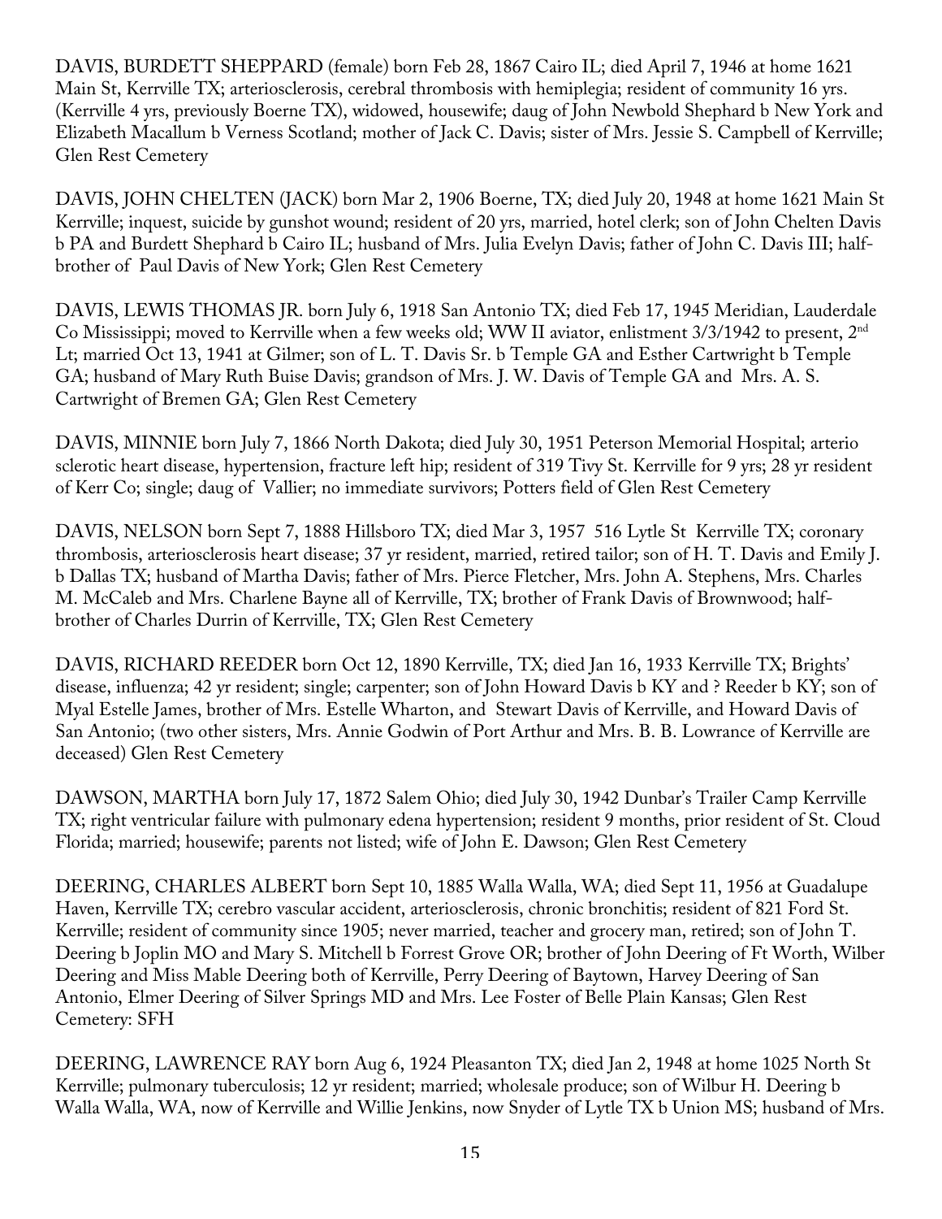DAVIS, BURDETT SHEPPARD (female) born Feb 28, 1867 Cairo IL; died April 7, 1946 at home 1621 Main St, Kerrville TX; arteriosclerosis, cerebral thrombosis with hemiplegia; resident of community 16 yrs. (Kerrville 4 yrs, previously Boerne TX), widowed, housewife; daug of John Newbold Shephard b New York and Elizabeth Macallum b Verness Scotland; mother of Jack C. Davis; sister of Mrs. Jessie S. Campbell of Kerrville; Glen Rest Cemetery

DAVIS, JOHN CHELTEN (JACK) born Mar 2, 1906 Boerne, TX; died July 20, 1948 at home 1621 Main St Kerrville; inquest, suicide by gunshot wound; resident of 20 yrs, married, hotel clerk; son of John Chelten Davis b PA and Burdett Shephard b Cairo IL; husband of Mrs. Julia Evelyn Davis; father of John C. Davis III; half-brother of Paul Davis of New York; Glen Rest Cemetery

DAVIS, LEWIS THOMAS JR. born July 6, 1918 San Antonio TX; died Feb 17, 1945 Meridian, Lauderdale Co Mississippi; moved to Kerrville when a few weeks old; WW II aviator, enlistment 3/3/1942 to present, 2nd Lt; married Oct 13, 1941 at Gilmer; son of L. T. Davis Sr. b Temple GA and Esther Cartwright b Temple GA; husband of Mary Ruth Buise Davis; grandson of Mrs. J. W. Davis of Temple GA and Mrs. A. S. Cartwright of Bremen GA; Glen Rest Cemetery

DAVIS, MINNIE born July 7, 1866 North Dakota; died July 30, 1951 Peterson Memorial Hospital; arterio sclerotic heart disease, hypertension, fracture left hip; resident of 319 Tivy St. Kerrville for 9 yrs; 28 yr resident of Kerr Co; single; daug of Vallier; no immediate survivors; Potters field of Glen Rest Cemetery

DAVIS, NELSON born Sept 7, 1888 Hillsboro TX; died Mar 3, 1957 516 Lytle St Kerrville TX; coronary thrombosis, arteriosclerosis heart disease; 37 yr resident, married, retired tailor; son of H. T. Davis and Emily J. b Dallas TX; husband of Martha Davis; father of Mrs. Pierce Fletcher, Mrs. John A. Stephens, Mrs. Charles M. McCaleb and Mrs. Charlene Bayne all of Kerrville, TX; brother of Frank Davis of Brownwood; half-brother of Charles Durrin of Kerrville, TX; Glen Rest Cemetery

DAVIS, RICHARD REEDER born Oct 12, 1890 Kerrville, TX; died Jan 16, 1933 Kerrville TX; Brights' disease, influenza; 42 yr resident; single; carpenter; son of John Howard Davis b KY and ? Reeder b KY; son of Myal Estelle James, brother of Mrs. Estelle Wharton, and Stewart Davis of Kerrville, and Howard Davis of San Antonio; (two other sisters, Mrs. Annie Godwin of Port Arthur and Mrs. B. B. Lowrance of Kerrville are deceased) Glen Rest Cemetery

DAWSON, MARTHA born July 17, 1872 Salem Ohio; died July 30, 1942 Dunbar's Trailer Camp Kerrville TX; right ventricular failure with pulmonary edena hypertension; resident 9 months, prior resident of St. Cloud Florida; married; housewife; parents not listed; wife of John E. Dawson; Glen Rest Cemetery

DEERING, CHARLES ALBERT born Sept 10, 1885 Walla Walla, WA; died Sept 11, 1956 at Guadalupe Haven, Kerrville TX; cerebro vascular accident, arteriosclerosis, chronic bronchitis; resident of 821 Ford St. Kerrville; resident of community since 1905; never married, teacher and grocery man, retired; son of John T. Deering b Joplin MO and Mary S. Mitchell b Forrest Grove OR; brother of John Deering of Ft Worth, Wilber Deering and Miss Mable Deering both of Kerrville, Perry Deering of Baytown, Harvey Deering of San Antonio, Elmer Deering of Silver Springs MD and Mrs. Lee Foster of Belle Plain Kansas; Glen Rest Cemetery: SFH

DEERING, LAWRENCE RAY born Aug 6, 1924 Pleasanton TX; died Jan 2, 1948 at home 1025 North St Kerrville; pulmonary tuberculosis; 12 yr resident; married; wholesale produce; son of Wilbur H. Deering b Walla Walla, WA, now of Kerrville and Willie Jenkins, now Snyder of Lytle TX b Union MS; husband of Mrs.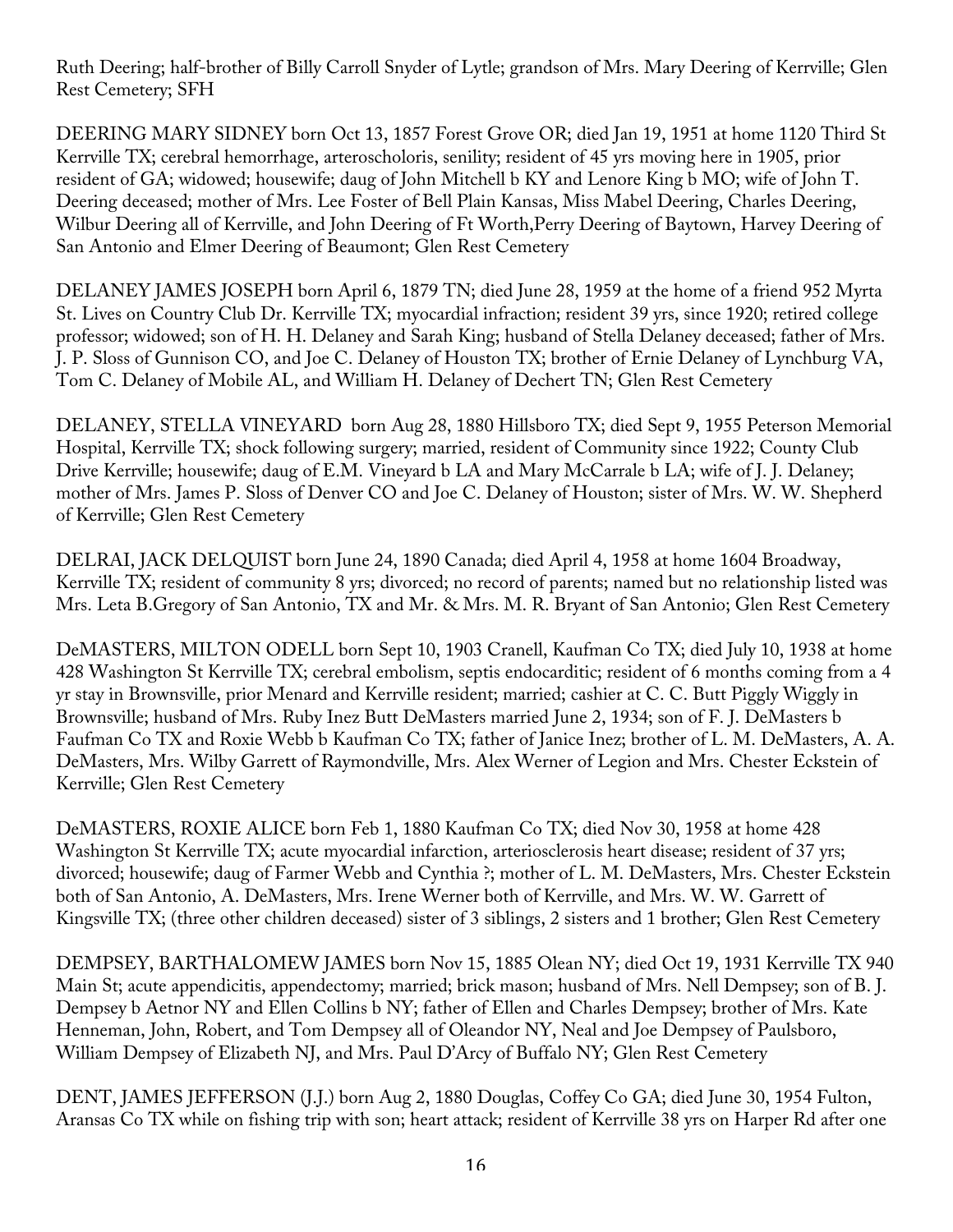Ruth Deering; half-brother of Billy Carroll Snyder of Lytle; grandson of Mrs. Mary Deering of Kerrville; Glen Rest Cemetery; SFH

DEERING MARY SIDNEY born Oct 13, 1857 Forest Grove OR; died Jan 19, 1951 at home 1120 Third St Kerrville TX; cerebral hemorrhage, arteroscholoris, senility; resident of 45 yrs moving here in 1905, prior resident of GA; widowed; housewife; daug of John Mitchell b KY and Lenore King b MO; wife of John T. Deering deceased; mother of Mrs. Lee Foster of Bell Plain Kansas, Miss Mabel Deering, Charles Deering, Wilbur Deering all of Kerrville, and John Deering of Ft Worth,Perry Deering of Baytown, Harvey Deering of San Antonio and Elmer Deering of Beaumont; Glen Rest Cemetery

DELANEY JAMES JOSEPH born April 6, 1879 TN; died June 28, 1959 at the home of a friend 952 Myrta St. Lives on Country Club Dr. Kerrville TX; myocardial infraction; resident 39 yrs, since 1920; retired college professor; widowed; son of H. H. Delaney and Sarah King; husband of Stella Delaney deceased; father of Mrs. J. P. Sloss of Gunnison CO, and Joe C. Delaney of Houston TX; brother of Ernie Delaney of Lynchburg VA, Tom C. Delaney of Mobile AL, and William H. Delaney of Dechert TN; Glen Rest Cemetery

DELANEY, STELLA VINEYARD born Aug 28, 1880 Hillsboro TX; died Sept 9, 1955 Peterson Memorial Hospital, Kerrville TX; shock following surgery; married, resident of Community since 1922; County Club Drive Kerrville; housewife; daug of E.M. Vineyard b LA and Mary McCarrale b LA; wife of J. J. Delaney; mother of Mrs. James P. Sloss of Denver CO and Joe C. Delaney of Houston; sister of Mrs. W. W. Shepherd of Kerrville; Glen Rest Cemetery

DELRAI, JACK DELQUIST born June 24, 1890 Canada; died April 4, 1958 at home 1604 Broadway, Kerrville TX; resident of community 8 yrs; divorced; no record of parents; named but no relationship listed was Mrs. Leta B.Gregory of San Antonio, TX and Mr. & Mrs. M. R. Bryant of San Antonio; Glen Rest Cemetery

DeMASTERS, MILTON ODELL born Sept 10, 1903 Cranell, Kaufman Co TX; died July 10, 1938 at home 428 Washington St Kerrville TX; cerebral embolism, septis endocarditic; resident of 6 months coming from a 4 yr stay in Brownsville, prior Menard and Kerrville resident; married; cashier at C. C. Butt Piggly Wiggly in Brownsville; husband of Mrs. Ruby Inez Butt DeMasters married June 2, 1934; son of F. J. DeMasters b Faufman Co TX and Roxie Webb b Kaufman Co TX; father of Janice Inez; brother of L. M. DeMasters, A. A. DeMasters, Mrs. Wilby Garrett of Raymondville, Mrs. Alex Werner of Legion and Mrs. Chester Eckstein of Kerrville; Glen Rest Cemetery

DeMASTERS, ROXIE ALICE born Feb 1, 1880 Kaufman Co TX; died Nov 30, 1958 at home 428 Washington St Kerrville TX; acute myocardial infarction, arteriosclerosis heart disease; resident of 37 yrs; divorced; housewife; daug of Farmer Webb and Cynthia ?; mother of L. M. DeMasters, Mrs. Chester Eckstein both of San Antonio, A. DeMasters, Mrs. Irene Werner both of Kerrville, and Mrs. W. W. Garrett of Kingsville TX; (three other children deceased) sister of 3 siblings, 2 sisters and 1 brother; Glen Rest Cemetery

DEMPSEY, BARTHALOMEW JAMES born Nov 15, 1885 Olean NY; died Oct 19, 1931 Kerrville TX 940 Main St; acute appendicitis, appendectomy; married; brick mason; husband of Mrs. Nell Dempsey; son of B. J. Dempsey b Aetnor NY and Ellen Collins b NY; father of Ellen and Charles Dempsey; brother of Mrs. Kate Henneman, John, Robert, and Tom Dempsey all of Oleandor NY, Neal and Joe Dempsey of Paulsboro, William Dempsey of Elizabeth NJ, and Mrs. Paul D'Arcy of Buffalo NY; Glen Rest Cemetery

DENT, JAMES JEFFERSON (J.J.) born Aug 2, 1880 Douglas, Coffey Co GA; died June 30, 1954 Fulton, Aransas Co TX while on fishing trip with son; heart attack; resident of Kerrville 38 yrs on Harper Rd after one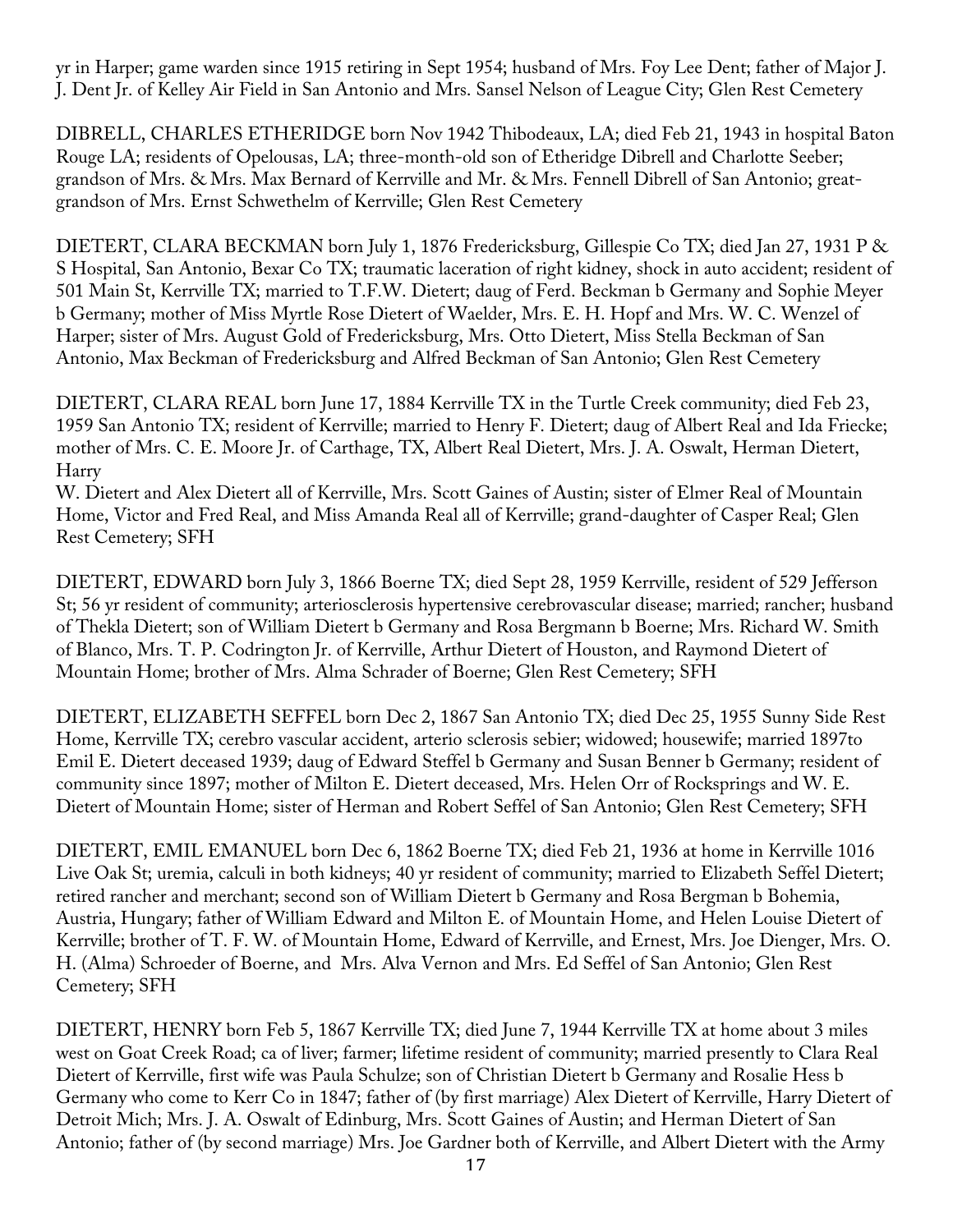yr in Harper; game warden since 1915 retiring in Sept 1954; husband of Mrs. Foy Lee Dent; father of Major J. J. Dent Jr. of Kelley Air Field in San Antonio and Mrs. Sansel Nelson of League City; Glen Rest Cemetery

DIBRELL, CHARLES ETHERIDGE born Nov 1942 Thibodeaux, LA; died Feb 21, 1943 in hospital Baton Rouge LA; residents of Opelousas, LA; three-month-old son of Etheridge Dibrell and Charlotte Seeber; grandson of Mrs. & Mrs. Max Bernard of Kerrville and Mr. & Mrs. Fennell Dibrell of San Antonio; great-grandson of Mrs. Ernst Schwethelm of Kerrville; Glen Rest Cemetery

DIETERT, CLARA BECKMAN born July 1, 1876 Fredericksburg, Gillespie Co TX; died Jan 27, 1931 P & S Hospital, San Antonio, Bexar Co TX; traumatic laceration of right kidney, shock in auto accident; resident of 501 Main St, Kerrville TX; married to T.F.W. Dietert; daug of Ferd. Beckman b Germany and Sophie Meyer b Germany; mother of Miss Myrtle Rose Dietert of Waelder, Mrs. E. H. Hopf and Mrs. W. C. Wenzel of Harper; sister of Mrs. August Gold of Fredericksburg, Mrs. Otto Dietert, Miss Stella Beckman of San Antonio, Max Beckman of Fredericksburg and Alfred Beckman of San Antonio; Glen Rest Cemetery

DIETERT, CLARA REAL born June 17, 1884 Kerrville TX in the Turtle Creek community; died Feb 23, 1959 San Antonio TX; resident of Kerrville; married to Henry F. Dietert; daug of Albert Real and Ida Friecke; mother of Mrs. C. E. Moore Jr. of Carthage, TX, Albert Real Dietert, Mrs. J. A. Oswalt, Herman Dietert, Harry
W. Dietert and Alex Dietert all of Kerrville, Mrs. Scott Gaines of Austin; sister of Elmer Real of Mountain Home, Victor and Fred Real, and Miss Amanda Real all of Kerrville; grand-daughter of Casper Real; Glen Rest Cemetery; SFH

DIETERT, EDWARD born July 3, 1866 Boerne TX; died Sept 28, 1959 Kerrville, resident of 529 Jefferson St; 56 yr resident of community; arteriosclerosis hypertensive cerebrovascular disease; married; rancher; husband of Thekla Dietert; son of William Dietert b Germany and Rosa Bergmann b Boerne; Mrs. Richard W. Smith of Blanco, Mrs. T. P. Codrington Jr. of Kerrville, Arthur Dietert of Houston, and Raymond Dietert of Mountain Home; brother of Mrs. Alma Schrader of Boerne; Glen Rest Cemetery; SFH

DIETERT, ELIZABETH SEFFEL born Dec 2, 1867 San Antonio TX; died Dec 25, 1955 Sunny Side Rest Home, Kerrville TX; cerebro vascular accident, arterio sclerosis sebier; widowed; housewife; married 1897to Emil E. Dietert deceased 1939; daug of Edward Steffel b Germany and Susan Benner b Germany; resident of community since 1897; mother of Milton E. Dietert deceased, Mrs. Helen Orr of Rocksprings and W. E. Dietert of Mountain Home; sister of Herman and Robert Seffel of San Antonio; Glen Rest Cemetery; SFH

DIETERT, EMIL EMANUEL born Dec 6, 1862 Boerne TX; died Feb 21, 1936 at home in Kerrville 1016 Live Oak St; uremia, calculi in both kidneys; 40 yr resident of community; married to Elizabeth Seffel Dietert; retired rancher and merchant; second son of William Dietert b Germany and Rosa Bergman b Bohemia, Austria, Hungary; father of William Edward and Milton E. of Mountain Home, and Helen Louise Dietert of Kerrville; brother of T. F. W. of Mountain Home, Edward of Kerrville, and Ernest, Mrs. Joe Dienger, Mrs. O. H. (Alma) Schroeder of Boerne, and Mrs. Alva Vernon and Mrs. Ed Seffel of San Antonio; Glen Rest Cemetery; SFH

DIETERT, HENRY born Feb 5, 1867 Kerrville TX; died June 7, 1944 Kerrville TX at home about 3 miles west on Goat Creek Road; ca of liver; farmer; lifetime resident of community; married presently to Clara Real Dietert of Kerrville, first wife was Paula Schulze; son of Christian Dietert b Germany and Rosalie Hess b Germany who come to Kerr Co in 1847; father of (by first marriage) Alex Dietert of Kerrville, Harry Dietert of Detroit Mich; Mrs. J. A. Oswalt of Edinburg, Mrs. Scott Gaines of Austin; and Herman Dietert of San Antonio; father of (by second marriage) Mrs. Joe Gardner both of Kerrville, and Albert Dietert with the Army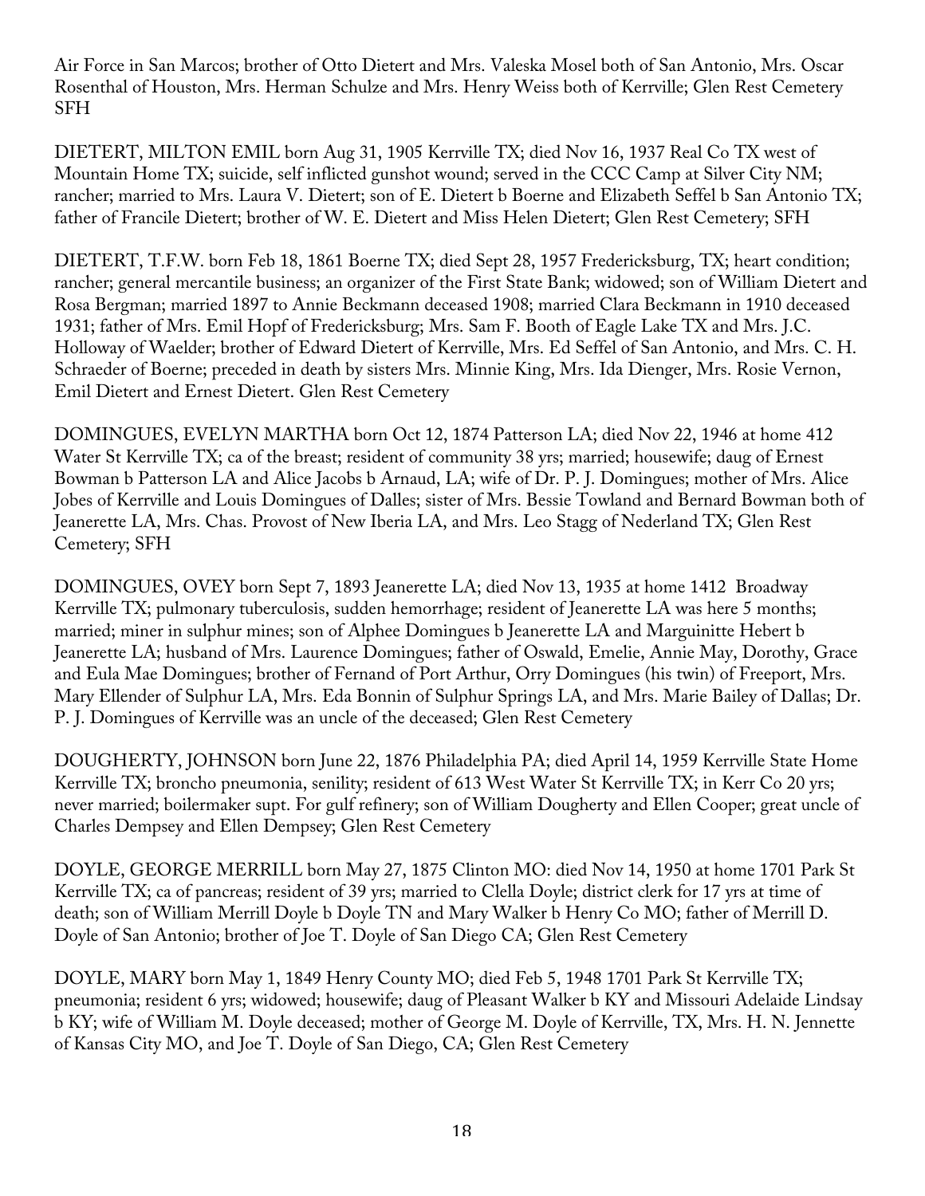Air Force in San Marcos; brother of Otto Dietert and Mrs. Valeska Mosel both of San Antonio, Mrs. Oscar Rosenthal of Houston, Mrs. Herman Schulze and Mrs. Henry Weiss both of Kerrville; Glen Rest Cemetery SFH

DIETERT, MILTON EMIL born Aug 31, 1905 Kerrville TX; died Nov 16, 1937 Real Co TX west of Mountain Home TX; suicide, self inflicted gunshot wound; served in the CCC Camp at Silver City NM; rancher; married to Mrs. Laura V. Dietert; son of E. Dietert b Boerne and Elizabeth Seffel b San Antonio TX; father of Francile Dietert; brother of W. E. Dietert and Miss Helen Dietert; Glen Rest Cemetery; SFH

DIETERT, T.F.W. born Feb 18, 1861 Boerne TX; died Sept 28, 1957 Fredericksburg, TX; heart condition; rancher; general mercantile business; an organizer of the First State Bank; widowed; son of William Dietert and Rosa Bergman; married 1897 to Annie Beckmann deceased 1908; married Clara Beckmann in 1910 deceased 1931; father of Mrs. Emil Hopf of Fredericksburg; Mrs. Sam F. Booth of Eagle Lake TX and Mrs. J.C. Holloway of Waelder; brother of Edward Dietert of Kerrville, Mrs. Ed Seffel of San Antonio, and Mrs. C. H. Schraeder of Boerne; preceded in death by sisters Mrs. Minnie King, Mrs. Ida Dienger, Mrs. Rosie Vernon, Emil Dietert and Ernest Dietert. Glen Rest Cemetery

DOMINGUES, EVELYN MARTHA born Oct 12, 1874 Patterson LA; died Nov 22, 1946 at home 412 Water St Kerrville TX; ca of the breast; resident of community 38 yrs; married; housewife; daug of Ernest Bowman b Patterson LA and Alice Jacobs b Arnaud, LA; wife of Dr. P. J. Domingues; mother of Mrs. Alice Jobes of Kerrville and Louis Domingues of Dalles; sister of Mrs. Bessie Towland and Bernard Bowman both of Jeanerette LA, Mrs. Chas. Provost of New Iberia LA, and Mrs. Leo Stagg of Nederland TX; Glen Rest Cemetery; SFH

DOMINGUES, OVEY born Sept 7, 1893 Jeanerette LA; died Nov 13, 1935 at home 1412 Broadway Kerrville TX; pulmonary tuberculosis, sudden hemorrhage; resident of Jeanerette LA was here 5 months; married; miner in sulphur mines; son of Alphee Domingues b Jeanerette LA and Marguinitte Hebert b Jeanerette LA; husband of Mrs. Laurence Domingues; father of Oswald, Emelie, Annie May, Dorothy, Grace and Eula Mae Domingues; brother of Fernand of Port Arthur, Orry Domingues (his twin) of Freeport, Mrs. Mary Ellender of Sulphur LA, Mrs. Eda Bonnin of Sulphur Springs LA, and Mrs. Marie Bailey of Dallas; Dr. P. J. Domingues of Kerrville was an uncle of the deceased; Glen Rest Cemetery

DOUGHERTY, JOHNSON born June 22, 1876 Philadelphia PA; died April 14, 1959 Kerrville State Home Kerrville TX; broncho pneumonia, senility; resident of 613 West Water St Kerrville TX; in Kerr Co 20 yrs; never married; boilermaker supt. For gulf refinery; son of William Dougherty and Ellen Cooper; great uncle of Charles Dempsey and Ellen Dempsey; Glen Rest Cemetery

DOYLE, GEORGE MERRILL born May 27, 1875 Clinton MO: died Nov 14, 1950 at home 1701 Park St Kerrville TX; ca of pancreas; resident of 39 yrs; married to Clella Doyle; district clerk for 17 yrs at time of death; son of William Merrill Doyle b Doyle TN and Mary Walker b Henry Co MO; father of Merrill D. Doyle of San Antonio; brother of Joe T. Doyle of San Diego CA; Glen Rest Cemetery

DOYLE, MARY born May 1, 1849 Henry County MO; died Feb 5, 1948 1701 Park St Kerrville TX; pneumonia; resident 6 yrs; widowed; housewife; daug of Pleasant Walker b KY and Missouri Adelaide Lindsay b KY; wife of William M. Doyle deceased; mother of George M. Doyle of Kerrville, TX, Mrs. H. N. Jennette of Kansas City MO, and Joe T. Doyle of San Diego, CA; Glen Rest Cemetery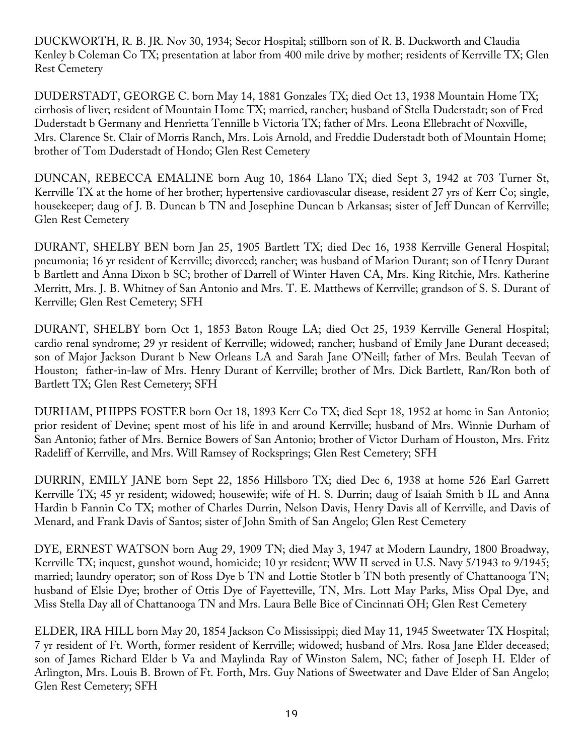DUCKWORTH, R. B. JR. Nov 30, 1934; Secor Hospital; stillborn son of R. B. Duckworth and Claudia Kenley b Coleman Co TX; presentation at labor from 400 mile drive by mother; residents of Kerrville TX; Glen Rest Cemetery

DUDERSTADT, GEORGE C. born May 14, 1881 Gonzales TX; died Oct 13, 1938 Mountain Home TX; cirrhosis of liver; resident of Mountain Home TX; married, rancher; husband of Stella Duderstadt; son of Fred Duderstadt b Germany and Henrietta Tennille b Victoria TX; father of Mrs. Leona Ellebracht of Noxville, Mrs. Clarence St. Clair of Morris Ranch, Mrs. Lois Arnold, and Freddie Duderstadt both of Mountain Home; brother of Tom Duderstadt of Hondo; Glen Rest Cemetery

DUNCAN, REBECCA EMALINE born Aug 10, 1864 Llano TX; died Sept 3, 1942 at 703 Turner St, Kerrville TX at the home of her brother; hypertensive cardiovascular disease, resident 27 yrs of Kerr Co; single, housekeeper; daug of J. B. Duncan b TN and Josephine Duncan b Arkansas; sister of Jeff Duncan of Kerrville; Glen Rest Cemetery

DURANT, SHELBY BEN born Jan 25, 1905 Bartlett TX; died Dec 16, 1938 Kerrville General Hospital; pneumonia; 16 yr resident of Kerrville; divorced; rancher; was husband of Marion Durant; son of Henry Durant b Bartlett and Anna Dixon b SC; brother of Darrell of Winter Haven CA, Mrs. King Ritchie, Mrs. Katherine Merritt, Mrs. J. B. Whitney of San Antonio and Mrs. T. E. Matthews of Kerrville; grandson of S. S. Durant of Kerrville; Glen Rest Cemetery; SFH

DURANT, SHELBY born Oct 1, 1853 Baton Rouge LA; died Oct 25, 1939 Kerrville General Hospital; cardio renal syndrome; 29 yr resident of Kerrville; widowed; rancher; husband of Emily Jane Durant deceased; son of Major Jackson Durant b New Orleans LA and Sarah Jane O'Neill; father of Mrs. Beulah Teevan of Houston; father-in-law of Mrs. Henry Durant of Kerrville; brother of Mrs. Dick Bartlett, Ran/Ron both of Bartlett TX; Glen Rest Cemetery; SFH

DURHAM, PHIPPS FOSTER born Oct 18, 1893 Kerr Co TX; died Sept 18, 1952 at home in San Antonio; prior resident of Devine; spent most of his life in and around Kerrville; husband of Mrs. Winnie Durham of San Antonio; father of Mrs. Bernice Bowers of San Antonio; brother of Victor Durham of Houston, Mrs. Fritz Radeliff of Kerrville, and Mrs. Will Ramsey of Rocksprings; Glen Rest Cemetery; SFH

DURRIN, EMILY JANE born Sept 22, 1856 Hillsboro TX; died Dec 6, 1938 at home 526 Earl Garrett Kerrville TX; 45 yr resident; widowed; housewife; wife of H. S. Durrin; daug of Isaiah Smith b IL and Anna Hardin b Fannin Co TX; mother of Charles Durrin, Nelson Davis, Henry Davis all of Kerrville, and Davis of Menard, and Frank Davis of Santos; sister of John Smith of San Angelo; Glen Rest Cemetery

DYE, ERNEST WATSON born Aug 29, 1909 TN; died May 3, 1947 at Modern Laundry, 1800 Broadway, Kerrville TX; inquest, gunshot wound, homicide; 10 yr resident; WW II served in U.S. Navy 5/1943 to 9/1945; married; laundry operator; son of Ross Dye b TN and Lottie Stotler b TN both presently of Chattanooga TN; husband of Elsie Dye; brother of Ottis Dye of Fayetteville, TN, Mrs. Lott May Parks, Miss Opal Dye, and Miss Stella Day all of Chattanooga TN and Mrs. Laura Belle Bice of Cincinnati OH; Glen Rest Cemetery

ELDER, IRA HILL born May 20, 1854 Jackson Co Mississippi; died May 11, 1945 Sweetwater TX Hospital; 7 yr resident of Ft. Worth, former resident of Kerrville; widowed; husband of Mrs. Rosa Jane Elder deceased; son of James Richard Elder b Va and Maylinda Ray of Winston Salem, NC; father of Joseph H. Elder of Arlington, Mrs. Louis B. Brown of Ft. Forth, Mrs. Guy Nations of Sweetwater and Dave Elder of San Angelo; Glen Rest Cemetery; SFH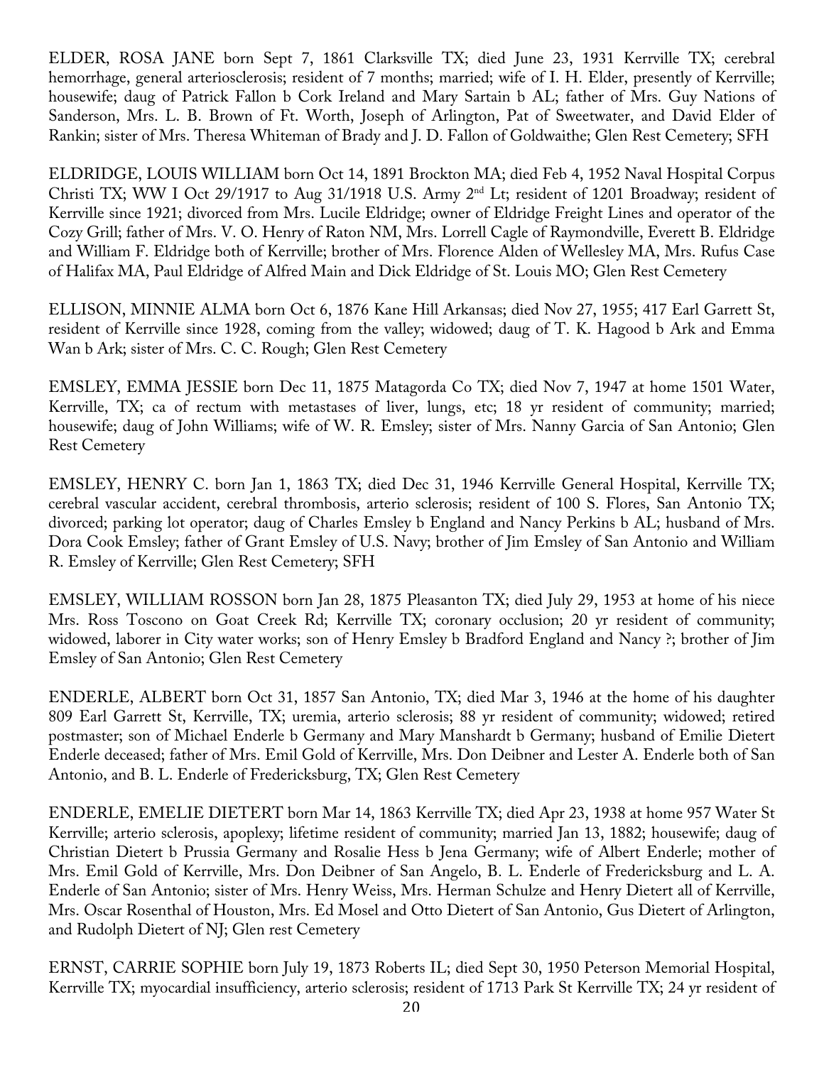ELDER, ROSA JANE born Sept 7, 1861 Clarksville TX; died June 23, 1931 Kerrville TX; cerebral hemorrhage, general arteriosclerosis; resident of 7 months; married; wife of I. H. Elder, presently of Kerrville; housewife; daug of Patrick Fallon b Cork Ireland and Mary Sartain b AL; father of Mrs. Guy Nations of Sanderson, Mrs. L. B. Brown of Ft. Worth, Joseph of Arlington, Pat of Sweetwater, and David Elder of Rankin; sister of Mrs. Theresa Whiteman of Brady and J. D. Fallon of Goldwaithe; Glen Rest Cemetery; SFH

ELDRIDGE, LOUIS WILLIAM born Oct 14, 1891 Brockton MA; died Feb 4, 1952 Naval Hospital Corpus Christi TX; WW I Oct 29/1917 to Aug 31/1918 U.S. Army 2nd Lt; resident of 1201 Broadway; resident of Kerrville since 1921; divorced from Mrs. Lucile Eldridge; owner of Eldridge Freight Lines and operator of the Cozy Grill; father of Mrs. V. O. Henry of Raton NM, Mrs. Lorrell Cagle of Raymondville, Everett B. Eldridge and William F. Eldridge both of Kerrville; brother of Mrs. Florence Alden of Wellesley MA, Mrs. Rufus Case of Halifax MA, Paul Eldridge of Alfred Main and Dick Eldridge of St. Louis MO; Glen Rest Cemetery

ELLISON, MINNIE ALMA born Oct 6, 1876 Kane Hill Arkansas; died Nov 27, 1955; 417 Earl Garrett St, resident of Kerrville since 1928, coming from the valley; widowed; daug of T. K. Hagood b Ark and Emma Wan b Ark; sister of Mrs. C. C. Rough; Glen Rest Cemetery

EMSLEY, EMMA JESSIE born Dec 11, 1875 Matagorda Co TX; died Nov 7, 1947 at home 1501 Water, Kerrville, TX; ca of rectum with metastases of liver, lungs, etc; 18 yr resident of community; married; housewife; daug of John Williams; wife of W. R. Emsley; sister of Mrs. Nanny Garcia of San Antonio; Glen Rest Cemetery

EMSLEY, HENRY C. born Jan 1, 1863 TX; died Dec 31, 1946 Kerrville General Hospital, Kerrville TX; cerebral vascular accident, cerebral thrombosis, arterio sclerosis; resident of 100 S. Flores, San Antonio TX; divorced; parking lot operator; daug of Charles Emsley b England and Nancy Perkins b AL; husband of Mrs. Dora Cook Emsley; father of Grant Emsley of U.S. Navy; brother of Jim Emsley of San Antonio and William R. Emsley of Kerrville; Glen Rest Cemetery; SFH

EMSLEY, WILLIAM ROSSON born Jan 28, 1875 Pleasanton TX; died July 29, 1953 at home of his niece Mrs. Ross Toscono on Goat Creek Rd; Kerrville TX; coronary occlusion; 20 yr resident of community; widowed, laborer in City water works; son of Henry Emsley b Bradford England and Nancy ?; brother of Jim Emsley of San Antonio; Glen Rest Cemetery

ENDERLE, ALBERT born Oct 31, 1857 San Antonio, TX; died Mar 3, 1946 at the home of his daughter 809 Earl Garrett St, Kerrville, TX; uremia, arterio sclerosis; 88 yr resident of community; widowed; retired postmaster; son of Michael Enderle b Germany and Mary Manshardt b Germany; husband of Emilie Dietert Enderle deceased; father of Mrs. Emil Gold of Kerrville, Mrs. Don Deibner and Lester A. Enderle both of San Antonio, and B. L. Enderle of Fredericksburg, TX; Glen Rest Cemetery

ENDERLE, EMELIE DIETERT born Mar 14, 1863 Kerrville TX; died Apr 23, 1938 at home 957 Water St Kerrville; arterio sclerosis, apoplexy; lifetime resident of community; married Jan 13, 1882; housewife; daug of Christian Dietert b Prussia Germany and Rosalie Hess b Jena Germany; wife of Albert Enderle; mother of Mrs. Emil Gold of Kerrville, Mrs. Don Deibner of San Angelo, B. L. Enderle of Fredericksburg and L. A. Enderle of San Antonio; sister of Mrs. Henry Weiss, Mrs. Herman Schulze and Henry Dietert all of Kerrville, Mrs. Oscar Rosenthal of Houston, Mrs. Ed Mosel and Otto Dietert of San Antonio, Gus Dietert of Arlington, and Rudolph Dietert of NJ; Glen rest Cemetery

ERNST, CARRIE SOPHIE born July 19, 1873 Roberts IL; died Sept 30, 1950 Peterson Memorial Hospital, Kerrville TX; myocardial insufficiency, arterio sclerosis; resident of 1713 Park St Kerrville TX; 24 yr resident of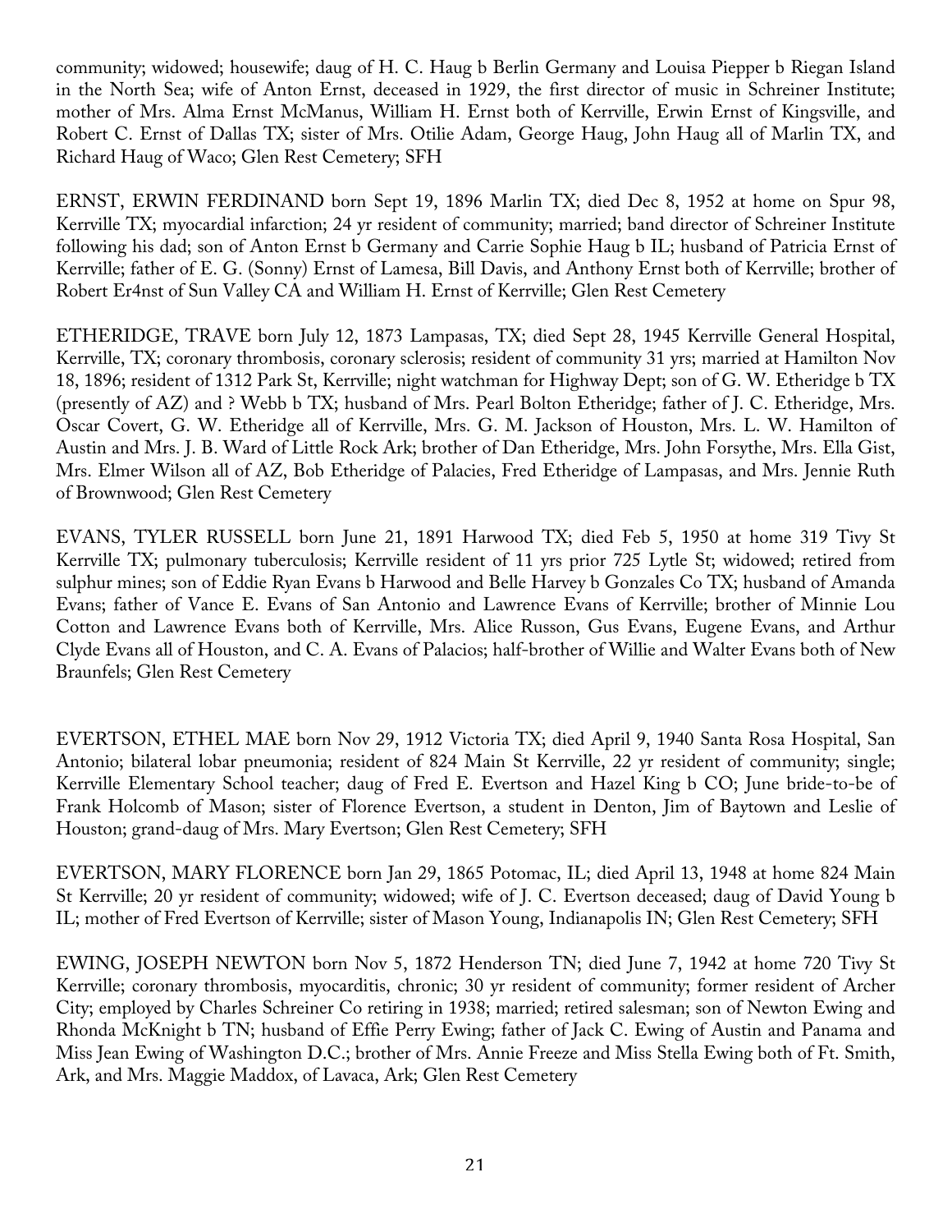community; widowed; housewife; daug of H. C. Haug b Berlin Germany and Louisa Piepper b Riegan Island in the North Sea; wife of Anton Ernst, deceased in 1929, the first director of music in Schreiner Institute; mother of Mrs. Alma Ernst McManus, William H. Ernst both of Kerrville, Erwin Ernst of Kingsville, and Robert C. Ernst of Dallas TX; sister of Mrs. Otilie Adam, George Haug, John Haug all of Marlin TX, and Richard Haug of Waco; Glen Rest Cemetery; SFH

ERNST, ERWIN FERDINAND born Sept 19, 1896 Marlin TX; died Dec 8, 1952 at home on Spur 98, Kerrville TX; myocardial infarction; 24 yr resident of community; married; band director of Schreiner Institute following his dad; son of Anton Ernst b Germany and Carrie Sophie Haug b IL; husband of Patricia Ernst of Kerrville; father of E. G. (Sonny) Ernst of Lamesa, Bill Davis, and Anthony Ernst both of Kerrville; brother of Robert Er4nst of Sun Valley CA and William H. Ernst of Kerrville; Glen Rest Cemetery

ETHERIDGE, TRAVE born July 12, 1873 Lampasas, TX; died Sept 28, 1945 Kerrville General Hospital, Kerrville, TX; coronary thrombosis, coronary sclerosis; resident of community 31 yrs; married at Hamilton Nov 18, 1896; resident of 1312 Park St, Kerrville; night watchman for Highway Dept; son of G. W. Etheridge b TX (presently of AZ) and ? Webb b TX; husband of Mrs. Pearl Bolton Etheridge; father of J. C. Etheridge, Mrs. Oscar Covert, G. W. Etheridge all of Kerrville, Mrs. G. M. Jackson of Houston, Mrs. L. W. Hamilton of Austin and Mrs. J. B. Ward of Little Rock Ark; brother of Dan Etheridge, Mrs. John Forsythe, Mrs. Ella Gist, Mrs. Elmer Wilson all of AZ, Bob Etheridge of Palacies, Fred Etheridge of Lampasas, and Mrs. Jennie Ruth of Brownwood; Glen Rest Cemetery

EVANS, TYLER RUSSELL born June 21, 1891 Harwood TX; died Feb 5, 1950 at home 319 Tivy St Kerrville TX; pulmonary tuberculosis; Kerrville resident of 11 yrs prior 725 Lytle St; widowed; retired from sulphur mines; son of Eddie Ryan Evans b Harwood and Belle Harvey b Gonzales Co TX; husband of Amanda Evans; father of Vance E. Evans of San Antonio and Lawrence Evans of Kerrville; brother of Minnie Lou Cotton and Lawrence Evans both of Kerrville, Mrs. Alice Russon, Gus Evans, Eugene Evans, and Arthur Clyde Evans all of Houston, and C. A. Evans of Palacios; half-brother of Willie and Walter Evans both of New Braunfels; Glen Rest Cemetery

EVERTSON, ETHEL MAE born Nov 29, 1912 Victoria TX; died April 9, 1940 Santa Rosa Hospital, San Antonio; bilateral lobar pneumonia; resident of 824 Main St Kerrville, 22 yr resident of community; single; Kerrville Elementary School teacher; daug of Fred E. Evertson and Hazel King b CO; June bride-to-be of Frank Holcomb of Mason; sister of Florence Evertson, a student in Denton, Jim of Baytown and Leslie of Houston; grand-daug of Mrs. Mary Evertson; Glen Rest Cemetery; SFH

EVERTSON, MARY FLORENCE born Jan 29, 1865 Potomac, IL; died April 13, 1948 at home 824 Main St Kerrville; 20 yr resident of community; widowed; wife of J. C. Evertson deceased; daug of David Young b IL; mother of Fred Evertson of Kerrville; sister of Mason Young, Indianapolis IN; Glen Rest Cemetery; SFH

EWING, JOSEPH NEWTON born Nov 5, 1872 Henderson TN; died June 7, 1942 at home 720 Tivy St Kerrville; coronary thrombosis, myocarditis, chronic; 30 yr resident of community; former resident of Archer City; employed by Charles Schreiner Co retiring in 1938; married; retired salesman; son of Newton Ewing and Rhonda McKnight b TN; husband of Effie Perry Ewing; father of Jack C. Ewing of Austin and Panama and Miss Jean Ewing of Washington D.C.; brother of Mrs. Annie Freeze and Miss Stella Ewing both of Ft. Smith, Ark, and Mrs. Maggie Maddox, of Lavaca, Ark; Glen Rest Cemetery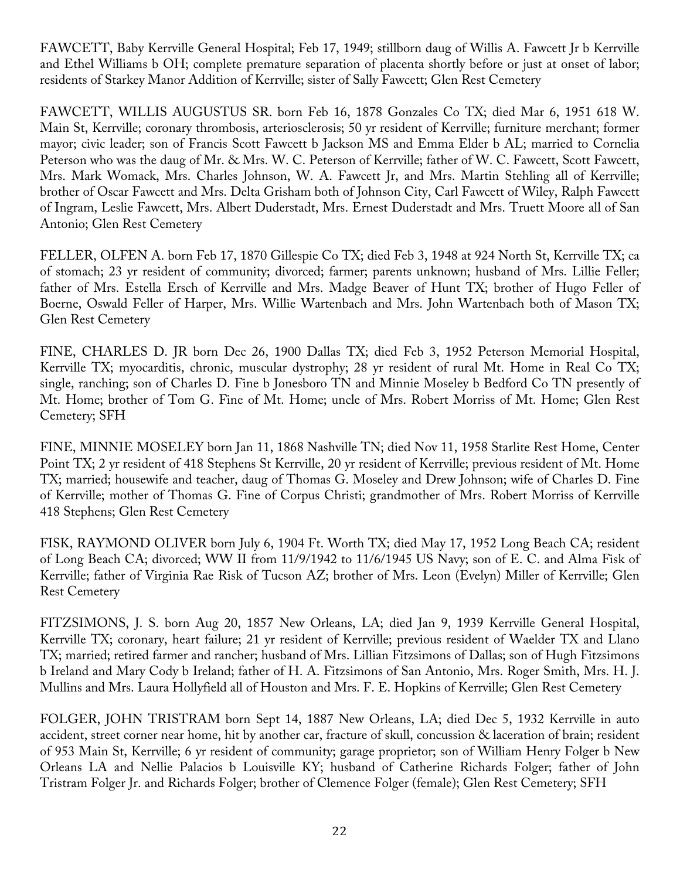FAWCETT, Baby Kerrville General Hospital; Feb 17, 1949; stillborn daug of Willis A. Fawcett Jr b Kerrville and Ethel Williams b OH; complete premature separation of placenta shortly before or just at onset of labor; residents of Starkey Manor Addition of Kerrville; sister of Sally Fawcett; Glen Rest Cemetery

FAWCETT, WILLIS AUGUSTUS SR. born Feb 16, 1878 Gonzales Co TX; died Mar 6, 1951 618 W. Main St, Kerrville; coronary thrombosis, arteriosclerosis; 50 yr resident of Kerrville; furniture merchant; former mayor; civic leader; son of Francis Scott Fawcett b Jackson MS and Emma Elder b AL; married to Cornelia Peterson who was the daug of Mr. & Mrs. W. C. Peterson of Kerrville; father of W. C. Fawcett, Scott Fawcett, Mrs. Mark Womack, Mrs. Charles Johnson, W. A. Fawcett Jr, and Mrs. Martin Stehling all of Kerrville; brother of Oscar Fawcett and Mrs. Delta Grisham both of Johnson City, Carl Fawcett of Wiley, Ralph Fawcett of Ingram, Leslie Fawcett, Mrs. Albert Duderstadt, Mrs. Ernest Duderstadt and Mrs. Truett Moore all of San Antonio; Glen Rest Cemetery

FELLER, OLFEN A. born Feb 17, 1870 Gillespie Co TX; died Feb 3, 1948 at 924 North St, Kerrville TX; ca of stomach; 23 yr resident of community; divorced; farmer; parents unknown; husband of Mrs. Lillie Feller; father of Mrs. Estella Ersch of Kerrville and Mrs. Madge Beaver of Hunt TX; brother of Hugo Feller of Boerne, Oswald Feller of Harper, Mrs. Willie Wartenbach and Mrs. John Wartenbach both of Mason TX; Glen Rest Cemetery

FINE, CHARLES D. JR born Dec 26, 1900 Dallas TX; died Feb 3, 1952 Peterson Memorial Hospital, Kerrville TX; myocarditis, chronic, muscular dystrophy; 28 yr resident of rural Mt. Home in Real Co TX; single, ranching; son of Charles D. Fine b Jonesboro TN and Minnie Moseley b Bedford Co TN presently of Mt. Home; brother of Tom G. Fine of Mt. Home; uncle of Mrs. Robert Morriss of Mt. Home; Glen Rest Cemetery; SFH

FINE, MINNIE MOSELEY born Jan 11, 1868 Nashville TN; died Nov 11, 1958 Starlite Rest Home, Center Point TX; 2 yr resident of 418 Stephens St Kerrville, 20 yr resident of Kerrville; previous resident of Mt. Home TX; married; housewife and teacher, daug of Thomas G. Moseley and Drew Johnson; wife of Charles D. Fine of Kerrville; mother of Thomas G. Fine of Corpus Christi; grandmother of Mrs. Robert Morriss of Kerrville 418 Stephens; Glen Rest Cemetery

FISK, RAYMOND OLIVER born July 6, 1904 Ft. Worth TX; died May 17, 1952 Long Beach CA; resident of Long Beach CA; divorced; WW II from 11/9/1942 to 11/6/1945 US Navy; son of E. C. and Alma Fisk of Kerrville; father of Virginia Rae Risk of Tucson AZ; brother of Mrs. Leon (Evelyn) Miller of Kerrville; Glen Rest Cemetery

FITZSIMONS, J. S. born Aug 20, 1857 New Orleans, LA; died Jan 9, 1939 Kerrville General Hospital, Kerrville TX; coronary, heart failure; 21 yr resident of Kerrville; previous resident of Waelder TX and Llano TX; married; retired farmer and rancher; husband of Mrs. Lillian Fitzsimons of Dallas; son of Hugh Fitzsimons b Ireland and Mary Cody b Ireland; father of H. A. Fitzsimons of San Antonio, Mrs. Roger Smith, Mrs. H. J. Mullins and Mrs. Laura Hollyfield all of Houston and Mrs. F. E. Hopkins of Kerrville; Glen Rest Cemetery

FOLGER, JOHN TRISTRAM born Sept 14, 1887 New Orleans, LA; died Dec 5, 1932 Kerrville in auto accident, street corner near home, hit by another car, fracture of skull, concussion & laceration of brain; resident of 953 Main St, Kerrville; 6 yr resident of community; garage proprietor; son of William Henry Folger b New Orleans LA and Nellie Palacios b Louisville KY; husband of Catherine Richards Folger; father of John Tristram Folger Jr. and Richards Folger; brother of Clemence Folger (female); Glen Rest Cemetery; SFH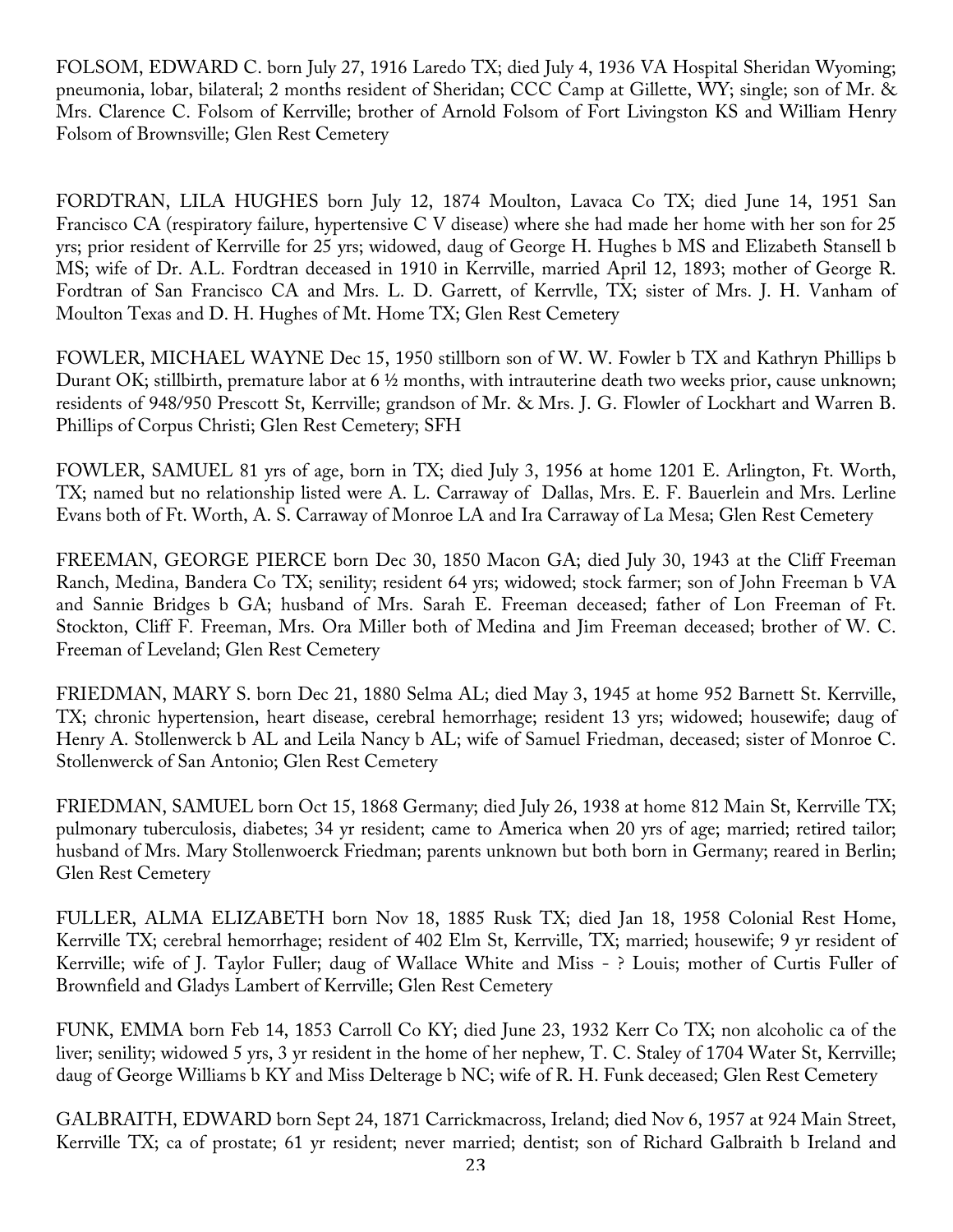FOLSOM, EDWARD C. born July 27, 1916 Laredo TX; died July 4, 1936 VA Hospital Sheridan Wyoming; pneumonia, lobar, bilateral; 2 months resident of Sheridan; CCC Camp at Gillette, WY; single; son of Mr. & Mrs. Clarence C. Folsom of Kerrville; brother of Arnold Folsom of Fort Livingston KS and William Henry Folsom of Brownsville; Glen Rest Cemetery

FORDTRAN, LILA HUGHES born July 12, 1874 Moulton, Lavaca Co TX; died June 14, 1951 San Francisco CA (respiratory failure, hypertensive C V disease) where she had made her home with her son for 25 yrs; prior resident of Kerrville for 25 yrs; widowed, daug of George H. Hughes b MS and Elizabeth Stansell b MS; wife of Dr. A.L. Fordtran deceased in 1910 in Kerrville, married April 12, 1893; mother of George R. Fordtran of San Francisco CA and Mrs. L. D. Garrett, of Kerrvlle, TX; sister of Mrs. J. H. Vanham of Moulton Texas and D. H. Hughes of Mt. Home TX; Glen Rest Cemetery

FOWLER, MICHAEL WAYNE Dec 15, 1950 stillborn son of W. W. Fowler b TX and Kathryn Phillips b Durant OK; stillbirth, premature labor at 6 ½ months, with intrauterine death two weeks prior, cause unknown; residents of 948/950 Prescott St, Kerrville; grandson of Mr. & Mrs. J. G. Flowler of Lockhart and Warren B. Phillips of Corpus Christi; Glen Rest Cemetery; SFH

FOWLER, SAMUEL 81 yrs of age, born in TX; died July 3, 1956 at home 1201 E. Arlington, Ft. Worth, TX; named but no relationship listed were A. L. Carraway of Dallas, Mrs. E. F. Bauerlein and Mrs. Lerline Evans both of Ft. Worth, A. S. Carraway of Monroe LA and Ira Carraway of La Mesa; Glen Rest Cemetery

FREEMAN, GEORGE PIERCE born Dec 30, 1850 Macon GA; died July 30, 1943 at the Cliff Freeman Ranch, Medina, Bandera Co TX; senility; resident 64 yrs; widowed; stock farmer; son of John Freeman b VA and Sannie Bridges b GA; husband of Mrs. Sarah E. Freeman deceased; father of Lon Freeman of Ft. Stockton, Cliff F. Freeman, Mrs. Ora Miller both of Medina and Jim Freeman deceased; brother of W. C. Freeman of Leveland; Glen Rest Cemetery

FRIEDMAN, MARY S. born Dec 21, 1880 Selma AL; died May 3, 1945 at home 952 Barnett St. Kerrville, TX; chronic hypertension, heart disease, cerebral hemorrhage; resident 13 yrs; widowed; housewife; daug of Henry A. Stollenwerck b AL and Leila Nancy b AL; wife of Samuel Friedman, deceased; sister of Monroe C. Stollenwerck of San Antonio; Glen Rest Cemetery

FRIEDMAN, SAMUEL born Oct 15, 1868 Germany; died July 26, 1938 at home 812 Main St, Kerrville TX; pulmonary tuberculosis, diabetes; 34 yr resident; came to America when 20 yrs of age; married; retired tailor; husband of Mrs. Mary Stollenwoerck Friedman; parents unknown but both born in Germany; reared in Berlin; Glen Rest Cemetery

FULLER, ALMA ELIZABETH born Nov 18, 1885 Rusk TX; died Jan 18, 1958 Colonial Rest Home, Kerrville TX; cerebral hemorrhage; resident of 402 Elm St, Kerrville, TX; married; housewife; 9 yr resident of Kerrville; wife of J. Taylor Fuller; daug of Wallace White and Miss - ? Louis; mother of Curtis Fuller of Brownfield and Gladys Lambert of Kerrville; Glen Rest Cemetery

FUNK, EMMA born Feb 14, 1853 Carroll Co KY; died June 23, 1932 Kerr Co TX; non alcoholic ca of the liver; senility; widowed 5 yrs, 3 yr resident in the home of her nephew, T. C. Staley of 1704 Water St, Kerrville; daug of George Williams b KY and Miss Delterage b NC; wife of R. H. Funk deceased; Glen Rest Cemetery

GALBRAITH, EDWARD born Sept 24, 1871 Carrickmacross, Ireland; died Nov 6, 1957 at 924 Main Street, Kerrville TX; ca of prostate; 61 yr resident; never married; dentist; son of Richard Galbraith b Ireland and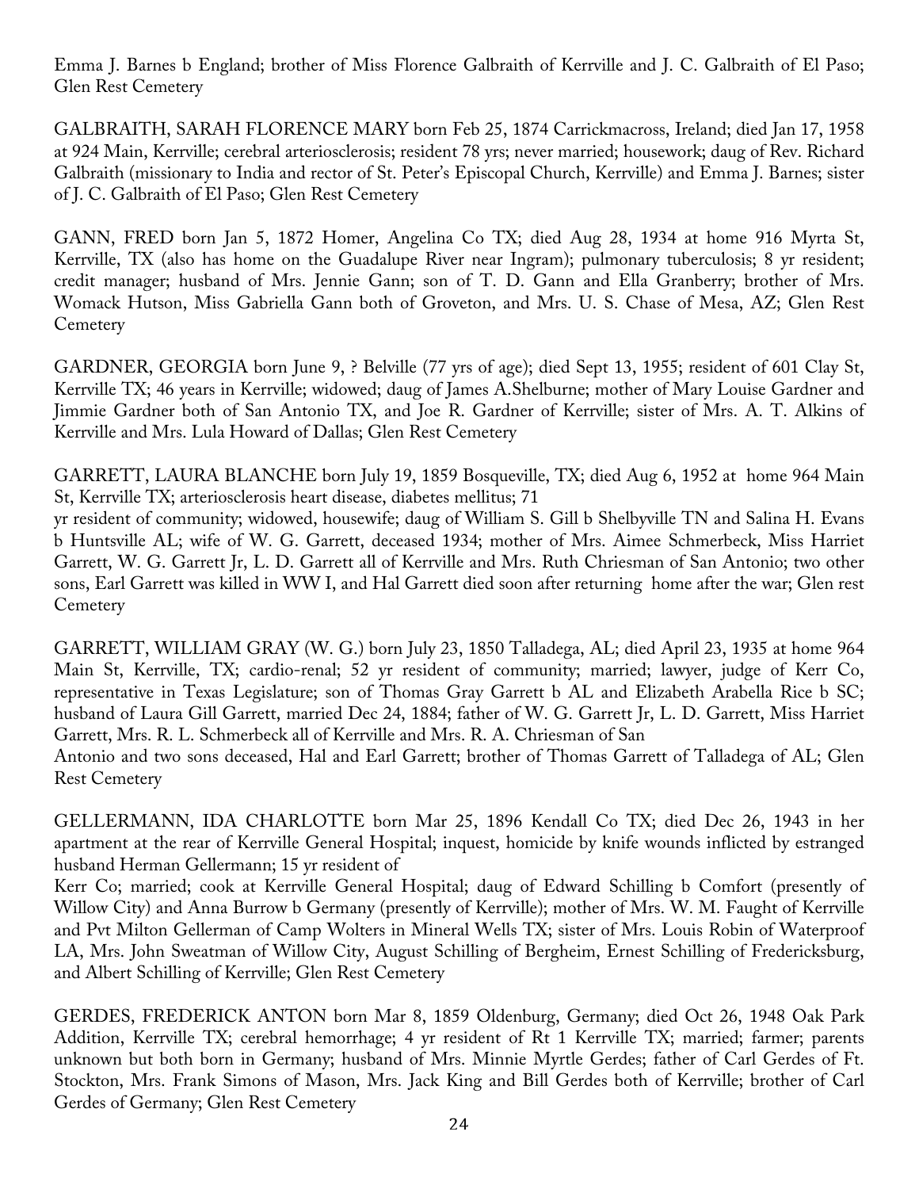Emma J. Barnes b England; brother of Miss Florence Galbraith of Kerrville and J. C. Galbraith of El Paso; Glen Rest Cemetery

GALBRAITH, SARAH FLORENCE MARY born Feb 25, 1874 Carrickmacross, Ireland; died Jan 17, 1958 at 924 Main, Kerrville; cerebral arteriosclerosis; resident 78 yrs; never married; housework; daug of Rev. Richard Galbraith (missionary to India and rector of St. Peter's Episcopal Church, Kerrville) and Emma J. Barnes; sister of J. C. Galbraith of El Paso; Glen Rest Cemetery

GANN, FRED born Jan 5, 1872 Homer, Angelina Co TX; died Aug 28, 1934 at home 916 Myrta St, Kerrville, TX (also has home on the Guadalupe River near Ingram); pulmonary tuberculosis; 8 yr resident; credit manager; husband of Mrs. Jennie Gann; son of T. D. Gann and Ella Granberry; brother of Mrs. Womack Hutson, Miss Gabriella Gann both of Groveton, and Mrs. U. S. Chase of Mesa, AZ; Glen Rest Cemetery

GARDNER, GEORGIA born June 9, ? Belville (77 yrs of age); died Sept 13, 1955; resident of 601 Clay St, Kerrville TX; 46 years in Kerrville; widowed; daug of James A.Shelburne; mother of Mary Louise Gardner and Jimmie Gardner both of San Antonio TX, and Joe R. Gardner of Kerrville; sister of Mrs. A. T. Alkins of Kerrville and Mrs. Lula Howard of Dallas; Glen Rest Cemetery

GARRETT, LAURA BLANCHE born July 19, 1859 Bosqueville, TX; died Aug 6, 1952 at home 964 Main St, Kerrville TX; arteriosclerosis heart disease, diabetes mellitus; 71 yr resident of community; widowed, housewife; daug of William S. Gill b Shelbyville TN and Salina H. Evans b Huntsville AL; wife of W. G. Garrett, deceased 1934; mother of Mrs. Aimee Schmerbeck, Miss Harriet Garrett, W. G. Garrett Jr, L. D. Garrett all of Kerrville and Mrs. Ruth Chriesman of San Antonio; two other sons, Earl Garrett was killed in WW I, and Hal Garrett died soon after returning home after the war; Glen rest Cemetery

GARRETT, WILLIAM GRAY (W. G.) born July 23, 1850 Talladega, AL; died April 23, 1935 at home 964 Main St, Kerrville, TX; cardio-renal; 52 yr resident of community; married; lawyer, judge of Kerr Co, representative in Texas Legislature; son of Thomas Gray Garrett b AL and Elizabeth Arabella Rice b SC; husband of Laura Gill Garrett, married Dec 24, 1884; father of W. G. Garrett Jr, L. D. Garrett, Miss Harriet Garrett, Mrs. R. L. Schmerbeck all of Kerrville and Mrs. R. A. Chriesman of San Antonio and two sons deceased, Hal and Earl Garrett; brother of Thomas Garrett of Talladega of AL; Glen Rest Cemetery

GELLERMANN, IDA CHARLOTTE born Mar 25, 1896 Kendall Co TX; died Dec 26, 1943 in her apartment at the rear of Kerrville General Hospital; inquest, homicide by knife wounds inflicted by estranged husband Herman Gellermann; 15 yr resident of Kerr Co; married; cook at Kerrville General Hospital; daug of Edward Schilling b Comfort (presently of Willow City) and Anna Burrow b Germany (presently of Kerrville); mother of Mrs. W. M. Faught of Kerrville and Pvt Milton Gellerman of Camp Wolters in Mineral Wells TX; sister of Mrs. Louis Robin of Waterproof LA, Mrs. John Sweatman of Willow City, August Schilling of Bergheim, Ernest Schilling of Fredericksburg, and Albert Schilling of Kerrville; Glen Rest Cemetery

GERDES, FREDERICK ANTON born Mar 8, 1859 Oldenburg, Germany; died Oct 26, 1948 Oak Park Addition, Kerrville TX; cerebral hemorrhage; 4 yr resident of Rt 1 Kerrville TX; married; farmer; parents unknown but both born in Germany; husband of Mrs. Minnie Myrtle Gerdes; father of Carl Gerdes of Ft. Stockton, Mrs. Frank Simons of Mason, Mrs. Jack King and Bill Gerdes both of Kerrville; brother of Carl Gerdes of Germany; Glen Rest Cemetery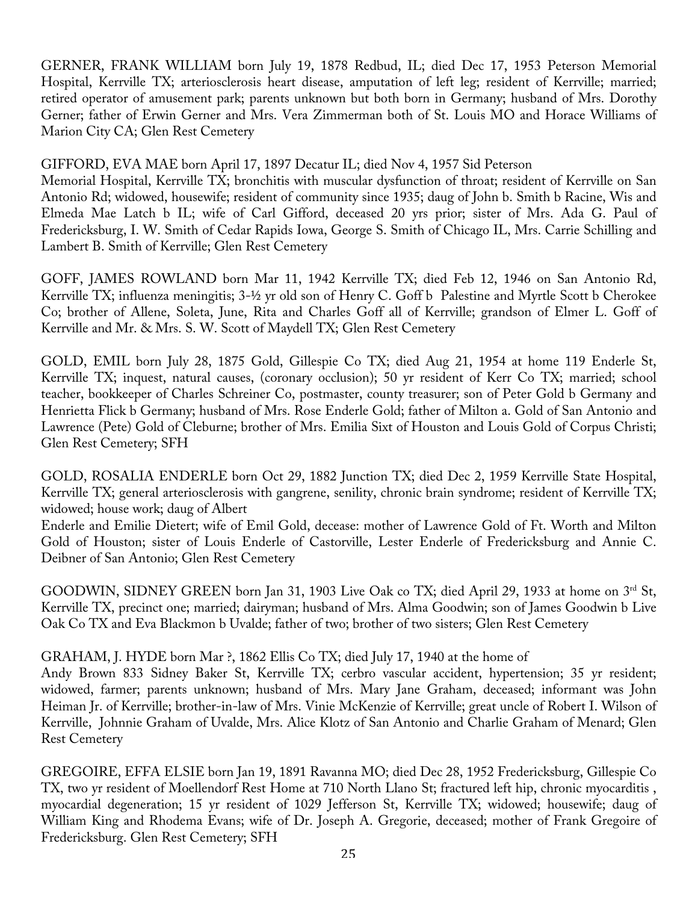GERNER, FRANK WILLIAM born July 19, 1878 Redbud, IL; died Dec 17, 1953 Peterson Memorial Hospital, Kerrville TX; arteriosclerosis heart disease, amputation of left leg; resident of Kerrville; married; retired operator of amusement park; parents unknown but both born in Germany; husband of Mrs. Dorothy Gerner; father of Erwin Gerner and Mrs. Vera Zimmerman both of St. Louis MO and Horace Williams of Marion City CA; Glen Rest Cemetery

GIFFORD, EVA MAE born April 17, 1897 Decatur IL; died Nov 4, 1957 Sid Peterson Memorial Hospital, Kerrville TX; bronchitis with muscular dysfunction of throat; resident of Kerrville on San Antonio Rd; widowed, housewife; resident of community since 1935; daug of John b. Smith b Racine, Wis and Elmeda Mae Latch b IL; wife of Carl Gifford, deceased 20 yrs prior; sister of Mrs. Ada G. Paul of Fredericksburg, I. W. Smith of Cedar Rapids Iowa, George S. Smith of Chicago IL, Mrs. Carrie Schilling and Lambert B. Smith of Kerrville; Glen Rest Cemetery

GOFF, JAMES ROWLAND born Mar 11, 1942 Kerrville TX; died Feb 12, 1946 on San Antonio Rd, Kerrville TX; influenza meningitis; 3-½ yr old son of Henry C. Goff b Palestine and Myrtle Scott b Cherokee Co; brother of Allene, Soleta, June, Rita and Charles Goff all of Kerrville; grandson of Elmer L. Goff of Kerrville and Mr. & Mrs. S. W. Scott of Maydell TX; Glen Rest Cemetery

GOLD, EMIL born July 28, 1875 Gold, Gillespie Co TX; died Aug 21, 1954 at home 119 Enderle St, Kerrville TX; inquest, natural causes, (coronary occlusion); 50 yr resident of Kerr Co TX; married; school teacher, bookkeeper of Charles Schreiner Co, postmaster, county treasurer; son of Peter Gold b Germany and Henrietta Flick b Germany; husband of Mrs. Rose Enderle Gold; father of Milton a. Gold of San Antonio and Lawrence (Pete) Gold of Cleburne; brother of Mrs. Emilia Sixt of Houston and Louis Gold of Corpus Christi; Glen Rest Cemetery; SFH

GOLD, ROSALIA ENDERLE born Oct 29, 1882 Junction TX; died Dec 2, 1959 Kerrville State Hospital, Kerrville TX; general arteriosclerosis with gangrene, senility, chronic brain syndrome; resident of Kerrville TX; widowed; house work; daug of Albert Enderle and Emilie Dietert; wife of Emil Gold, decease: mother of Lawrence Gold of Ft. Worth and Milton Gold of Houston; sister of Louis Enderle of Castorville, Lester Enderle of Fredericksburg and Annie C. Deibner of San Antonio; Glen Rest Cemetery

GOODWIN, SIDNEY GREEN born Jan 31, 1903 Live Oak co TX; died April 29, 1933 at home on 3rd St, Kerrville TX, precinct one; married; dairyman; husband of Mrs. Alma Goodwin; son of James Goodwin b Live Oak Co TX and Eva Blackmon b Uvalde; father of two; brother of two sisters; Glen Rest Cemetery

GRAHAM, J. HYDE born Mar ?, 1862 Ellis Co TX; died July 17, 1940 at the home of Andy Brown 833 Sidney Baker St, Kerrville TX; cerbro vascular accident, hypertension; 35 yr resident; widowed, farmer; parents unknown; husband of Mrs. Mary Jane Graham, deceased; informant was John Heiman Jr. of Kerrville; brother-in-law of Mrs. Vinie McKenzie of Kerrville; great uncle of Robert I. Wilson of Kerrville, Johnnie Graham of Uvalde, Mrs. Alice Klotz of San Antonio and Charlie Graham of Menard; Glen Rest Cemetery

GREGOIRE, EFFA ELSIE born Jan 19, 1891 Ravanna MO; died Dec 28, 1952 Fredericksburg, Gillespie Co TX, two yr resident of Moellendorf Rest Home at 710 North Llano St; fractured left hip, chronic myocarditis , myocardial degeneration; 15 yr resident of 1029 Jefferson St, Kerrville TX; widowed; housewife; daug of William King and Rhodema Evans; wife of Dr. Joseph A. Gregorie, deceased; mother of Frank Gregoire of Fredericksburg. Glen Rest Cemetery; SFH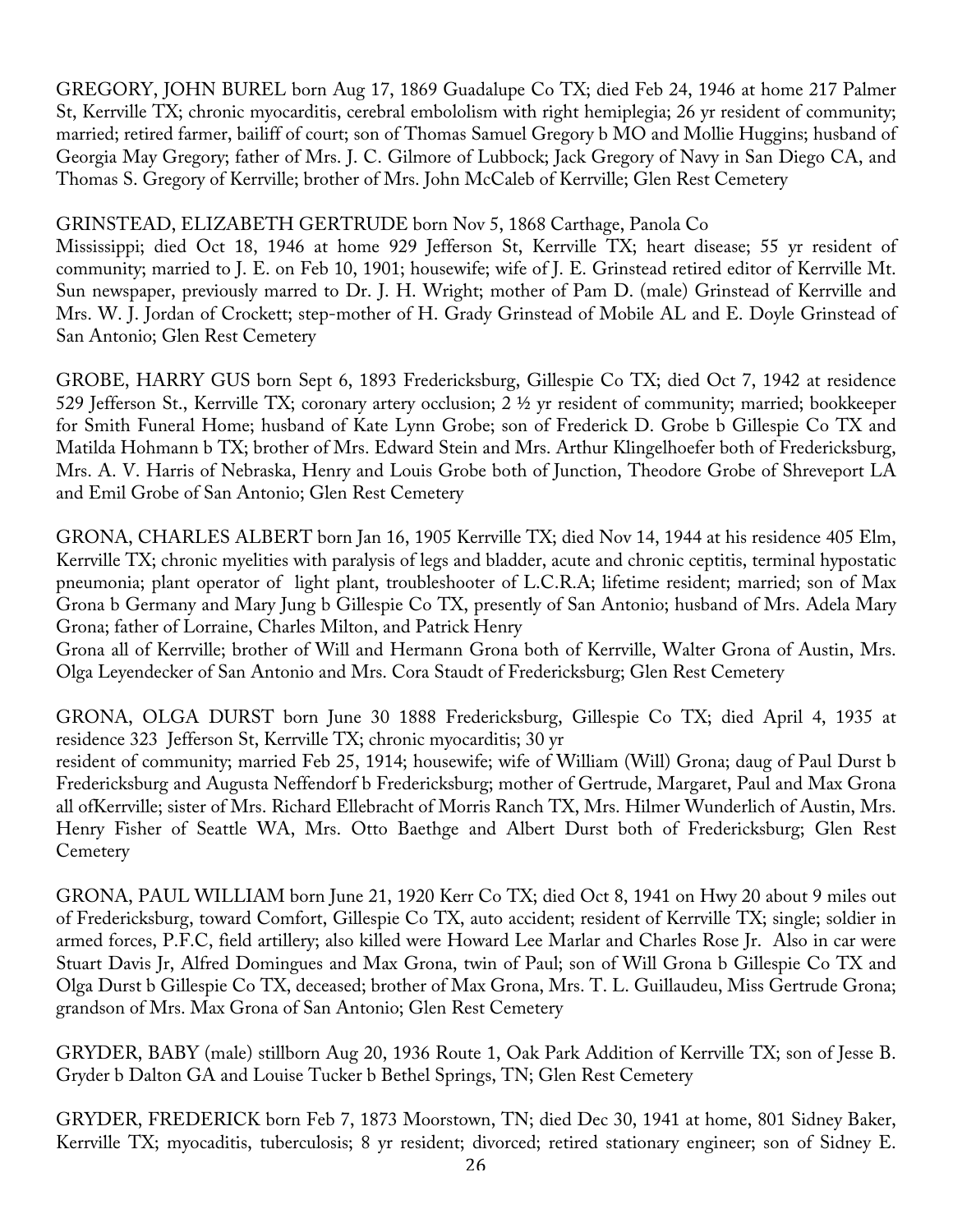GREGORY, JOHN BUREL born Aug 17, 1869 Guadalupe Co TX; died Feb 24, 1946 at home 217 Palmer St, Kerrville TX; chronic myocarditis, cerebral embololism with right hemiplegia; 26 yr resident of community; married; retired farmer, bailiff of court; son of Thomas Samuel Gregory b MO and Mollie Huggins; husband of Georgia May Gregory; father of Mrs. J. C. Gilmore of Lubbock; Jack Gregory of Navy in San Diego CA, and Thomas S. Gregory of Kerrville; brother of Mrs. John McCaleb of Kerrville; Glen Rest Cemetery

GRINSTEAD, ELIZABETH GERTRUDE born Nov 5, 1868 Carthage, Panola Co Mississippi; died Oct 18, 1946 at home 929 Jefferson St, Kerrville TX; heart disease; 55 yr resident of community; married to J. E. on Feb 10, 1901; housewife; wife of J. E. Grinstead retired editor of Kerrville Mt. Sun newspaper, previously marred to Dr. J. H. Wright; mother of Pam D. (male) Grinstead of Kerrville and Mrs. W. J. Jordan of Crockett; step-mother of H. Grady Grinstead of Mobile AL and E. Doyle Grinstead of San Antonio; Glen Rest Cemetery

GROBE, HARRY GUS born Sept 6, 1893 Fredericksburg, Gillespie Co TX; died Oct 7, 1942 at residence 529 Jefferson St., Kerrville TX; coronary artery occlusion; 2 ½ yr resident of community; married; bookkeeper for Smith Funeral Home; husband of Kate Lynn Grobe; son of Frederick D. Grobe b Gillespie Co TX and Matilda Hohmann b TX; brother of Mrs. Edward Stein and Mrs. Arthur Klingelhoefer both of Fredericksburg, Mrs. A. V. Harris of Nebraska, Henry and Louis Grobe both of Junction, Theodore Grobe of Shreveport LA and Emil Grobe of San Antonio; Glen Rest Cemetery

GRONA, CHARLES ALBERT born Jan 16, 1905 Kerrville TX; died Nov 14, 1944 at his residence 405 Elm, Kerrville TX; chronic myelities with paralysis of legs and bladder, acute and chronic ceptitis, terminal hypostatic pneumonia; plant operator of light plant, troubleshooter of L.C.R.A; lifetime resident; married; son of Max Grona b Germany and Mary Jung b Gillespie Co TX, presently of San Antonio; husband of Mrs. Adela Mary Grona; father of Lorraine, Charles Milton, and Patrick Henry Grona all of Kerrville; brother of Will and Hermann Grona both of Kerrville, Walter Grona of Austin, Mrs. Olga Leyendecker of San Antonio and Mrs. Cora Staudt of Fredericksburg; Glen Rest Cemetery

GRONA, OLGA DURST born June 30 1888 Fredericksburg, Gillespie Co TX; died April 4, 1935 at residence 323 Jefferson St, Kerrville TX; chronic myocarditis; 30 yr resident of community; married Feb 25, 1914; housewife; wife of William (Will) Grona; daug of Paul Durst b Fredericksburg and Augusta Neffendorf b Fredericksburg; mother of Gertrude, Margaret, Paul and Max Grona all ofKerrville; sister of Mrs. Richard Ellebracht of Morris Ranch TX, Mrs. Hilmer Wunderlich of Austin, Mrs. Henry Fisher of Seattle WA, Mrs. Otto Baethge and Albert Durst both of Fredericksburg; Glen Rest Cemetery

GRONA, PAUL WILLIAM born June 21, 1920 Kerr Co TX; died Oct 8, 1941 on Hwy 20 about 9 miles out of Fredericksburg, toward Comfort, Gillespie Co TX, auto accident; resident of Kerrville TX; single; soldier in armed forces, P.F.C, field artillery; also killed were Howard Lee Marlar and Charles Rose Jr. Also in car were Stuart Davis Jr, Alfred Domingues and Max Grona, twin of Paul; son of Will Grona b Gillespie Co TX and Olga Durst b Gillespie Co TX, deceased; brother of Max Grona, Mrs. T. L. Guillaudeu, Miss Gertrude Grona; grandson of Mrs. Max Grona of San Antonio; Glen Rest Cemetery

GRYDER, BABY (male) stillborn Aug 20, 1936 Route 1, Oak Park Addition of Kerrville TX; son of Jesse B. Gryder b Dalton GA and Louise Tucker b Bethel Springs, TN; Glen Rest Cemetery

GRYDER, FREDERICK born Feb 7, 1873 Moorstown, TN; died Dec 30, 1941 at home, 801 Sidney Baker, Kerrville TX; myocaditis, tuberculosis; 8 yr resident; divorced; retired stationary engineer; son of Sidney E.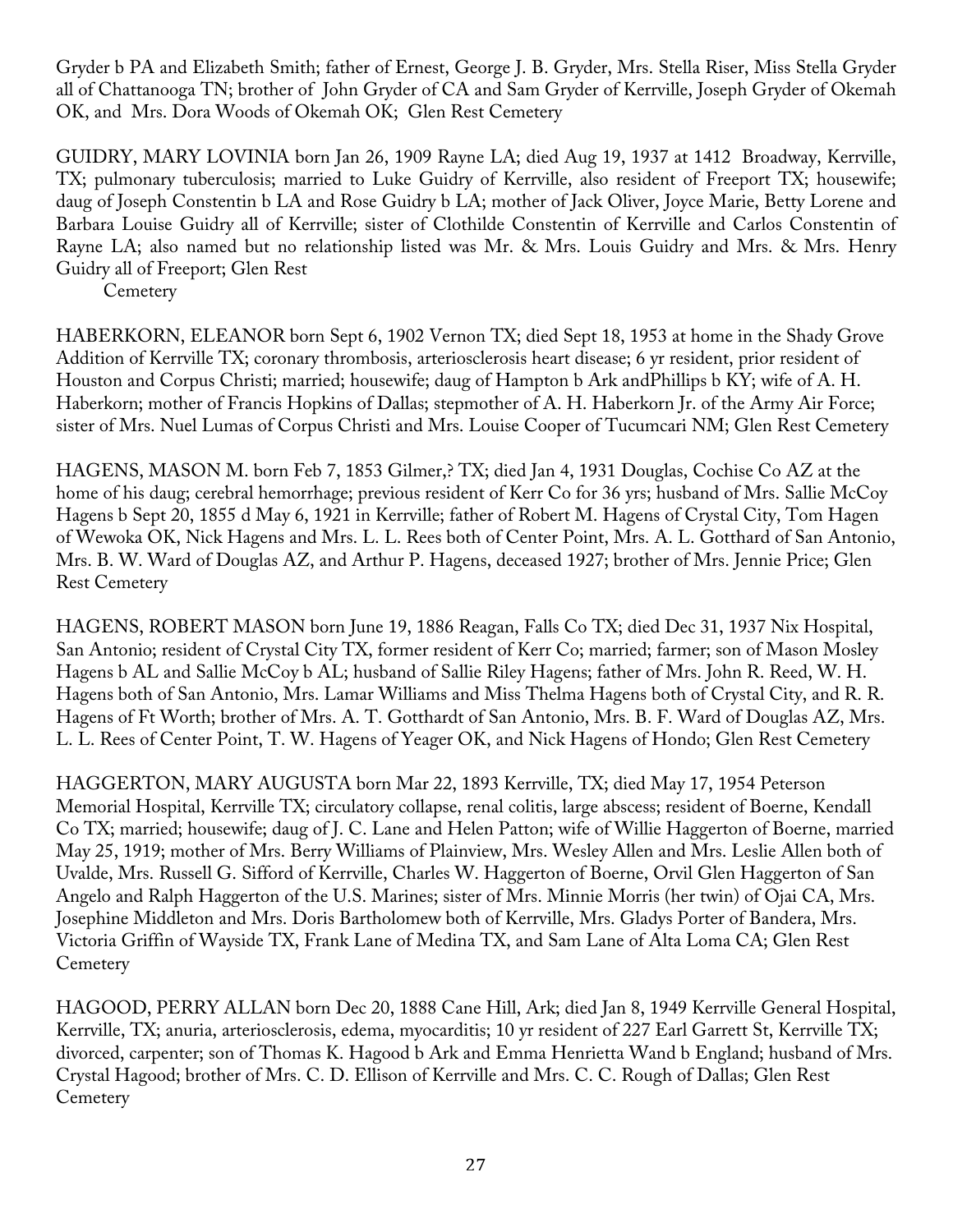Gryder b PA and Elizabeth Smith; father of Ernest, George J. B. Gryder, Mrs. Stella Riser, Miss Stella Gryder all of Chattanooga TN; brother of John Gryder of CA and Sam Gryder of Kerrville, Joseph Gryder of Okemah OK, and Mrs. Dora Woods of Okemah OK; Glen Rest Cemetery

GUIDRY, MARY LOVINIA born Jan 26, 1909 Rayne LA; died Aug 19, 1937 at 1412 Broadway, Kerrville, TX; pulmonary tuberculosis; married to Luke Guidry of Kerrville, also resident of Freeport TX; housewife; daug of Joseph Constentin b LA and Rose Guidry b LA; mother of Jack Oliver, Joyce Marie, Betty Lorene and Barbara Louise Guidry all of Kerrville; sister of Clothilde Constentin of Kerrville and Carlos Constentin of Rayne LA; also named but no relationship listed was Mr. & Mrs. Louis Guidry and Mrs. & Mrs. Henry Guidry all of Freeport; Glen Rest Cemetery

HABERKORN, ELEANOR born Sept 6, 1902 Vernon TX; died Sept 18, 1953 at home in the Shady Grove Addition of Kerrville TX; coronary thrombosis, arteriosclerosis heart disease; 6 yr resident, prior resident of Houston and Corpus Christi; married; housewife; daug of Hampton b Ark andPhillips b KY; wife of A. H. Haberkorn; mother of Francis Hopkins of Dallas; stepmother of A. H. Haberkorn Jr. of the Army Air Force; sister of Mrs. Nuel Lumas of Corpus Christi and Mrs. Louise Cooper of Tucumcari NM; Glen Rest Cemetery

HAGENS, MASON M. born Feb 7, 1853 Gilmer,? TX; died Jan 4, 1931 Douglas, Cochise Co AZ at the home of his daug; cerebral hemorrhage; previous resident of Kerr Co for 36 yrs; husband of Mrs. Sallie McCoy Hagens b Sept 20, 1855 d May 6, 1921 in Kerrville; father of Robert M. Hagens of Crystal City, Tom Hagen of Wewoka OK, Nick Hagens and Mrs. L. L. Rees both of Center Point, Mrs. A. L. Gotthard of San Antonio, Mrs. B. W. Ward of Douglas AZ, and Arthur P. Hagens, deceased 1927; brother of Mrs. Jennie Price; Glen Rest Cemetery

HAGENS, ROBERT MASON born June 19, 1886 Reagan, Falls Co TX; died Dec 31, 1937 Nix Hospital, San Antonio; resident of Crystal City TX, former resident of Kerr Co; married; farmer; son of Mason Mosley Hagens b AL and Sallie McCoy b AL; husband of Sallie Riley Hagens; father of Mrs. John R. Reed, W. H. Hagens both of San Antonio, Mrs. Lamar Williams and Miss Thelma Hagens both of Crystal City, and R. R. Hagens of Ft Worth; brother of Mrs. A. T. Gotthardt of San Antonio, Mrs. B. F. Ward of Douglas AZ, Mrs. L. L. Rees of Center Point, T. W. Hagens of Yeager OK, and Nick Hagens of Hondo; Glen Rest Cemetery

HAGGERTON, MARY AUGUSTA born Mar 22, 1893 Kerrville, TX; died May 17, 1954 Peterson Memorial Hospital, Kerrville TX; circulatory collapse, renal colitis, large abscess; resident of Boerne, Kendall Co TX; married; housewife; daug of J. C. Lane and Helen Patton; wife of Willie Haggerton of Boerne, married May 25, 1919; mother of Mrs. Berry Williams of Plainview, Mrs. Wesley Allen and Mrs. Leslie Allen both of Uvalde, Mrs. Russell G. Sifford of Kerrville, Charles W. Haggerton of Boerne, Orvil Glen Haggerton of San Angelo and Ralph Haggerton of the U.S. Marines; sister of Mrs. Minnie Morris (her twin) of Ojai CA, Mrs. Josephine Middleton and Mrs. Doris Bartholomew both of Kerrville, Mrs. Gladys Porter of Bandera, Mrs. Victoria Griffin of Wayside TX, Frank Lane of Medina TX, and Sam Lane of Alta Loma CA; Glen Rest Cemetery

HAGOOD, PERRY ALLAN born Dec 20, 1888 Cane Hill, Ark; died Jan 8, 1949 Kerrville General Hospital, Kerrville, TX; anuria, arteriosclerosis, edema, myocarditis; 10 yr resident of 227 Earl Garrett St, Kerrville TX; divorced, carpenter; son of Thomas K. Hagood b Ark and Emma Henrietta Wand b England; husband of Mrs. Crystal Hagood; brother of Mrs. C. D. Ellison of Kerrville and Mrs. C. C. Rough of Dallas; Glen Rest Cemetery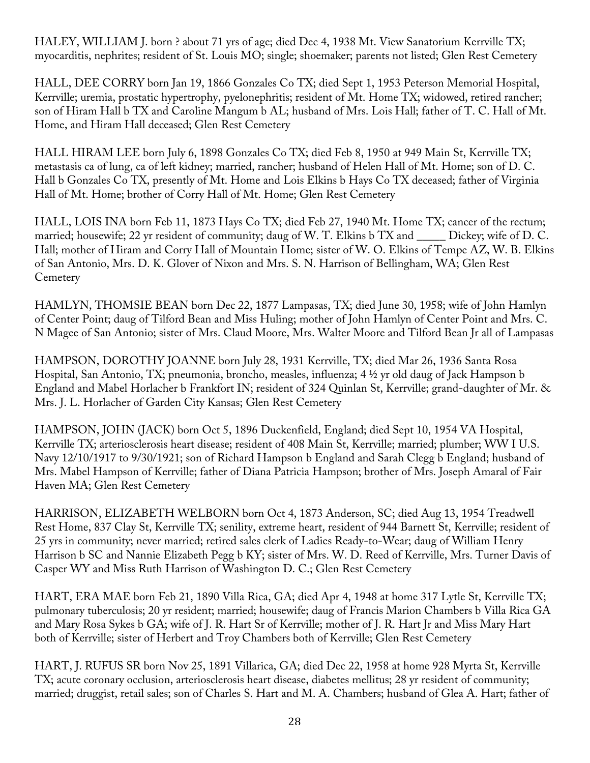HALEY, WILLIAM J. born ? about 71 yrs of age; died Dec 4, 1938 Mt. View Sanatorium Kerrville TX; myocarditis, nephrites; resident of St. Louis MO; single; shoemaker; parents not listed; Glen Rest Cemetery

HALL, DEE CORRY born Jan 19, 1866 Gonzales Co TX; died Sept 1, 1953 Peterson Memorial Hospital, Kerrville; uremia, prostatic hypertrophy, pyelonephritis; resident of Mt. Home TX; widowed, retired rancher; son of Hiram Hall b TX and Caroline Mangum b AL; husband of Mrs. Lois Hall; father of T. C. Hall of Mt. Home, and Hiram Hall deceased; Glen Rest Cemetery

HALL HIRAM LEE born July 6, 1898 Gonzales Co TX; died Feb 8, 1950 at 949 Main St, Kerrville TX; metastasis ca of lung, ca of left kidney; married, rancher; husband of Helen Hall of Mt. Home; son of D. C. Hall b Gonzales Co TX, presently of Mt. Home and Lois Elkins b Hays Co TX deceased; father of Virginia Hall of Mt. Home; brother of Corry Hall of Mt. Home; Glen Rest Cemetery

HALL, LOIS INA born Feb 11, 1873 Hays Co TX; died Feb 27, 1940 Mt. Home TX; cancer of the rectum; married; housewife; 22 yr resident of community; daug of W. T. Elkins b TX and _____ Dickey; wife of D. C. Hall; mother of Hiram and Corry Hall of Mountain Home; sister of W. O. Elkins of Tempe AZ, W. B. Elkins of San Antonio, Mrs. D. K. Glover of Nixon and Mrs. S. N. Harrison of Bellingham, WA; Glen Rest Cemetery

HAMLYN, THOMSIE BEAN born Dec 22, 1877 Lampasas, TX; died June 30, 1958; wife of John Hamlyn of Center Point; daug of Tilford Bean and Miss Huling; mother of John Hamlyn of Center Point and Mrs. C. N Magee of San Antonio; sister of Mrs. Claud Moore, Mrs. Walter Moore and Tilford Bean Jr all of Lampasas

HAMPSON, DOROTHY JOANNE born July 28, 1931 Kerrville, TX; died Mar 26, 1936 Santa Rosa Hospital, San Antonio, TX; pneumonia, broncho, measles, influenza; 4 ½ yr old daug of Jack Hampson b England and Mabel Horlacher b Frankfort IN; resident of 324 Quinlan St, Kerrville; grand-daughter of Mr. & Mrs. J. L. Horlacher of Garden City Kansas; Glen Rest Cemetery

HAMPSON, JOHN (JACK) born Oct 5, 1896 Duckenfield, England; died Sept 10, 1954 VA Hospital, Kerrville TX; arteriosclerosis heart disease; resident of 408 Main St, Kerrville; married; plumber; WW I U.S. Navy 12/10/1917 to 9/30/1921; son of Richard Hampson b England and Sarah Clegg b England; husband of Mrs. Mabel Hampson of Kerrville; father of Diana Patricia Hampson; brother of Mrs. Joseph Amaral of Fair Haven MA; Glen Rest Cemetery

HARRISON, ELIZABETH WELBORN born Oct 4, 1873 Anderson, SC; died Aug 13, 1954 Treadwell Rest Home, 837 Clay St, Kerrville TX; senility, extreme heart, resident of 944 Barnett St, Kerrville; resident of 25 yrs in community; never married; retired sales clerk of Ladies Ready-to-Wear; daug of William Henry Harrison b SC and Nannie Elizabeth Pegg b KY; sister of Mrs. W. D. Reed of Kerrville, Mrs. Turner Davis of Casper WY and Miss Ruth Harrison of Washington D. C.; Glen Rest Cemetery

HART, ERA MAE born Feb 21, 1890 Villa Rica, GA; died Apr 4, 1948 at home 317 Lytle St, Kerrville TX; pulmonary tuberculosis; 20 yr resident; married; housewife; daug of Francis Marion Chambers b Villa Rica GA and Mary Rosa Sykes b GA; wife of J. R. Hart Sr of Kerrville; mother of J. R. Hart Jr and Miss Mary Hart both of Kerrville; sister of Herbert and Troy Chambers both of Kerrville; Glen Rest Cemetery

HART, J. RUFUS SR born Nov 25, 1891 Villarica, GA; died Dec 22, 1958 at home 928 Myrta St, Kerrville TX; acute coronary occlusion, arteriosclerosis heart disease, diabetes mellitus; 28 yr resident of community; married; druggist, retail sales; son of Charles S. Hart and M. A. Chambers; husband of Glea A. Hart; father of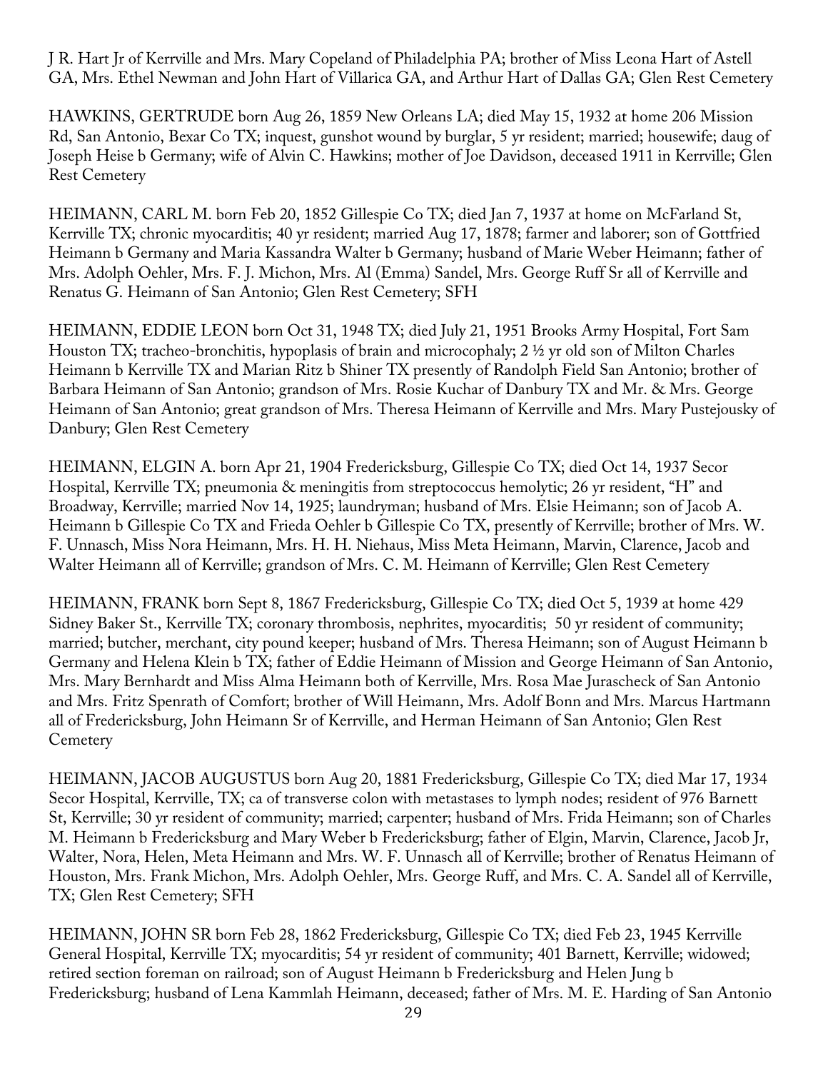J R. Hart Jr of Kerrville and Mrs. Mary Copeland of Philadelphia PA; brother of Miss Leona Hart of Astell GA, Mrs. Ethel Newman and John Hart of Villarica GA, and Arthur Hart of Dallas GA; Glen Rest Cemetery

HAWKINS, GERTRUDE born Aug 26, 1859 New Orleans LA; died May 15, 1932 at home 206 Mission Rd, San Antonio, Bexar Co TX; inquest, gunshot wound by burglar, 5 yr resident; married; housewife; daug of Joseph Heise b Germany; wife of Alvin C. Hawkins; mother of Joe Davidson, deceased 1911 in Kerrville; Glen Rest Cemetery

HEIMANN, CARL M. born Feb 20, 1852 Gillespie Co TX; died Jan 7, 1937 at home on McFarland St, Kerrville TX; chronic myocarditis; 40 yr resident; married Aug 17, 1878; farmer and laborer; son of Gottfried Heimann b Germany and Maria Kassandra Walter b Germany; husband of Marie Weber Heimann; father of Mrs. Adolph Oehler, Mrs. F. J. Michon, Mrs. Al (Emma) Sandel, Mrs. George Ruff Sr all of Kerrville and Renatus G. Heimann of San Antonio; Glen Rest Cemetery; SFH

HEIMANN, EDDIE LEON born Oct 31, 1948 TX; died July 21, 1951 Brooks Army Hospital, Fort Sam Houston TX; tracheo-bronchitis, hypoplasis of brain and microcophaly; 2 ½ yr old son of Milton Charles Heimann b Kerrville TX and Marian Ritz b Shiner TX presently of Randolph Field San Antonio; brother of Barbara Heimann of San Antonio; grandson of Mrs. Rosie Kuchar of Danbury TX and Mr. & Mrs. George Heimann of San Antonio; great grandson of Mrs. Theresa Heimann of Kerrville and Mrs. Mary Pustejousky of Danbury; Glen Rest Cemetery

HEIMANN, ELGIN A. born Apr 21, 1904 Fredericksburg, Gillespie Co TX; died Oct 14, 1937 Secor Hospital, Kerrville TX; pneumonia & meningitis from streptococcus hemolytic; 26 yr resident, "H" and Broadway, Kerrville; married Nov 14, 1925; laundryman; husband of Mrs. Elsie Heimann; son of Jacob A. Heimann b Gillespie Co TX and Frieda Oehler b Gillespie Co TX, presently of Kerrville; brother of Mrs. W. F. Unnasch, Miss Nora Heimann, Mrs. H. H. Niehaus, Miss Meta Heimann, Marvin, Clarence, Jacob and Walter Heimann all of Kerrville; grandson of Mrs. C. M. Heimann of Kerrville; Glen Rest Cemetery

HEIMANN, FRANK born Sept 8, 1867 Fredericksburg, Gillespie Co TX; died Oct 5, 1939 at home 429 Sidney Baker St., Kerrville TX; coronary thrombosis, nephrites, myocarditis; 50 yr resident of community; married; butcher, merchant, city pound keeper; husband of Mrs. Theresa Heimann; son of August Heimann b Germany and Helena Klein b TX; father of Eddie Heimann of Mission and George Heimann of San Antonio, Mrs. Mary Bernhardt and Miss Alma Heimann both of Kerrville, Mrs. Rosa Mae Jurascheck of San Antonio and Mrs. Fritz Spenrath of Comfort; brother of Will Heimann, Mrs. Adolf Bonn and Mrs. Marcus Hartmann all of Fredericksburg, John Heimann Sr of Kerrville, and Herman Heimann of San Antonio; Glen Rest Cemetery

HEIMANN, JACOB AUGUSTUS born Aug 20, 1881 Fredericksburg, Gillespie Co TX; died Mar 17, 1934 Secor Hospital, Kerrville, TX; ca of transverse colon with metastases to lymph nodes; resident of 976 Barnett St, Kerrville; 30 yr resident of community; married; carpenter; husband of Mrs. Frida Heimann; son of Charles M. Heimann b Fredericksburg and Mary Weber b Fredericksburg; father of Elgin, Marvin, Clarence, Jacob Jr, Walter, Nora, Helen, Meta Heimann and Mrs. W. F. Unnasch all of Kerrville; brother of Renatus Heimann of Houston, Mrs. Frank Michon, Mrs. Adolph Oehler, Mrs. George Ruff, and Mrs. C. A. Sandel all of Kerrville, TX; Glen Rest Cemetery; SFH

HEIMANN, JOHN SR born Feb 28, 1862 Fredericksburg, Gillespie Co TX; died Feb 23, 1945 Kerrville General Hospital, Kerrville TX; myocarditis; 54 yr resident of community; 401 Barnett, Kerrville; widowed; retired section foreman on railroad; son of August Heimann b Fredericksburg and Helen Jung b Fredericksburg; husband of Lena Kammlah Heimann, deceased; father of Mrs. M. E. Harding of San Antonio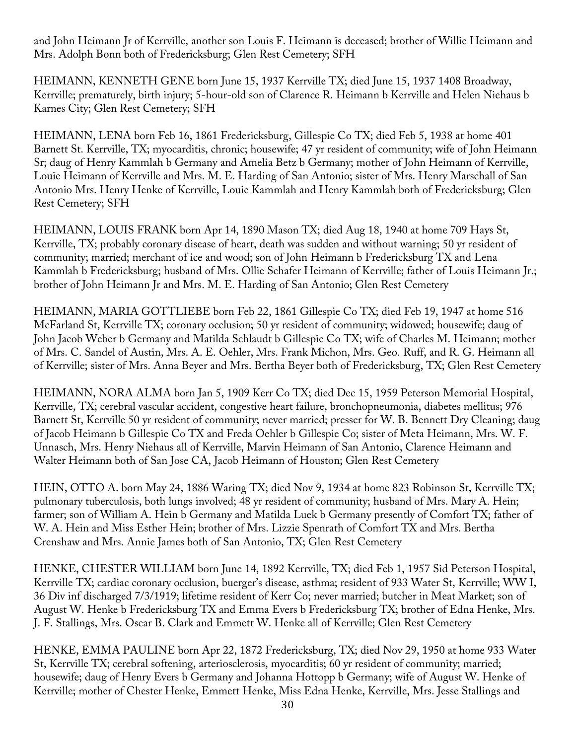and John Heimann Jr of Kerrville, another son Louis F. Heimann is deceased; brother of Willie Heimann and Mrs. Adolph Bonn both of Fredericksburg; Glen Rest Cemetery; SFH

HEIMANN, KENNETH GENE born June 15, 1937 Kerrville TX; died June 15, 1937 1408 Broadway, Kerrville; prematurely, birth injury; 5-hour-old son of Clarence R. Heimann b Kerrville and Helen Niehaus b Karnes City; Glen Rest Cemetery; SFH

HEIMANN, LENA born Feb 16, 1861 Fredericksburg, Gillespie Co TX; died Feb 5, 1938 at home 401 Barnett St. Kerrville, TX; myocarditis, chronic; housewife; 47 yr resident of community; wife of John Heimann Sr; daug of Henry Kammlah b Germany and Amelia Betz b Germany; mother of John Heimann of Kerrville, Louie Heimann of Kerrville and Mrs. M. E. Harding of San Antonio; sister of Mrs. Henry Marschall of San Antonio Mrs. Henry Henke of Kerrville, Louie Kammlah and Henry Kammlah both of Fredericksburg; Glen Rest Cemetery; SFH

HEIMANN, LOUIS FRANK born Apr 14, 1890 Mason TX; died Aug 18, 1940 at home 709 Hays St, Kerrville, TX; probably coronary disease of heart, death was sudden and without warning; 50 yr resident of community; married; merchant of ice and wood; son of John Heimann b Fredericksburg TX and Lena Kammlah b Fredericksburg; husband of Mrs. Ollie Schafer Heimann of Kerrville; father of Louis Heimann Jr.; brother of John Heimann Jr and Mrs. M. E. Harding of San Antonio; Glen Rest Cemetery

HEIMANN, MARIA GOTTLIEBE born Feb 22, 1861 Gillespie Co TX; died Feb 19, 1947 at home 516 McFarland St, Kerrville TX; coronary occlusion; 50 yr resident of community; widowed; housewife; daug of John Jacob Weber b Germany and Matilda Schlaudt b Gillespie Co TX; wife of Charles M. Heimann; mother of Mrs. C. Sandel of Austin, Mrs. A. E. Oehler, Mrs. Frank Michon, Mrs. Geo. Ruff, and R. G. Heimann all of Kerrville; sister of Mrs. Anna Beyer and Mrs. Bertha Beyer both of Fredericksburg, TX; Glen Rest Cemetery

HEIMANN, NORA ALMA born Jan 5, 1909 Kerr Co TX; died Dec 15, 1959 Peterson Memorial Hospital, Kerrville, TX; cerebral vascular accident, congestive heart failure, bronchopneumonia, diabetes mellitus; 976 Barnett St, Kerrville 50 yr resident of community; never married; presser for W. B. Bennett Dry Cleaning; daug of Jacob Heimann b Gillespie Co TX and Freda Oehler b Gillespie Co; sister of Meta Heimann, Mrs. W. F. Unnasch, Mrs. Henry Niehaus all of Kerrville, Marvin Heimann of San Antonio, Clarence Heimann and Walter Heimann both of San Jose CA, Jacob Heimann of Houston; Glen Rest Cemetery

HEIN, OTTO A. born May 24, 1886 Waring TX; died Nov 9, 1934 at home 823 Robinson St, Kerrville TX; pulmonary tuberculosis, both lungs involved; 48 yr resident of community; husband of Mrs. Mary A. Hein; farmer; son of William A. Hein b Germany and Matilda Luek b Germany presently of Comfort TX; father of W. A. Hein and Miss Esther Hein; brother of Mrs. Lizzie Spenrath of Comfort TX and Mrs. Bertha Crenshaw and Mrs. Annie James both of San Antonio, TX; Glen Rest Cemetery

HENKE, CHESTER WILLIAM born June 14, 1892 Kerrville, TX; died Feb 1, 1957 Sid Peterson Hospital, Kerrville TX; cardiac coronary occlusion, buerger's disease, asthma; resident of 933 Water St, Kerrville; WW I, 36 Div inf discharged 7/3/1919; lifetime resident of Kerr Co; never married; butcher in Meat Market; son of August W. Henke b Fredericksburg TX and Emma Evers b Fredericksburg TX; brother of Edna Henke, Mrs. J. F. Stallings, Mrs. Oscar B. Clark and Emmett W. Henke all of Kerrville; Glen Rest Cemetery

HENKE, EMMA PAULINE born Apr 22, 1872 Fredericksburg, TX; died Nov 29, 1950 at home 933 Water St, Kerrville TX; cerebral softening, arteriosclerosis, myocarditis; 60 yr resident of community; married; housewife; daug of Henry Evers b Germany and Johanna Hottopp b Germany; wife of August W. Henke of Kerrville; mother of Chester Henke, Emmett Henke, Miss Edna Henke, Kerrville, Mrs. Jesse Stallings and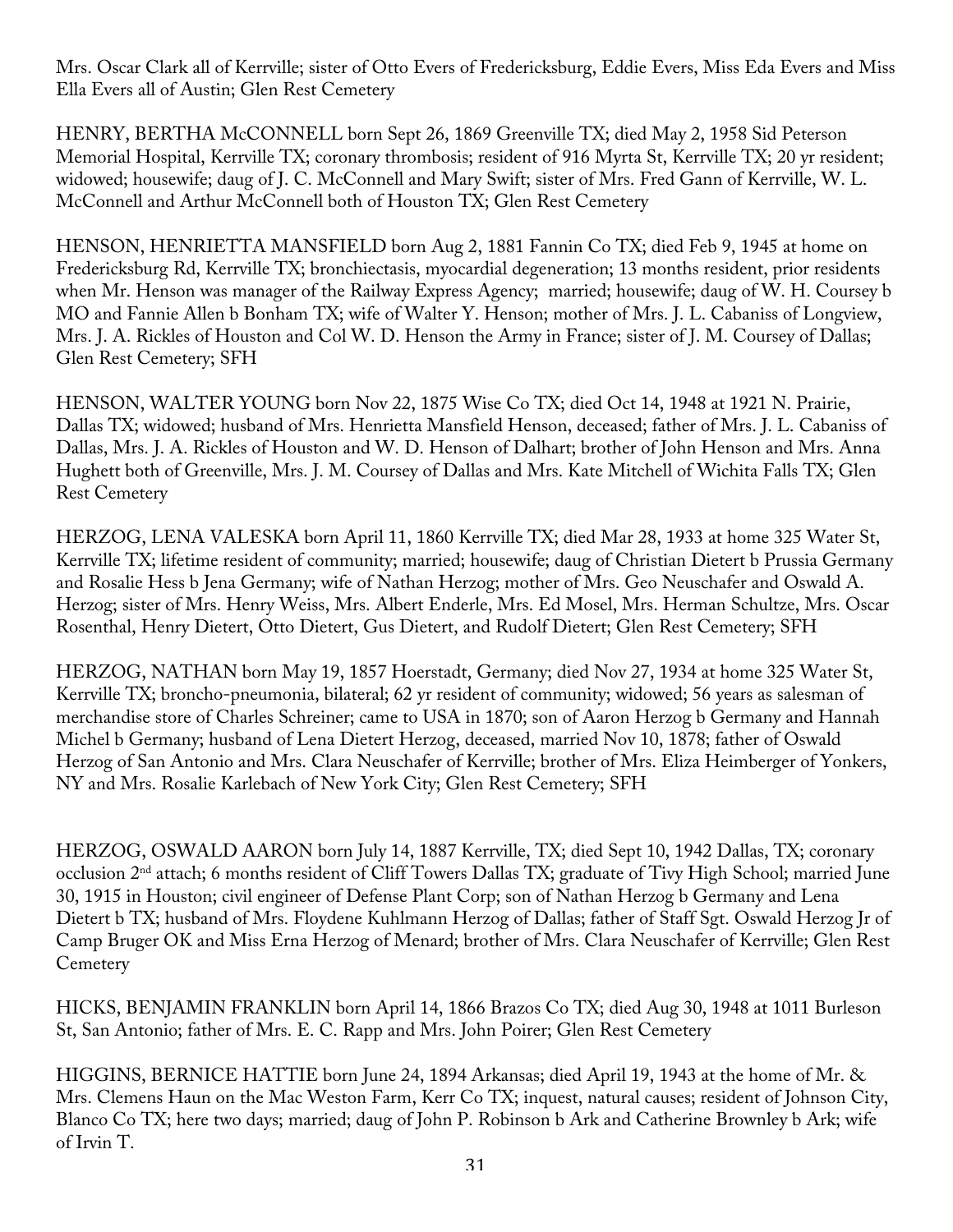Mrs. Oscar Clark all of Kerrville; sister of Otto Evers of Fredericksburg, Eddie Evers, Miss Eda Evers and Miss Ella Evers all of Austin; Glen Rest Cemetery

HENRY, BERTHA McCONNELL born Sept 26, 1869 Greenville TX; died May 2, 1958 Sid Peterson Memorial Hospital, Kerrville TX; coronary thrombosis; resident of 916 Myrta St, Kerrville TX; 20 yr resident; widowed; housewife; daug of J. C. McConnell and Mary Swift; sister of Mrs. Fred Gann of Kerrville, W. L. McConnell and Arthur McConnell both of Houston TX; Glen Rest Cemetery

HENSON, HENRIETTA MANSFIELD born Aug 2, 1881 Fannin Co TX; died Feb 9, 1945 at home on Fredericksburg Rd, Kerrville TX; bronchiectasis, myocardial degeneration; 13 months resident, prior residents when Mr. Henson was manager of the Railway Express Agency; married; housewife; daug of W. H. Coursey b MO and Fannie Allen b Bonham TX; wife of Walter Y. Henson; mother of Mrs. J. L. Cabaniss of Longview, Mrs. J. A. Rickles of Houston and Col W. D. Henson the Army in France; sister of J. M. Coursey of Dallas; Glen Rest Cemetery; SFH

HENSON, WALTER YOUNG born Nov 22, 1875 Wise Co TX; died Oct 14, 1948 at 1921 N. Prairie, Dallas TX; widowed; husband of Mrs. Henrietta Mansfield Henson, deceased; father of Mrs. J. L. Cabaniss of Dallas, Mrs. J. A. Rickles of Houston and W. D. Henson of Dalhart; brother of John Henson and Mrs. Anna Hughett both of Greenville, Mrs. J. M. Coursey of Dallas and Mrs. Kate Mitchell of Wichita Falls TX; Glen Rest Cemetery

HERZOG, LENA VALESKA born April 11, 1860 Kerrville TX; died Mar 28, 1933 at home 325 Water St, Kerrville TX; lifetime resident of community; married; housewife; daug of Christian Dietert b Prussia Germany and Rosalie Hess b Jena Germany; wife of Nathan Herzog; mother of Mrs. Geo Neuschafer and Oswald A. Herzog; sister of Mrs. Henry Weiss, Mrs. Albert Enderle, Mrs. Ed Mosel, Mrs. Herman Schultze, Mrs. Oscar Rosenthal, Henry Dietert, Otto Dietert, Gus Dietert, and Rudolf Dietert; Glen Rest Cemetery; SFH

HERZOG, NATHAN born May 19, 1857 Hoerstadt, Germany; died Nov 27, 1934 at home 325 Water St, Kerrville TX; broncho-pneumonia, bilateral; 62 yr resident of community; widowed; 56 years as salesman of merchandise store of Charles Schreiner; came to USA in 1870; son of Aaron Herzog b Germany and Hannah Michel b Germany; husband of Lena Dietert Herzog, deceased, married Nov 10, 1878; father of Oswald Herzog of San Antonio and Mrs. Clara Neuschafer of Kerrville; brother of Mrs. Eliza Heimberger of Yonkers, NY and Mrs. Rosalie Karlebach of New York City; Glen Rest Cemetery; SFH

HERZOG, OSWALD AARON born July 14, 1887 Kerrville, TX; died Sept 10, 1942 Dallas, TX; coronary occlusion 2nd attach; 6 months resident of Cliff Towers Dallas TX; graduate of Tivy High School; married June 30, 1915 in Houston; civil engineer of Defense Plant Corp; son of Nathan Herzog b Germany and Lena Dietert b TX; husband of Mrs. Floydene Kuhlmann Herzog of Dallas; father of Staff Sgt. Oswald Herzog Jr of Camp Bruger OK and Miss Erna Herzog of Menard; brother of Mrs. Clara Neuschafer of Kerrville; Glen Rest Cemetery

HICKS, BENJAMIN FRANKLIN born April 14, 1866 Brazos Co TX; died Aug 30, 1948 at 1011 Burleson St, San Antonio; father of Mrs. E. C. Rapp and Mrs. John Poirer; Glen Rest Cemetery

HIGGINS, BERNICE HATTIE born June 24, 1894 Arkansas; died April 19, 1943 at the home of Mr. & Mrs. Clemens Haun on the Mac Weston Farm, Kerr Co TX; inquest, natural causes; resident of Johnson City, Blanco Co TX; here two days; married; daug of John P. Robinson b Ark and Catherine Brownley b Ark; wife of Irvin T.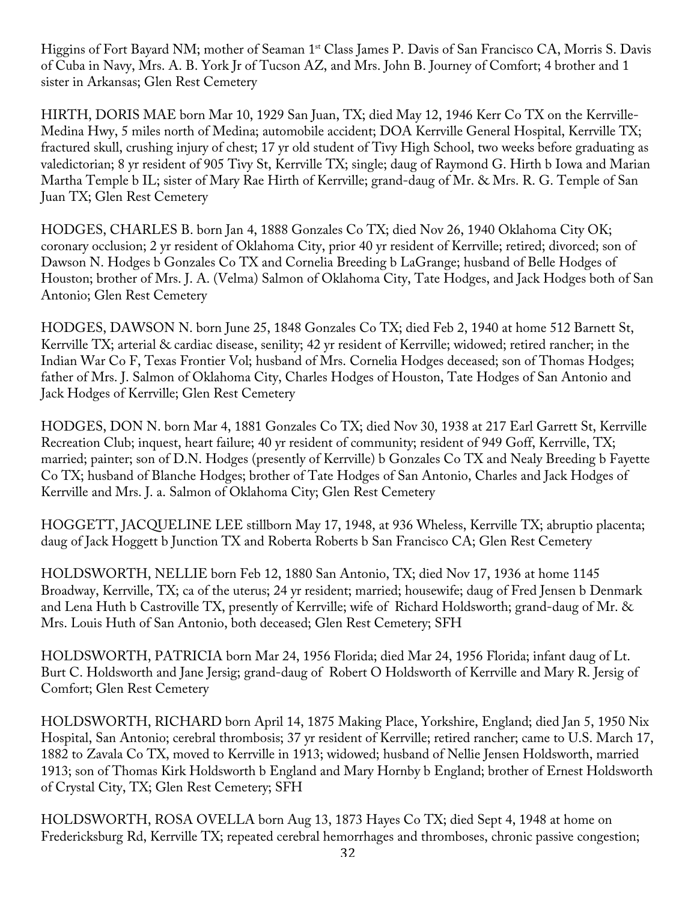Higgins of Fort Bayard NM; mother of Seaman 1st Class James P. Davis of San Francisco CA, Morris S. Davis of Cuba in Navy, Mrs. A. B. York Jr of Tucson AZ, and Mrs. John B. Journey of Comfort; 4 brother and 1 sister in Arkansas; Glen Rest Cemetery

HIRTH, DORIS MAE born Mar 10, 1929 San Juan, TX; died May 12, 1946 Kerr Co TX on the Kerrville-Medina Hwy, 5 miles north of Medina; automobile accident; DOA Kerrville General Hospital, Kerrville TX; fractured skull, crushing injury of chest; 17 yr old student of Tivy High School, two weeks before graduating as valedictorian; 8 yr resident of 905 Tivy St, Kerrville TX; single; daug of Raymond G. Hirth b Iowa and Marian Martha Temple b IL; sister of Mary Rae Hirth of Kerrville; grand-daug of Mr. & Mrs. R. G. Temple of San Juan TX; Glen Rest Cemetery

HODGES, CHARLES B. born Jan 4, 1888 Gonzales Co TX; died Nov 26, 1940 Oklahoma City OK; coronary occlusion; 2 yr resident of Oklahoma City, prior 40 yr resident of Kerrville; retired; divorced; son of Dawson N. Hodges b Gonzales Co TX and Cornelia Breeding b LaGrange; husband of Belle Hodges of Houston; brother of Mrs. J. A. (Velma) Salmon of Oklahoma City, Tate Hodges, and Jack Hodges both of San Antonio; Glen Rest Cemetery

HODGES, DAWSON N. born June 25, 1848 Gonzales Co TX; died Feb 2, 1940 at home 512 Barnett St, Kerrville TX; arterial & cardiac disease, senility; 42 yr resident of Kerrville; widowed; retired rancher; in the Indian War Co F, Texas Frontier Vol; husband of Mrs. Cornelia Hodges deceased; son of Thomas Hodges; father of Mrs. J. Salmon of Oklahoma City, Charles Hodges of Houston, Tate Hodges of San Antonio and Jack Hodges of Kerrville; Glen Rest Cemetery

HODGES, DON N. born Mar 4, 1881 Gonzales Co TX; died Nov 30, 1938 at 217 Earl Garrett St, Kerrville Recreation Club; inquest, heart failure; 40 yr resident of community; resident of 949 Goff, Kerrville, TX; married; painter; son of D.N. Hodges (presently of Kerrville) b Gonzales Co TX and Nealy Breeding b Fayette Co TX; husband of Blanche Hodges; brother of Tate Hodges of San Antonio, Charles and Jack Hodges of Kerrville and Mrs. J. a. Salmon of Oklahoma City; Glen Rest Cemetery

HOGGETT, JACQUELINE LEE stillborn May 17, 1948, at 936 Wheless, Kerrville TX; abruptio placenta; daug of Jack Hoggett b Junction TX and Roberta Roberts b San Francisco CA; Glen Rest Cemetery

HOLDSWORTH, NELLIE born Feb 12, 1880 San Antonio, TX; died Nov 17, 1936 at home 1145 Broadway, Kerrville, TX; ca of the uterus; 24 yr resident; married; housewife; daug of Fred Jensen b Denmark and Lena Huth b Castroville TX, presently of Kerrville; wife of Richard Holdsworth; grand-daug of Mr. & Mrs. Louis Huth of San Antonio, both deceased; Glen Rest Cemetery; SFH

HOLDSWORTH, PATRICIA born Mar 24, 1956 Florida; died Mar 24, 1956 Florida; infant daug of Lt. Burt C. Holdsworth and Jane Jersig; grand-daug of Robert O Holdsworth of Kerrville and Mary R. Jersig of Comfort; Glen Rest Cemetery

HOLDSWORTH, RICHARD born April 14, 1875 Making Place, Yorkshire, England; died Jan 5, 1950 Nix Hospital, San Antonio; cerebral thrombosis; 37 yr resident of Kerrville; retired rancher; came to U.S. March 17, 1882 to Zavala Co TX, moved to Kerrville in 1913; widowed; husband of Nellie Jensen Holdsworth, married 1913; son of Thomas Kirk Holdsworth b England and Mary Hornby b England; brother of Ernest Holdsworth of Crystal City, TX; Glen Rest Cemetery; SFH

HOLDSWORTH, ROSA OVELLA born Aug 13, 1873 Hayes Co TX; died Sept 4, 1948 at home on Fredericksburg Rd, Kerrville TX; repeated cerebral hemorrhages and thromboses, chronic passive congestion;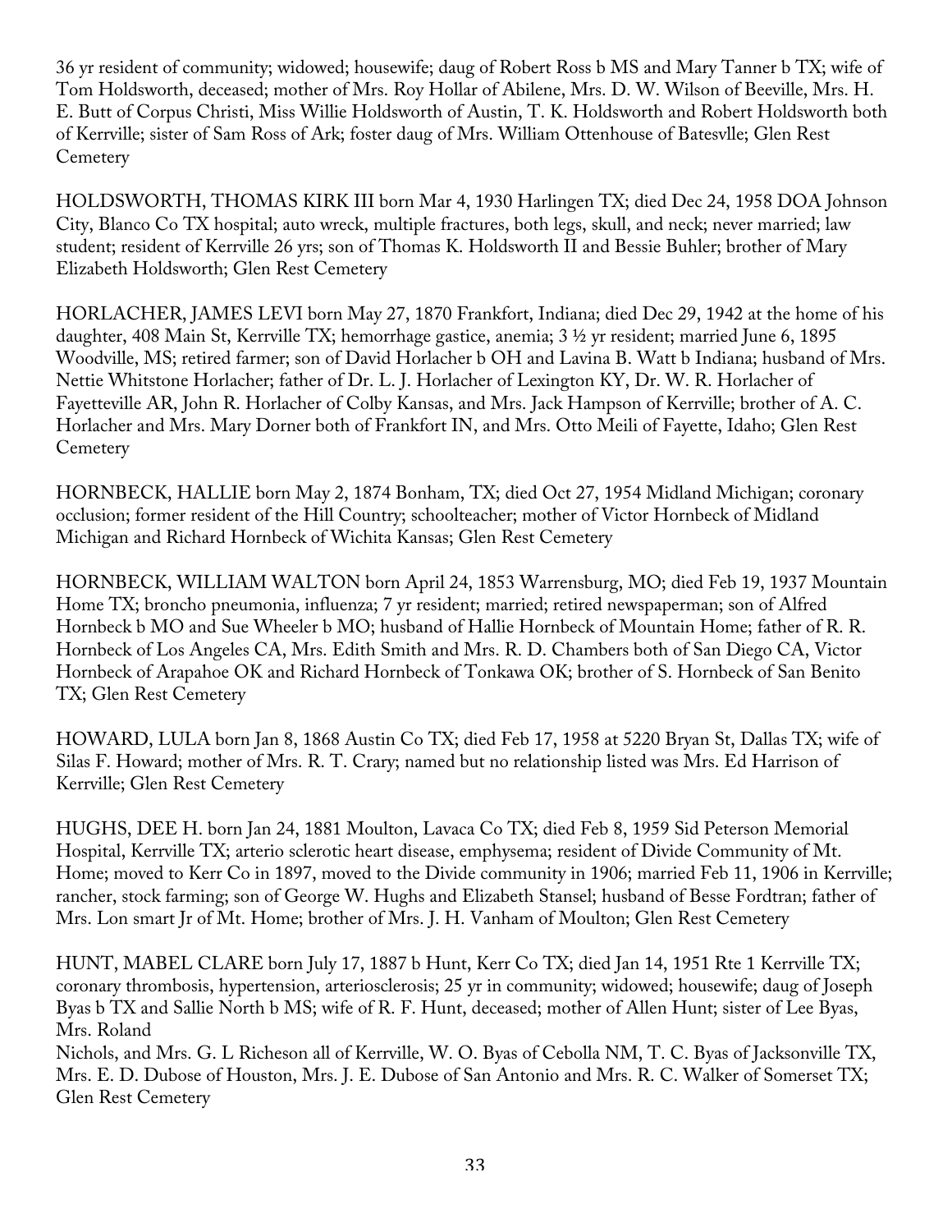36 yr resident of community; widowed; housewife; daug of Robert Ross b MS and Mary Tanner b TX; wife of Tom Holdsworth, deceased; mother of Mrs. Roy Hollar of Abilene, Mrs. D. W. Wilson of Beeville, Mrs. H. E. Butt of Corpus Christi, Miss Willie Holdsworth of Austin, T. K. Holdsworth and Robert Holdsworth both of Kerrville; sister of Sam Ross of Ark; foster daug of Mrs. William Ottenhouse of Batesvlle; Glen Rest Cemetery

HOLDSWORTH, THOMAS KIRK III born Mar 4, 1930 Harlingen TX; died Dec 24, 1958 DOA Johnson City, Blanco Co TX hospital; auto wreck, multiple fractures, both legs, skull, and neck; never married; law student; resident of Kerrville 26 yrs; son of Thomas K. Holdsworth II and Bessie Buhler; brother of Mary Elizabeth Holdsworth; Glen Rest Cemetery

HORLACHER, JAMES LEVI born May 27, 1870 Frankfort, Indiana; died Dec 29, 1942 at the home of his daughter, 408 Main St, Kerrville TX; hemorrhage gastice, anemia; 3 ½ yr resident; married June 6, 1895 Woodville, MS; retired farmer; son of David Horlacher b OH and Lavina B. Watt b Indiana; husband of Mrs. Nettie Whitstone Horlacher; father of Dr. L. J. Horlacher of Lexington KY, Dr. W. R. Horlacher of Fayetteville AR, John R. Horlacher of Colby Kansas, and Mrs. Jack Hampson of Kerrville; brother of A. C. Horlacher and Mrs. Mary Dorner both of Frankfort IN, and Mrs. Otto Meili of Fayette, Idaho; Glen Rest Cemetery

HORNBECK, HALLIE born May 2, 1874 Bonham, TX; died Oct 27, 1954 Midland Michigan; coronary occlusion; former resident of the Hill Country; schoolteacher; mother of Victor Hornbeck of Midland Michigan and Richard Hornbeck of Wichita Kansas; Glen Rest Cemetery

HORNBECK, WILLIAM WALTON born April 24, 1853 Warrensburg, MO; died Feb 19, 1937 Mountain Home TX; broncho pneumonia, influenza; 7 yr resident; married; retired newspaperman; son of Alfred Hornbeck b MO and Sue Wheeler b MO; husband of Hallie Hornbeck of Mountain Home; father of R. R. Hornbeck of Los Angeles CA, Mrs. Edith Smith and Mrs. R. D. Chambers both of San Diego CA, Victor Hornbeck of Arapahoe OK and Richard Hornbeck of Tonkawa OK; brother of S. Hornbeck of San Benito TX; Glen Rest Cemetery

HOWARD, LULA born Jan 8, 1868 Austin Co TX; died Feb 17, 1958 at 5220 Bryan St, Dallas TX; wife of Silas F. Howard; mother of Mrs. R. T. Crary; named but no relationship listed was Mrs. Ed Harrison of Kerrville; Glen Rest Cemetery

HUGHS, DEE H. born Jan 24, 1881 Moulton, Lavaca Co TX; died Feb 8, 1959 Sid Peterson Memorial Hospital, Kerrville TX; arterio sclerotic heart disease, emphysema; resident of Divide Community of Mt. Home; moved to Kerr Co in 1897, moved to the Divide community in 1906; married Feb 11, 1906 in Kerrville; rancher, stock farming; son of George W. Hughs and Elizabeth Stansel; husband of Besse Fordtran; father of Mrs. Lon smart Jr of Mt. Home; brother of Mrs. J. H. Vanham of Moulton; Glen Rest Cemetery

HUNT, MABEL CLARE born July 17, 1887 b Hunt, Kerr Co TX; died Jan 14, 1951 Rte 1 Kerrville TX; coronary thrombosis, hypertension, arteriosclerosis; 25 yr in community; widowed; housewife; daug of Joseph Byas b TX and Sallie North b MS; wife of R. F. Hunt, deceased; mother of Allen Hunt; sister of Lee Byas, Mrs. Roland Nichols, and Mrs. G. L Richeson all of Kerrville, W. O. Byas of Cebolla NM, T. C. Byas of Jacksonville TX, Mrs. E. D. Dubose of Houston, Mrs. J. E. Dubose of San Antonio and Mrs. R. C. Walker of Somerset TX; Glen Rest Cemetery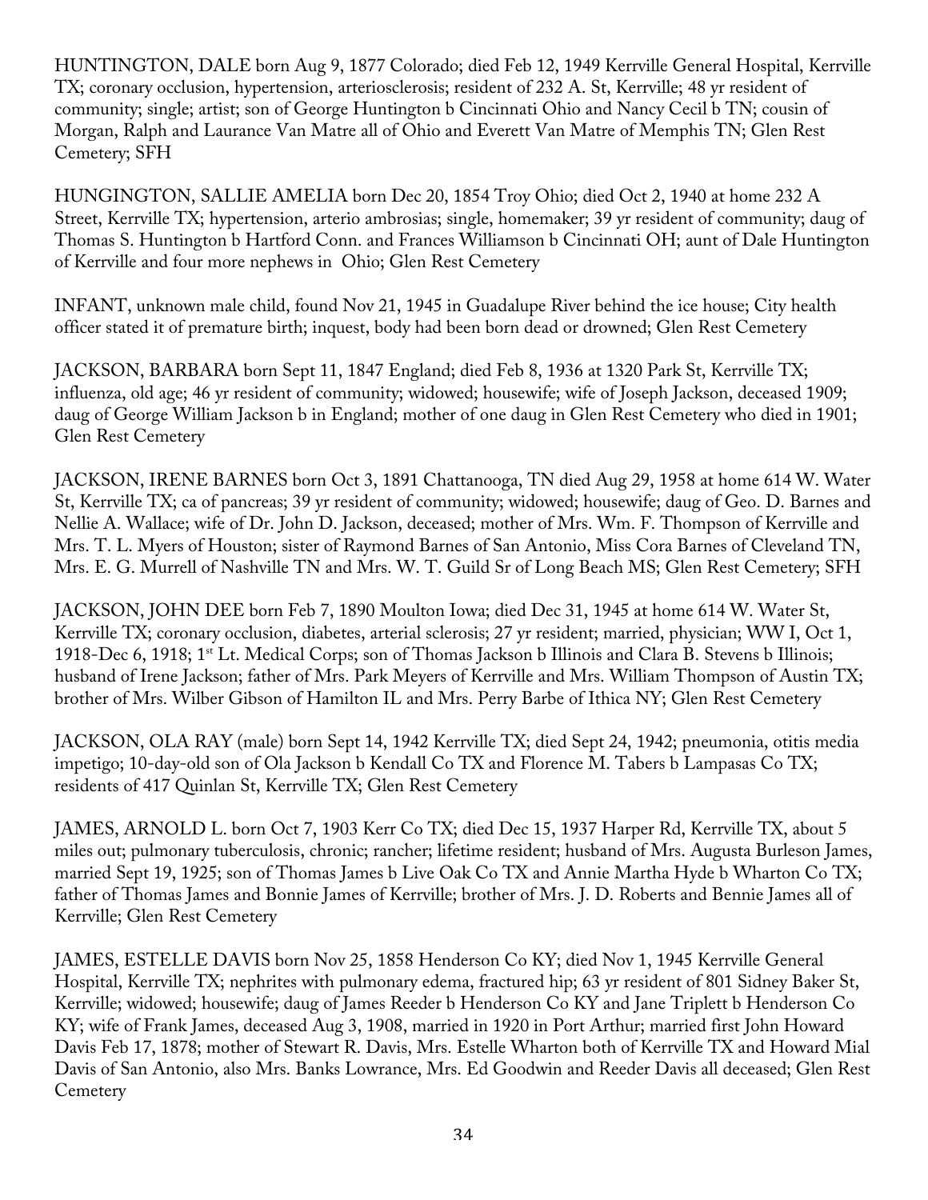HUNTINGTON, DALE born Aug 9, 1877 Colorado; died Feb 12, 1949 Kerrville General Hospital, Kerrville TX; coronary occlusion, hypertension, arteriosclerosis; resident of 232 A. St, Kerrville; 48 yr resident of community; single; artist; son of George Huntington b Cincinnati Ohio and Nancy Cecil b TN; cousin of Morgan, Ralph and Laurance Van Matre all of Ohio and Everett Van Matre of Memphis TN; Glen Rest Cemetery; SFH

HUNGINGTON, SALLIE AMELIA born Dec 20, 1854 Troy Ohio; died Oct 2, 1940 at home 232 A Street, Kerrville TX; hypertension, arterio ambrosias; single, homemaker; 39 yr resident of community; daug of Thomas S. Huntington b Hartford Conn. and Frances Williamson b Cincinnati OH; aunt of Dale Huntington of Kerrville and four more nephews in Ohio; Glen Rest Cemetery

INFANT, unknown male child, found Nov 21, 1945 in Guadalupe River behind the ice house; City health officer stated it of premature birth; inquest, body had been born dead or drowned; Glen Rest Cemetery

JACKSON, BARBARA born Sept 11, 1847 England; died Feb 8, 1936 at 1320 Park St, Kerrville TX; influenza, old age; 46 yr resident of community; widowed; housewife; wife of Joseph Jackson, deceased 1909; daug of George William Jackson b in England; mother of one daug in Glen Rest Cemetery who died in 1901; Glen Rest Cemetery

JACKSON, IRENE BARNES born Oct 3, 1891 Chattanooga, TN died Aug 29, 1958 at home 614 W. Water St, Kerrville TX; ca of pancreas; 39 yr resident of community; widowed; housewife; daug of Geo. D. Barnes and Nellie A. Wallace; wife of Dr. John D. Jackson, deceased; mother of Mrs. Wm. F. Thompson of Kerrville and Mrs. T. L. Myers of Houston; sister of Raymond Barnes of San Antonio, Miss Cora Barnes of Cleveland TN, Mrs. E. G. Murrell of Nashville TN and Mrs. W. T. Guild Sr of Long Beach MS; Glen Rest Cemetery; SFH

JACKSON, JOHN DEE born Feb 7, 1890 Moulton Iowa; died Dec 31, 1945 at home 614 W. Water St, Kerrville TX; coronary occlusion, diabetes, arterial sclerosis; 27 yr resident; married, physician; WW I, Oct 1, 1918-Dec 6, 1918; 1st Lt. Medical Corps; son of Thomas Jackson b Illinois and Clara B. Stevens b Illinois; husband of Irene Jackson; father of Mrs. Park Meyers of Kerrville and Mrs. William Thompson of Austin TX; brother of Mrs. Wilber Gibson of Hamilton IL and Mrs. Perry Barbe of Ithica NY; Glen Rest Cemetery

JACKSON, OLA RAY (male) born Sept 14, 1942 Kerrville TX; died Sept 24, 1942; pneumonia, otitis media impetigo; 10-day-old son of Ola Jackson b Kendall Co TX and Florence M. Tabers b Lampasas Co TX; residents of 417 Quinlan St, Kerrville TX; Glen Rest Cemetery

JAMES, ARNOLD L. born Oct 7, 1903 Kerr Co TX; died Dec 15, 1937 Harper Rd, Kerrville TX, about 5 miles out; pulmonary tuberculosis, chronic; rancher; lifetime resident; husband of Mrs. Augusta Burleson James, married Sept 19, 1925; son of Thomas James b Live Oak Co TX and Annie Martha Hyde b Wharton Co TX; father of Thomas James and Bonnie James of Kerrville; brother of Mrs. J. D. Roberts and Bennie James all of Kerrville; Glen Rest Cemetery

JAMES, ESTELLE DAVIS born Nov 25, 1858 Henderson Co KY; died Nov 1, 1945 Kerrville General Hospital, Kerrville TX; nephrites with pulmonary edema, fractured hip; 63 yr resident of 801 Sidney Baker St, Kerrville; widowed; housewife; daug of James Reeder b Henderson Co KY and Jane Triplett b Henderson Co KY; wife of Frank James, deceased Aug 3, 1908, married in 1920 in Port Arthur; married first John Howard Davis Feb 17, 1878; mother of Stewart R. Davis, Mrs. Estelle Wharton both of Kerrville TX and Howard Mial Davis of San Antonio, also Mrs. Banks Lowrance, Mrs. Ed Goodwin and Reeder Davis all deceased; Glen Rest Cemetery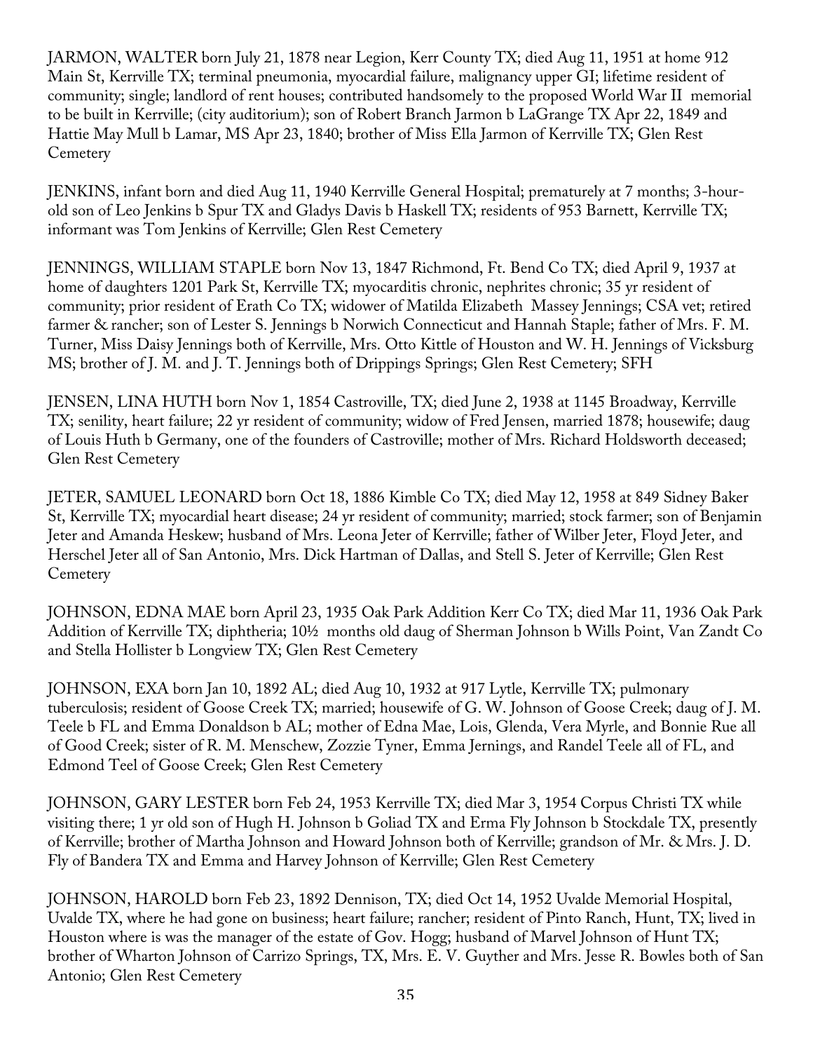JARMON, WALTER born July 21, 1878 near Legion, Kerr County TX; died Aug 11, 1951 at home 912 Main St, Kerrville TX; terminal pneumonia, myocardial failure, malignancy upper GI; lifetime resident of community; single; landlord of rent houses; contributed handsomely to the proposed World War II memorial to be built in Kerrville; (city auditorium); son of Robert Branch Jarmon b LaGrange TX Apr 22, 1849 and Hattie May Mull b Lamar, MS Apr 23, 1840; brother of Miss Ella Jarmon of Kerrville TX; Glen Rest Cemetery

JENKINS, infant born and died Aug 11, 1940 Kerrville General Hospital; prematurely at 7 months; 3-hour-old son of Leo Jenkins b Spur TX and Gladys Davis b Haskell TX; residents of 953 Barnett, Kerrville TX; informant was Tom Jenkins of Kerrville; Glen Rest Cemetery

JENNINGS, WILLIAM STAPLE born Nov 13, 1847 Richmond, Ft. Bend Co TX; died April 9, 1937 at home of daughters 1201 Park St, Kerrville TX; myocarditis chronic, nephrites chronic; 35 yr resident of community; prior resident of Erath Co TX; widower of Matilda Elizabeth Massey Jennings; CSA vet; retired farmer & rancher; son of Lester S. Jennings b Norwich Connecticut and Hannah Staple; father of Mrs. F. M. Turner, Miss Daisy Jennings both of Kerrville, Mrs. Otto Kittle of Houston and W. H. Jennings of Vicksburg MS; brother of J. M. and J. T. Jennings both of Drippings Springs; Glen Rest Cemetery; SFH

JENSEN, LINA HUTH born Nov 1, 1854 Castroville, TX; died June 2, 1938 at 1145 Broadway, Kerrville TX; senility, heart failure; 22 yr resident of community; widow of Fred Jensen, married 1878; housewife; daug of Louis Huth b Germany, one of the founders of Castroville; mother of Mrs. Richard Holdsworth deceased; Glen Rest Cemetery

JETER, SAMUEL LEONARD born Oct 18, 1886 Kimble Co TX; died May 12, 1958 at 849 Sidney Baker St, Kerrville TX; myocardial heart disease; 24 yr resident of community; married; stock farmer; son of Benjamin Jeter and Amanda Heskew; husband of Mrs. Leona Jeter of Kerrville; father of Wilber Jeter, Floyd Jeter, and Herschel Jeter all of San Antonio, Mrs. Dick Hartman of Dallas, and Stell S. Jeter of Kerrville; Glen Rest Cemetery

JOHNSON, EDNA MAE born April 23, 1935 Oak Park Addition Kerr Co TX; died Mar 11, 1936 Oak Park Addition of Kerrville TX; diphtheria; 10½ months old daug of Sherman Johnson b Wills Point, Van Zandt Co and Stella Hollister b Longview TX; Glen Rest Cemetery

JOHNSON, EXA born Jan 10, 1892 AL; died Aug 10, 1932 at 917 Lytle, Kerrville TX; pulmonary tuberculosis; resident of Goose Creek TX; married; housewife of G. W. Johnson of Goose Creek; daug of J. M. Teele b FL and Emma Donaldson b AL; mother of Edna Mae, Lois, Glenda, Vera Myrle, and Bonnie Rue all of Good Creek; sister of R. M. Menschew, Zozzie Tyner, Emma Jernings, and Randel Teele all of FL, and Edmond Teel of Goose Creek; Glen Rest Cemetery

JOHNSON, GARY LESTER born Feb 24, 1953 Kerrville TX; died Mar 3, 1954 Corpus Christi TX while visiting there; 1 yr old son of Hugh H. Johnson b Goliad TX and Erma Fly Johnson b Stockdale TX, presently of Kerrville; brother of Martha Johnson and Howard Johnson both of Kerrville; grandson of Mr. & Mrs. J. D. Fly of Bandera TX and Emma and Harvey Johnson of Kerrville; Glen Rest Cemetery

JOHNSON, HAROLD born Feb 23, 1892 Dennison, TX; died Oct 14, 1952 Uvalde Memorial Hospital, Uvalde TX, where he had gone on business; heart failure; rancher; resident of Pinto Ranch, Hunt, TX; lived in Houston where is was the manager of the estate of Gov. Hogg; husband of Marvel Johnson of Hunt TX; brother of Wharton Johnson of Carrizo Springs, TX, Mrs. E. V. Guyther and Mrs. Jesse R. Bowles both of San Antonio; Glen Rest Cemetery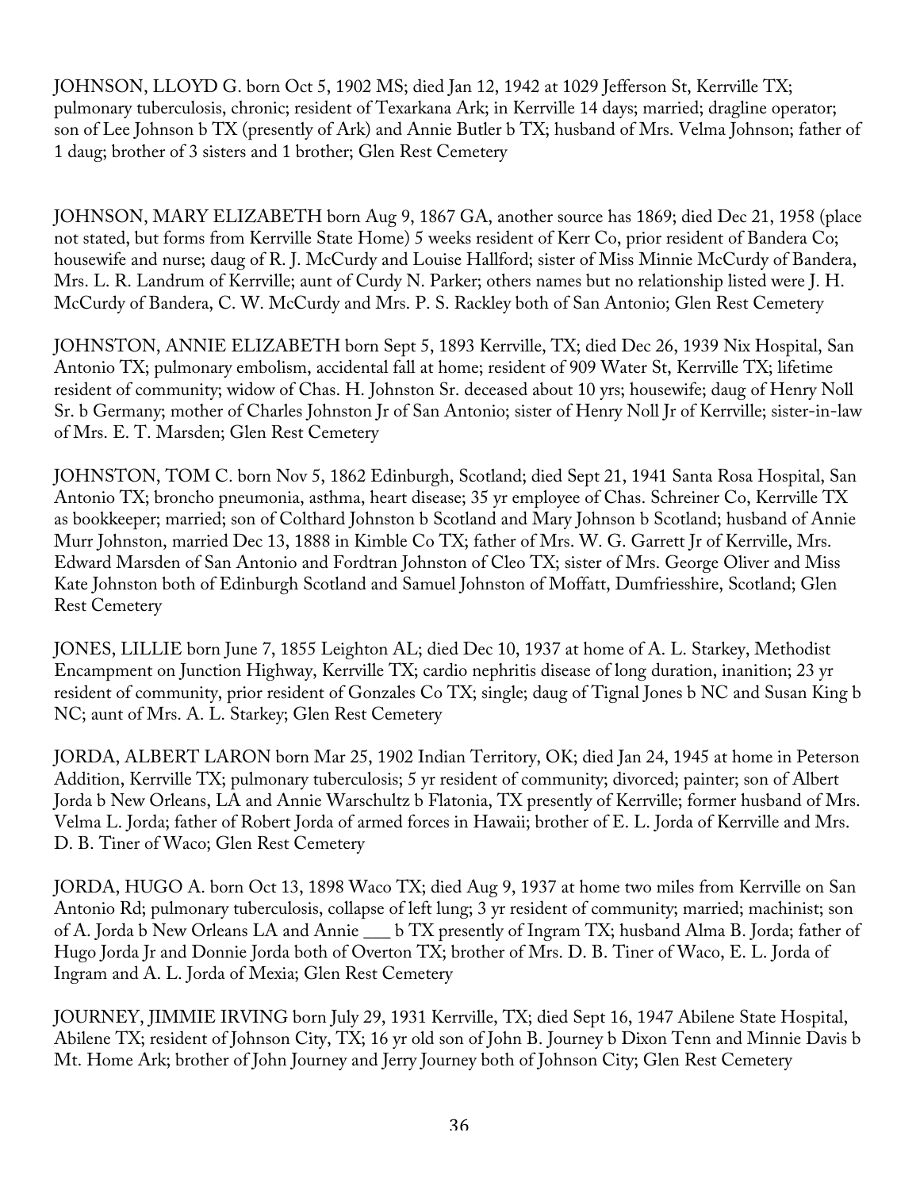JOHNSON, LLOYD G. born Oct 5, 1902 MS; died Jan 12, 1942 at 1029 Jefferson St, Kerrville TX; pulmonary tuberculosis, chronic; resident of Texarkana Ark; in Kerrville 14 days; married; dragline operator; son of Lee Johnson b TX (presently of Ark) and Annie Butler b TX; husband of Mrs. Velma Johnson; father of 1 daug; brother of 3 sisters and 1 brother; Glen Rest Cemetery

JOHNSON, MARY ELIZABETH born Aug 9, 1867 GA, another source has 1869; died Dec 21, 1958 (place not stated, but forms from Kerrville State Home) 5 weeks resident of Kerr Co, prior resident of Bandera Co; housewife and nurse; daug of R. J. McCurdy and Louise Hallford; sister of Miss Minnie McCurdy of Bandera, Mrs. L. R. Landrum of Kerrville; aunt of Curdy N. Parker; others names but no relationship listed were J. H. McCurdy of Bandera, C. W. McCurdy and Mrs. P. S. Rackley both of San Antonio; Glen Rest Cemetery

JOHNSTON, ANNIE ELIZABETH born Sept 5, 1893 Kerrville, TX; died Dec 26, 1939 Nix Hospital, San Antonio TX; pulmonary embolism, accidental fall at home; resident of 909 Water St, Kerrville TX; lifetime resident of community; widow of Chas. H. Johnston Sr. deceased about 10 yrs; housewife; daug of Henry Noll Sr. b Germany; mother of Charles Johnston Jr of San Antonio; sister of Henry Noll Jr of Kerrville; sister-in-law of Mrs. E. T. Marsden; Glen Rest Cemetery

JOHNSTON, TOM C. born Nov 5, 1862 Edinburgh, Scotland; died Sept 21, 1941 Santa Rosa Hospital, San Antonio TX; broncho pneumonia, asthma, heart disease; 35 yr employee of Chas. Schreiner Co, Kerrville TX as bookkeeper; married; son of Colthard Johnston b Scotland and Mary Johnson b Scotland; husband of Annie Murr Johnston, married Dec 13, 1888 in Kimble Co TX; father of Mrs. W. G. Garrett Jr of Kerrville, Mrs. Edward Marsden of San Antonio and Fordtran Johnston of Cleo TX; sister of Mrs. George Oliver and Miss Kate Johnston both of Edinburgh Scotland and Samuel Johnston of Moffatt, Dumfriesshire, Scotland; Glen Rest Cemetery

JONES, LILLIE born June 7, 1855 Leighton AL; died Dec 10, 1937 at home of A. L. Starkey, Methodist Encampment on Junction Highway, Kerrville TX; cardio nephritis disease of long duration, inanition; 23 yr resident of community, prior resident of Gonzales Co TX; single; daug of Tignal Jones b NC and Susan King b NC; aunt of Mrs. A. L. Starkey; Glen Rest Cemetery

JORDA, ALBERT LARON born Mar 25, 1902 Indian Territory, OK; died Jan 24, 1945 at home in Peterson Addition, Kerrville TX; pulmonary tuberculosis; 5 yr resident of community; divorced; painter; son of Albert Jorda b New Orleans, LA and Annie Warschultz b Flatonia, TX presently of Kerrville; former husband of Mrs. Velma L. Jorda; father of Robert Jorda of armed forces in Hawaii; brother of E. L. Jorda of Kerrville and Mrs. D. B. Tiner of Waco; Glen Rest Cemetery

JORDA, HUGO A. born Oct 13, 1898 Waco TX; died Aug 9, 1937 at home two miles from Kerrville on San Antonio Rd; pulmonary tuberculosis, collapse of left lung; 3 yr resident of community; married; machinist; son of A. Jorda b New Orleans LA and Annie ___ b TX presently of Ingram TX; husband Alma B. Jorda; father of Hugo Jorda Jr and Donnie Jorda both of Overton TX; brother of Mrs. D. B. Tiner of Waco, E. L. Jorda of Ingram and A. L. Jorda of Mexia; Glen Rest Cemetery

JOURNEY, JIMMIE IRVING born July 29, 1931 Kerrville, TX; died Sept 16, 1947 Abilene State Hospital, Abilene TX; resident of Johnson City, TX; 16 yr old son of John B. Journey b Dixon Tenn and Minnie Davis b Mt. Home Ark; brother of John Journey and Jerry Journey both of Johnson City; Glen Rest Cemetery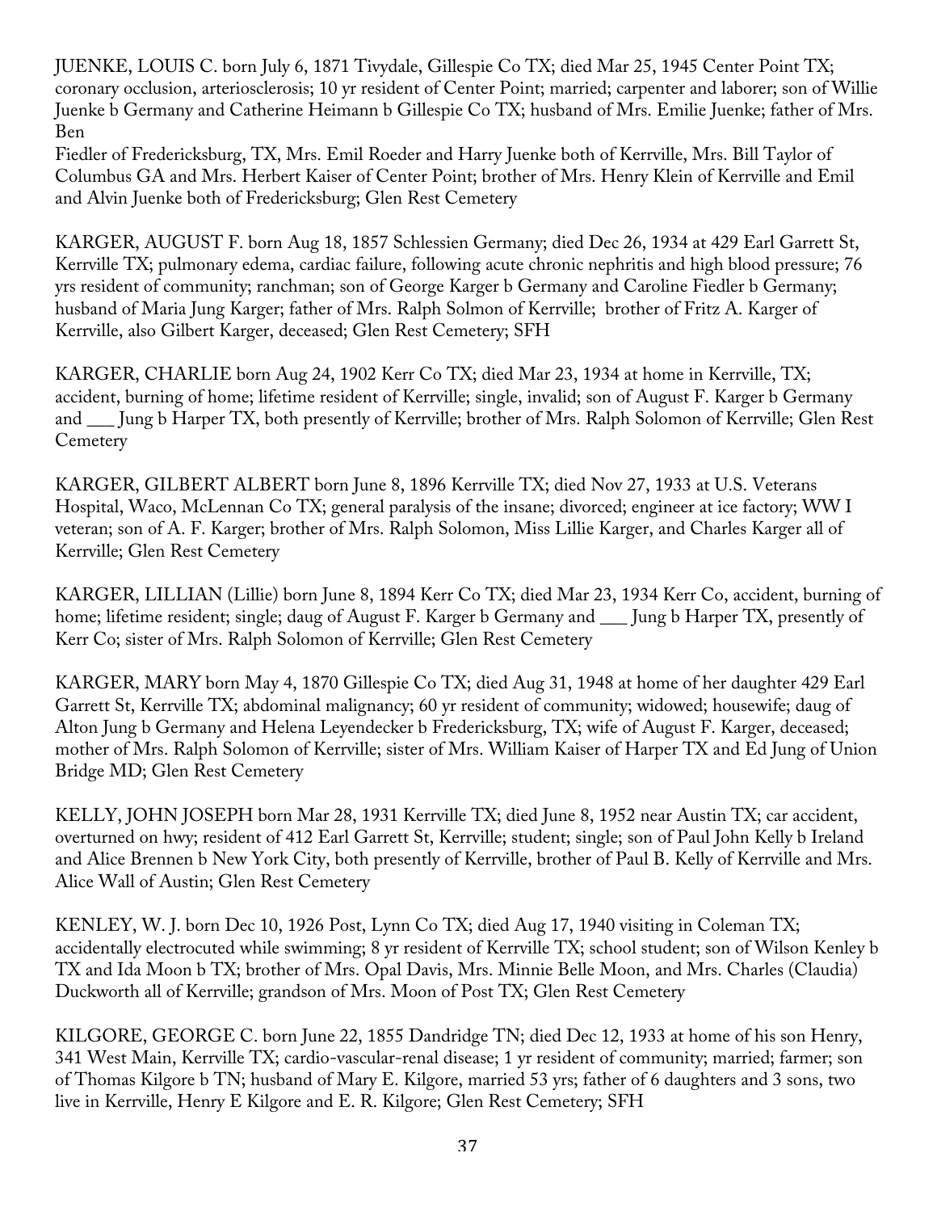JUENKE, LOUIS C. born July 6, 1871 Tivydale, Gillespie Co TX; died Mar 25, 1945 Center Point TX; coronary occlusion, arteriosclerosis; 10 yr resident of Center Point; married; carpenter and laborer; son of Willie Juenke b Germany and Catherine Heimann b Gillespie Co TX; husband of Mrs. Emilie Juenke; father of Mrs. Ben Fiedler of Fredericksburg, TX, Mrs. Emil Roeder and Harry Juenke both of Kerrville, Mrs. Bill Taylor of Columbus GA and Mrs. Herbert Kaiser of Center Point; brother of Mrs. Henry Klein of Kerrville and Emil and Alvin Juenke both of Fredericksburg; Glen Rest Cemetery

KARGER, AUGUST F. born Aug 18, 1857 Schlessien Germany; died Dec 26, 1934 at 429 Earl Garrett St, Kerrville TX; pulmonary edema, cardiac failure, following acute chronic nephritis and high blood pressure; 76 yrs resident of community; ranchman; son of George Karger b Germany and Caroline Fiedler b Germany; husband of Maria Jung Karger; father of Mrs. Ralph Solmon of Kerrville; brother of Fritz A. Karger of Kerrville, also Gilbert Karger, deceased; Glen Rest Cemetery; SFH

KARGER, CHARLIE born Aug 24, 1902 Kerr Co TX; died Mar 23, 1934 at home in Kerrville, TX; accident, burning of home; lifetime resident of Kerrville; single, invalid; son of August F. Karger b Germany and ___ Jung b Harper TX, both presently of Kerrville; brother of Mrs. Ralph Solomon of Kerrville; Glen Rest Cemetery

KARGER, GILBERT ALBERT born June 8, 1896 Kerrville TX; died Nov 27, 1933 at U.S. Veterans Hospital, Waco, McLennan Co TX; general paralysis of the insane; divorced; engineer at ice factory; WW I veteran; son of A. F. Karger; brother of Mrs. Ralph Solomon, Miss Lillie Karger, and Charles Karger all of Kerrville; Glen Rest Cemetery

KARGER, LILLIAN (Lillie) born June 8, 1894 Kerr Co TX; died Mar 23, 1934 Kerr Co, accident, burning of home; lifetime resident; single; daug of August F. Karger b Germany and ___ Jung b Harper TX, presently of Kerr Co; sister of Mrs. Ralph Solomon of Kerrville; Glen Rest Cemetery

KARGER, MARY born May 4, 1870 Gillespie Co TX; died Aug 31, 1948 at home of her daughter 429 Earl Garrett St, Kerrville TX; abdominal malignancy; 60 yr resident of community; widowed; housewife; daug of Alton Jung b Germany and Helena Leyendecker b Fredericksburg, TX; wife of August F. Karger, deceased; mother of Mrs. Ralph Solomon of Kerrville; sister of Mrs. William Kaiser of Harper TX and Ed Jung of Union Bridge MD; Glen Rest Cemetery

KELLY, JOHN JOSEPH born Mar 28, 1931 Kerrville TX; died June 8, 1952 near Austin TX; car accident, overturned on hwy; resident of 412 Earl Garrett St, Kerrville; student; single; son of Paul John Kelly b Ireland and Alice Brennen b New York City, both presently of Kerrville, brother of Paul B. Kelly of Kerrville and Mrs. Alice Wall of Austin; Glen Rest Cemetery

KENLEY, W. J. born Dec 10, 1926 Post, Lynn Co TX; died Aug 17, 1940 visiting in Coleman TX; accidentally electrocuted while swimming; 8 yr resident of Kerrville TX; school student; son of Wilson Kenley b TX and Ida Moon b TX; brother of Mrs. Opal Davis, Mrs. Minnie Belle Moon, and Mrs. Charles (Claudia) Duckworth all of Kerrville; grandson of Mrs. Moon of Post TX; Glen Rest Cemetery

KILGORE, GEORGE C. born June 22, 1855 Dandridge TN; died Dec 12, 1933 at home of his son Henry, 341 West Main, Kerrville TX; cardio-vascular-renal disease; 1 yr resident of community; married; farmer; son of Thomas Kilgore b TN; husband of Mary E. Kilgore, married 53 yrs; father of 6 daughters and 3 sons, two live in Kerrville, Henry E Kilgore and E. R. Kilgore; Glen Rest Cemetery; SFH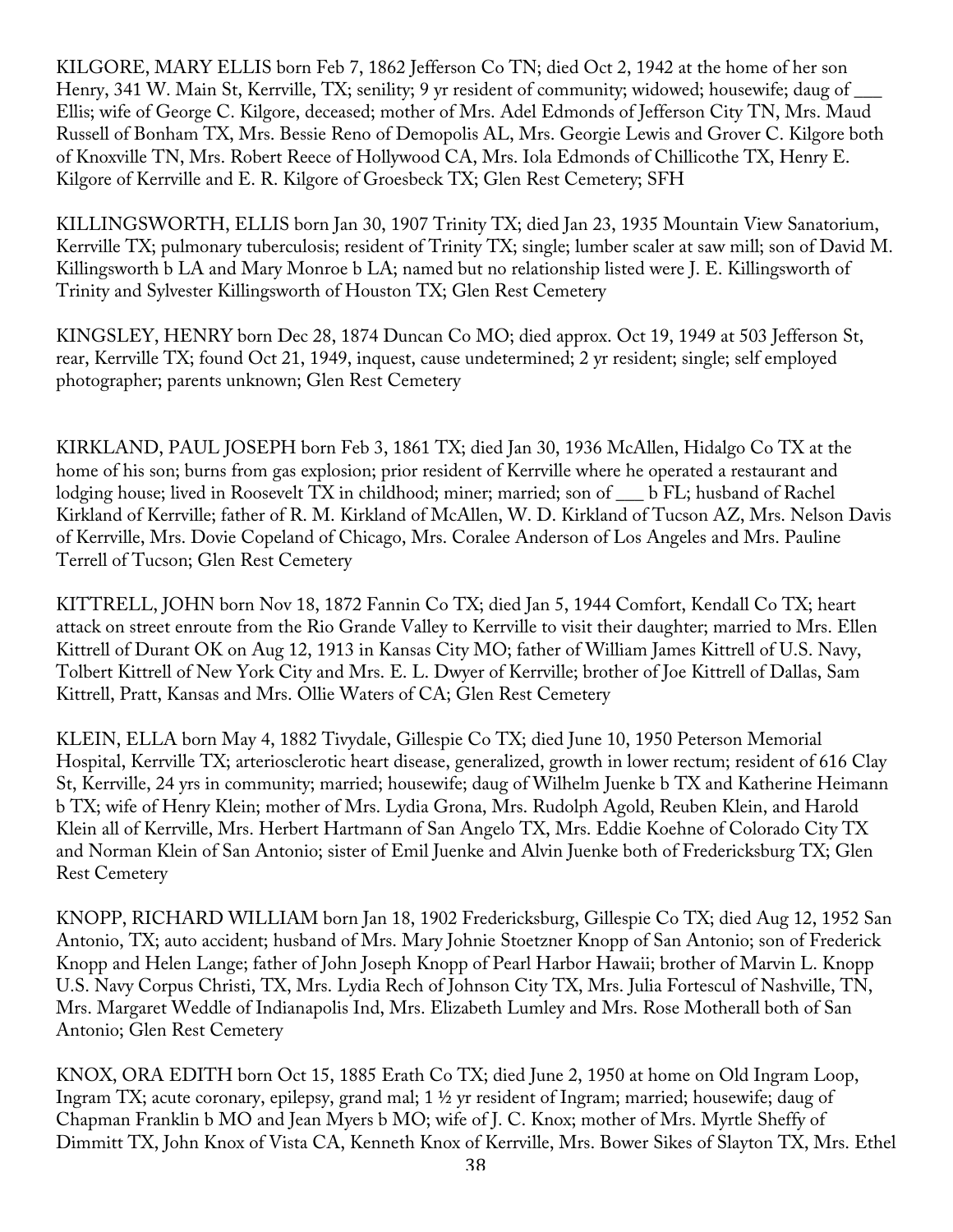KILGORE, MARY ELLIS born Feb 7, 1862 Jefferson Co TN; died Oct 2, 1942 at the home of her son Henry, 341 W. Main St, Kerrville, TX; senility; 9 yr resident of community; widowed; housewife; daug of ___ Ellis; wife of George C. Kilgore, deceased; mother of Mrs. Adel Edmonds of Jefferson City TN, Mrs. Maud Russell of Bonham TX, Mrs. Bessie Reno of Demopolis AL, Mrs. Georgie Lewis and Grover C. Kilgore both of Knoxville TN, Mrs. Robert Reece of Hollywood CA, Mrs. Iola Edmonds of Chillicothe TX, Henry E. Kilgore of Kerrville and E. R. Kilgore of Groesbeck TX; Glen Rest Cemetery; SFH

KILLINGSWORTH, ELLIS born Jan 30, 1907 Trinity TX; died Jan 23, 1935 Mountain View Sanatorium, Kerrville TX; pulmonary tuberculosis; resident of Trinity TX; single; lumber scaler at saw mill; son of David M. Killingsworth b LA and Mary Monroe b LA; named but no relationship listed were J. E. Killingsworth of Trinity and Sylvester Killingsworth of Houston TX; Glen Rest Cemetery

KINGSLEY, HENRY born Dec 28, 1874 Duncan Co MO; died approx. Oct 19, 1949 at 503 Jefferson St, rear, Kerrville TX; found Oct 21, 1949, inquest, cause undetermined; 2 yr resident; single; self employed photographer; parents unknown; Glen Rest Cemetery

KIRKLAND, PAUL JOSEPH born Feb 3, 1861 TX; died Jan 30, 1936 McAllen, Hidalgo Co TX at the home of his son; burns from gas explosion; prior resident of Kerrville where he operated a restaurant and lodging house; lived in Roosevelt TX in childhood; miner; married; son of ___ b FL; husband of Rachel Kirkland of Kerrville; father of R. M. Kirkland of McAllen, W. D. Kirkland of Tucson AZ, Mrs. Nelson Davis of Kerrville, Mrs. Dovie Copeland of Chicago, Mrs. Coralee Anderson of Los Angeles and Mrs. Pauline Terrell of Tucson; Glen Rest Cemetery

KITTRELL, JOHN born Nov 18, 1872 Fannin Co TX; died Jan 5, 1944 Comfort, Kendall Co TX; heart attack on street enroute from the Rio Grande Valley to Kerrville to visit their daughter; married to Mrs. Ellen Kittrell of Durant OK on Aug 12, 1913 in Kansas City MO; father of William James Kittrell of U.S. Navy, Tolbert Kittrell of New York City and Mrs. E. L. Dwyer of Kerrville; brother of Joe Kittrell of Dallas, Sam Kittrell, Pratt, Kansas and Mrs. Ollie Waters of CA; Glen Rest Cemetery

KLEIN, ELLA born May 4, 1882 Tivydale, Gillespie Co TX; died June 10, 1950 Peterson Memorial Hospital, Kerrville TX; arteriosclerotic heart disease, generalized, growth in lower rectum; resident of 616 Clay St, Kerrville, 24 yrs in community; married; housewife; daug of Wilhelm Juenke b TX and Katherine Heimann b TX; wife of Henry Klein; mother of Mrs. Lydia Grona, Mrs. Rudolph Agold, Reuben Klein, and Harold Klein all of Kerrville, Mrs. Herbert Hartmann of San Angelo TX, Mrs. Eddie Koehne of Colorado City TX and Norman Klein of San Antonio; sister of Emil Juenke and Alvin Juenke both of Fredericksburg TX; Glen Rest Cemetery

KNOPP, RICHARD WILLIAM born Jan 18, 1902 Fredericksburg, Gillespie Co TX; died Aug 12, 1952 San Antonio, TX; auto accident; husband of Mrs. Mary Johnie Stoetzner Knopp of San Antonio; son of Frederick Knopp and Helen Lange; father of John Joseph Knopp of Pearl Harbor Hawaii; brother of Marvin L. Knopp U.S. Navy Corpus Christi, TX, Mrs. Lydia Rech of Johnson City TX, Mrs. Julia Fortescul of Nashville, TN, Mrs. Margaret Weddle of Indianapolis Ind, Mrs. Elizabeth Lumley and Mrs. Rose Motherall both of San Antonio; Glen Rest Cemetery

KNOX, ORA EDITH born Oct 15, 1885 Erath Co TX; died June 2, 1950 at home on Old Ingram Loop, Ingram TX; acute coronary, epilepsy, grand mal; 1 ½ yr resident of Ingram; married; housewife; daug of Chapman Franklin b MO and Jean Myers b MO; wife of J. C. Knox; mother of Mrs. Myrtle Sheffy of Dimmitt TX, John Knox of Vista CA, Kenneth Knox of Kerrville, Mrs. Bower Sikes of Slayton TX, Mrs. Ethel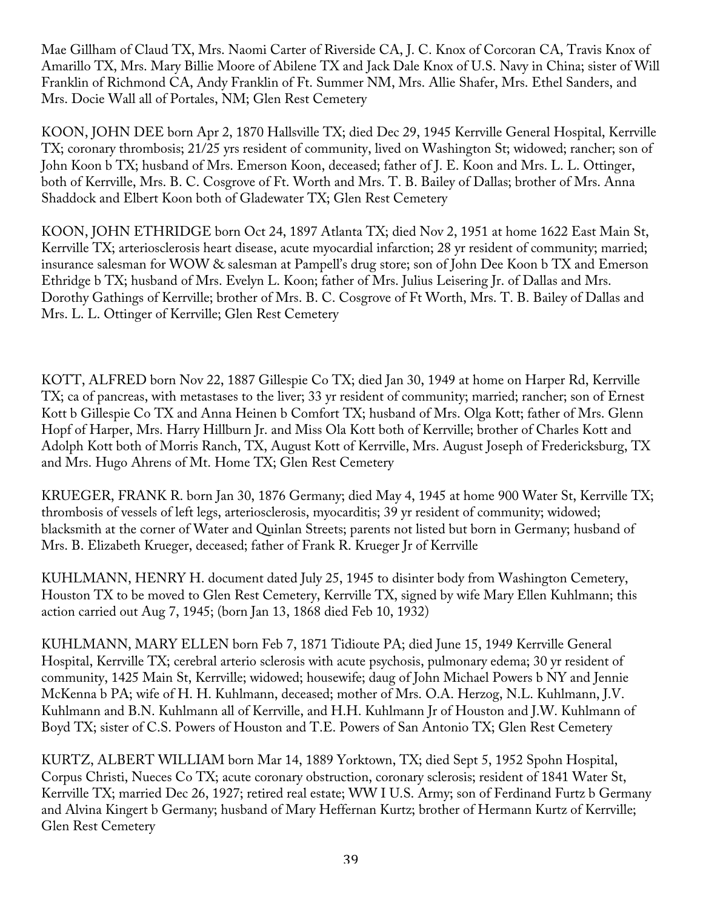Mae Gillham of Claud TX, Mrs. Naomi Carter of Riverside CA, J. C. Knox of Corcoran CA, Travis Knox of Amarillo TX, Mrs. Mary Billie Moore of Abilene TX and Jack Dale Knox of U.S. Navy in China; sister of Will Franklin of Richmond CA, Andy Franklin of Ft. Summer NM, Mrs. Allie Shafer, Mrs. Ethel Sanders, and Mrs. Docie Wall all of Portales, NM; Glen Rest Cemetery

KOON, JOHN DEE born Apr 2, 1870 Hallsville TX; died Dec 29, 1945 Kerrville General Hospital, Kerrville TX; coronary thrombosis; 21/25 yrs resident of community, lived on Washington St; widowed; rancher; son of John Koon b TX; husband of Mrs. Emerson Koon, deceased; father of J. E. Koon and Mrs. L. L. Ottinger, both of Kerrville, Mrs. B. C. Cosgrove of Ft. Worth and Mrs. T. B. Bailey of Dallas; brother of Mrs. Anna Shaddock and Elbert Koon both of Gladewater TX; Glen Rest Cemetery

KOON, JOHN ETHRIDGE born Oct 24, 1897 Atlanta TX; died Nov 2, 1951 at home 1622 East Main St, Kerrville TX; arteriosclerosis heart disease, acute myocardial infarction; 28 yr resident of community; married; insurance salesman for WOW & salesman at Pampell's drug store; son of John Dee Koon b TX and Emerson Ethridge b TX; husband of Mrs. Evelyn L. Koon; father of Mrs. Julius Leisering Jr. of Dallas and Mrs. Dorothy Gathings of Kerrville; brother of Mrs. B. C. Cosgrove of Ft Worth, Mrs. T. B. Bailey of Dallas and Mrs. L. L. Ottinger of Kerrville; Glen Rest Cemetery

KOTT, ALFRED born Nov 22, 1887 Gillespie Co TX; died Jan 30, 1949 at home on Harper Rd, Kerrville TX; ca of pancreas, with metastases to the liver; 33 yr resident of community; married; rancher; son of Ernest Kott b Gillespie Co TX and Anna Heinen b Comfort TX; husband of Mrs. Olga Kott; father of Mrs. Glenn Hopf of Harper, Mrs. Harry Hillburn Jr. and Miss Ola Kott both of Kerrville; brother of Charles Kott and Adolph Kott both of Morris Ranch, TX, August Kott of Kerrville, Mrs. August Joseph of Fredericksburg, TX and Mrs. Hugo Ahrens of Mt. Home TX; Glen Rest Cemetery

KRUEGER, FRANK R. born Jan 30, 1876 Germany; died May 4, 1945 at home 900 Water St, Kerrville TX; thrombosis of vessels of left legs, arteriosclerosis, myocarditis; 39 yr resident of community; widowed; blacksmith at the corner of Water and Quinlan Streets; parents not listed but born in Germany; husband of Mrs. B. Elizabeth Krueger, deceased; father of Frank R. Krueger Jr of Kerrville

KUHLMANN, HENRY H. document dated July 25, 1945 to disinter body from Washington Cemetery, Houston TX to be moved to Glen Rest Cemetery, Kerrville TX, signed by wife Mary Ellen Kuhlmann; this action carried out Aug 7, 1945; (born Jan 13, 1868 died Feb 10, 1932)

KUHLMANN, MARY ELLEN born Feb 7, 1871 Tidioute PA; died June 15, 1949 Kerrville General Hospital, Kerrville TX; cerebral arterio sclerosis with acute psychosis, pulmonary edema; 30 yr resident of community, 1425 Main St, Kerrville; widowed; housewife; daug of John Michael Powers b NY and Jennie McKenna b PA; wife of H. H. Kuhlmann, deceased; mother of Mrs. O.A. Herzog, N.L. Kuhlmann, J.V. Kuhlmann and B.N. Kuhlmann all of Kerrville, and H.H. Kuhlmann Jr of Houston and J.W. Kuhlmann of Boyd TX; sister of C.S. Powers of Houston and T.E. Powers of San Antonio TX; Glen Rest Cemetery

KURTZ, ALBERT WILLIAM born Mar 14, 1889 Yorktown, TX; died Sept 5, 1952 Spohn Hospital, Corpus Christi, Nueces Co TX; acute coronary obstruction, coronary sclerosis; resident of 1841 Water St, Kerrville TX; married Dec 26, 1927; retired real estate; WW I U.S. Army; son of Ferdinand Furtz b Germany and Alvina Kingert b Germany; husband of Mary Heffernan Kurtz; brother of Hermann Kurtz of Kerrville; Glen Rest Cemetery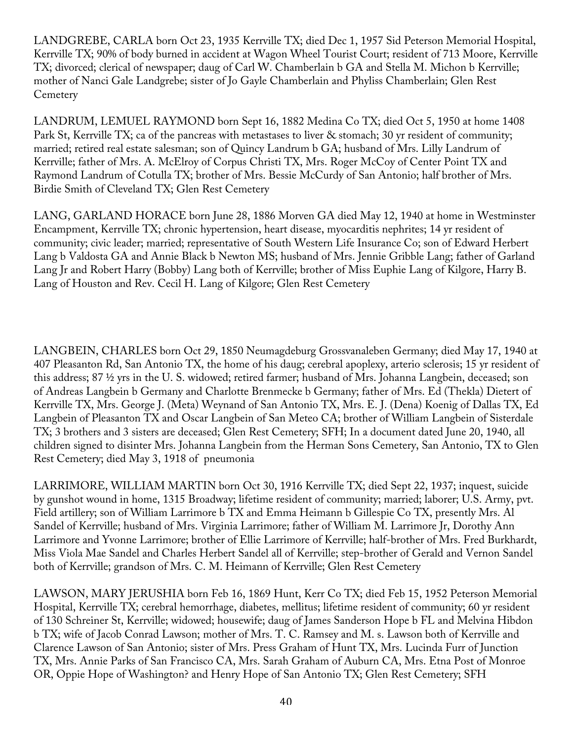LANDGREBE, CARLA born Oct 23, 1935 Kerrville TX; died Dec 1, 1957 Sid Peterson Memorial Hospital, Kerrville TX; 90% of body burned in accident at Wagon Wheel Tourist Court; resident of 713 Moore, Kerrville TX; divorced; clerical of newspaper; daug of Carl W. Chamberlain b GA and Stella M. Michon b Kerrville; mother of Nanci Gale Landgrebe; sister of Jo Gayle Chamberlain and Phyliss Chamberlain; Glen Rest Cemetery

LANDRUM, LEMUEL RAYMOND born Sept 16, 1882 Medina Co TX; died Oct 5, 1950 at home 1408 Park St, Kerrville TX; ca of the pancreas with metastases to liver & stomach; 30 yr resident of community; married; retired real estate salesman; son of Quincy Landrum b GA; husband of Mrs. Lilly Landrum of Kerrville; father of Mrs. A. McElroy of Corpus Christi TX, Mrs. Roger McCoy of Center Point TX and Raymond Landrum of Cotulla TX; brother of Mrs. Bessie McCurdy of San Antonio; half brother of Mrs. Birdie Smith of Cleveland TX; Glen Rest Cemetery

LANG, GARLAND HORACE born June 28, 1886 Morven GA died May 12, 1940 at home in Westminster Encampment, Kerrville TX; chronic hypertension, heart disease, myocarditis nephrites; 14 yr resident of community; civic leader; married; representative of South Western Life Insurance Co; son of Edward Herbert Lang b Valdosta GA and Annie Black b Newton MS; husband of Mrs. Jennie Gribble Lang; father of Garland Lang Jr and Robert Harry (Bobby) Lang both of Kerrville; brother of Miss Euphie Lang of Kilgore, Harry B. Lang of Houston and Rev. Cecil H. Lang of Kilgore; Glen Rest Cemetery

LANGBEIN, CHARLES born Oct 29, 1850 Neumagdeburg Grossvanaleben Germany; died May 17, 1940 at 407 Pleasanton Rd, San Antonio TX, the home of his daug; cerebral apoplexy, arterio sclerosis; 15 yr resident of this address; 87 ½ yrs in the U. S. widowed; retired farmer; husband of Mrs. Johanna Langbein, deceased; son of Andreas Langbein b Germany and Charlotte Brenmecke b Germany; father of Mrs. Ed (Thekla) Dietert of Kerrville TX, Mrs. George J. (Meta) Weynand of San Antonio TX, Mrs. E. J. (Dena) Koenig of Dallas TX, Ed Langbein of Pleasanton TX and Oscar Langbein of San Meteo CA; brother of William Langbein of Sisterdale TX; 3 brothers and 3 sisters are deceased; Glen Rest Cemetery; SFH; In a document dated June 20, 1940, all children signed to disinter Mrs. Johanna Langbein from the Herman Sons Cemetery, San Antonio, TX to Glen Rest Cemetery; died May 3, 1918 of pneumonia

LARRIMORE, WILLIAM MARTIN born Oct 30, 1916 Kerrville TX; died Sept 22, 1937; inquest, suicide by gunshot wound in home, 1315 Broadway; lifetime resident of community; married; laborer; U.S. Army, pvt. Field artillery; son of William Larrimore b TX and Emma Heimann b Gillespie Co TX, presently Mrs. Al Sandel of Kerrville; husband of Mrs. Virginia Larrimore; father of William M. Larrimore Jr, Dorothy Ann Larrimore and Yvonne Larrimore; brother of Ellie Larrimore of Kerrville; half-brother of Mrs. Fred Burkhardt, Miss Viola Mae Sandel and Charles Herbert Sandel all of Kerrville; step-brother of Gerald and Vernon Sandel both of Kerrville; grandson of Mrs. C. M. Heimann of Kerrville; Glen Rest Cemetery

LAWSON, MARY JERUSHIA born Feb 16, 1869 Hunt, Kerr Co TX; died Feb 15, 1952 Peterson Memorial Hospital, Kerrville TX; cerebral hemorrhage, diabetes, mellitus; lifetime resident of community; 60 yr resident of 130 Schreiner St, Kerrville; widowed; housewife; daug of James Sanderson Hope b FL and Melvina Hibdon b TX; wife of Jacob Conrad Lawson; mother of Mrs. T. C. Ramsey and M. s. Lawson both of Kerrville and Clarence Lawson of San Antonio; sister of Mrs. Press Graham of Hunt TX, Mrs. Lucinda Furr of Junction TX, Mrs. Annie Parks of San Francisco CA, Mrs. Sarah Graham of Auburn CA, Mrs. Etna Post of Monroe OR, Oppie Hope of Washington? and Henry Hope of San Antonio TX; Glen Rest Cemetery; SFH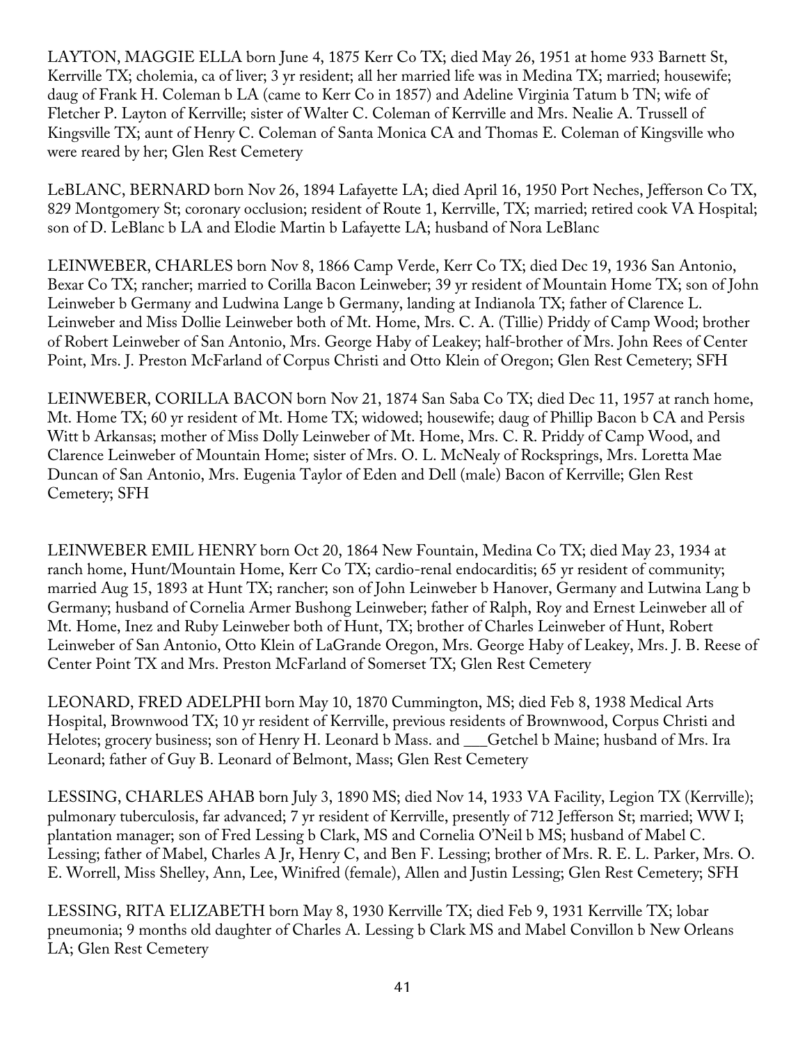LAYTON, MAGGIE ELLA born June 4, 1875 Kerr Co TX; died May 26, 1951 at home 933 Barnett St, Kerrville TX; cholemia, ca of liver; 3 yr resident; all her married life was in Medina TX; married; housewife; daug of Frank H. Coleman b LA (came to Kerr Co in 1857) and Adeline Virginia Tatum b TN; wife of Fletcher P. Layton of Kerrville; sister of Walter C. Coleman of Kerrville and Mrs. Nealie A. Trussell of Kingsville TX; aunt of Henry C. Coleman of Santa Monica CA and Thomas E. Coleman of Kingsville who were reared by her; Glen Rest Cemetery

LeBLANC, BERNARD born Nov 26, 1894 Lafayette LA; died April 16, 1950 Port Neches, Jefferson Co TX, 829 Montgomery St; coronary occlusion; resident of Route 1, Kerrville, TX; married; retired cook VA Hospital; son of D. LeBlanc b LA and Elodie Martin b Lafayette LA; husband of Nora LeBlanc

LEINWEBER, CHARLES born Nov 8, 1866 Camp Verde, Kerr Co TX; died Dec 19, 1936 San Antonio, Bexar Co TX; rancher; married to Corilla Bacon Leinweber; 39 yr resident of Mountain Home TX; son of John Leinweber b Germany and Ludwina Lange b Germany, landing at Indianola TX; father of Clarence L. Leinweber and Miss Dollie Leinweber both of Mt. Home, Mrs. C. A. (Tillie) Priddy of Camp Wood; brother of Robert Leinweber of San Antonio, Mrs. George Haby of Leakey; half-brother of Mrs. John Rees of Center Point, Mrs. J. Preston McFarland of Corpus Christi and Otto Klein of Oregon; Glen Rest Cemetery; SFH

LEINWEBER, CORILLA BACON born Nov 21, 1874 San Saba Co TX; died Dec 11, 1957 at ranch home, Mt. Home TX; 60 yr resident of Mt. Home TX; widowed; housewife; daug of Phillip Bacon b CA and Persis Witt b Arkansas; mother of Miss Dolly Leinweber of Mt. Home, Mrs. C. R. Priddy of Camp Wood, and Clarence Leinweber of Mountain Home; sister of Mrs. O. L. McNealy of Rocksprings, Mrs. Loretta Mae Duncan of San Antonio, Mrs. Eugenia Taylor of Eden and Dell (male) Bacon of Kerrville; Glen Rest Cemetery; SFH

LEINWEBER EMIL HENRY born Oct 20, 1864 New Fountain, Medina Co TX; died May 23, 1934 at ranch home, Hunt/Mountain Home, Kerr Co TX; cardio-renal endocarditis; 65 yr resident of community; married Aug 15, 1893 at Hunt TX; rancher; son of John Leinweber b Hanover, Germany and Lutwina Lang b Germany; husband of Cornelia Armer Bushong Leinweber; father of Ralph, Roy and Ernest Leinweber all of Mt. Home, Inez and Ruby Leinweber both of Hunt, TX; brother of Charles Leinweber of Hunt, Robert Leinweber of San Antonio, Otto Klein of LaGrande Oregon, Mrs. George Haby of Leakey, Mrs. J. B. Reese of Center Point TX and Mrs. Preston McFarland of Somerset TX; Glen Rest Cemetery

LEONARD, FRED ADELPHI born May 10, 1870 Cummington, MS; died Feb 8, 1938 Medical Arts Hospital, Brownwood TX; 10 yr resident of Kerrville, previous residents of Brownwood, Corpus Christi and Helotes; grocery business; son of Henry H. Leonard b Mass. and ___Getchel b Maine; husband of Mrs. Ira Leonard; father of Guy B. Leonard of Belmont, Mass; Glen Rest Cemetery

LESSING, CHARLES AHAB born July 3, 1890 MS; died Nov 14, 1933 VA Facility, Legion TX (Kerrville); pulmonary tuberculosis, far advanced; 7 yr resident of Kerrville, presently of 712 Jefferson St; married; WW I; plantation manager; son of Fred Lessing b Clark, MS and Cornelia O'Neil b MS; husband of Mabel C. Lessing; father of Mabel, Charles A Jr, Henry C, and Ben F. Lessing; brother of Mrs. R. E. L. Parker, Mrs. O. E. Worrell, Miss Shelley, Ann, Lee, Winifred (female), Allen and Justin Lessing; Glen Rest Cemetery; SFH

LESSING, RITA ELIZABETH born May 8, 1930 Kerrville TX; died Feb 9, 1931 Kerrville TX; lobar pneumonia; 9 months old daughter of Charles A. Lessing b Clark MS and Mabel Convillon b New Orleans LA; Glen Rest Cemetery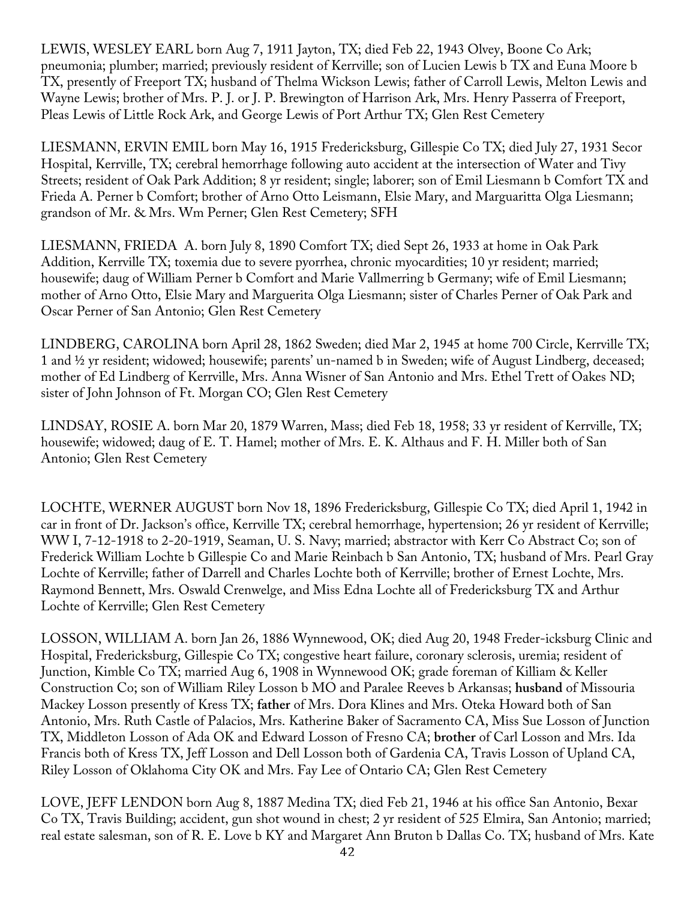LEWIS, WESLEY EARL born Aug 7, 1911 Jayton, TX; died Feb 22, 1943 Olvey, Boone Co Ark; pneumonia; plumber; married; previously resident of Kerrville; son of Lucien Lewis b TX and Euna Moore b TX, presently of Freeport TX; husband of Thelma Wickson Lewis; father of Carroll Lewis, Melton Lewis and Wayne Lewis; brother of Mrs. P. J. or J. P. Brewington of Harrison Ark, Mrs. Henry Passerra of Freeport, Pleas Lewis of Little Rock Ark, and George Lewis of Port Arthur TX; Glen Rest Cemetery

LIESMANN, ERVIN EMIL born May 16, 1915 Fredericksburg, Gillespie Co TX; died July 27, 1931 Secor Hospital, Kerrville, TX; cerebral hemorrhage following auto accident at the intersection of Water and Tivy Streets; resident of Oak Park Addition; 8 yr resident; single; laborer; son of Emil Liesmann b Comfort TX and Frieda A. Perner b Comfort; brother of Arno Otto Leismann, Elsie Mary, and Marguaritta Olga Liesmann; grandson of Mr. & Mrs. Wm Perner; Glen Rest Cemetery; SFH

LIESMANN, FRIEDA A. born July 8, 1890 Comfort TX; died Sept 26, 1933 at home in Oak Park Addition, Kerrville TX; toxemia due to severe pyorrhea, chronic myocardities; 10 yr resident; married; housewife; daug of William Perner b Comfort and Marie Vallmerring b Germany; wife of Emil Liesmann; mother of Arno Otto, Elsie Mary and Marguerita Olga Liesmann; sister of Charles Perner of Oak Park and Oscar Perner of San Antonio; Glen Rest Cemetery

LINDBERG, CAROLINA born April 28, 1862 Sweden; died Mar 2, 1945 at home 700 Circle, Kerrville TX; 1 and ½ yr resident; widowed; housewife; parents' un-named b in Sweden; wife of August Lindberg, deceased; mother of Ed Lindberg of Kerrville, Mrs. Anna Wisner of San Antonio and Mrs. Ethel Trett of Oakes ND; sister of John Johnson of Ft. Morgan CO; Glen Rest Cemetery

LINDSAY, ROSIE A. born Mar 20, 1879 Warren, Mass; died Feb 18, 1958; 33 yr resident of Kerrville, TX; housewife; widowed; daug of E. T. Hamel; mother of Mrs. E. K. Althaus and F. H. Miller both of San Antonio; Glen Rest Cemetery

LOCHTE, WERNER AUGUST born Nov 18, 1896 Fredericksburg, Gillespie Co TX; died April 1, 1942 in car in front of Dr. Jackson's office, Kerrville TX; cerebral hemorrhage, hypertension; 26 yr resident of Kerrville; WW I, 7-12-1918 to 2-20-1919, Seaman, U. S. Navy; married; abstractor with Kerr Co Abstract Co; son of Frederick William Lochte b Gillespie Co and Marie Reinbach b San Antonio, TX; husband of Mrs. Pearl Gray Lochte of Kerrville; father of Darrell and Charles Lochte both of Kerrville; brother of Ernest Lochte, Mrs. Raymond Bennett, Mrs. Oswald Crenwelge, and Miss Edna Lochte all of Fredericksburg TX and Arthur Lochte of Kerrville; Glen Rest Cemetery

LOSSON, WILLIAM A. born Jan 26, 1886 Wynnewood, OK; died Aug 20, 1948 Freder-icksburg Clinic and Hospital, Fredericksburg, Gillespie Co TX; congestive heart failure, coronary sclerosis, uremia; resident of Junction, Kimble Co TX; married Aug 6, 1908 in Wynnewood OK; grade foreman of Killiam & Keller Construction Co; son of William Riley Losson b MO and Paralee Reeves b Arkansas; **husband** of Missouria Mackey Losson presently of Kress TX; **father** of Mrs. Dora Klines and Mrs. Oteka Howard both of San Antonio, Mrs. Ruth Castle of Palacios, Mrs. Katherine Baker of Sacramento CA, Miss Sue Losson of Junction TX, Middleton Losson of Ada OK and Edward Losson of Fresno CA; **brother** of Carl Losson and Mrs. Ida Francis both of Kress TX, Jeff Losson and Dell Losson both of Gardenia CA, Travis Losson of Upland CA, Riley Losson of Oklahoma City OK and Mrs. Fay Lee of Ontario CA; Glen Rest Cemetery

LOVE, JEFF LENDON born Aug 8, 1887 Medina TX; died Feb 21, 1946 at his office San Antonio, Bexar Co TX, Travis Building; accident, gun shot wound in chest; 2 yr resident of 525 Elmira, San Antonio; married; real estate salesman, son of R. E. Love b KY and Margaret Ann Bruton b Dallas Co. TX; husband of Mrs. Kate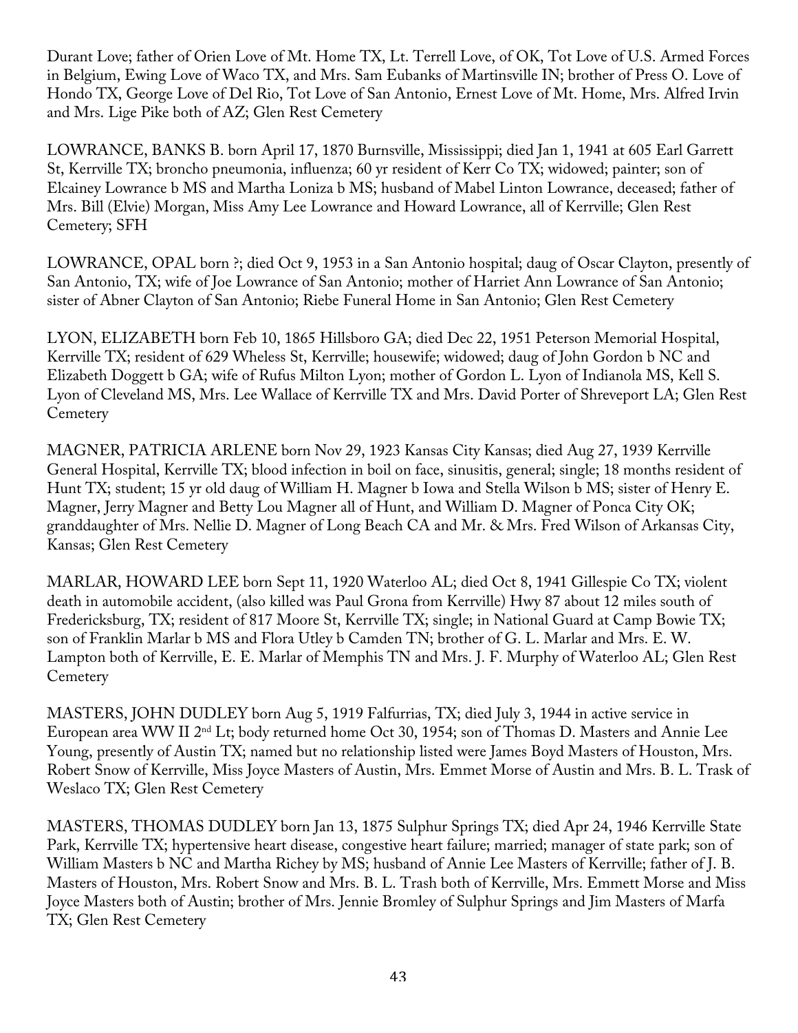Durant Love; father of Orien Love of Mt. Home TX, Lt. Terrell Love, of OK, Tot Love of U.S. Armed Forces in Belgium, Ewing Love of Waco TX, and Mrs. Sam Eubanks of Martinsville IN; brother of Press O. Love of Hondo TX, George Love of Del Rio, Tot Love of San Antonio, Ernest Love of Mt. Home, Mrs. Alfred Irvin and Mrs. Lige Pike both of AZ; Glen Rest Cemetery

LOWRANCE, BANKS B. born April 17, 1870 Burnsville, Mississippi; died Jan 1, 1941 at 605 Earl Garrett St, Kerrville TX; broncho pneumonia, influenza; 60 yr resident of Kerr Co TX; widowed; painter; son of Elcainey Lowrance b MS and Martha Loniza b MS; husband of Mabel Linton Lowrance, deceased; father of Mrs. Bill (Elvie) Morgan, Miss Amy Lee Lowrance and Howard Lowrance, all of Kerrville; Glen Rest Cemetery; SFH

LOWRANCE, OPAL born ?; died Oct 9, 1953 in a San Antonio hospital; daug of Oscar Clayton, presently of San Antonio, TX; wife of Joe Lowrance of San Antonio; mother of Harriet Ann Lowrance of San Antonio; sister of Abner Clayton of San Antonio; Riebe Funeral Home in San Antonio; Glen Rest Cemetery

LYON, ELIZABETH born Feb 10, 1865 Hillsboro GA; died Dec 22, 1951 Peterson Memorial Hospital, Kerrville TX; resident of 629 Wheless St, Kerrville; housewife; widowed; daug of John Gordon b NC and Elizabeth Doggett b GA; wife of Rufus Milton Lyon; mother of Gordon L. Lyon of Indianola MS, Kell S. Lyon of Cleveland MS, Mrs. Lee Wallace of Kerrville TX and Mrs. David Porter of Shreveport LA; Glen Rest Cemetery

MAGNER, PATRICIA ARLENE born Nov 29, 1923 Kansas City Kansas; died Aug 27, 1939 Kerrville General Hospital, Kerrville TX; blood infection in boil on face, sinusitis, general; single; 18 months resident of Hunt TX; student; 15 yr old daug of William H. Magner b Iowa and Stella Wilson b MS; sister of Henry E. Magner, Jerry Magner and Betty Lou Magner all of Hunt, and William D. Magner of Ponca City OK; granddaughter of Mrs. Nellie D. Magner of Long Beach CA and Mr. & Mrs. Fred Wilson of Arkansas City, Kansas; Glen Rest Cemetery

MARLAR, HOWARD LEE born Sept 11, 1920 Waterloo AL; died Oct 8, 1941 Gillespie Co TX; violent death in automobile accident, (also killed was Paul Grona from Kerrville) Hwy 87 about 12 miles south of Fredericksburg, TX; resident of 817 Moore St, Kerrville TX; single; in National Guard at Camp Bowie TX; son of Franklin Marlar b MS and Flora Utley b Camden TN; brother of G. L. Marlar and Mrs. E. W. Lampton both of Kerrville, E. E. Marlar of Memphis TN and Mrs. J. F. Murphy of Waterloo AL; Glen Rest Cemetery

MASTERS, JOHN DUDLEY born Aug 5, 1919 Falfurrias, TX; died July 3, 1944 in active service in European area WW II 2nd Lt; body returned home Oct 30, 1954; son of Thomas D. Masters and Annie Lee Young, presently of Austin TX; named but no relationship listed were James Boyd Masters of Houston, Mrs. Robert Snow of Kerrville, Miss Joyce Masters of Austin, Mrs. Emmet Morse of Austin and Mrs. B. L. Trask of Weslaco TX; Glen Rest Cemetery

MASTERS, THOMAS DUDLEY born Jan 13, 1875 Sulphur Springs TX; died Apr 24, 1946 Kerrville State Park, Kerrville TX; hypertensive heart disease, congestive heart failure; married; manager of state park; son of William Masters b NC and Martha Richey by MS; husband of Annie Lee Masters of Kerrville; father of J. B. Masters of Houston, Mrs. Robert Snow and Mrs. B. L. Trash both of Kerrville, Mrs. Emmett Morse and Miss Joyce Masters both of Austin; brother of Mrs. Jennie Bromley of Sulphur Springs and Jim Masters of Marfa TX; Glen Rest Cemetery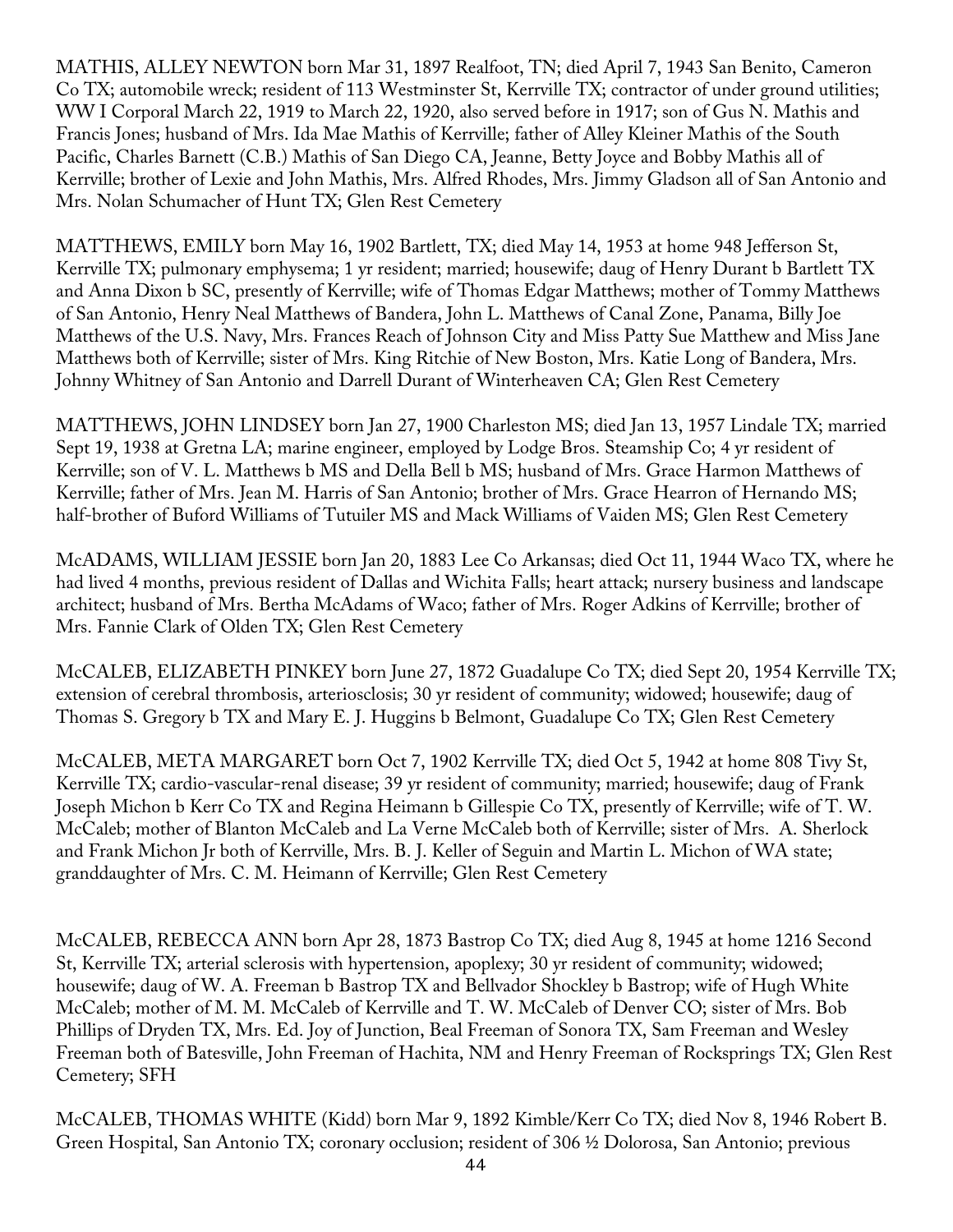MATHIS, ALLEY NEWTON born Mar 31, 1897 Realfoot, TN; died April 7, 1943 San Benito, Cameron Co TX; automobile wreck; resident of 113 Westminster St, Kerrville TX; contractor of under ground utilities; WW I Corporal March 22, 1919 to March 22, 1920, also served before in 1917; son of Gus N. Mathis and Francis Jones; husband of Mrs. Ida Mae Mathis of Kerrville; father of Alley Kleiner Mathis of the South Pacific, Charles Barnett (C.B.) Mathis of San Diego CA, Jeanne, Betty Joyce and Bobby Mathis all of Kerrville; brother of Lexie and John Mathis, Mrs. Alfred Rhodes, Mrs. Jimmy Gladson all of San Antonio and Mrs. Nolan Schumacher of Hunt TX; Glen Rest Cemetery

MATTHEWS, EMILY born May 16, 1902 Bartlett, TX; died May 14, 1953 at home 948 Jefferson St, Kerrville TX; pulmonary emphysema; 1 yr resident; married; housewife; daug of Henry Durant b Bartlett TX and Anna Dixon b SC, presently of Kerrville; wife of Thomas Edgar Matthews; mother of Tommy Matthews of San Antonio, Henry Neal Matthews of Bandera, John L. Matthews of Canal Zone, Panama, Billy Joe Matthews of the U.S. Navy, Mrs. Frances Reach of Johnson City and Miss Patty Sue Matthew and Miss Jane Matthews both of Kerrville; sister of Mrs. King Ritchie of New Boston, Mrs. Katie Long of Bandera, Mrs. Johnny Whitney of San Antonio and Darrell Durant of Winterheaven CA; Glen Rest Cemetery

MATTHEWS, JOHN LINDSEY born Jan 27, 1900 Charleston MS; died Jan 13, 1957 Lindale TX; married Sept 19, 1938 at Gretna LA; marine engineer, employed by Lodge Bros. Steamship Co; 4 yr resident of Kerrville; son of V. L. Matthews b MS and Della Bell b MS; husband of Mrs. Grace Harmon Matthews of Kerrville; father of Mrs. Jean M. Harris of San Antonio; brother of Mrs. Grace Hearron of Hernando MS; half-brother of Buford Williams of Tutuiler MS and Mack Williams of Vaiden MS; Glen Rest Cemetery

McADAMS, WILLIAM JESSIE born Jan 20, 1883 Lee Co Arkansas; died Oct 11, 1944 Waco TX, where he had lived 4 months, previous resident of Dallas and Wichita Falls; heart attack; nursery business and landscape architect; husband of Mrs. Bertha McAdams of Waco; father of Mrs. Roger Adkins of Kerrville; brother of Mrs. Fannie Clark of Olden TX; Glen Rest Cemetery

McCALEB, ELIZABETH PINKEY born June 27, 1872 Guadalupe Co TX; died Sept 20, 1954 Kerrville TX; extension of cerebral thrombosis, arteriosclosis; 30 yr resident of community; widowed; housewife; daug of Thomas S. Gregory b TX and Mary E. J. Huggins b Belmont, Guadalupe Co TX; Glen Rest Cemetery

McCALEB, META MARGARET born Oct 7, 1902 Kerrville TX; died Oct 5, 1942 at home 808 Tivy St, Kerrville TX; cardio-vascular-renal disease; 39 yr resident of community; married; housewife; daug of Frank Joseph Michon b Kerr Co TX and Regina Heimann b Gillespie Co TX, presently of Kerrville; wife of T. W. McCaleb; mother of Blanton McCaleb and La Verne McCaleb both of Kerrville; sister of Mrs. A. Sherlock and Frank Michon Jr both of Kerrville, Mrs. B. J. Keller of Seguin and Martin L. Michon of WA state; granddaughter of Mrs. C. M. Heimann of Kerrville; Glen Rest Cemetery

McCALEB, REBECCA ANN born Apr 28, 1873 Bastrop Co TX; died Aug 8, 1945 at home 1216 Second St, Kerrville TX; arterial sclerosis with hypertension, apoplexy; 30 yr resident of community; widowed; housewife; daug of W. A. Freeman b Bastrop TX and Bellvador Shockley b Bastrop; wife of Hugh White McCaleb; mother of M. M. McCaleb of Kerrville and T. W. McCaleb of Denver CO; sister of Mrs. Bob Phillips of Dryden TX, Mrs. Ed. Joy of Junction, Beal Freeman of Sonora TX, Sam Freeman and Wesley Freeman both of Batesville, John Freeman of Hachita, NM and Henry Freeman of Rocksprings TX; Glen Rest Cemetery; SFH

McCALEB, THOMAS WHITE (Kidd) born Mar 9, 1892 Kimble/Kerr Co TX; died Nov 8, 1946 Robert B. Green Hospital, San Antonio TX; coronary occlusion; resident of 306 ½ Dolorosa, San Antonio; previous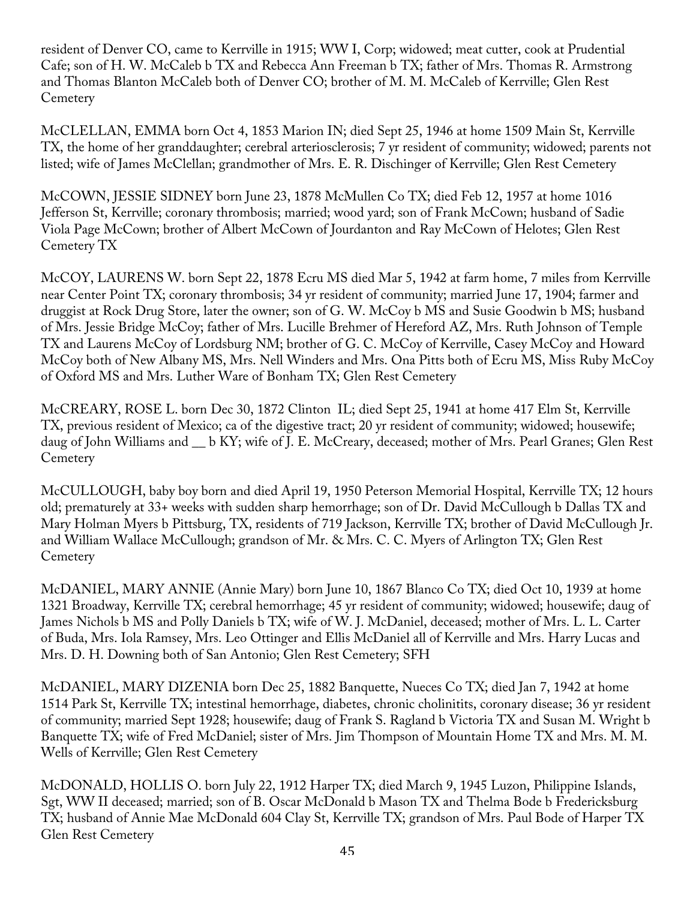resident of Denver CO, came to Kerrville in 1915; WW I, Corp; widowed; meat cutter, cook at Prudential Cafe; son of H. W. McCaleb b TX and Rebecca Ann Freeman b TX; father of Mrs. Thomas R. Armstrong and Thomas Blanton McCaleb both of Denver CO; brother of M. M. McCaleb of Kerrville; Glen Rest Cemetery

McCLELLAN, EMMA born Oct 4, 1853 Marion IN; died Sept 25, 1946 at home 1509 Main St, Kerrville TX, the home of her granddaughter; cerebral arteriosclerosis; 7 yr resident of community; widowed; parents not listed; wife of James McClellan; grandmother of Mrs. E. R. Dischinger of Kerrville; Glen Rest Cemetery

McCOWN, JESSIE SIDNEY born June 23, 1878 McMullen Co TX; died Feb 12, 1957 at home 1016 Jefferson St, Kerrville; coronary thrombosis; married; wood yard; son of Frank McCown; husband of Sadie Viola Page McCown; brother of Albert McCown of Jourdanton and Ray McCown of Helotes; Glen Rest Cemetery TX

McCOY, LAURENS W. born Sept 22, 1878 Ecru MS died Mar 5, 1942 at farm home, 7 miles from Kerrville near Center Point TX; coronary thrombosis; 34 yr resident of community; married June 17, 1904; farmer and druggist at Rock Drug Store, later the owner; son of G. W. McCoy b MS and Susie Goodwin b MS; husband of Mrs. Jessie Bridge McCoy; father of Mrs. Lucille Brehmer of Hereford AZ, Mrs. Ruth Johnson of Temple TX and Laurens McCoy of Lordsburg NM; brother of G. C. McCoy of Kerrville, Casey McCoy and Howard McCoy both of New Albany MS, Mrs. Nell Winders and Mrs. Ona Pitts both of Ecru MS, Miss Ruby McCoy of Oxford MS and Mrs. Luther Ware of Bonham TX; Glen Rest Cemetery

McCREARY, ROSE L. born Dec 30, 1872 Clinton IL; died Sept 25, 1941 at home 417 Elm St, Kerrville TX, previous resident of Mexico; ca of the digestive tract; 20 yr resident of community; widowed; housewife; daug of John Williams and __ b KY; wife of J. E. McCreary, deceased; mother of Mrs. Pearl Granes; Glen Rest Cemetery

McCULLOUGH, baby boy born and died April 19, 1950 Peterson Memorial Hospital, Kerrville TX; 12 hours old; prematurely at 33+ weeks with sudden sharp hemorrhage; son of Dr. David McCullough b Dallas TX and Mary Holman Myers b Pittsburg, TX, residents of 719 Jackson, Kerrville TX; brother of David McCullough Jr. and William Wallace McCullough; grandson of Mr. & Mrs. C. C. Myers of Arlington TX; Glen Rest Cemetery

McDANIEL, MARY ANNIE (Annie Mary) born June 10, 1867 Blanco Co TX; died Oct 10, 1939 at home 1321 Broadway, Kerrville TX; cerebral hemorrhage; 45 yr resident of community; widowed; housewife; daug of James Nichols b MS and Polly Daniels b TX; wife of W. J. McDaniel, deceased; mother of Mrs. L. L. Carter of Buda, Mrs. Iola Ramsey, Mrs. Leo Ottinger and Ellis McDaniel all of Kerrville and Mrs. Harry Lucas and Mrs. D. H. Downing both of San Antonio; Glen Rest Cemetery; SFH

McDANIEL, MARY DIZENIA born Dec 25, 1882 Banquette, Nueces Co TX; died Jan 7, 1942 at home 1514 Park St, Kerrville TX; intestinal hemorrhage, diabetes, chronic cholinitits, coronary disease; 36 yr resident of community; married Sept 1928; housewife; daug of Frank S. Ragland b Victoria TX and Susan M. Wright b Banquette TX; wife of Fred McDaniel; sister of Mrs. Jim Thompson of Mountain Home TX and Mrs. M. M. Wells of Kerrville; Glen Rest Cemetery

McDONALD, HOLLIS O. born July 22, 1912 Harper TX; died March 9, 1945 Luzon, Philippine Islands, Sgt, WW II deceased; married; son of B. Oscar McDonald b Mason TX and Thelma Bode b Fredericksburg TX; husband of Annie Mae McDonald 604 Clay St, Kerrville TX; grandson of Mrs. Paul Bode of Harper TX Glen Rest Cemetery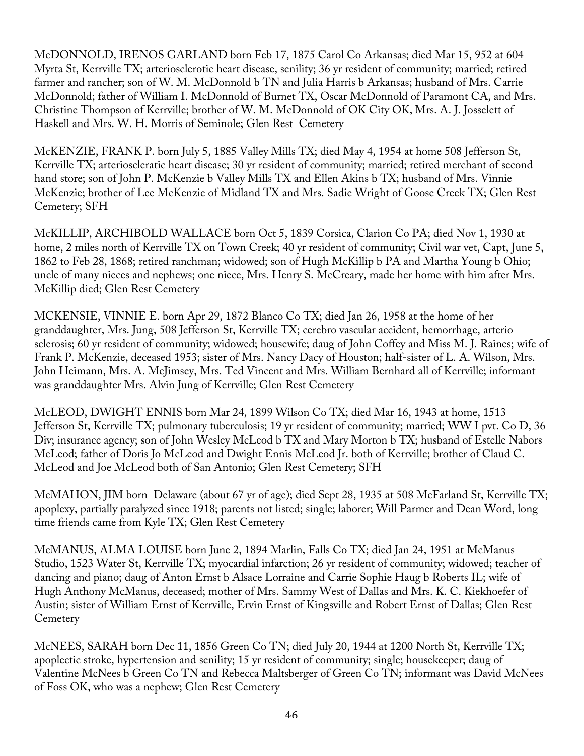McDONNOLD, IRENOS GARLAND born Feb 17, 1875 Carol Co Arkansas; died Mar 15, 952 at 604 Myrta St, Kerrville TX; arteriosclerotic heart disease, senility; 36 yr resident of community; married; retired farmer and rancher; son of W. M. McDonnold b TN and Julia Harris b Arkansas; husband of Mrs. Carrie McDonnold; father of William I. McDonnold of Burnet TX, Oscar McDonnold of Paramont CA, and Mrs. Christine Thompson of Kerrville; brother of W. M. McDonnold of OK City OK, Mrs. A. J. Josselett of Haskell and Mrs. W. H. Morris of Seminole; Glen Rest Cemetery

McKENZIE, FRANK P. born July 5, 1885 Valley Mills TX; died May 4, 1954 at home 508 Jefferson St, Kerrville TX; arterioscleratic heart disease; 30 yr resident of community; married; retired merchant of second hand store; son of John P. McKenzie b Valley Mills TX and Ellen Akins b TX; husband of Mrs. Vinnie McKenzie; brother of Lee McKenzie of Midland TX and Mrs. Sadie Wright of Goose Creek TX; Glen Rest Cemetery; SFH

McKILLIP, ARCHIBOLD WALLACE born Oct 5, 1839 Corsica, Clarion Co PA; died Nov 1, 1930 at home, 2 miles north of Kerrville TX on Town Creek; 40 yr resident of community; Civil war vet, Capt, June 5, 1862 to Feb 28, 1868; retired ranchman; widowed; son of Hugh McKillip b PA and Martha Young b Ohio; uncle of many nieces and nephews; one niece, Mrs. Henry S. McCreary, made her home with him after Mrs. McKillip died; Glen Rest Cemetery

MCKENSIE, VINNIE E. born Apr 29, 1872 Blanco Co TX; died Jan 26, 1958 at the home of her granddaughter, Mrs. Jung, 508 Jefferson St, Kerrville TX; cerebro vascular accident, hemorrhage, arterio sclerosis; 60 yr resident of community; widowed; housewife; daug of John Coffey and Miss M. J. Raines; wife of Frank P. McKenzie, deceased 1953; sister of Mrs. Nancy Dacy of Houston; half-sister of L. A. Wilson, Mrs. John Heimann, Mrs. A. McJimsey, Mrs. Ted Vincent and Mrs. William Bernhard all of Kerrville; informant was granddaughter Mrs. Alvin Jung of Kerrville; Glen Rest Cemetery

McLEOD, DWIGHT ENNIS born Mar 24, 1899 Wilson Co TX; died Mar 16, 1943 at home, 1513 Jefferson St, Kerrville TX; pulmonary tuberculosis; 19 yr resident of community; married; WW I pvt. Co D, 36 Div; insurance agency; son of John Wesley McLeod b TX and Mary Morton b TX; husband of Estelle Nabors McLeod; father of Doris Jo McLeod and Dwight Ennis McLeod Jr. both of Kerrville; brother of Claud C. McLeod and Joe McLeod both of San Antonio; Glen Rest Cemetery; SFH

McMAHON, JIM born Delaware (about 67 yr of age); died Sept 28, 1935 at 508 McFarland St, Kerrville TX; apoplexy, partially paralyzed since 1918; parents not listed; single; laborer; Will Parmer and Dean Word, long time friends came from Kyle TX; Glen Rest Cemetery

McMANUS, ALMA LOUISE born June 2, 1894 Marlin, Falls Co TX; died Jan 24, 1951 at McManus Studio, 1523 Water St, Kerrville TX; myocardial infarction; 26 yr resident of community; widowed; teacher of dancing and piano; daug of Anton Ernst b Alsace Lorraine and Carrie Sophie Haug b Roberts IL; wife of Hugh Anthony McManus, deceased; mother of Mrs. Sammy West of Dallas and Mrs. K. C. Kiekhoefer of Austin; sister of William Ernst of Kerrville, Ervin Ernst of Kingsville and Robert Ernst of Dallas; Glen Rest Cemetery

McNEES, SARAH born Dec 11, 1856 Green Co TN; died July 20, 1944 at 1200 North St, Kerrville TX; apoplectic stroke, hypertension and senility; 15 yr resident of community; single; housekeeper; daug of Valentine McNees b Green Co TN and Rebecca Maltsberger of Green Co TN; informant was David McNees of Foss OK, who was a nephew; Glen Rest Cemetery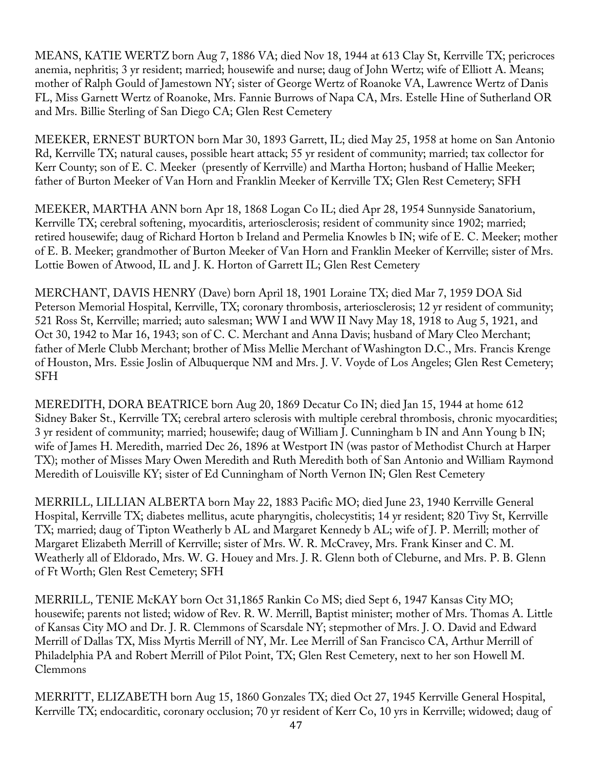MEANS, KATIE WERTZ born Aug 7, 1886 VA; died Nov 18, 1944 at 613 Clay St, Kerrville TX; pericroces anemia, nephritis; 3 yr resident; married; housewife and nurse; daug of John Wertz; wife of Elliott A. Means; mother of Ralph Gould of Jamestown NY; sister of George Wertz of Roanoke VA, Lawrence Wertz of Danis FL, Miss Garnett Wertz of Roanoke, Mrs. Fannie Burrows of Napa CA, Mrs. Estelle Hine of Sutherland OR and Mrs. Billie Sterling of San Diego CA; Glen Rest Cemetery

MEEKER, ERNEST BURTON born Mar 30, 1893 Garrett, IL; died May 25, 1958 at home on San Antonio Rd, Kerrville TX; natural causes, possible heart attack; 55 yr resident of community; married; tax collector for Kerr County; son of E. C. Meeker (presently of Kerrville) and Martha Horton; husband of Hallie Meeker; father of Burton Meeker of Van Horn and Franklin Meeker of Kerrville TX; Glen Rest Cemetery; SFH

MEEKER, MARTHA ANN born Apr 18, 1868 Logan Co IL; died Apr 28, 1954 Sunnyside Sanatorium, Kerrville TX; cerebral softening, myocarditis, arteriosclerosis; resident of community since 1902; married; retired housewife; daug of Richard Horton b Ireland and Permelia Knowles b IN; wife of E. C. Meeker; mother of E. B. Meeker; grandmother of Burton Meeker of Van Horn and Franklin Meeker of Kerrville; sister of Mrs. Lottie Bowen of Atwood, IL and J. K. Horton of Garrett IL; Glen Rest Cemetery

MERCHANT, DAVIS HENRY (Dave) born April 18, 1901 Loraine TX; died Mar 7, 1959 DOA Sid Peterson Memorial Hospital, Kerrville, TX; coronary thrombosis, arteriosclerosis; 12 yr resident of community; 521 Ross St, Kerrville; married; auto salesman; WW I and WW II Navy May 18, 1918 to Aug 5, 1921, and Oct 30, 1942 to Mar 16, 1943; son of C. C. Merchant and Anna Davis; husband of Mary Cleo Merchant; father of Merle Clubb Merchant; brother of Miss Mellie Merchant of Washington D.C., Mrs. Francis Krenge of Houston, Mrs. Essie Joslin of Albuquerque NM and Mrs. J. V. Voyde of Los Angeles; Glen Rest Cemetery; SFH

MEREDITH, DORA BEATRICE born Aug 20, 1869 Decatur Co IN; died Jan 15, 1944 at home 612 Sidney Baker St., Kerrville TX; cerebral artero sclerosis with multiple cerebral thrombosis, chronic myocardities; 3 yr resident of community; married; housewife; daug of William J. Cunningham b IN and Ann Young b IN; wife of James H. Meredith, married Dec 26, 1896 at Westport IN (was pastor of Methodist Church at Harper TX); mother of Misses Mary Owen Meredith and Ruth Meredith both of San Antonio and William Raymond Meredith of Louisville KY; sister of Ed Cunningham of North Vernon IN; Glen Rest Cemetery

MERRILL, LILLIAN ALBERTA born May 22, 1883 Pacific MO; died June 23, 1940 Kerrville General Hospital, Kerrville TX; diabetes mellitus, acute pharyngitis, cholecystitis; 14 yr resident; 820 Tivy St, Kerrville TX; married; daug of Tipton Weatherly b AL and Margaret Kennedy b AL; wife of J. P. Merrill; mother of Margaret Elizabeth Merrill of Kerrville; sister of Mrs. W. R. McCravey, Mrs. Frank Kinser and C. M. Weatherly all of Eldorado, Mrs. W. G. Houey and Mrs. J. R. Glenn both of Cleburne, and Mrs. P. B. Glenn of Ft Worth; Glen Rest Cemetery; SFH

MERRILL, TENIE McKAY born Oct 31,1865 Rankin Co MS; died Sept 6, 1947 Kansas City MO; housewife; parents not listed; widow of Rev. R. W. Merrill, Baptist minister; mother of Mrs. Thomas A. Little of Kansas City MO and Dr. J. R. Clemmons of Scarsdale NY; stepmother of Mrs. J. O. David and Edward Merrill of Dallas TX, Miss Myrtis Merrill of NY, Mr. Lee Merrill of San Francisco CA, Arthur Merrill of Philadelphia PA and Robert Merrill of Pilot Point, TX; Glen Rest Cemetery, next to her son Howell M. Clemmons

MERRITT, ELIZABETH born Aug 15, 1860 Gonzales TX; died Oct 27, 1945 Kerrville General Hospital, Kerrville TX; endocarditic, coronary occlusion; 70 yr resident of Kerr Co, 10 yrs in Kerrville; widowed; daug of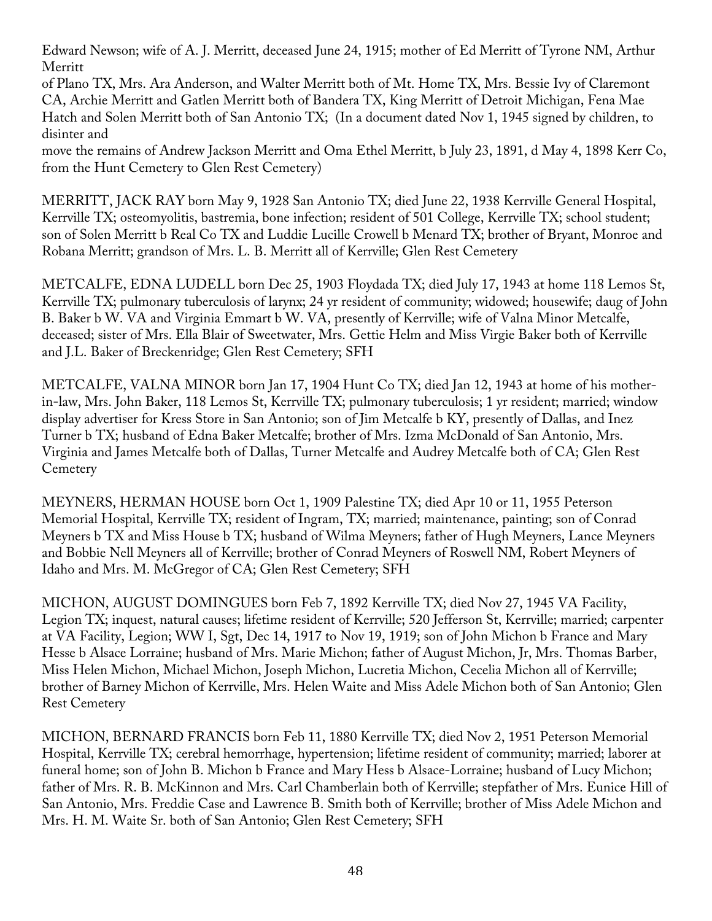Edward Newson; wife of A. J. Merritt, deceased June 24, 1915; mother of Ed Merritt of Tyrone NM, Arthur Merritt of Plano TX, Mrs. Ara Anderson, and Walter Merritt both of Mt. Home TX, Mrs. Bessie Ivy of Claremont CA, Archie Merritt and Gatlen Merritt both of Bandera TX, King Merritt of Detroit Michigan, Fena Mae Hatch and Solen Merritt both of San Antonio TX; (In a document dated Nov 1, 1945 signed by children, to disinter and move the remains of Andrew Jackson Merritt and Oma Ethel Merritt, b July 23, 1891, d May 4, 1898 Kerr Co, from the Hunt Cemetery to Glen Rest Cemetery)

MERRITT, JACK RAY born May 9, 1928 San Antonio TX; died June 22, 1938 Kerrville General Hospital, Kerrville TX; osteomyolitis, bastremia, bone infection; resident of 501 College, Kerrville TX; school student; son of Solen Merritt b Real Co TX and Luddie Lucille Crowell b Menard TX; brother of Bryant, Monroe and Robana Merritt; grandson of Mrs. L. B. Merritt all of Kerrville; Glen Rest Cemetery

METCALFE, EDNA LUDELL born Dec 25, 1903 Floydada TX; died July 17, 1943 at home 118 Lemos St, Kerrville TX; pulmonary tuberculosis of larynx; 24 yr resident of community; widowed; housewife; daug of John B. Baker b W. VA and Virginia Emmart b W. VA, presently of Kerrville; wife of Valna Minor Metcalfe, deceased; sister of Mrs. Ella Blair of Sweetwater, Mrs. Gettie Helm and Miss Virgie Baker both of Kerrville and J.L. Baker of Breckenridge; Glen Rest Cemetery; SFH

METCALFE, VALNA MINOR born Jan 17, 1904 Hunt Co TX; died Jan 12, 1943 at home of his mother-in-law, Mrs. John Baker, 118 Lemos St, Kerrville TX; pulmonary tuberculosis; 1 yr resident; married; window display advertiser for Kress Store in San Antonio; son of Jim Metcalfe b KY, presently of Dallas, and Inez Turner b TX; husband of Edna Baker Metcalfe; brother of Mrs. Izma McDonald of San Antonio, Mrs. Virginia and James Metcalfe both of Dallas, Turner Metcalfe and Audrey Metcalfe both of CA; Glen Rest Cemetery

MEYNERS, HERMAN HOUSE born Oct 1, 1909 Palestine TX; died Apr 10 or 11, 1955 Peterson Memorial Hospital, Kerrville TX; resident of Ingram, TX; married; maintenance, painting; son of Conrad Meyners b TX and Miss House b TX; husband of Wilma Meyners; father of Hugh Meyners, Lance Meyners and Bobbie Nell Meyners all of Kerrville; brother of Conrad Meyners of Roswell NM, Robert Meyners of Idaho and Mrs. M. McGregor of CA; Glen Rest Cemetery; SFH

MICHON, AUGUST DOMINGUES born Feb 7, 1892 Kerrville TX; died Nov 27, 1945 VA Facility, Legion TX; inquest, natural causes; lifetime resident of Kerrville; 520 Jefferson St, Kerrville; married; carpenter at VA Facility, Legion; WW I, Sgt, Dec 14, 1917 to Nov 19, 1919; son of John Michon b France and Mary Hesse b Alsace Lorraine; husband of Mrs. Marie Michon; father of August Michon, Jr, Mrs. Thomas Barber, Miss Helen Michon, Michael Michon, Joseph Michon, Lucretia Michon, Cecelia Michon all of Kerrville; brother of Barney Michon of Kerrville, Mrs. Helen Waite and Miss Adele Michon both of San Antonio; Glen Rest Cemetery

MICHON, BERNARD FRANCIS born Feb 11, 1880 Kerrville TX; died Nov 2, 1951 Peterson Memorial Hospital, Kerrville TX; cerebral hemorrhage, hypertension; lifetime resident of community; married; laborer at funeral home; son of John B. Michon b France and Mary Hess b Alsace-Lorraine; husband of Lucy Michon; father of Mrs. R. B. McKinnon and Mrs. Carl Chamberlain both of Kerrville; stepfather of Mrs. Eunice Hill of San Antonio, Mrs. Freddie Case and Lawrence B. Smith both of Kerrville; brother of Miss Adele Michon and Mrs. H. M. Waite Sr. both of San Antonio; Glen Rest Cemetery; SFH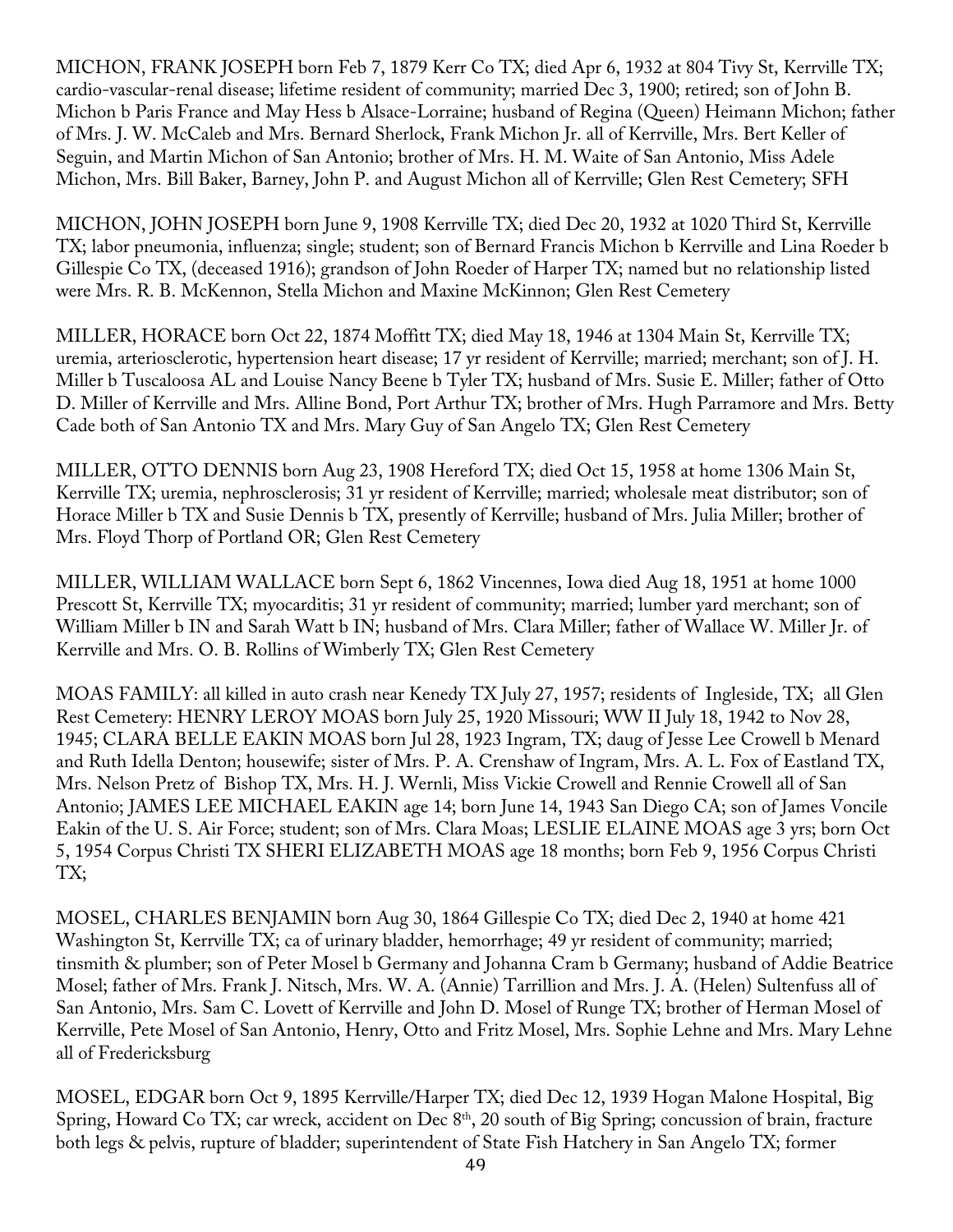MICHON, FRANK JOSEPH born Feb 7, 1879 Kerr Co TX; died Apr 6, 1932 at 804 Tivy St, Kerrville TX; cardio-vascular-renal disease; lifetime resident of community; married Dec 3, 1900; retired; son of John B. Michon b Paris France and May Hess b Alsace-Lorraine; husband of Regina (Queen) Heimann Michon; father of Mrs. J. W. McCaleb and Mrs. Bernard Sherlock, Frank Michon Jr. all of Kerrville, Mrs. Bert Keller of Seguin, and Martin Michon of San Antonio; brother of Mrs. H. M. Waite of San Antonio, Miss Adele Michon, Mrs. Bill Baker, Barney, John P. and August Michon all of Kerrville; Glen Rest Cemetery; SFH

MICHON, JOHN JOSEPH born June 9, 1908 Kerrville TX; died Dec 20, 1932 at 1020 Third St, Kerrville TX; labor pneumonia, influenza; single; student; son of Bernard Francis Michon b Kerrville and Lina Roeder b Gillespie Co TX, (deceased 1916); grandson of John Roeder of Harper TX; named but no relationship listed were Mrs. R. B. McKennon, Stella Michon and Maxine McKinnon; Glen Rest Cemetery

MILLER, HORACE born Oct 22, 1874 Moffitt TX; died May 18, 1946 at 1304 Main St, Kerrville TX; uremia, arteriosclerotic, hypertension heart disease; 17 yr resident of Kerrville; married; merchant; son of J. H. Miller b Tuscaloosa AL and Louise Nancy Beene b Tyler TX; husband of Mrs. Susie E. Miller; father of Otto D. Miller of Kerrville and Mrs. Alline Bond, Port Arthur TX; brother of Mrs. Hugh Parramore and Mrs. Betty Cade both of San Antonio TX and Mrs. Mary Guy of San Angelo TX; Glen Rest Cemetery

MILLER, OTTO DENNIS born Aug 23, 1908 Hereford TX; died Oct 15, 1958 at home 1306 Main St, Kerrville TX; uremia, nephrosclerosis; 31 yr resident of Kerrville; married; wholesale meat distributor; son of Horace Miller b TX and Susie Dennis b TX, presently of Kerrville; husband of Mrs. Julia Miller; brother of Mrs. Floyd Thorp of Portland OR; Glen Rest Cemetery

MILLER, WILLIAM WALLACE born Sept 6, 1862 Vincennes, Iowa died Aug 18, 1951 at home 1000 Prescott St, Kerrville TX; myocarditis; 31 yr resident of community; married; lumber yard merchant; son of William Miller b IN and Sarah Watt b IN; husband of Mrs. Clara Miller; father of Wallace W. Miller Jr. of Kerrville and Mrs. O. B. Rollins of Wimberly TX; Glen Rest Cemetery

MOAS FAMILY: all killed in auto crash near Kenedy TX July 27, 1957; residents of Ingleside, TX; all Glen Rest Cemetery: HENRY LEROY MOAS born July 25, 1920 Missouri; WW II July 18, 1942 to Nov 28, 1945; CLARA BELLE EAKIN MOAS born Jul 28, 1923 Ingram, TX; daug of Jesse Lee Crowell b Menard and Ruth Idella Denton; housewife; sister of Mrs. P. A. Crenshaw of Ingram, Mrs. A. L. Fox of Eastland TX, Mrs. Nelson Pretz of Bishop TX, Mrs. H. J. Wernli, Miss Vickie Crowell and Rennie Crowell all of San Antonio; JAMES LEE MICHAEL EAKIN age 14; born June 14, 1943 San Diego CA; son of James Voncile Eakin of the U. S. Air Force; student; son of Mrs. Clara Moas; LESLIE ELAINE MOAS age 3 yrs; born Oct 5, 1954 Corpus Christi TX SHERI ELIZABETH MOAS age 18 months; born Feb 9, 1956 Corpus Christi TX;

MOSEL, CHARLES BENJAMIN born Aug 30, 1864 Gillespie Co TX; died Dec 2, 1940 at home 421 Washington St, Kerrville TX; ca of urinary bladder, hemorrhage; 49 yr resident of community; married; tinsmith & plumber; son of Peter Mosel b Germany and Johanna Cram b Germany; husband of Addie Beatrice Mosel; father of Mrs. Frank J. Nitsch, Mrs. W. A. (Annie) Tarrillion and Mrs. J. A. (Helen) Sultenfuss all of San Antonio, Mrs. Sam C. Lovett of Kerrville and John D. Mosel of Runge TX; brother of Herman Mosel of Kerrville, Pete Mosel of San Antonio, Henry, Otto and Fritz Mosel, Mrs. Sophie Lehne and Mrs. Mary Lehne all of Fredericksburg

MOSEL, EDGAR born Oct 9, 1895 Kerrville/Harper TX; died Dec 12, 1939 Hogan Malone Hospital, Big Spring, Howard Co TX; car wreck, accident on Dec 8th, 20 south of Big Spring; concussion of brain, fracture both legs & pelvis, rupture of bladder; superintendent of State Fish Hatchery in San Angelo TX; former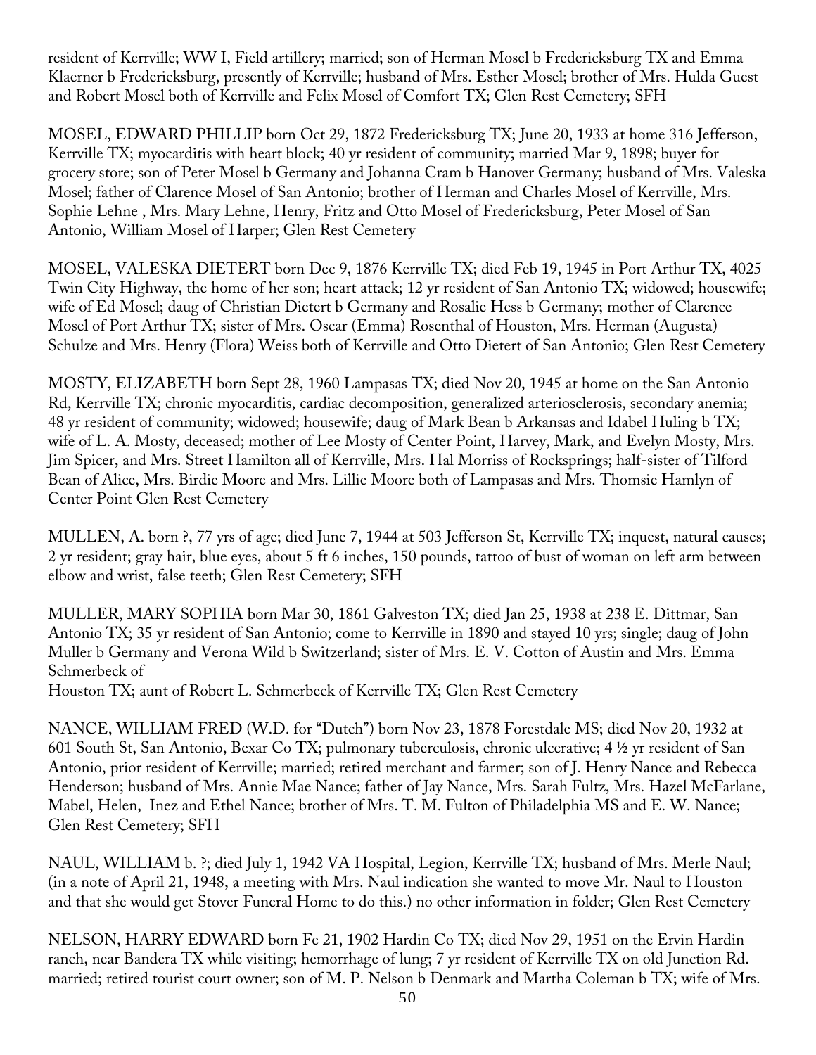resident of Kerrville; WW I, Field artillery; married; son of Herman Mosel b Fredericksburg TX and Emma Klaerner b Fredericksburg, presently of Kerrville; husband of Mrs. Esther Mosel; brother of Mrs. Hulda Guest and Robert Mosel both of Kerrville and Felix Mosel of Comfort TX; Glen Rest Cemetery; SFH

MOSEL, EDWARD PHILLIP born Oct 29, 1872 Fredericksburg TX; June 20, 1933 at home 316 Jefferson, Kerrville TX; myocarditis with heart block; 40 yr resident of community; married Mar 9, 1898; buyer for grocery store; son of Peter Mosel b Germany and Johanna Cram b Hanover Germany; husband of Mrs. Valeska Mosel; father of Clarence Mosel of San Antonio; brother of Herman and Charles Mosel of Kerrville, Mrs. Sophie Lehne , Mrs. Mary Lehne, Henry, Fritz and Otto Mosel of Fredericksburg, Peter Mosel of San Antonio, William Mosel of Harper; Glen Rest Cemetery

MOSEL, VALESKA DIETERT born Dec 9, 1876 Kerrville TX; died Feb 19, 1945 in Port Arthur TX, 4025 Twin City Highway, the home of her son; heart attack; 12 yr resident of San Antonio TX; widowed; housewife; wife of Ed Mosel; daug of Christian Dietert b Germany and Rosalie Hess b Germany; mother of Clarence Mosel of Port Arthur TX; sister of Mrs. Oscar (Emma) Rosenthal of Houston, Mrs. Herman (Augusta) Schulze and Mrs. Henry (Flora) Weiss both of Kerrville and Otto Dietert of San Antonio; Glen Rest Cemetery

MOSTY, ELIZABETH born Sept 28, 1960 Lampasas TX; died Nov 20, 1945 at home on the San Antonio Rd, Kerrville TX; chronic myocarditis, cardiac decomposition, generalized arteriosclerosis, secondary anemia; 48 yr resident of community; widowed; housewife; daug of Mark Bean b Arkansas and Idabel Huling b TX; wife of L. A. Mosty, deceased; mother of Lee Mosty of Center Point, Harvey, Mark, and Evelyn Mosty, Mrs. Jim Spicer, and Mrs. Street Hamilton all of Kerrville, Mrs. Hal Morriss of Rocksprings; half-sister of Tilford Bean of Alice, Mrs. Birdie Moore and Mrs. Lillie Moore both of Lampasas and Mrs. Thomsie Hamlyn of Center Point Glen Rest Cemetery

MULLEN, A. born ?, 77 yrs of age; died June 7, 1944 at 503 Jefferson St, Kerrville TX; inquest, natural causes; 2 yr resident; gray hair, blue eyes, about 5 ft 6 inches, 150 pounds, tattoo of bust of woman on left arm between elbow and wrist, false teeth; Glen Rest Cemetery; SFH

MULLER, MARY SOPHIA born Mar 30, 1861 Galveston TX; died Jan 25, 1938 at 238 E. Dittmar, San Antonio TX; 35 yr resident of San Antonio; come to Kerrville in 1890 and stayed 10 yrs; single; daug of John Muller b Germany and Verona Wild b Switzerland; sister of Mrs. E. V. Cotton of Austin and Mrs. Emma Schmerbeck of
Houston TX; aunt of Robert L. Schmerbeck of Kerrville TX; Glen Rest Cemetery

NANCE, WILLIAM FRED (W.D. for "Dutch") born Nov 23, 1878 Forestdale MS; died Nov 20, 1932 at 601 South St, San Antonio, Bexar Co TX; pulmonary tuberculosis, chronic ulcerative; 4 ½ yr resident of San Antonio, prior resident of Kerrville; married; retired merchant and farmer; son of J. Henry Nance and Rebecca Henderson; husband of Mrs. Annie Mae Nance; father of Jay Nance, Mrs. Sarah Fultz, Mrs. Hazel McFarlane, Mabel, Helen, Inez and Ethel Nance; brother of Mrs. T. M. Fulton of Philadelphia MS and E. W. Nance; Glen Rest Cemetery; SFH

NAUL, WILLIAM b. ?; died July 1, 1942 VA Hospital, Legion, Kerrville TX; husband of Mrs. Merle Naul; (in a note of April 21, 1948, a meeting with Mrs. Naul indication she wanted to move Mr. Naul to Houston and that she would get Stover Funeral Home to do this.) no other information in folder; Glen Rest Cemetery

NELSON, HARRY EDWARD born Fe 21, 1902 Hardin Co TX; died Nov 29, 1951 on the Ervin Hardin ranch, near Bandera TX while visiting; hemorrhage of lung; 7 yr resident of Kerrville TX on old Junction Rd. married; retired tourist court owner; son of M. P. Nelson b Denmark and Martha Coleman b TX; wife of Mrs.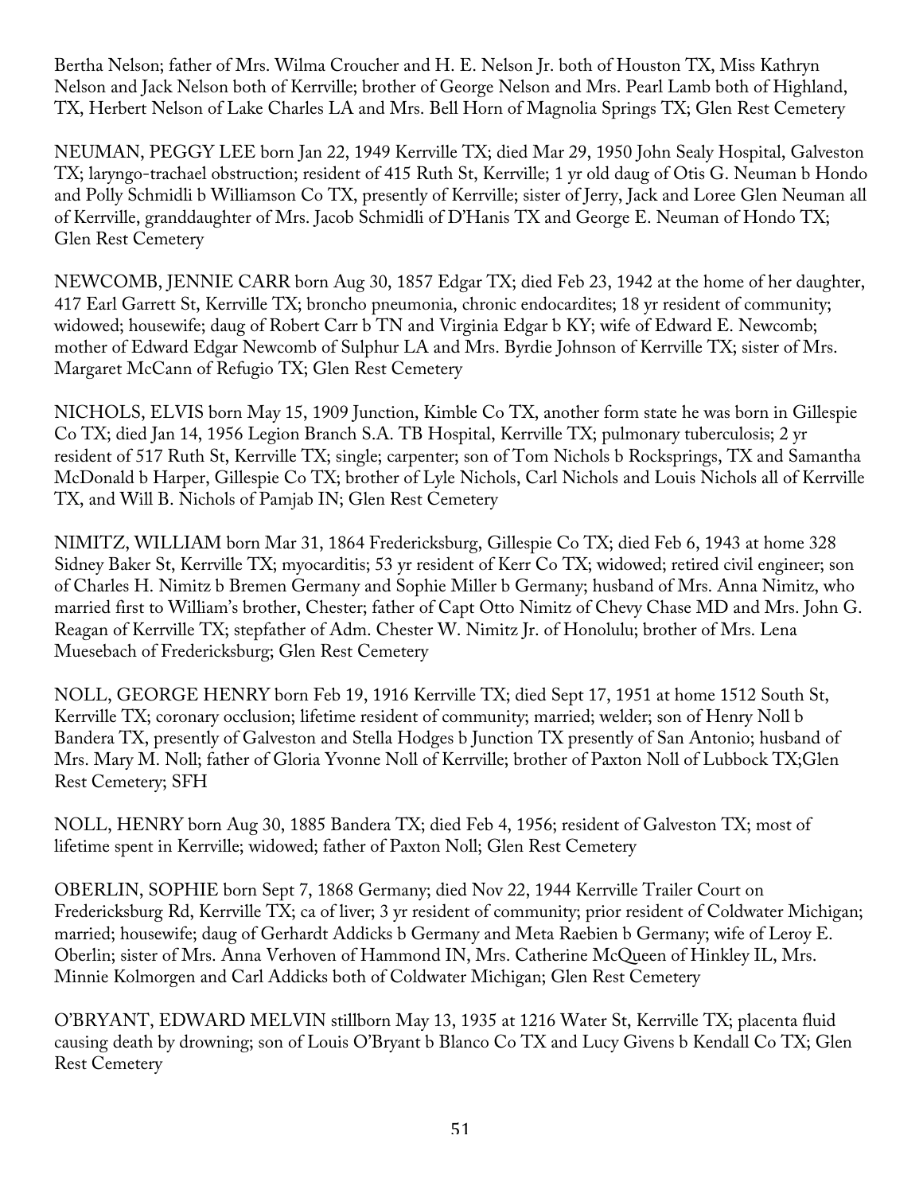Bertha Nelson; father of Mrs. Wilma Croucher and H. E. Nelson Jr. both of Houston TX, Miss Kathryn Nelson and Jack Nelson both of Kerrville; brother of George Nelson and Mrs. Pearl Lamb both of Highland, TX, Herbert Nelson of Lake Charles LA and Mrs. Bell Horn of Magnolia Springs TX; Glen Rest Cemetery

NEUMAN, PEGGY LEE born Jan 22, 1949 Kerrville TX; died Mar 29, 1950 John Sealy Hospital, Galveston TX; laryngo-trachael obstruction; resident of 415 Ruth St, Kerrville; 1 yr old daug of Otis G. Neuman b Hondo and Polly Schmidli b Williamson Co TX, presently of Kerrville; sister of Jerry, Jack and Loree Glen Neuman all of Kerrville, granddaughter of Mrs. Jacob Schmidli of D'Hanis TX and George E. Neuman of Hondo TX; Glen Rest Cemetery

NEWCOMB, JENNIE CARR born Aug 30, 1857 Edgar TX; died Feb 23, 1942 at the home of her daughter, 417 Earl Garrett St, Kerrville TX; broncho pneumonia, chronic endocardites; 18 yr resident of community; widowed; housewife; daug of Robert Carr b TN and Virginia Edgar b KY; wife of Edward E. Newcomb; mother of Edward Edgar Newcomb of Sulphur LA and Mrs. Byrdie Johnson of Kerrville TX; sister of Mrs. Margaret McCann of Refugio TX; Glen Rest Cemetery

NICHOLS, ELVIS born May 15, 1909 Junction, Kimble Co TX, another form state he was born in Gillespie Co TX; died Jan 14, 1956 Legion Branch S.A. TB Hospital, Kerrville TX; pulmonary tuberculosis; 2 yr resident of 517 Ruth St, Kerrville TX; single; carpenter; son of Tom Nichols b Rocksprings, TX and Samantha McDonald b Harper, Gillespie Co TX; brother of Lyle Nichols, Carl Nichols and Louis Nichols all of Kerrville TX, and Will B. Nichols of Pamjab IN; Glen Rest Cemetery

NIMITZ, WILLIAM born Mar 31, 1864 Fredericksburg, Gillespie Co TX; died Feb 6, 1943 at home 328 Sidney Baker St, Kerrville TX; myocarditis; 53 yr resident of Kerr Co TX; widowed; retired civil engineer; son of Charles H. Nimitz b Bremen Germany and Sophie Miller b Germany; husband of Mrs. Anna Nimitz, who married first to William's brother, Chester; father of Capt Otto Nimitz of Chevy Chase MD and Mrs. John G. Reagan of Kerrville TX; stepfather of Adm. Chester W. Nimitz Jr. of Honolulu; brother of Mrs. Lena Muesebach of Fredericksburg; Glen Rest Cemetery

NOLL, GEORGE HENRY born Feb 19, 1916 Kerrville TX; died Sept 17, 1951 at home 1512 South St, Kerrville TX; coronary occlusion; lifetime resident of community; married; welder; son of Henry Noll b Bandera TX, presently of Galveston and Stella Hodges b Junction TX presently of San Antonio; husband of Mrs. Mary M. Noll; father of Gloria Yvonne Noll of Kerrville; brother of Paxton Noll of Lubbock TX;Glen Rest Cemetery; SFH

NOLL, HENRY born Aug 30, 1885 Bandera TX; died Feb 4, 1956; resident of Galveston TX; most of lifetime spent in Kerrville; widowed; father of Paxton Noll; Glen Rest Cemetery

OBERLIN, SOPHIE born Sept 7, 1868 Germany; died Nov 22, 1944 Kerrville Trailer Court on Fredericksburg Rd, Kerrville TX; ca of liver; 3 yr resident of community; prior resident of Coldwater Michigan; married; housewife; daug of Gerhardt Addicks b Germany and Meta Raebien b Germany; wife of Leroy E. Oberlin; sister of Mrs. Anna Verhoven of Hammond IN, Mrs. Catherine McQueen of Hinkley IL, Mrs. Minnie Kolmorgen and Carl Addicks both of Coldwater Michigan; Glen Rest Cemetery

O'BRYANT, EDWARD MELVIN stillborn May 13, 1935 at 1216 Water St, Kerrville TX; placenta fluid causing death by drowning; son of Louis O'Bryant b Blanco Co TX and Lucy Givens b Kendall Co TX; Glen Rest Cemetery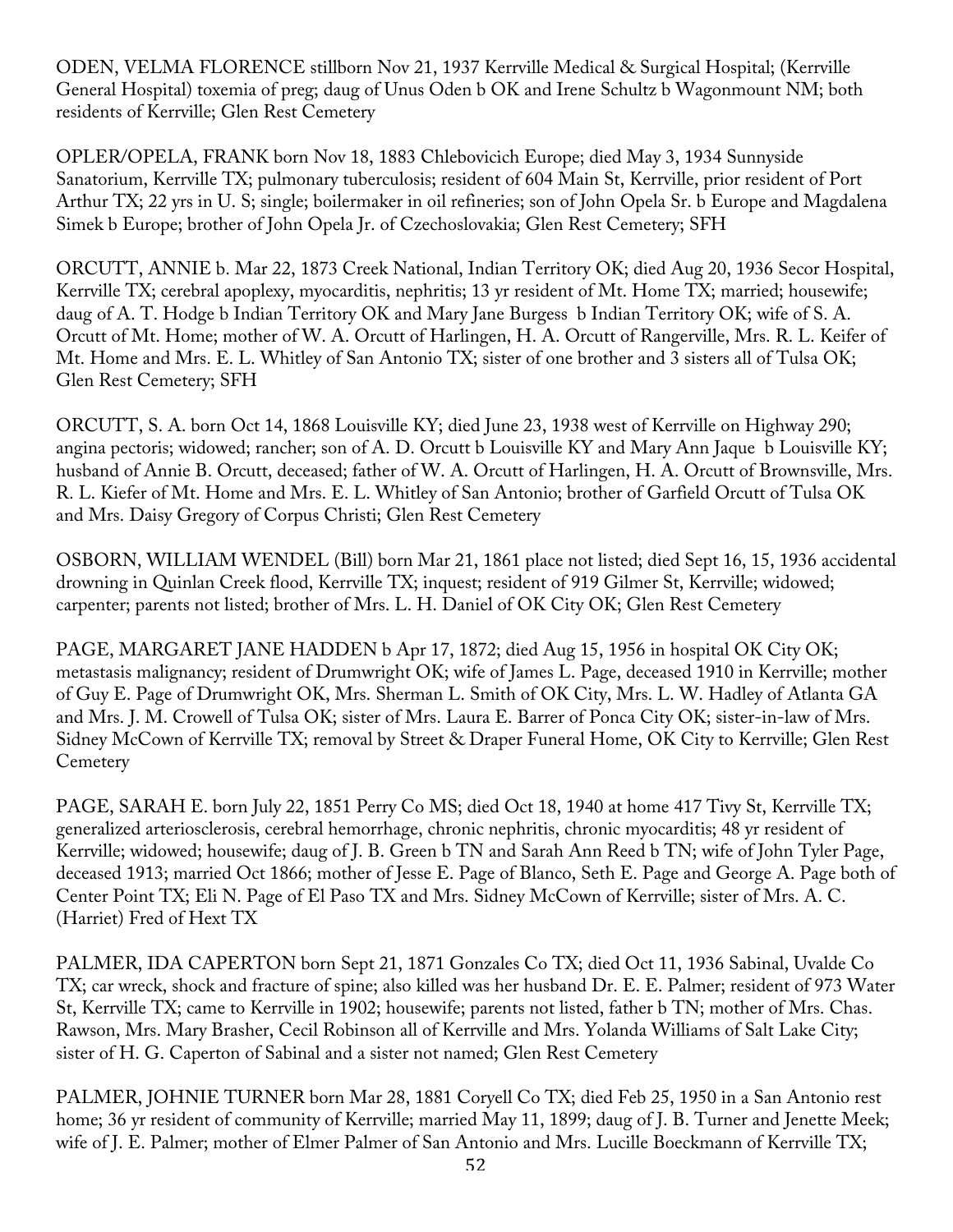ODEN, VELMA FLORENCE stillborn Nov 21, 1937 Kerrville Medical & Surgical Hospital; (Kerrville General Hospital) toxemia of preg; daug of Unus Oden b OK and Irene Schultz b Wagonmount NM; both residents of Kerrville; Glen Rest Cemetery

OPLER/OPELA, FRANK born Nov 18, 1883 Chlebovicich Europe; died May 3, 1934 Sunnyside Sanatorium, Kerrville TX; pulmonary tuberculosis; resident of 604 Main St, Kerrville, prior resident of Port Arthur TX; 22 yrs in U. S; single; boilermaker in oil refineries; son of John Opela Sr. b Europe and Magdalena Simek b Europe; brother of John Opela Jr. of Czechoslovakia; Glen Rest Cemetery; SFH

ORCUTT, ANNIE b. Mar 22, 1873 Creek National, Indian Territory OK; died Aug 20, 1936 Secor Hospital, Kerrville TX; cerebral apoplexy, myocarditis, nephritis; 13 yr resident of Mt. Home TX; married; housewife; daug of A. T. Hodge b Indian Territory OK and Mary Jane Burgess b Indian Territory OK; wife of S. A. Orcutt of Mt. Home; mother of W. A. Orcutt of Harlingen, H. A. Orcutt of Rangerville, Mrs. R. L. Keifer of Mt. Home and Mrs. E. L. Whitley of San Antonio TX; sister of one brother and 3 sisters all of Tulsa OK; Glen Rest Cemetery; SFH

ORCUTT, S. A. born Oct 14, 1868 Louisville KY; died June 23, 1938 west of Kerrville on Highway 290; angina pectoris; widowed; rancher; son of A. D. Orcutt b Louisville KY and Mary Ann Jaque b Louisville KY; husband of Annie B. Orcutt, deceased; father of W. A. Orcutt of Harlingen, H. A. Orcutt of Brownsville, Mrs. R. L. Kiefer of Mt. Home and Mrs. E. L. Whitley of San Antonio; brother of Garfield Orcutt of Tulsa OK and Mrs. Daisy Gregory of Corpus Christi; Glen Rest Cemetery

OSBORN, WILLIAM WENDEL (Bill) born Mar 21, 1861 place not listed; died Sept 16, 15, 1936 accidental drowning in Quinlan Creek flood, Kerrville TX; inquest; resident of 919 Gilmer St, Kerrville; widowed; carpenter; parents not listed; brother of Mrs. L. H. Daniel of OK City OK; Glen Rest Cemetery

PAGE, MARGARET JANE HADDEN b Apr 17, 1872; died Aug 15, 1956 in hospital OK City OK; metastasis malignancy; resident of Drumwright OK; wife of James L. Page, deceased 1910 in Kerrville; mother of Guy E. Page of Drumwright OK, Mrs. Sherman L. Smith of OK City, Mrs. L. W. Hadley of Atlanta GA and Mrs. J. M. Crowell of Tulsa OK; sister of Mrs. Laura E. Barrer of Ponca City OK; sister-in-law of Mrs. Sidney McCown of Kerrville TX; removal by Street & Draper Funeral Home, OK City to Kerrville; Glen Rest Cemetery

PAGE, SARAH E. born July 22, 1851 Perry Co MS; died Oct 18, 1940 at home 417 Tivy St, Kerrville TX; generalized arteriosclerosis, cerebral hemorrhage, chronic nephritis, chronic myocarditis; 48 yr resident of Kerrville; widowed; housewife; daug of J. B. Green b TN and Sarah Ann Reed b TN; wife of John Tyler Page, deceased 1913; married Oct 1866; mother of Jesse E. Page of Blanco, Seth E. Page and George A. Page both of Center Point TX; Eli N. Page of El Paso TX and Mrs. Sidney McCown of Kerrville; sister of Mrs. A. C. (Harriet) Fred of Hext TX

PALMER, IDA CAPERTON born Sept 21, 1871 Gonzales Co TX; died Oct 11, 1936 Sabinal, Uvalde Co TX; car wreck, shock and fracture of spine; also killed was her husband Dr. E. E. Palmer; resident of 973 Water St, Kerrville TX; came to Kerrville in 1902; housewife; parents not listed, father b TN; mother of Mrs. Chas. Rawson, Mrs. Mary Brasher, Cecil Robinson all of Kerrville and Mrs. Yolanda Williams of Salt Lake City; sister of H. G. Caperton of Sabinal and a sister not named; Glen Rest Cemetery

PALMER, JOHNIE TURNER born Mar 28, 1881 Coryell Co TX; died Feb 25, 1950 in a San Antonio rest home; 36 yr resident of community of Kerrville; married May 11, 1899; daug of J. B. Turner and Jenette Meek; wife of J. E. Palmer; mother of Elmer Palmer of San Antonio and Mrs. Lucille Boeckmann of Kerrville TX;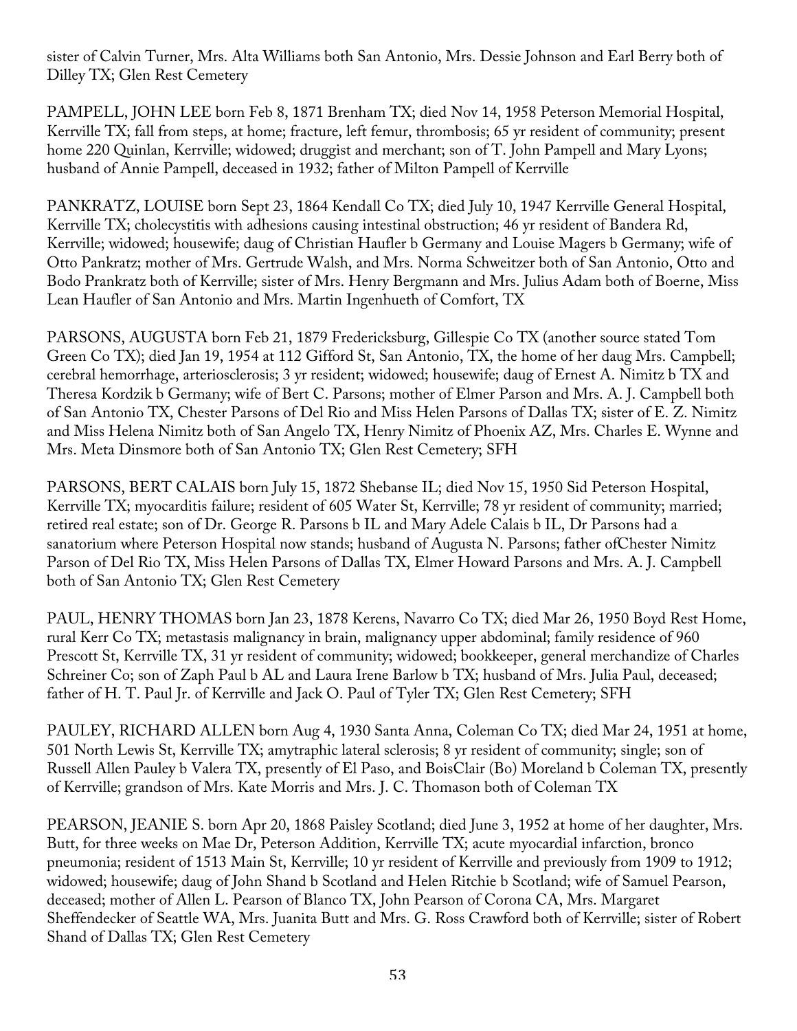sister of Calvin Turner, Mrs. Alta Williams both San Antonio, Mrs. Dessie Johnson and Earl Berry both of Dilley TX; Glen Rest Cemetery

PAMPELL, JOHN LEE born Feb 8, 1871 Brenham TX; died Nov 14, 1958 Peterson Memorial Hospital, Kerrville TX; fall from steps, at home; fracture, left femur, thrombosis; 65 yr resident of community; present home 220 Quinlan, Kerrville; widowed; druggist and merchant; son of T. John Pampell and Mary Lyons; husband of Annie Pampell, deceased in 1932; father of Milton Pampell of Kerrville

PANKRATZ, LOUISE born Sept 23, 1864 Kendall Co TX; died July 10, 1947 Kerrville General Hospital, Kerrville TX; cholecystitis with adhesions causing intestinal obstruction; 46 yr resident of Bandera Rd, Kerrville; widowed; housewife; daug of Christian Haufler b Germany and Louise Magers b Germany; wife of Otto Pankratz; mother of Mrs. Gertrude Walsh, and Mrs. Norma Schweitzer both of San Antonio, Otto and Bodo Prankratz both of Kerrville; sister of Mrs. Henry Bergmann and Mrs. Julius Adam both of Boerne, Miss Lean Haufler of San Antonio and Mrs. Martin Ingenhueth of Comfort, TX

PARSONS, AUGUSTA born Feb 21, 1879 Fredericksburg, Gillespie Co TX (another source stated Tom Green Co TX); died Jan 19, 1954 at 112 Gifford St, San Antonio, TX, the home of her daug Mrs. Campbell; cerebral hemorrhage, arteriosclerosis; 3 yr resident; widowed; housewife; daug of Ernest A. Nimitz b TX and Theresa Kordzik b Germany; wife of Bert C. Parsons; mother of Elmer Parson and Mrs. A. J. Campbell both of San Antonio TX, Chester Parsons of Del Rio and Miss Helen Parsons of Dallas TX; sister of E. Z. Nimitz and Miss Helena Nimitz both of San Angelo TX, Henry Nimitz of Phoenix AZ, Mrs. Charles E. Wynne and Mrs. Meta Dinsmore both of San Antonio TX; Glen Rest Cemetery; SFH

PARSONS, BERT CALAIS born July 15, 1872 Shebanse IL; died Nov 15, 1950 Sid Peterson Hospital, Kerrville TX; myocarditis failure; resident of 605 Water St, Kerrville; 78 yr resident of community; married; retired real estate; son of Dr. George R. Parsons b IL and Mary Adele Calais b IL, Dr Parsons had a sanatorium where Peterson Hospital now stands; husband of Augusta N. Parsons; father ofChester Nimitz Parson of Del Rio TX, Miss Helen Parsons of Dallas TX, Elmer Howard Parsons and Mrs. A. J. Campbell both of San Antonio TX; Glen Rest Cemetery

PAUL, HENRY THOMAS born Jan 23, 1878 Kerens, Navarro Co TX; died Mar 26, 1950 Boyd Rest Home, rural Kerr Co TX; metastasis malignancy in brain, malignancy upper abdominal; family residence of 960 Prescott St, Kerrville TX, 31 yr resident of community; widowed; bookkeeper, general merchandize of Charles Schreiner Co; son of Zaph Paul b AL and Laura Irene Barlow b TX; husband of Mrs. Julia Paul, deceased; father of H. T. Paul Jr. of Kerrville and Jack O. Paul of Tyler TX; Glen Rest Cemetery; SFH

PAULEY, RICHARD ALLEN born Aug 4, 1930 Santa Anna, Coleman Co TX; died Mar 24, 1951 at home, 501 North Lewis St, Kerrville TX; amytraphic lateral sclerosis; 8 yr resident of community; single; son of Russell Allen Pauley b Valera TX, presently of El Paso, and BoisClair (Bo) Moreland b Coleman TX, presently of Kerrville; grandson of Mrs. Kate Morris and Mrs. J. C. Thomason both of Coleman TX

PEARSON, JEANIE S. born Apr 20, 1868 Paisley Scotland; died June 3, 1952 at home of her daughter, Mrs. Butt, for three weeks on Mae Dr, Peterson Addition, Kerrville TX; acute myocardial infarction, bronco pneumonia; resident of 1513 Main St, Kerrville; 10 yr resident of Kerrville and previously from 1909 to 1912; widowed; housewife; daug of John Shand b Scotland and Helen Ritchie b Scotland; wife of Samuel Pearson, deceased; mother of Allen L. Pearson of Blanco TX, John Pearson of Corona CA, Mrs. Margaret Sheffendecker of Seattle WA, Mrs. Juanita Butt and Mrs. G. Ross Crawford both of Kerrville; sister of Robert Shand of Dallas TX; Glen Rest Cemetery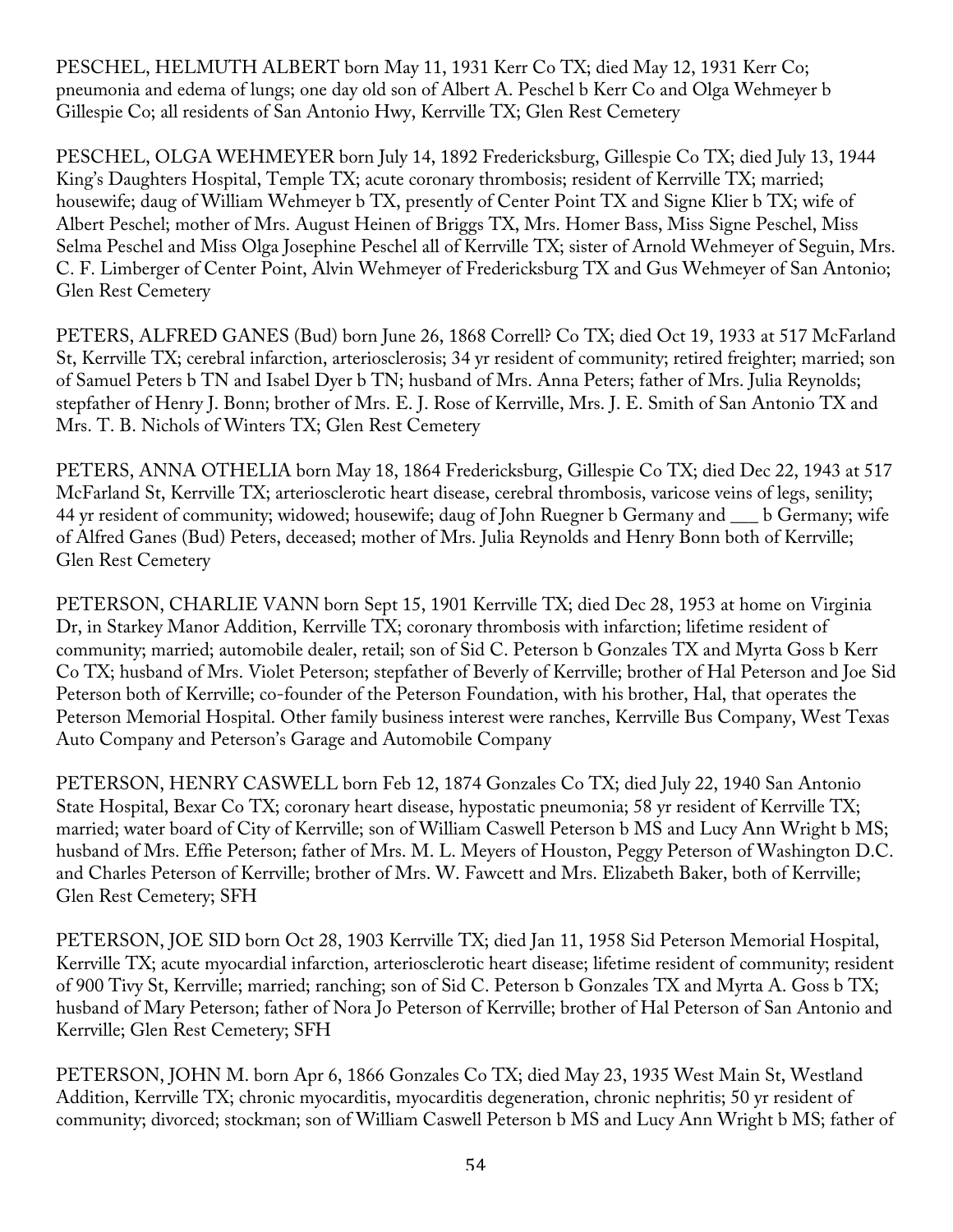PESCHEL, HELMUTH ALBERT born May 11, 1931 Kerr Co TX; died May 12, 1931 Kerr Co; pneumonia and edema of lungs; one day old son of Albert A. Peschel b Kerr Co and Olga Wehmeyer b Gillespie Co; all residents of San Antonio Hwy, Kerrville TX; Glen Rest Cemetery

PESCHEL, OLGA WEHMEYER born July 14, 1892 Fredericksburg, Gillespie Co TX; died July 13, 1944 King's Daughters Hospital, Temple TX; acute coronary thrombosis; resident of Kerrville TX; married; housewife; daug of William Wehmeyer b TX, presently of Center Point TX and Signe Klier b TX; wife of Albert Peschel; mother of Mrs. August Heinen of Briggs TX, Mrs. Homer Bass, Miss Signe Peschel, Miss Selma Peschel and Miss Olga Josephine Peschel all of Kerrville TX; sister of Arnold Wehmeyer of Seguin, Mrs. C. F. Limberger of Center Point, Alvin Wehmeyer of Fredericksburg TX and Gus Wehmeyer of San Antonio; Glen Rest Cemetery

PETERS, ALFRED GANES (Bud) born June 26, 1868 Correll? Co TX; died Oct 19, 1933 at 517 McFarland St, Kerrville TX; cerebral infarction, arteriosclerosis; 34 yr resident of community; retired freighter; married; son of Samuel Peters b TN and Isabel Dyer b TN; husband of Mrs. Anna Peters; father of Mrs. Julia Reynolds; stepfather of Henry J. Bonn; brother of Mrs. E. J. Rose of Kerrville, Mrs. J. E. Smith of San Antonio TX and Mrs. T. B. Nichols of Winters TX; Glen Rest Cemetery

PETERS, ANNA OTHELIA born May 18, 1864 Fredericksburg, Gillespie Co TX; died Dec 22, 1943 at 517 McFarland St, Kerrville TX; arteriosclerotic heart disease, cerebral thrombosis, varicose veins of legs, senility; 44 yr resident of community; widowed; housewife; daug of John Ruegner b Germany and ___ b Germany; wife of Alfred Ganes (Bud) Peters, deceased; mother of Mrs. Julia Reynolds and Henry Bonn both of Kerrville; Glen Rest Cemetery

PETERSON, CHARLIE VANN born Sept 15, 1901 Kerrville TX; died Dec 28, 1953 at home on Virginia Dr, in Starkey Manor Addition, Kerrville TX; coronary thrombosis with infarction; lifetime resident of community; married; automobile dealer, retail; son of Sid C. Peterson b Gonzales TX and Myrta Goss b Kerr Co TX; husband of Mrs. Violet Peterson; stepfather of Beverly of Kerrville; brother of Hal Peterson and Joe Sid Peterson both of Kerrville; co-founder of the Peterson Foundation, with his brother, Hal, that operates the Peterson Memorial Hospital. Other family business interest were ranches, Kerrville Bus Company, West Texas Auto Company and Peterson's Garage and Automobile Company

PETERSON, HENRY CASWELL born Feb 12, 1874 Gonzales Co TX; died July 22, 1940 San Antonio State Hospital, Bexar Co TX; coronary heart disease, hypostatic pneumonia; 58 yr resident of Kerrville TX; married; water board of City of Kerrville; son of William Caswell Peterson b MS and Lucy Ann Wright b MS; husband of Mrs. Effie Peterson; father of Mrs. M. L. Meyers of Houston, Peggy Peterson of Washington D.C. and Charles Peterson of Kerrville; brother of Mrs. W. Fawcett and Mrs. Elizabeth Baker, both of Kerrville; Glen Rest Cemetery; SFH

PETERSON, JOE SID born Oct 28, 1903 Kerrville TX; died Jan 11, 1958 Sid Peterson Memorial Hospital, Kerrville TX; acute myocardial infarction, arteriosclerotic heart disease; lifetime resident of community; resident of 900 Tivy St, Kerrville; married; ranching; son of Sid C. Peterson b Gonzales TX and Myrta A. Goss b TX; husband of Mary Peterson; father of Nora Jo Peterson of Kerrville; brother of Hal Peterson of San Antonio and Kerrville; Glen Rest Cemetery; SFH

PETERSON, JOHN M. born Apr 6, 1866 Gonzales Co TX; died May 23, 1935 West Main St, Westland Addition, Kerrville TX; chronic myocarditis, myocarditis degeneration, chronic nephritis; 50 yr resident of community; divorced; stockman; son of William Caswell Peterson b MS and Lucy Ann Wright b MS; father of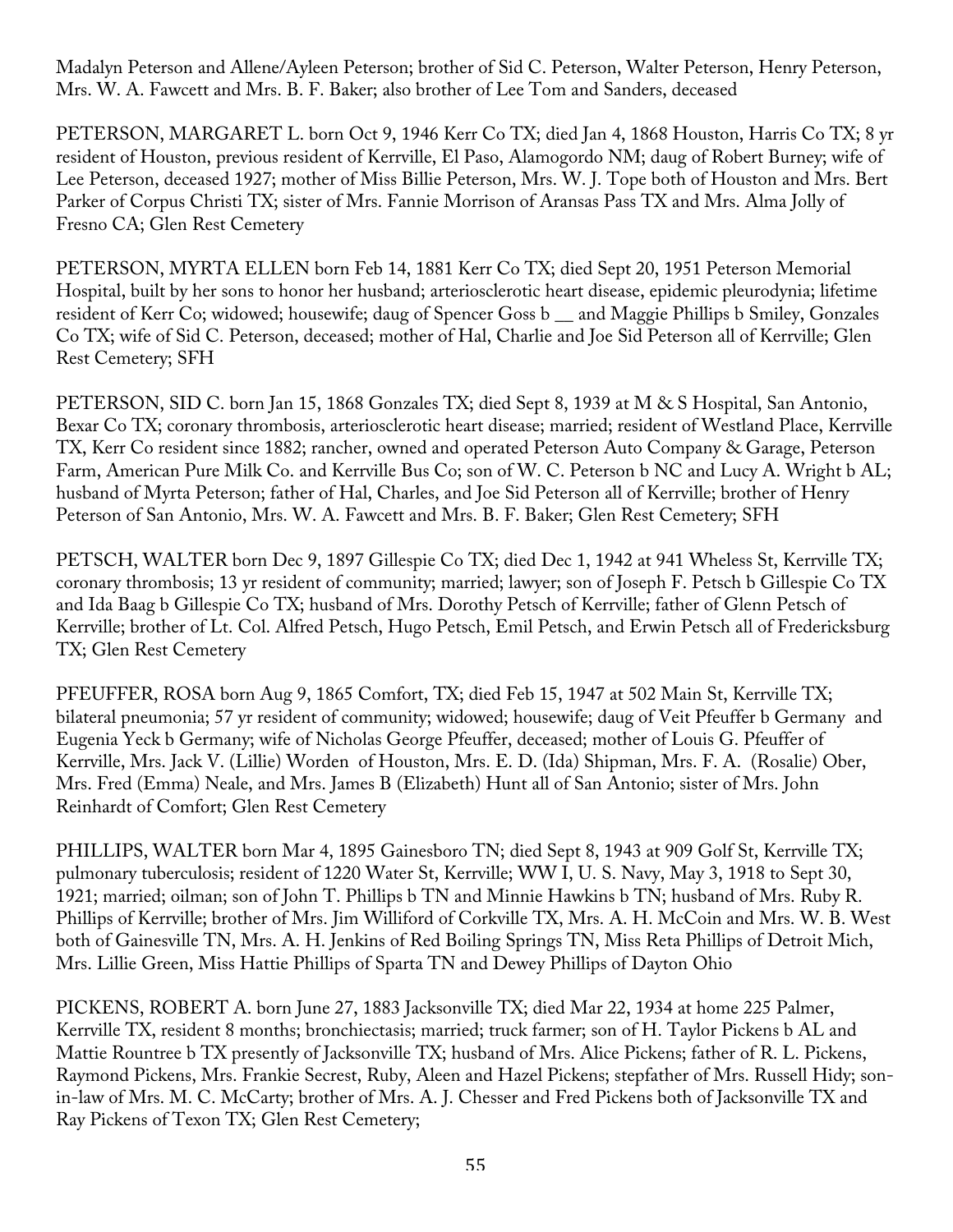Madalyn Peterson and Allene/Ayleen Peterson; brother of Sid C. Peterson, Walter Peterson, Henry Peterson, Mrs. W. A. Fawcett and Mrs. B. F. Baker; also brother of Lee Tom and Sanders, deceased

PETERSON, MARGARET L. born Oct 9, 1946 Kerr Co TX; died Jan 4, 1868 Houston, Harris Co TX; 8 yr resident of Houston, previous resident of Kerrville, El Paso, Alamogordo NM; daug of Robert Burney; wife of Lee Peterson, deceased 1927; mother of Miss Billie Peterson, Mrs. W. J. Tope both of Houston and Mrs. Bert Parker of Corpus Christi TX; sister of Mrs. Fannie Morrison of Aransas Pass TX and Mrs. Alma Jolly of Fresno CA; Glen Rest Cemetery

PETERSON, MYRTA ELLEN born Feb 14, 1881 Kerr Co TX; died Sept 20, 1951 Peterson Memorial Hospital, built by her sons to honor her husband; arteriosclerotic heart disease, epidemic pleurodynia; lifetime resident of Kerr Co; widowed; housewife; daug of Spencer Goss b __ and Maggie Phillips b Smiley, Gonzales Co TX; wife of Sid C. Peterson, deceased; mother of Hal, Charlie and Joe Sid Peterson all of Kerrville; Glen Rest Cemetery; SFH

PETERSON, SID C. born Jan 15, 1868 Gonzales TX; died Sept 8, 1939 at M & S Hospital, San Antonio, Bexar Co TX; coronary thrombosis, arteriosclerotic heart disease; married; resident of Westland Place, Kerrville TX, Kerr Co resident since 1882; rancher, owned and operated Peterson Auto Company & Garage, Peterson Farm, American Pure Milk Co. and Kerrville Bus Co; son of W. C. Peterson b NC and Lucy A. Wright b AL; husband of Myrta Peterson; father of Hal, Charles, and Joe Sid Peterson all of Kerrville; brother of Henry Peterson of San Antonio, Mrs. W. A. Fawcett and Mrs. B. F. Baker; Glen Rest Cemetery; SFH

PETSCH, WALTER born Dec 9, 1897 Gillespie Co TX; died Dec 1, 1942 at 941 Wheless St, Kerrville TX; coronary thrombosis; 13 yr resident of community; married; lawyer; son of Joseph F. Petsch b Gillespie Co TX and Ida Baag b Gillespie Co TX; husband of Mrs. Dorothy Petsch of Kerrville; father of Glenn Petsch of Kerrville; brother of Lt. Col. Alfred Petsch, Hugo Petsch, Emil Petsch, and Erwin Petsch all of Fredericksburg TX; Glen Rest Cemetery

PFEUFFER, ROSA born Aug 9, 1865 Comfort, TX; died Feb 15, 1947 at 502 Main St, Kerrville TX; bilateral pneumonia; 57 yr resident of community; widowed; housewife; daug of Veit Pfeuffer b Germany and Eugenia Yeck b Germany; wife of Nicholas George Pfeuffer, deceased; mother of Louis G. Pfeuffer of Kerrville, Mrs. Jack V. (Lillie) Worden of Houston, Mrs. E. D. (Ida) Shipman, Mrs. F. A. (Rosalie) Ober, Mrs. Fred (Emma) Neale, and Mrs. James B (Elizabeth) Hunt all of San Antonio; sister of Mrs. John Reinhardt of Comfort; Glen Rest Cemetery

PHILLIPS, WALTER born Mar 4, 1895 Gainesboro TN; died Sept 8, 1943 at 909 Golf St, Kerrville TX; pulmonary tuberculosis; resident of 1220 Water St, Kerrville; WW I, U. S. Navy, May 3, 1918 to Sept 30, 1921; married; oilman; son of John T. Phillips b TN and Minnie Hawkins b TN; husband of Mrs. Ruby R. Phillips of Kerrville; brother of Mrs. Jim Williford of Corkville TX, Mrs. A. H. McCoin and Mrs. W. B. West both of Gainesville TN, Mrs. A. H. Jenkins of Red Boiling Springs TN, Miss Reta Phillips of Detroit Mich, Mrs. Lillie Green, Miss Hattie Phillips of Sparta TN and Dewey Phillips of Dayton Ohio

PICKENS, ROBERT A. born June 27, 1883 Jacksonville TX; died Mar 22, 1934 at home 225 Palmer, Kerrville TX, resident 8 months; bronchiectasis; married; truck farmer; son of H. Taylor Pickens b AL and Mattie Rountree b TX presently of Jacksonville TX; husband of Mrs. Alice Pickens; father of R. L. Pickens, Raymond Pickens, Mrs. Frankie Secrest, Ruby, Aleen and Hazel Pickens; stepfather of Mrs. Russell Hidy; son-in-law of Mrs. M. C. McCarty; brother of Mrs. A. J. Chesser and Fred Pickens both of Jacksonville TX and Ray Pickens of Texon TX; Glen Rest Cemetery;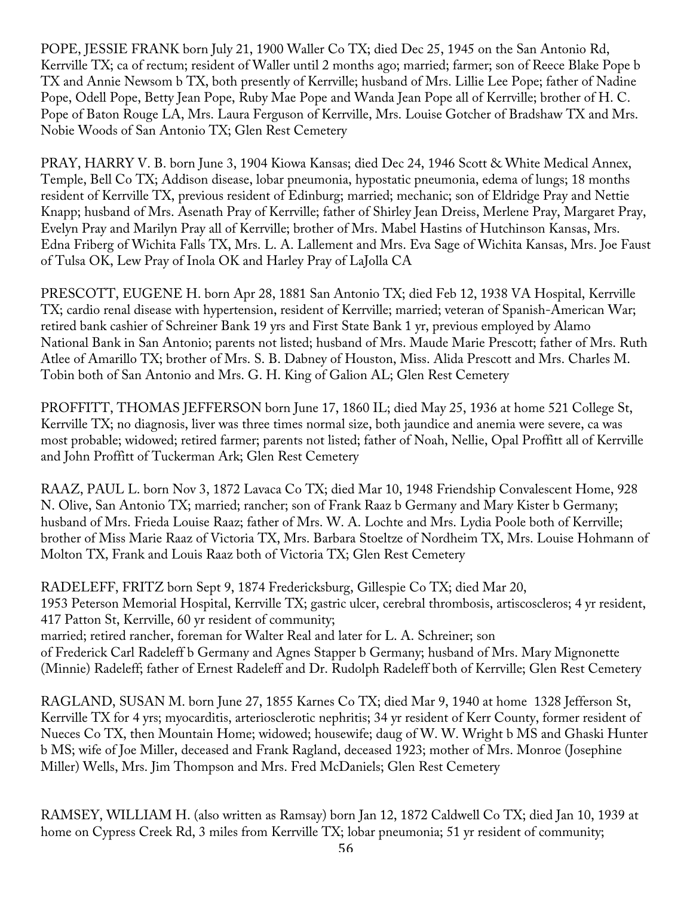POPE, JESSIE FRANK born July 21, 1900 Waller Co TX; died Dec 25, 1945 on the San Antonio Rd, Kerrville TX; ca of rectum; resident of Waller until 2 months ago; married; farmer; son of Reece Blake Pope b TX and Annie Newsom b TX, both presently of Kerrville; husband of Mrs. Lillie Lee Pope; father of Nadine Pope, Odell Pope, Betty Jean Pope, Ruby Mae Pope and Wanda Jean Pope all of Kerrville; brother of H. C. Pope of Baton Rouge LA, Mrs. Laura Ferguson of Kerrville, Mrs. Louise Gotcher of Bradshaw TX and Mrs. Nobie Woods of San Antonio TX; Glen Rest Cemetery

PRAY, HARRY V. B. born June 3, 1904 Kiowa Kansas; died Dec 24, 1946 Scott & White Medical Annex, Temple, Bell Co TX; Addison disease, lobar pneumonia, hypostatic pneumonia, edema of lungs; 18 months resident of Kerrville TX, previous resident of Edinburg; married; mechanic; son of Eldridge Pray and Nettie Knapp; husband of Mrs. Asenath Pray of Kerrville; father of Shirley Jean Dreiss, Merlene Pray, Margaret Pray, Evelyn Pray and Marilyn Pray all of Kerrville; brother of Mrs. Mabel Hastins of Hutchinson Kansas, Mrs. Edna Friberg of Wichita Falls TX, Mrs. L. A. Lallement and Mrs. Eva Sage of Wichita Kansas, Mrs. Joe Faust of Tulsa OK, Lew Pray of Inola OK and Harley Pray of LaJolla CA

PRESCOTT, EUGENE H. born Apr 28, 1881 San Antonio TX; died Feb 12, 1938 VA Hospital, Kerrville TX; cardio renal disease with hypertension, resident of Kerrville; married; veteran of Spanish-American War; retired bank cashier of Schreiner Bank 19 yrs and First State Bank 1 yr, previous employed by Alamo National Bank in San Antonio; parents not listed; husband of Mrs. Maude Marie Prescott; father of Mrs. Ruth Atlee of Amarillo TX; brother of Mrs. S. B. Dabney of Houston, Miss. Alida Prescott and Mrs. Charles M. Tobin both of San Antonio and Mrs. G. H. King of Galion AL; Glen Rest Cemetery

PROFFITT, THOMAS JEFFERSON born June 17, 1860 IL; died May 25, 1936 at home 521 College St, Kerrville TX; no diagnosis, liver was three times normal size, both jaundice and anemia were severe, ca was most probable; widowed; retired farmer; parents not listed; father of Noah, Nellie, Opal Proffitt all of Kerrville and John Proffitt of Tuckerman Ark; Glen Rest Cemetery

RAAZ, PAUL L. born Nov 3, 1872 Lavaca Co TX; died Mar 10, 1948 Friendship Convalescent Home, 928 N. Olive, San Antonio TX; married; rancher; son of Frank Raaz b Germany and Mary Kister b Germany; husband of Mrs. Frieda Louise Raaz; father of Mrs. W. A. Lochte and Mrs. Lydia Poole both of Kerrville; brother of Miss Marie Raaz of Victoria TX, Mrs. Barbara Stoeltze of Nordheim TX, Mrs. Louise Hohmann of Molton TX, Frank and Louis Raaz both of Victoria TX; Glen Rest Cemetery

RADELEFF, FRITZ born Sept 9, 1874 Fredericksburg, Gillespie Co TX; died Mar 20, 1953 Peterson Memorial Hospital, Kerrville TX; gastric ulcer, cerebral thrombosis, artiscoscleros; 4 yr resident, 417 Patton St, Kerrville, 60 yr resident of community; married; retired rancher, foreman for Walter Real and later for L. A. Schreiner; son of Frederick Carl Radeleff b Germany and Agnes Stapper b Germany; husband of Mrs. Mary Mignonette (Minnie) Radeleff; father of Ernest Radeleff and Dr. Rudolph Radeleff both of Kerrville; Glen Rest Cemetery

RAGLAND, SUSAN M. born June 27, 1855 Karnes Co TX; died Mar 9, 1940 at home 1328 Jefferson St, Kerrville TX for 4 yrs; myocarditis, arteriosclerotic nephritis; 34 yr resident of Kerr County, former resident of Nueces Co TX, then Mountain Home; widowed; housewife; daug of W. W. Wright b MS and Ghaski Hunter b MS; wife of Joe Miller, deceased and Frank Ragland, deceased 1923; mother of Mrs. Monroe (Josephine Miller) Wells, Mrs. Jim Thompson and Mrs. Fred McDaniels; Glen Rest Cemetery

RAMSEY, WILLIAM H. (also written as Ramsay) born Jan 12, 1872 Caldwell Co TX; died Jan 10, 1939 at home on Cypress Creek Rd, 3 miles from Kerrville TX; lobar pneumonia; 51 yr resident of community;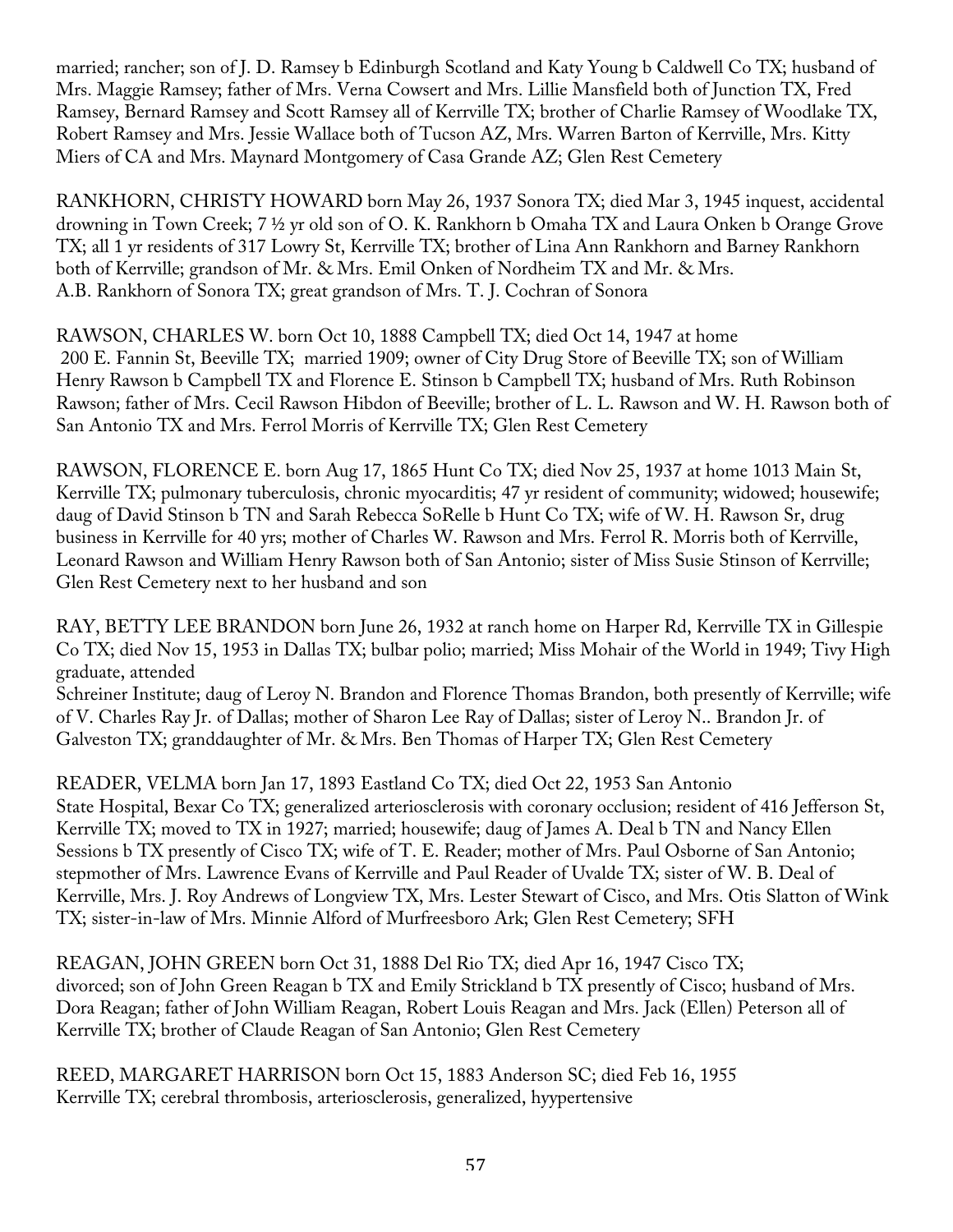married; rancher; son of J. D. Ramsey b Edinburgh Scotland and Katy Young b Caldwell Co TX; husband of Mrs. Maggie Ramsey; father of Mrs. Verna Cowsert and Mrs. Lillie Mansfield both of Junction TX, Fred Ramsey, Bernard Ramsey and Scott Ramsey all of Kerrville TX; brother of Charlie Ramsey of Woodlake TX, Robert Ramsey and Mrs. Jessie Wallace both of Tucson AZ, Mrs. Warren Barton of Kerrville, Mrs. Kitty Miers of CA and Mrs. Maynard Montgomery of Casa Grande AZ; Glen Rest Cemetery

RANKHORN, CHRISTY HOWARD born May 26, 1937 Sonora TX; died Mar 3, 1945 inquest, accidental drowning in Town Creek; 7 ½ yr old son of O. K. Rankhorn b Omaha TX and Laura Onken b Orange Grove TX; all 1 yr residents of 317 Lowry St, Kerrville TX; brother of Lina Ann Rankhorn and Barney Rankhorn both of Kerrville; grandson of Mr. & Mrs. Emil Onken of Nordheim TX and Mr. & Mrs. A.B. Rankhorn of Sonora TX; great grandson of Mrs. T. J. Cochran of Sonora

RAWSON, CHARLES W. born Oct 10, 1888 Campbell TX; died Oct 14, 1947 at home 200 E. Fannin St, Beeville TX; married 1909; owner of City Drug Store of Beeville TX; son of William Henry Rawson b Campbell TX and Florence E. Stinson b Campbell TX; husband of Mrs. Ruth Robinson Rawson; father of Mrs. Cecil Rawson Hibdon of Beeville; brother of L. L. Rawson and W. H. Rawson both of San Antonio TX and Mrs. Ferrol Morris of Kerrville TX; Glen Rest Cemetery

RAWSON, FLORENCE E. born Aug 17, 1865 Hunt Co TX; died Nov 25, 1937 at home 1013 Main St, Kerrville TX; pulmonary tuberculosis, chronic myocarditis; 47 yr resident of community; widowed; housewife; daug of David Stinson b TN and Sarah Rebecca SoRelle b Hunt Co TX; wife of W. H. Rawson Sr, drug business in Kerrville for 40 yrs; mother of Charles W. Rawson and Mrs. Ferrol R. Morris both of Kerrville, Leonard Rawson and William Henry Rawson both of San Antonio; sister of Miss Susie Stinson of Kerrville; Glen Rest Cemetery next to her husband and son

RAY, BETTY LEE BRANDON born June 26, 1932 at ranch home on Harper Rd, Kerrville TX in Gillespie Co TX; died Nov 15, 1953 in Dallas TX; bulbar polio; married; Miss Mohair of the World in 1949; Tivy High graduate, attended Schreiner Institute; daug of Leroy N. Brandon and Florence Thomas Brandon, both presently of Kerrville; wife of V. Charles Ray Jr. of Dallas; mother of Sharon Lee Ray of Dallas; sister of Leroy N.. Brandon Jr. of Galveston TX; granddaughter of Mr. & Mrs. Ben Thomas of Harper TX; Glen Rest Cemetery

READER, VELMA born Jan 17, 1893 Eastland Co TX; died Oct 22, 1953 San Antonio State Hospital, Bexar Co TX; generalized arteriosclerosis with coronary occlusion; resident of 416 Jefferson St, Kerrville TX; moved to TX in 1927; married; housewife; daug of James A. Deal b TN and Nancy Ellen Sessions b TX presently of Cisco TX; wife of T. E. Reader; mother of Mrs. Paul Osborne of San Antonio; stepmother of Mrs. Lawrence Evans of Kerrville and Paul Reader of Uvalde TX; sister of W. B. Deal of Kerrville, Mrs. J. Roy Andrews of Longview TX, Mrs. Lester Stewart of Cisco, and Mrs. Otis Slatton of Wink TX; sister-in-law of Mrs. Minnie Alford of Murfreesboro Ark; Glen Rest Cemetery; SFH

REAGAN, JOHN GREEN born Oct 31, 1888 Del Rio TX; died Apr 16, 1947 Cisco TX; divorced; son of John Green Reagan b TX and Emily Strickland b TX presently of Cisco; husband of Mrs. Dora Reagan; father of John William Reagan, Robert Louis Reagan and Mrs. Jack (Ellen) Peterson all of Kerrville TX; brother of Claude Reagan of San Antonio; Glen Rest Cemetery

REED, MARGARET HARRISON born Oct 15, 1883 Anderson SC; died Feb 16, 1955 Kerrville TX; cerebral thrombosis, arteriosclerosis, generalized, hyypertensive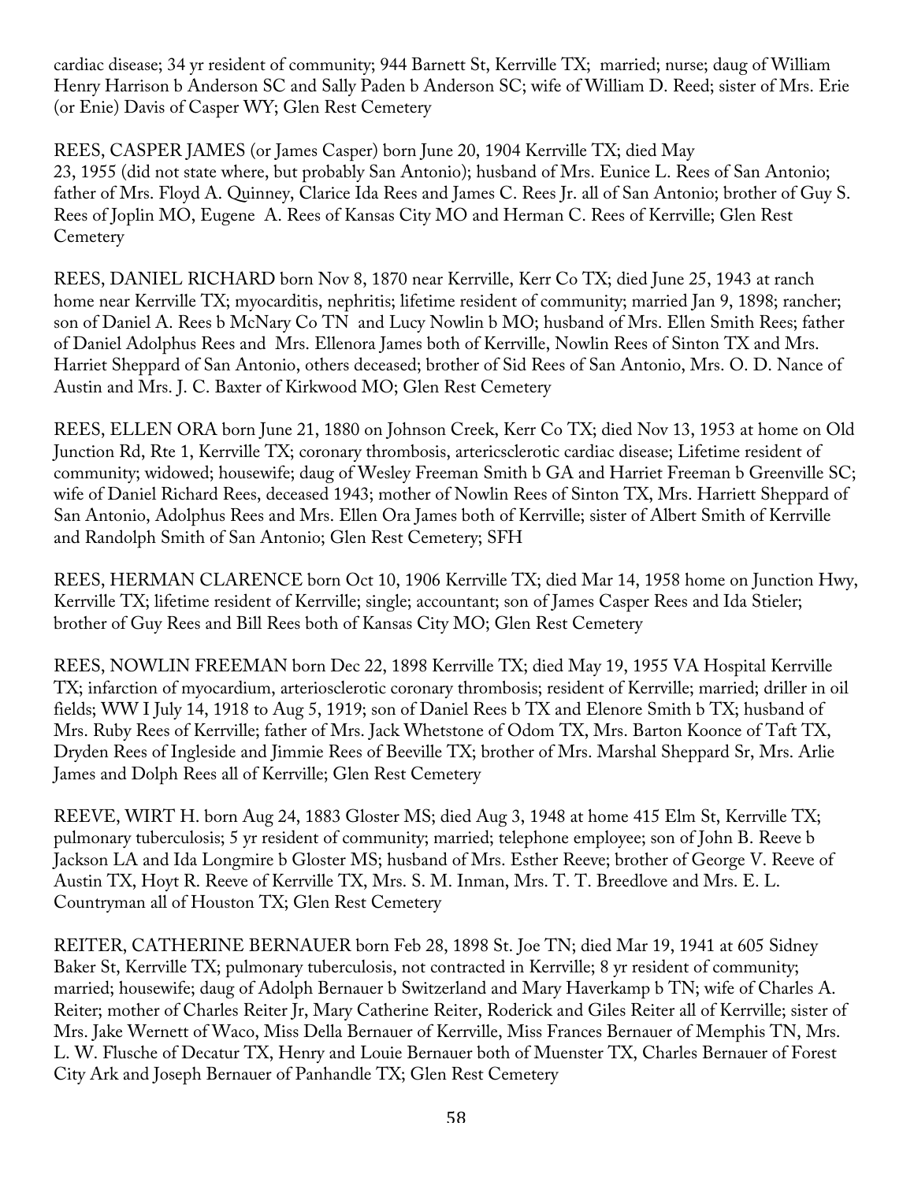cardiac disease; 34 yr resident of community; 944 Barnett St, Kerrville TX; married; nurse; daug of William Henry Harrison b Anderson SC and Sally Paden b Anderson SC; wife of William D. Reed; sister of Mrs. Erie (or Enie) Davis of Casper WY; Glen Rest Cemetery

REES, CASPER JAMES (or James Casper) born June 20, 1904 Kerrville TX; died May 23, 1955 (did not state where, but probably San Antonio); husband of Mrs. Eunice L. Rees of San Antonio; father of Mrs. Floyd A. Quinney, Clarice Ida Rees and James C. Rees Jr. all of San Antonio; brother of Guy S. Rees of Joplin MO, Eugene A. Rees of Kansas City MO and Herman C. Rees of Kerrville; Glen Rest Cemetery

REES, DANIEL RICHARD born Nov 8, 1870 near Kerrville, Kerr Co TX; died June 25, 1943 at ranch home near Kerrville TX; myocarditis, nephritis; lifetime resident of community; married Jan 9, 1898; rancher; son of Daniel A. Rees b McNary Co TN and Lucy Nowlin b MO; husband of Mrs. Ellen Smith Rees; father of Daniel Adolphus Rees and Mrs. Ellenora James both of Kerrville, Nowlin Rees of Sinton TX and Mrs. Harriet Sheppard of San Antonio, others deceased; brother of Sid Rees of San Antonio, Mrs. O. D. Nance of Austin and Mrs. J. C. Baxter of Kirkwood MO; Glen Rest Cemetery

REES, ELLEN ORA born June 21, 1880 on Johnson Creek, Kerr Co TX; died Nov 13, 1953 at home on Old Junction Rd, Rte 1, Kerrville TX; coronary thrombosis, artericsclerotic cardiac disease; Lifetime resident of community; widowed; housewife; daug of Wesley Freeman Smith b GA and Harriet Freeman b Greenville SC; wife of Daniel Richard Rees, deceased 1943; mother of Nowlin Rees of Sinton TX, Mrs. Harriett Sheppard of San Antonio, Adolphus Rees and Mrs. Ellen Ora James both of Kerrville; sister of Albert Smith of Kerrville and Randolph Smith of San Antonio; Glen Rest Cemetery; SFH

REES, HERMAN CLARENCE born Oct 10, 1906 Kerrville TX; died Mar 14, 1958 home on Junction Hwy, Kerrville TX; lifetime resident of Kerrville; single; accountant; son of James Casper Rees and Ida Stieler; brother of Guy Rees and Bill Rees both of Kansas City MO; Glen Rest Cemetery

REES, NOWLIN FREEMAN born Dec 22, 1898 Kerrville TX; died May 19, 1955 VA Hospital Kerrville TX; infarction of myocardium, arteriosclerotic coronary thrombosis; resident of Kerrville; married; driller in oil fields; WW I July 14, 1918 to Aug 5, 1919; son of Daniel Rees b TX and Elenore Smith b TX; husband of Mrs. Ruby Rees of Kerrville; father of Mrs. Jack Whetstone of Odom TX, Mrs. Barton Koonce of Taft TX, Dryden Rees of Ingleside and Jimmie Rees of Beeville TX; brother of Mrs. Marshal Sheppard Sr, Mrs. Arlie James and Dolph Rees all of Kerrville; Glen Rest Cemetery

REEVE, WIRT H. born Aug 24, 1883 Gloster MS; died Aug 3, 1948 at home 415 Elm St, Kerrville TX; pulmonary tuberculosis; 5 yr resident of community; married; telephone employee; son of John B. Reeve b Jackson LA and Ida Longmire b Gloster MS; husband of Mrs. Esther Reeve; brother of George V. Reeve of Austin TX, Hoyt R. Reeve of Kerrville TX, Mrs. S. M. Inman, Mrs. T. T. Breedlove and Mrs. E. L. Countryman all of Houston TX; Glen Rest Cemetery

REITER, CATHERINE BERNAUER born Feb 28, 1898 St. Joe TN; died Mar 19, 1941 at 605 Sidney Baker St, Kerrville TX; pulmonary tuberculosis, not contracted in Kerrville; 8 yr resident of community; married; housewife; daug of Adolph Bernauer b Switzerland and Mary Haverkamp b TN; wife of Charles A. Reiter; mother of Charles Reiter Jr, Mary Catherine Reiter, Roderick and Giles Reiter all of Kerrville; sister of Mrs. Jake Wernett of Waco, Miss Della Bernauer of Kerrville, Miss Frances Bernauer of Memphis TN, Mrs. L. W. Flusche of Decatur TX, Henry and Louie Bernauer both of Muenster TX, Charles Bernauer of Forest City Ark and Joseph Bernauer of Panhandle TX; Glen Rest Cemetery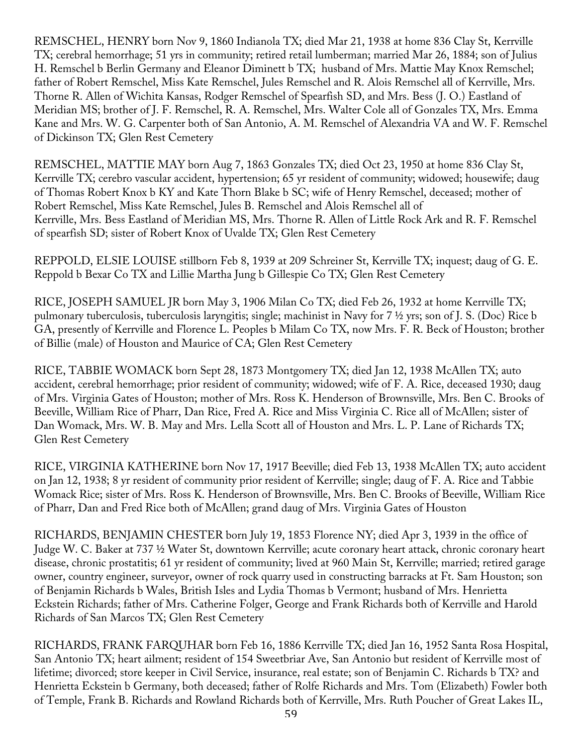REMSCHEL, HENRY born Nov 9, 1860 Indianola TX; died Mar 21, 1938 at home 836 Clay St, Kerrville TX; cerebral hemorrhage; 51 yrs in community; retired retail lumberman; married Mar 26, 1884; son of Julius H. Remschel b Berlin Germany and Eleanor Diminett b TX; husband of Mrs. Mattie May Knox Remschel; father of Robert Remschel, Miss Kate Remschel, Jules Remschel and R. Alois Remschel all of Kerrville, Mrs. Thorne R. Allen of Wichita Kansas, Rodger Remschel of Spearfish SD, and Mrs. Bess (J. O.) Eastland of Meridian MS; brother of J. F. Remschel, R. A. Remschel, Mrs. Walter Cole all of Gonzales TX, Mrs. Emma Kane and Mrs. W. G. Carpenter both of San Antonio, A. M. Remschel of Alexandria VA and W. F. Remschel of Dickinson TX; Glen Rest Cemetery

REMSCHEL, MATTIE MAY born Aug 7, 1863 Gonzales TX; died Oct 23, 1950 at home 836 Clay St, Kerrville TX; cerebro vascular accident, hypertension; 65 yr resident of community; widowed; housewife; daug of Thomas Robert Knox b KY and Kate Thorn Blake b SC; wife of Henry Remschel, deceased; mother of Robert Remschel, Miss Kate Remschel, Jules B. Remschel and Alois Remschel all of Kerrville, Mrs. Bess Eastland of Meridian MS, Mrs. Thorne R. Allen of Little Rock Ark and R. F. Remschel of spearfish SD; sister of Robert Knox of Uvalde TX; Glen Rest Cemetery

REPPOLD, ELSIE LOUISE stillborn Feb 8, 1939 at 209 Schreiner St, Kerrville TX; inquest; daug of G. E. Reppold b Bexar Co TX and Lillie Martha Jung b Gillespie Co TX; Glen Rest Cemetery

RICE, JOSEPH SAMUEL JR born May 3, 1906 Milan Co TX; died Feb 26, 1932 at home Kerrville TX; pulmonary tuberculosis, tuberculosis laryngitis; single; machinist in Navy for 7 ½ yrs; son of J. S. (Doc) Rice b GA, presently of Kerrville and Florence L. Peoples b Milam Co TX, now Mrs. F. R. Beck of Houston; brother of Billie (male) of Houston and Maurice of CA; Glen Rest Cemetery

RICE, TABBIE WOMACK born Sept 28, 1873 Montgomery TX; died Jan 12, 1938 McAllen TX; auto accident, cerebral hemorrhage; prior resident of community; widowed; wife of F. A. Rice, deceased 1930; daug of Mrs. Virginia Gates of Houston; mother of Mrs. Ross K. Henderson of Brownsville, Mrs. Ben C. Brooks of Beeville, William Rice of Pharr, Dan Rice, Fred A. Rice and Miss Virginia C. Rice all of McAllen; sister of Dan Womack, Mrs. W. B. May and Mrs. Lella Scott all of Houston and Mrs. L. P. Lane of Richards TX; Glen Rest Cemetery

RICE, VIRGINIA KATHERINE born Nov 17, 1917 Beeville; died Feb 13, 1938 McAllen TX; auto accident on Jan 12, 1938; 8 yr resident of community prior resident of Kerrville; single; daug of F. A. Rice and Tabbie Womack Rice; sister of Mrs. Ross K. Henderson of Brownsville, Mrs. Ben C. Brooks of Beeville, William Rice of Pharr, Dan and Fred Rice both of McAllen; grand daug of Mrs. Virginia Gates of Houston

RICHARDS, BENJAMIN CHESTER born July 19, 1853 Florence NY; died Apr 3, 1939 in the office of Judge W. C. Baker at 737 ½ Water St, downtown Kerrville; acute coronary heart attack, chronic coronary heart disease, chronic prostatitis; 61 yr resident of community; lived at 960 Main St, Kerrville; married; retired garage owner, country engineer, surveyor, owner of rock quarry used in constructing barracks at Ft. Sam Houston; son of Benjamin Richards b Wales, British Isles and Lydia Thomas b Vermont; husband of Mrs. Henrietta Eckstein Richards; father of Mrs. Catherine Folger, George and Frank Richards both of Kerrville and Harold Richards of San Marcos TX; Glen Rest Cemetery

RICHARDS, FRANK FARQUHAR born Feb 16, 1886 Kerrville TX; died Jan 16, 1952 Santa Rosa Hospital, San Antonio TX; heart ailment; resident of 154 Sweetbriar Ave, San Antonio but resident of Kerrville most of lifetime; divorced; store keeper in Civil Service, insurance, real estate; son of Benjamin C. Richards b TX? and Henrietta Eckstein b Germany, both deceased; father of Rolfe Richards and Mrs. Tom (Elizabeth) Fowler both of Temple, Frank B. Richards and Rowland Richards both of Kerrville, Mrs. Ruth Poucher of Great Lakes IL,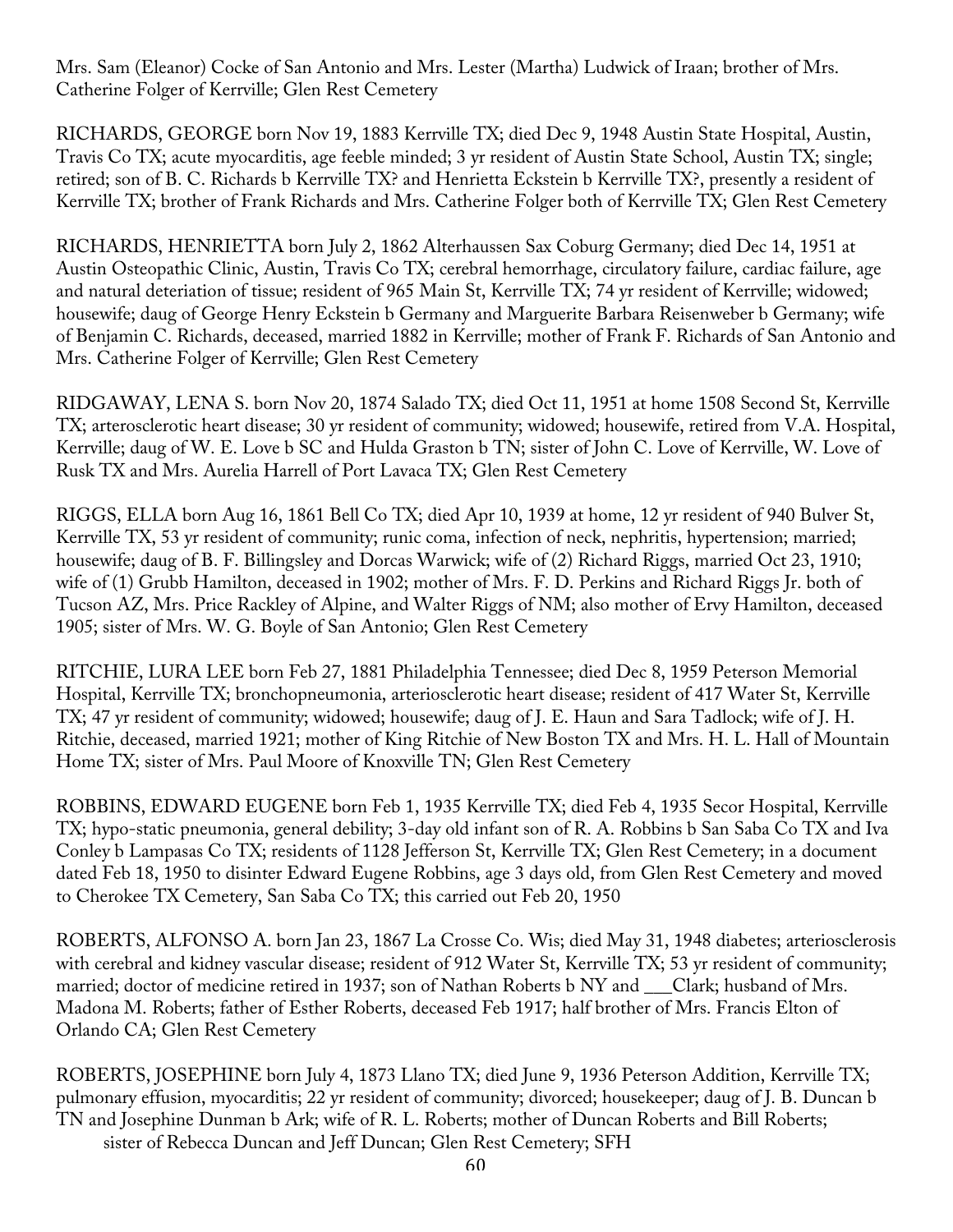Mrs. Sam (Eleanor) Cocke of San Antonio and Mrs. Lester (Martha) Ludwick of Iraan; brother of Mrs. Catherine Folger of Kerrville; Glen Rest Cemetery

RICHARDS, GEORGE born Nov 19, 1883 Kerrville TX; died Dec 9, 1948 Austin State Hospital, Austin, Travis Co TX; acute myocarditis, age feeble minded; 3 yr resident of Austin State School, Austin TX; single; retired; son of B. C. Richards b Kerrville TX? and Henrietta Eckstein b Kerrville TX?, presently a resident of Kerrville TX; brother of Frank Richards and Mrs. Catherine Folger both of Kerrville TX; Glen Rest Cemetery

RICHARDS, HENRIETTA born July 2, 1862 Alterhaussen Sax Coburg Germany; died Dec 14, 1951 at Austin Osteopathic Clinic, Austin, Travis Co TX; cerebral hemorrhage, circulatory failure, cardiac failure, age and natural deteriation of tissue; resident of 965 Main St, Kerrville TX; 74 yr resident of Kerrville; widowed; housewife; daug of George Henry Eckstein b Germany and Marguerite Barbara Reisenweber b Germany; wife of Benjamin C. Richards, deceased, married 1882 in Kerrville; mother of Frank F. Richards of San Antonio and Mrs. Catherine Folger of Kerrville; Glen Rest Cemetery

RIDGAWAY, LENA S. born Nov 20, 1874 Salado TX; died Oct 11, 1951 at home 1508 Second St, Kerrville TX; arterosclerotic heart disease; 30 yr resident of community; widowed; housewife, retired from V.A. Hospital, Kerrville; daug of W. E. Love b SC and Hulda Graston b TN; sister of John C. Love of Kerrville, W. Love of Rusk TX and Mrs. Aurelia Harrell of Port Lavaca TX; Glen Rest Cemetery

RIGGS, ELLA born Aug 16, 1861 Bell Co TX; died Apr 10, 1939 at home, 12 yr resident of 940 Bulver St, Kerrville TX, 53 yr resident of community; runic coma, infection of neck, nephritis, hypertension; married; housewife; daug of B. F. Billingsley and Dorcas Warwick; wife of (2) Richard Riggs, married Oct 23, 1910; wife of (1) Grubb Hamilton, deceased in 1902; mother of Mrs. F. D. Perkins and Richard Riggs Jr. both of Tucson AZ, Mrs. Price Rackley of Alpine, and Walter Riggs of NM; also mother of Ervy Hamilton, deceased 1905; sister of Mrs. W. G. Boyle of San Antonio; Glen Rest Cemetery

RITCHIE, LURA LEE born Feb 27, 1881 Philadelphia Tennessee; died Dec 8, 1959 Peterson Memorial Hospital, Kerrville TX; bronchopneumonia, arteriosclerotic heart disease; resident of 417 Water St, Kerrville TX; 47 yr resident of community; widowed; housewife; daug of J. E. Haun and Sara Tadlock; wife of J. H. Ritchie, deceased, married 1921; mother of King Ritchie of New Boston TX and Mrs. H. L. Hall of Mountain Home TX; sister of Mrs. Paul Moore of Knoxville TN; Glen Rest Cemetery

ROBBINS, EDWARD EUGENE born Feb 1, 1935 Kerrville TX; died Feb 4, 1935 Secor Hospital, Kerrville TX; hypo-static pneumonia, general debility; 3-day old infant son of R. A. Robbins b San Saba Co TX and Iva Conley b Lampasas Co TX; residents of 1128 Jefferson St, Kerrville TX; Glen Rest Cemetery; in a document dated Feb 18, 1950 to disinter Edward Eugene Robbins, age 3 days old, from Glen Rest Cemetery and moved to Cherokee TX Cemetery, San Saba Co TX; this carried out Feb 20, 1950

ROBERTS, ALFONSO A. born Jan 23, 1867 La Crosse Co. Wis; died May 31, 1948 diabetes; arteriosclerosis with cerebral and kidney vascular disease; resident of 912 Water St, Kerrville TX; 53 yr resident of community; married; doctor of medicine retired in 1937; son of Nathan Roberts b NY and ___Clark; husband of Mrs. Madona M. Roberts; father of Esther Roberts, deceased Feb 1917; half brother of Mrs. Francis Elton of Orlando CA; Glen Rest Cemetery

ROBERTS, JOSEPHINE born July 4, 1873 Llano TX; died June 9, 1936 Peterson Addition, Kerrville TX; pulmonary effusion, myocarditis; 22 yr resident of community; divorced; housekeeper; daug of J. B. Duncan b TN and Josephine Dunman b Ark; wife of R. L. Roberts; mother of Duncan Roberts and Bill Roberts; sister of Rebecca Duncan and Jeff Duncan; Glen Rest Cemetery; SFH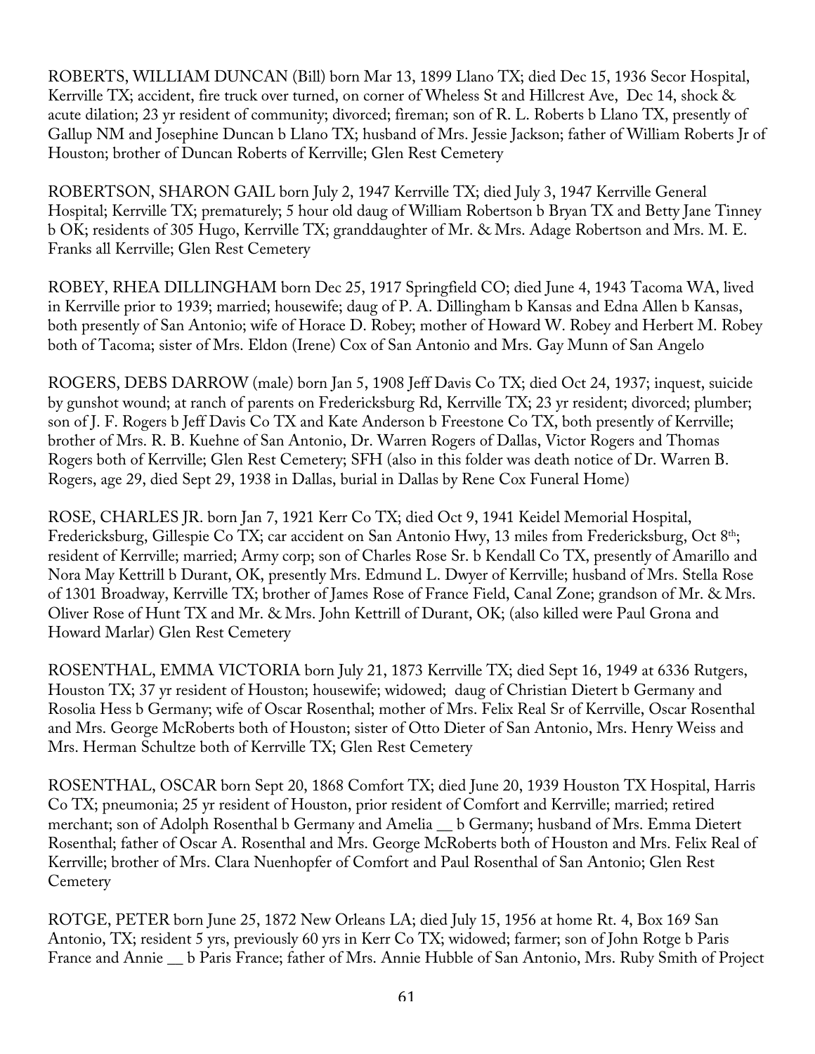ROBERTS, WILLIAM DUNCAN (Bill) born Mar 13, 1899 Llano TX; died Dec 15, 1936 Secor Hospital, Kerrville TX; accident, fire truck over turned, on corner of Wheless St and Hillcrest Ave, Dec 14, shock & acute dilation; 23 yr resident of community; divorced; fireman; son of R. L. Roberts b Llano TX, presently of Gallup NM and Josephine Duncan b Llano TX; husband of Mrs. Jessie Jackson; father of William Roberts Jr of Houston; brother of Duncan Roberts of Kerrville; Glen Rest Cemetery

ROBERTSON, SHARON GAIL born July 2, 1947 Kerrville TX; died July 3, 1947 Kerrville General Hospital; Kerrville TX; prematurely; 5 hour old daug of William Robertson b Bryan TX and Betty Jane Tinney b OK; residents of 305 Hugo, Kerrville TX; granddaughter of Mr. & Mrs. Adage Robertson and Mrs. M. E. Franks all Kerrville; Glen Rest Cemetery

ROBEY, RHEA DILLINGHAM born Dec 25, 1917 Springfield CO; died June 4, 1943 Tacoma WA, lived in Kerrville prior to 1939; married; housewife; daug of P. A. Dillingham b Kansas and Edna Allen b Kansas, both presently of San Antonio; wife of Horace D. Robey; mother of Howard W. Robey and Herbert M. Robey both of Tacoma; sister of Mrs. Eldon (Irene) Cox of San Antonio and Mrs. Gay Munn of San Angelo

ROGERS, DEBS DARROW (male) born Jan 5, 1908 Jeff Davis Co TX; died Oct 24, 1937; inquest, suicide by gunshot wound; at ranch of parents on Fredericksburg Rd, Kerrville TX; 23 yr resident; divorced; plumber; son of J. F. Rogers b Jeff Davis Co TX and Kate Anderson b Freestone Co TX, both presently of Kerrville; brother of Mrs. R. B. Kuehne of San Antonio, Dr. Warren Rogers of Dallas, Victor Rogers and Thomas Rogers both of Kerrville; Glen Rest Cemetery; SFH (also in this folder was death notice of Dr. Warren B. Rogers, age 29, died Sept 29, 1938 in Dallas, burial in Dallas by Rene Cox Funeral Home)

ROSE, CHARLES JR. born Jan 7, 1921 Kerr Co TX; died Oct 9, 1941 Keidel Memorial Hospital, Fredericksburg, Gillespie Co TX; car accident on San Antonio Hwy, 13 miles from Fredericksburg, Oct 8th; resident of Kerrville; married; Army corp; son of Charles Rose Sr. b Kendall Co TX, presently of Amarillo and Nora May Kettrill b Durant, OK, presently Mrs. Edmund L. Dwyer of Kerrville; husband of Mrs. Stella Rose of 1301 Broadway, Kerrville TX; brother of James Rose of France Field, Canal Zone; grandson of Mr. & Mrs. Oliver Rose of Hunt TX and Mr. & Mrs. John Kettrill of Durant, OK; (also killed were Paul Grona and Howard Marlar) Glen Rest Cemetery

ROSENTHAL, EMMA VICTORIA born July 21, 1873 Kerrville TX; died Sept 16, 1949 at 6336 Rutgers, Houston TX; 37 yr resident of Houston; housewife; widowed; daug of Christian Dietert b Germany and Rosolia Hess b Germany; wife of Oscar Rosenthal; mother of Mrs. Felix Real Sr of Kerrville, Oscar Rosenthal and Mrs. George McRoberts both of Houston; sister of Otto Dieter of San Antonio, Mrs. Henry Weiss and Mrs. Herman Schultze both of Kerrville TX; Glen Rest Cemetery

ROSENTHAL, OSCAR born Sept 20, 1868 Comfort TX; died June 20, 1939 Houston TX Hospital, Harris Co TX; pneumonia; 25 yr resident of Houston, prior resident of Comfort and Kerrville; married; retired merchant; son of Adolph Rosenthal b Germany and Amelia __ b Germany; husband of Mrs. Emma Dietert Rosenthal; father of Oscar A. Rosenthal and Mrs. George McRoberts both of Houston and Mrs. Felix Real of Kerrville; brother of Mrs. Clara Nuenhopfer of Comfort and Paul Rosenthal of San Antonio; Glen Rest Cemetery

ROTGE, PETER born June 25, 1872 New Orleans LA; died July 15, 1956 at home Rt. 4, Box 169 San Antonio, TX; resident 5 yrs, previously 60 yrs in Kerr Co TX; widowed; farmer; son of John Rotge b Paris France and Annie __ b Paris France; father of Mrs. Annie Hubble of San Antonio, Mrs. Ruby Smith of Project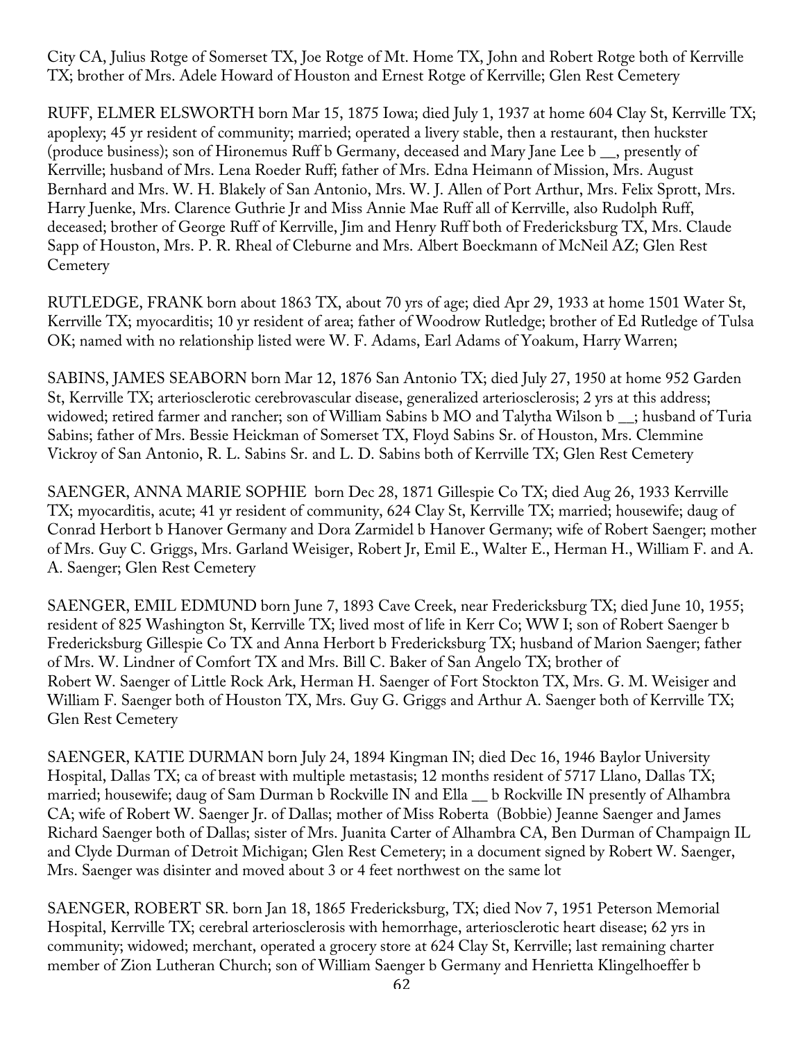City CA, Julius Rotge of Somerset TX, Joe Rotge of Mt. Home TX, John and Robert Rotge both of Kerrville TX; brother of Mrs. Adele Howard of Houston and Ernest Rotge of Kerrville; Glen Rest Cemetery

RUFF, ELMER ELSWORTH born Mar 15, 1875 Iowa; died July 1, 1937 at home 604 Clay St, Kerrville TX; apoplexy; 45 yr resident of community; married; operated a livery stable, then a restaurant, then huckster (produce business); son of Hironemus Ruff b Germany, deceased and Mary Jane Lee b __, presently of Kerrville; husband of Mrs. Lena Roeder Ruff; father of Mrs. Edna Heimann of Mission, Mrs. August Bernhard and Mrs. W. H. Blakely of San Antonio, Mrs. W. J. Allen of Port Arthur, Mrs. Felix Sprott, Mrs. Harry Juenke, Mrs. Clarence Guthrie Jr and Miss Annie Mae Ruff all of Kerrville, also Rudolph Ruff, deceased; brother of George Ruff of Kerrville, Jim and Henry Ruff both of Fredericksburg TX, Mrs. Claude Sapp of Houston, Mrs. P. R. Rheal of Cleburne and Mrs. Albert Boeckmann of McNeil AZ; Glen Rest Cemetery

RUTLEDGE, FRANK born about 1863 TX, about 70 yrs of age; died Apr 29, 1933 at home 1501 Water St, Kerrville TX; myocarditis; 10 yr resident of area; father of Woodrow Rutledge; brother of Ed Rutledge of Tulsa OK; named with no relationship listed were W. F. Adams, Earl Adams of Yoakum, Harry Warren;

SABINS, JAMES SEABORN born Mar 12, 1876 San Antonio TX; died July 27, 1950 at home 952 Garden St, Kerrville TX; arteriosclerotic cerebrovascular disease, generalized arteriosclerosis; 2 yrs at this address; widowed; retired farmer and rancher; son of William Sabins b MO and Talytha Wilson b __; husband of Turia Sabins; father of Mrs. Bessie Heickman of Somerset TX, Floyd Sabins Sr. of Houston, Mrs. Clemmine Vickroy of San Antonio, R. L. Sabins Sr. and L. D. Sabins both of Kerrville TX; Glen Rest Cemetery

SAENGER, ANNA MARIE SOPHIE born Dec 28, 1871 Gillespie Co TX; died Aug 26, 1933 Kerrville TX; myocarditis, acute; 41 yr resident of community, 624 Clay St, Kerrville TX; married; housewife; daug of Conrad Herbort b Hanover Germany and Dora Zarmidel b Hanover Germany; wife of Robert Saenger; mother of Mrs. Guy C. Griggs, Mrs. Garland Weisiger, Robert Jr, Emil E., Walter E., Herman H., William F. and A. A. Saenger; Glen Rest Cemetery

SAENGER, EMIL EDMUND born June 7, 1893 Cave Creek, near Fredericksburg TX; died June 10, 1955; resident of 825 Washington St, Kerrville TX; lived most of life in Kerr Co; WW I; son of Robert Saenger b Fredericksburg Gillespie Co TX and Anna Herbort b Fredericksburg TX; husband of Marion Saenger; father of Mrs. W. Lindner of Comfort TX and Mrs. Bill C. Baker of San Angelo TX; brother of Robert W. Saenger of Little Rock Ark, Herman H. Saenger of Fort Stockton TX, Mrs. G. M. Weisiger and William F. Saenger both of Houston TX, Mrs. Guy G. Griggs and Arthur A. Saenger both of Kerrville TX; Glen Rest Cemetery

SAENGER, KATIE DURMAN born July 24, 1894 Kingman IN; died Dec 16, 1946 Baylor University Hospital, Dallas TX; ca of breast with multiple metastasis; 12 months resident of 5717 Llano, Dallas TX; married; housewife; daug of Sam Durman b Rockville IN and Ella __ b Rockville IN presently of Alhambra CA; wife of Robert W. Saenger Jr. of Dallas; mother of Miss Roberta (Bobbie) Jeanne Saenger and James Richard Saenger both of Dallas; sister of Mrs. Juanita Carter of Alhambra CA, Ben Durman of Champaign IL and Clyde Durman of Detroit Michigan; Glen Rest Cemetery; in a document signed by Robert W. Saenger, Mrs. Saenger was disinter and moved about 3 or 4 feet northwest on the same lot

SAENGER, ROBERT SR. born Jan 18, 1865 Fredericksburg, TX; died Nov 7, 1951 Peterson Memorial Hospital, Kerrville TX; cerebral arteriosclerosis with hemorrhage, arteriosclerotic heart disease; 62 yrs in community; widowed; merchant, operated a grocery store at 624 Clay St, Kerrville; last remaining charter member of Zion Lutheran Church; son of William Saenger b Germany and Henrietta Klingelhoeffer b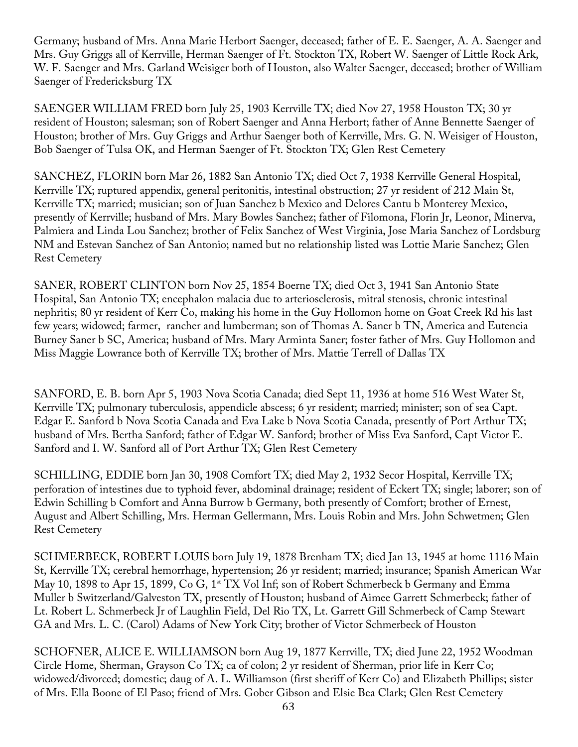Germany; husband of Mrs. Anna Marie Herbort Saenger, deceased; father of E. E. Saenger, A. A. Saenger and Mrs. Guy Griggs all of Kerrville, Herman Saenger of Ft. Stockton TX, Robert W. Saenger of Little Rock Ark, W. F. Saenger and Mrs. Garland Weisiger both of Houston, also Walter Saenger, deceased; brother of William Saenger of Fredericksburg TX

SAENGER WILLIAM FRED born July 25, 1903 Kerrville TX; died Nov 27, 1958 Houston TX; 30 yr resident of Houston; salesman; son of Robert Saenger and Anna Herbort; father of Anne Bennette Saenger of Houston; brother of Mrs. Guy Griggs and Arthur Saenger both of Kerrville, Mrs. G. N. Weisiger of Houston, Bob Saenger of Tulsa OK, and Herman Saenger of Ft. Stockton TX; Glen Rest Cemetery

SANCHEZ, FLORIN born Mar 26, 1882 San Antonio TX; died Oct 7, 1938 Kerrville General Hospital, Kerrville TX; ruptured appendix, general peritonitis, intestinal obstruction; 27 yr resident of 212 Main St, Kerrville TX; married; musician; son of Juan Sanchez b Mexico and Delores Cantu b Monterey Mexico, presently of Kerrville; husband of Mrs. Mary Bowles Sanchez; father of Filomona, Florin Jr, Leonor, Minerva, Palmiera and Linda Lou Sanchez; brother of Felix Sanchez of West Virginia, Jose Maria Sanchez of Lordsburg NM and Estevan Sanchez of San Antonio; named but no relationship listed was Lottie Marie Sanchez; Glen Rest Cemetery

SANER, ROBERT CLINTON born Nov 25, 1854 Boerne TX; died Oct 3, 1941 San Antonio State Hospital, San Antonio TX; encephalon malacia due to arteriosclerosis, mitral stenosis, chronic intestinal nephritis; 80 yr resident of Kerr Co, making his home in the Guy Hollomon home on Goat Creek Rd his last few years; widowed; farmer, rancher and lumberman; son of Thomas A. Saner b TN, America and Eutencia Burney Saner b SC, America; husband of Mrs. Mary Arminta Saner; foster father of Mrs. Guy Hollomon and Miss Maggie Lowrance both of Kerrville TX; brother of Mrs. Mattie Terrell of Dallas TX

SANFORD, E. B. born Apr 5, 1903 Nova Scotia Canada; died Sept 11, 1936 at home 516 West Water St, Kerrville TX; pulmonary tuberculosis, appendicle abscess; 6 yr resident; married; minister; son of sea Capt. Edgar E. Sanford b Nova Scotia Canada and Eva Lake b Nova Scotia Canada, presently of Port Arthur TX; husband of Mrs. Bertha Sanford; father of Edgar W. Sanford; brother of Miss Eva Sanford, Capt Victor E. Sanford and I. W. Sanford all of Port Arthur TX; Glen Rest Cemetery

SCHILLING, EDDIE born Jan 30, 1908 Comfort TX; died May 2, 1932 Secor Hospital, Kerrville TX; perforation of intestines due to typhoid fever, abdominal drainage; resident of Eckert TX; single; laborer; son of Edwin Schilling b Comfort and Anna Burrow b Germany, both presently of Comfort; brother of Ernest, August and Albert Schilling, Mrs. Herman Gellermann, Mrs. Louis Robin and Mrs. John Schwetmen; Glen Rest Cemetery

SCHMERBECK, ROBERT LOUIS born July 19, 1878 Brenham TX; died Jan 13, 1945 at home 1116 Main St, Kerrville TX; cerebral hemorrhage, hypertension; 26 yr resident; married; insurance; Spanish American War May 10, 1898 to Apr 15, 1899, Co G, 1st TX Vol Inf; son of Robert Schmerbeck b Germany and Emma Muller b Switzerland/Galveston TX, presently of Houston; husband of Aimee Garrett Schmerbeck; father of Lt. Robert L. Schmerbeck Jr of Laughlin Field, Del Rio TX, Lt. Garrett Gill Schmerbeck of Camp Stewart GA and Mrs. L. C. (Carol) Adams of New York City; brother of Victor Schmerbeck of Houston

SCHOFNER, ALICE E. WILLIAMSON born Aug 19, 1877 Kerrville, TX; died June 22, 1952 Woodman Circle Home, Sherman, Grayson Co TX; ca of colon; 2 yr resident of Sherman, prior life in Kerr Co; widowed/divorced; domestic; daug of A. L. Williamson (first sheriff of Kerr Co) and Elizabeth Phillips; sister of Mrs. Ella Boone of El Paso; friend of Mrs. Gober Gibson and Elsie Bea Clark; Glen Rest Cemetery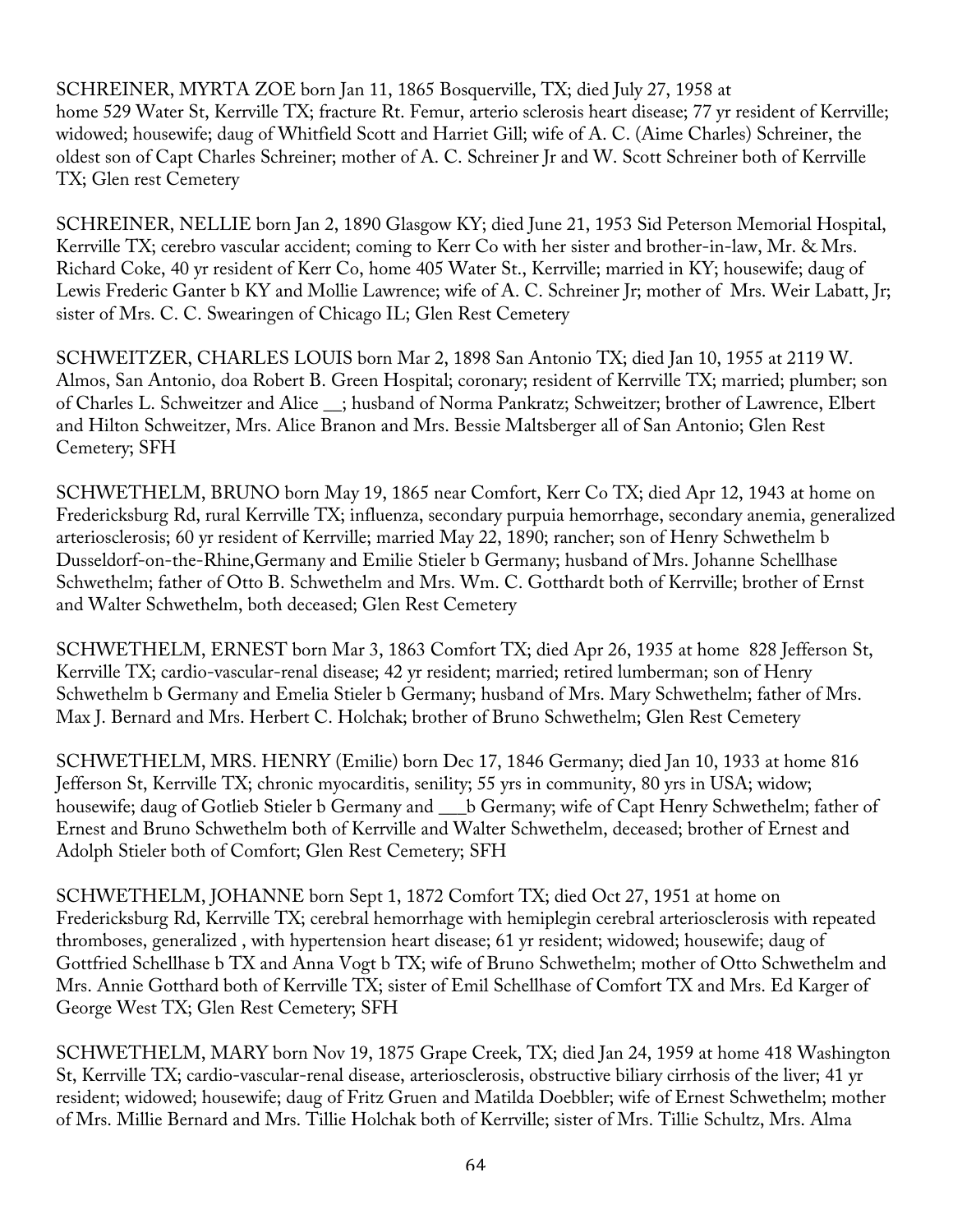SCHREINER, MYRTA ZOE born Jan 11, 1865 Bosquerville, TX; died July 27, 1958 at home 529 Water St, Kerrville TX; fracture Rt. Femur, arterio sclerosis heart disease; 77 yr resident of Kerrville; widowed; housewife; daug of Whitfield Scott and Harriet Gill; wife of A. C. (Aime Charles) Schreiner, the oldest son of Capt Charles Schreiner; mother of A. C. Schreiner Jr and W. Scott Schreiner both of Kerrville TX; Glen rest Cemetery

SCHREINER, NELLIE born Jan 2, 1890 Glasgow KY; died June 21, 1953 Sid Peterson Memorial Hospital, Kerrville TX; cerebro vascular accident; coming to Kerr Co with her sister and brother-in-law, Mr. & Mrs. Richard Coke, 40 yr resident of Kerr Co, home 405 Water St., Kerrville; married in KY; housewife; daug of Lewis Frederic Ganter b KY and Mollie Lawrence; wife of A. C. Schreiner Jr; mother of Mrs. Weir Labatt, Jr; sister of Mrs. C. C. Swearingen of Chicago IL; Glen Rest Cemetery

SCHWEITZER, CHARLES LOUIS born Mar 2, 1898 San Antonio TX; died Jan 10, 1955 at 2119 W. Almos, San Antonio, doa Robert B. Green Hospital; coronary; resident of Kerrville TX; married; plumber; son of Charles L. Schweitzer and Alice __; husband of Norma Pankratz; Schweitzer; brother of Lawrence, Elbert and Hilton Schweitzer, Mrs. Alice Branon and Mrs. Bessie Maltsberger all of San Antonio; Glen Rest Cemetery; SFH

SCHWETHELM, BRUNO born May 19, 1865 near Comfort, Kerr Co TX; died Apr 12, 1943 at home on Fredericksburg Rd, rural Kerrville TX; influenza, secondary purpuia hemorrhage, secondary anemia, generalized arteriosclerosis; 60 yr resident of Kerrville; married May 22, 1890; rancher; son of Henry Schwethelm b Dusseldorf-on-the-Rhine,Germany and Emilie Stieler b Germany; husband of Mrs. Johanne Schellhase Schwethelm; father of Otto B. Schwethelm and Mrs. Wm. C. Gotthardt both of Kerrville; brother of Ernst and Walter Schwethelm, both deceased; Glen Rest Cemetery

SCHWETHELM, ERNEST born Mar 3, 1863 Comfort TX; died Apr 26, 1935 at home 828 Jefferson St, Kerrville TX; cardio-vascular-renal disease; 42 yr resident; married; retired lumberman; son of Henry Schwethelm b Germany and Emelia Stieler b Germany; husband of Mrs. Mary Schwethelm; father of Mrs. Max J. Bernard and Mrs. Herbert C. Holchak; brother of Bruno Schwethelm; Glen Rest Cemetery

SCHWETHELM, MRS. HENRY (Emilie) born Dec 17, 1846 Germany; died Jan 10, 1933 at home 816 Jefferson St, Kerrville TX; chronic myocarditis, senility; 55 yrs in community, 80 yrs in USA; widow; housewife; daug of Gotlieb Stieler b Germany and ___b Germany; wife of Capt Henry Schwethelm; father of Ernest and Bruno Schwethelm both of Kerrville and Walter Schwethelm, deceased; brother of Ernest and Adolph Stieler both of Comfort; Glen Rest Cemetery; SFH

SCHWETHELM, JOHANNE born Sept 1, 1872 Comfort TX; died Oct 27, 1951 at home on Fredericksburg Rd, Kerrville TX; cerebral hemorrhage with hemiplegin cerebral arteriosclerosis with repeated thromboses, generalized , with hypertension heart disease; 61 yr resident; widowed; housewife; daug of Gottfried Schellhase b TX and Anna Vogt b TX; wife of Bruno Schwethelm; mother of Otto Schwethelm and Mrs. Annie Gotthard both of Kerrville TX; sister of Emil Schellhase of Comfort TX and Mrs. Ed Karger of George West TX; Glen Rest Cemetery; SFH

SCHWETHELM, MARY born Nov 19, 1875 Grape Creek, TX; died Jan 24, 1959 at home 418 Washington St, Kerrville TX; cardio-vascular-renal disease, arteriosclerosis, obstructive biliary cirrhosis of the liver; 41 yr resident; widowed; housewife; daug of Fritz Gruen and Matilda Doebbler; wife of Ernest Schwethelm; mother of Mrs. Millie Bernard and Mrs. Tillie Holchak both of Kerrville; sister of Mrs. Tillie Schultz, Mrs. Alma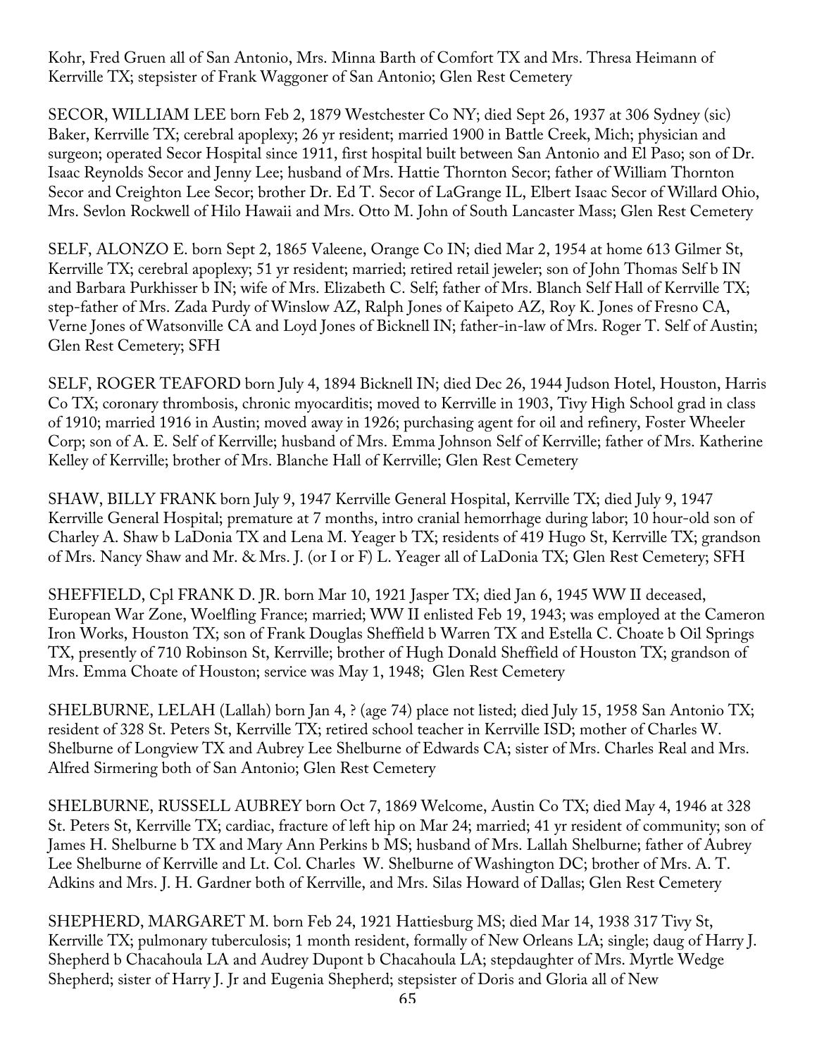Kohr, Fred Gruen all of San Antonio, Mrs. Minna Barth of Comfort TX and Mrs. Thresa Heimann of Kerrville TX; stepsister of Frank Waggoner of San Antonio; Glen Rest Cemetery

SECOR, WILLIAM LEE born Feb 2, 1879 Westchester Co NY; died Sept 26, 1937 at 306 Sydney (sic) Baker, Kerrville TX; cerebral apoplexy; 26 yr resident; married 1900 in Battle Creek, Mich; physician and surgeon; operated Secor Hospital since 1911, first hospital built between San Antonio and El Paso; son of Dr. Isaac Reynolds Secor and Jenny Lee; husband of Mrs. Hattie Thornton Secor; father of William Thornton Secor and Creighton Lee Secor; brother Dr. Ed T. Secor of LaGrange IL, Elbert Isaac Secor of Willard Ohio, Mrs. Sevlon Rockwell of Hilo Hawaii and Mrs. Otto M. John of South Lancaster Mass; Glen Rest Cemetery

SELF, ALONZO E. born Sept 2, 1865 Valeene, Orange Co IN; died Mar 2, 1954 at home 613 Gilmer St, Kerrville TX; cerebral apoplexy; 51 yr resident; married; retired retail jeweler; son of John Thomas Self b IN and Barbara Purkhisser b IN; wife of Mrs. Elizabeth C. Self; father of Mrs. Blanch Self Hall of Kerrville TX; step-father of Mrs. Zada Purdy of Winslow AZ, Ralph Jones of Kaipeto AZ, Roy K. Jones of Fresno CA, Verne Jones of Watsonville CA and Loyd Jones of Bicknell IN; father-in-law of Mrs. Roger T. Self of Austin; Glen Rest Cemetery; SFH

SELF, ROGER TEAFORD born July 4, 1894 Bicknell IN; died Dec 26, 1944 Judson Hotel, Houston, Harris Co TX; coronary thrombosis, chronic myocarditis; moved to Kerrville in 1903, Tivy High School grad in class of 1910; married 1916 in Austin; moved away in 1926; purchasing agent for oil and refinery, Foster Wheeler Corp; son of A. E. Self of Kerrville; husband of Mrs. Emma Johnson Self of Kerrville; father of Mrs. Katherine Kelley of Kerrville; brother of Mrs. Blanche Hall of Kerrville; Glen Rest Cemetery

SHAW, BILLY FRANK born July 9, 1947 Kerrville General Hospital, Kerrville TX; died July 9, 1947 Kerrville General Hospital; premature at 7 months, intro cranial hemorrhage during labor; 10 hour-old son of Charley A. Shaw b LaDonia TX and Lena M. Yeager b TX; residents of 419 Hugo St, Kerrville TX; grandson of Mrs. Nancy Shaw and Mr. & Mrs. J. (or I or F) L. Yeager all of LaDonia TX; Glen Rest Cemetery; SFH

SHEFFIELD, Cpl FRANK D. JR. born Mar 10, 1921 Jasper TX; died Jan 6, 1945 WW II deceased, European War Zone, Woelfling France; married; WW II enlisted Feb 19, 1943; was employed at the Cameron Iron Works, Houston TX; son of Frank Douglas Sheffield b Warren TX and Estella C. Choate b Oil Springs TX, presently of 710 Robinson St, Kerrville; brother of Hugh Donald Sheffield of Houston TX; grandson of Mrs. Emma Choate of Houston; service was May 1, 1948; Glen Rest Cemetery

SHELBURNE, LELAH (Lallah) born Jan 4, ? (age 74) place not listed; died July 15, 1958 San Antonio TX; resident of 328 St. Peters St, Kerrville TX; retired school teacher in Kerrville ISD; mother of Charles W. Shelburne of Longview TX and Aubrey Lee Shelburne of Edwards CA; sister of Mrs. Charles Real and Mrs. Alfred Sirmering both of San Antonio; Glen Rest Cemetery

SHELBURNE, RUSSELL AUBREY born Oct 7, 1869 Welcome, Austin Co TX; died May 4, 1946 at 328 St. Peters St, Kerrville TX; cardiac, fracture of left hip on Mar 24; married; 41 yr resident of community; son of James H. Shelburne b TX and Mary Ann Perkins b MS; husband of Mrs. Lallah Shelburne; father of Aubrey Lee Shelburne of Kerrville and Lt. Col. Charles W. Shelburne of Washington DC; brother of Mrs. A. T. Adkins and Mrs. J. H. Gardner both of Kerrville, and Mrs. Silas Howard of Dallas; Glen Rest Cemetery

SHEPHERD, MARGARET M. born Feb 24, 1921 Hattiesburg MS; died Mar 14, 1938 317 Tivy St, Kerrville TX; pulmonary tuberculosis; 1 month resident, formally of New Orleans LA; single; daug of Harry J. Shepherd b Chacahoula LA and Audrey Dupont b Chacahoula LA; stepdaughter of Mrs. Myrtle Wedge Shepherd; sister of Harry J. Jr and Eugenia Shepherd; stepsister of Doris and Gloria all of New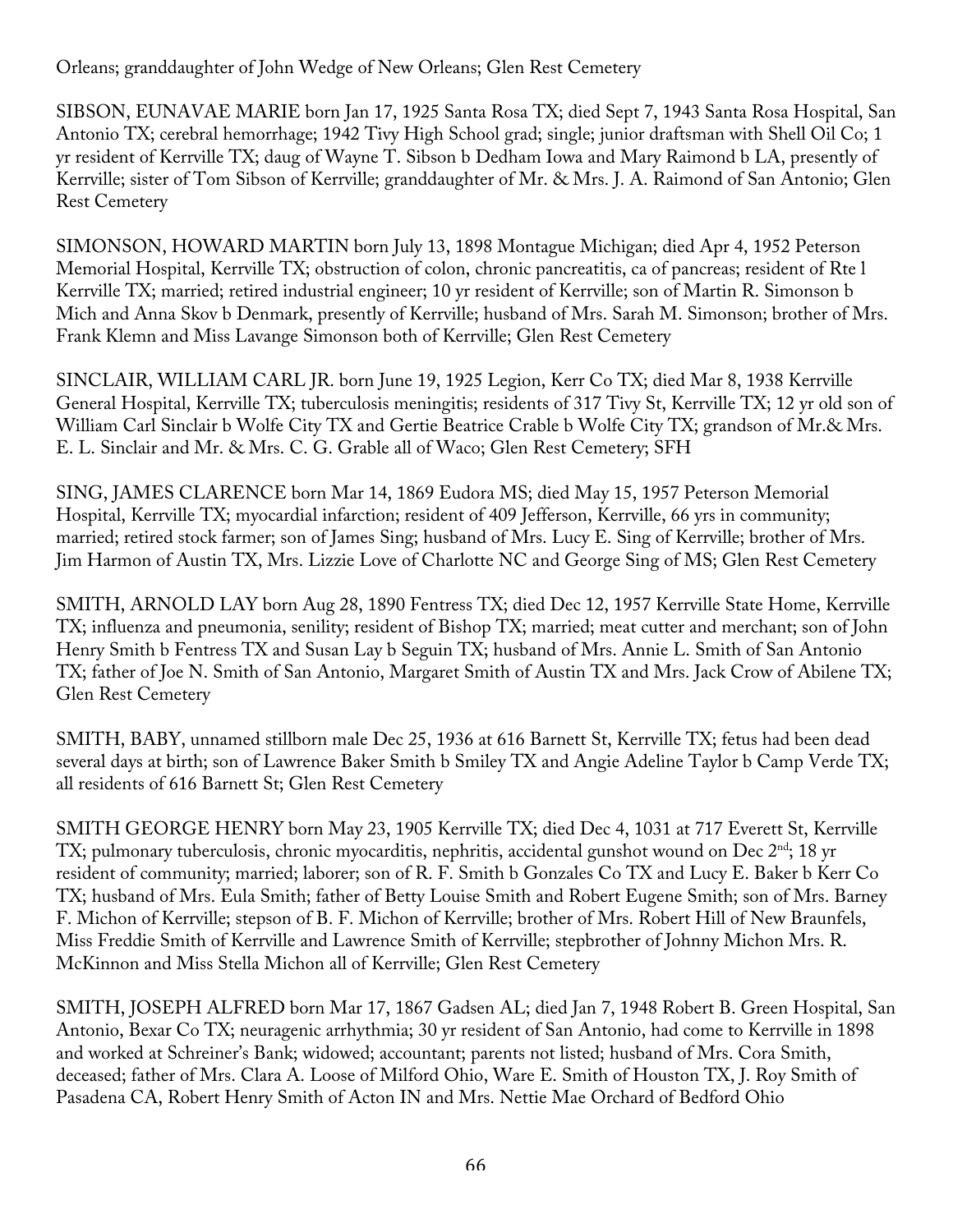Orleans; granddaughter of John Wedge of New Orleans; Glen Rest Cemetery

SIBSON, EUNAVAE MARIE born Jan 17, 1925 Santa Rosa TX; died Sept 7, 1943 Santa Rosa Hospital, San Antonio TX; cerebral hemorrhage; 1942 Tivy High School grad; single; junior draftsman with Shell Oil Co; 1 yr resident of Kerrville TX; daug of Wayne T. Sibson b Dedham Iowa and Mary Raimond b LA, presently of Kerrville; sister of Tom Sibson of Kerrville; granddaughter of Mr. & Mrs. J. A. Raimond of San Antonio; Glen Rest Cemetery

SIMONSON, HOWARD MARTIN born July 13, 1898 Montague Michigan; died Apr 4, 1952 Peterson Memorial Hospital, Kerrville TX; obstruction of colon, chronic pancreatitis, ca of pancreas; resident of Rte l Kerrville TX; married; retired industrial engineer; 10 yr resident of Kerrville; son of Martin R. Simonson b Mich and Anna Skov b Denmark, presently of Kerrville; husband of Mrs. Sarah M. Simonson; brother of Mrs. Frank Klemn and Miss Lavange Simonson both of Kerrville; Glen Rest Cemetery

SINCLAIR, WILLIAM CARL JR. born June 19, 1925 Legion, Kerr Co TX; died Mar 8, 1938 Kerrville General Hospital, Kerrville TX; tuberculosis meningitis; residents of 317 Tivy St, Kerrville TX; 12 yr old son of William Carl Sinclair b Wolfe City TX and Gertie Beatrice Crable b Wolfe City TX; grandson of Mr.& Mrs. E. L. Sinclair and Mr. & Mrs. C. G. Grable all of Waco; Glen Rest Cemetery; SFH

SING, JAMES CLARENCE born Mar 14, 1869 Eudora MS; died May 15, 1957 Peterson Memorial Hospital, Kerrville TX; myocardial infarction; resident of 409 Jefferson, Kerrville, 66 yrs in community; married; retired stock farmer; son of James Sing; husband of Mrs. Lucy E. Sing of Kerrville; brother of Mrs. Jim Harmon of Austin TX, Mrs. Lizzie Love of Charlotte NC and George Sing of MS; Glen Rest Cemetery

SMITH, ARNOLD LAY born Aug 28, 1890 Fentress TX; died Dec 12, 1957 Kerrville State Home, Kerrville TX; influenza and pneumonia, senility; resident of Bishop TX; married; meat cutter and merchant; son of John Henry Smith b Fentress TX and Susan Lay b Seguin TX; husband of Mrs. Annie L. Smith of San Antonio TX; father of Joe N. Smith of San Antonio, Margaret Smith of Austin TX and Mrs. Jack Crow of Abilene TX; Glen Rest Cemetery

SMITH, BABY, unnamed stillborn male Dec 25, 1936 at 616 Barnett St, Kerrville TX; fetus had been dead several days at birth; son of Lawrence Baker Smith b Smiley TX and Angie Adeline Taylor b Camp Verde TX; all residents of 616 Barnett St; Glen Rest Cemetery

SMITH GEORGE HENRY born May 23, 1905 Kerrville TX; died Dec 4, 1031 at 717 Everett St, Kerrville TX; pulmonary tuberculosis, chronic myocarditis, nephritis, accidental gunshot wound on Dec 2nd; 18 yr resident of community; married; laborer; son of R. F. Smith b Gonzales Co TX and Lucy E. Baker b Kerr Co TX; husband of Mrs. Eula Smith; father of Betty Louise Smith and Robert Eugene Smith; son of Mrs. Barney F. Michon of Kerrville; stepson of B. F. Michon of Kerrville; brother of Mrs. Robert Hill of New Braunfels, Miss Freddie Smith of Kerrville and Lawrence Smith of Kerrville; stepbrother of Johnny Michon Mrs. R. McKinnon and Miss Stella Michon all of Kerrville; Glen Rest Cemetery

SMITH, JOSEPH ALFRED born Mar 17, 1867 Gadsen AL; died Jan 7, 1948 Robert B. Green Hospital, San Antonio, Bexar Co TX; neuragenic arrhythmia; 30 yr resident of San Antonio, had come to Kerrville in 1898 and worked at Schreiner's Bank; widowed; accountant; parents not listed; husband of Mrs. Cora Smith, deceased; father of Mrs. Clara A. Loose of Milford Ohio, Ware E. Smith of Houston TX, J. Roy Smith of Pasadena CA, Robert Henry Smith of Acton IN and Mrs. Nettie Mae Orchard of Bedford Ohio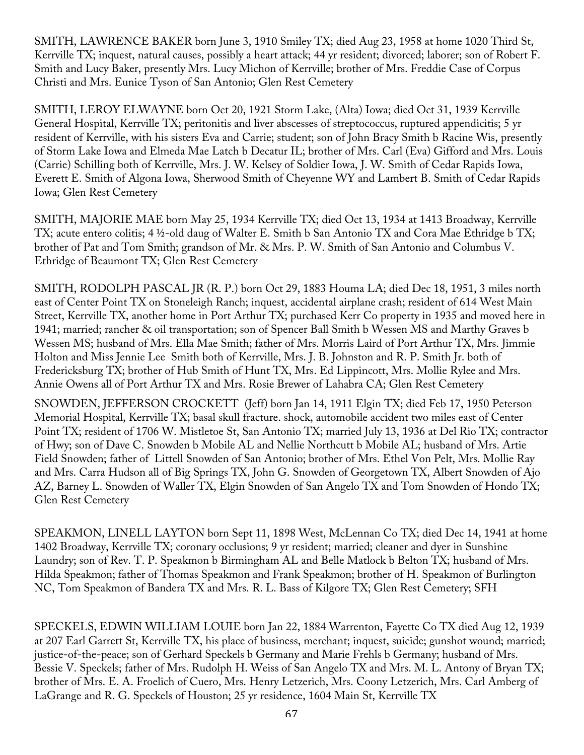SMITH, LAWRENCE BAKER born June 3, 1910 Smiley TX; died Aug 23, 1958 at home 1020 Third St, Kerrville TX; inquest, natural causes, possibly a heart attack; 44 yr resident; divorced; laborer; son of Robert F. Smith and Lucy Baker, presently Mrs. Lucy Michon of Kerrville; brother of Mrs. Freddie Case of Corpus Christi and Mrs. Eunice Tyson of San Antonio; Glen Rest Cemetery

SMITH, LEROY ELWAYNE born Oct 20, 1921 Storm Lake, (Alta) Iowa; died Oct 31, 1939 Kerrville General Hospital, Kerrville TX; peritonitis and liver abscesses of streptococcus, ruptured appendicitis; 5 yr resident of Kerrville, with his sisters Eva and Carrie; student; son of John Bracy Smith b Racine Wis, presently of Storm Lake Iowa and Elmeda Mae Latch b Decatur IL; brother of Mrs. Carl (Eva) Gifford and Mrs. Louis (Carrie) Schilling both of Kerrville, Mrs. J. W. Kelsey of Soldier Iowa, J. W. Smith of Cedar Rapids Iowa, Everett E. Smith of Algona Iowa, Sherwood Smith of Cheyenne WY and Lambert B. Smith of Cedar Rapids Iowa; Glen Rest Cemetery

SMITH, MAJORIE MAE born May 25, 1934 Kerrville TX; died Oct 13, 1934 at 1413 Broadway, Kerrville TX; acute entero colitis; 4 ½-old daug of Walter E. Smith b San Antonio TX and Cora Mae Ethridge b TX; brother of Pat and Tom Smith; grandson of Mr. & Mrs. P. W. Smith of San Antonio and Columbus V. Ethridge of Beaumont TX; Glen Rest Cemetery

SMITH, RODOLPH PASCAL JR (R. P.) born Oct 29, 1883 Houma LA; died Dec 18, 1951, 3 miles north east of Center Point TX on Stoneleigh Ranch; inquest, accidental airplane crash; resident of 614 West Main Street, Kerrville TX, another home in Port Arthur TX; purchased Kerr Co property in 1935 and moved here in 1941; married; rancher & oil transportation; son of Spencer Ball Smith b Wessen MS and Marthy Graves b Wessen MS; husband of Mrs. Ella Mae Smith; father of Mrs. Morris Laird of Port Arthur TX, Mrs. Jimmie Holton and Miss Jennie Lee Smith both of Kerrville, Mrs. J. B. Johnston and R. P. Smith Jr. both of Fredericksburg TX; brother of Hub Smith of Hunt TX, Mrs. Ed Lippincott, Mrs. Mollie Rylee and Mrs. Annie Owens all of Port Arthur TX and Mrs. Rosie Brewer of Lahabra CA; Glen Rest Cemetery

SNOWDEN, JEFFERSON CROCKETT (Jeff) born Jan 14, 1911 Elgin TX; died Feb 17, 1950 Peterson Memorial Hospital, Kerrville TX; basal skull fracture. shock, automobile accident two miles east of Center Point TX; resident of 1706 W. Mistletoe St, San Antonio TX; married July 13, 1936 at Del Rio TX; contractor of Hwy; son of Dave C. Snowden b Mobile AL and Nellie Northcutt b Mobile AL; husband of Mrs. Artie Field Snowden; father of Littell Snowden of San Antonio; brother of Mrs. Ethel Von Pelt, Mrs. Mollie Ray and Mrs. Carra Hudson all of Big Springs TX, John G. Snowden of Georgetown TX, Albert Snowden of Ajo AZ, Barney L. Snowden of Waller TX, Elgin Snowden of San Angelo TX and Tom Snowden of Hondo TX; Glen Rest Cemetery

SPEAKMON, LINELL LAYTON born Sept 11, 1898 West, McLennan Co TX; died Dec 14, 1941 at home 1402 Broadway, Kerrville TX; coronary occlusions; 9 yr resident; married; cleaner and dyer in Sunshine Laundry; son of Rev. T. P. Speakmon b Birmingham AL and Belle Matlock b Belton TX; husband of Mrs. Hilda Speakmon; father of Thomas Speakmon and Frank Speakmon; brother of H. Speakmon of Burlington NC, Tom Speakmon of Bandera TX and Mrs. R. L. Bass of Kilgore TX; Glen Rest Cemetery; SFH

SPECKELS, EDWIN WILLIAM LOUIE born Jan 22, 1884 Warrenton, Fayette Co TX died Aug 12, 1939 at 207 Earl Garrett St, Kerrville TX, his place of business, merchant; inquest, suicide; gunshot wound; married; justice-of-the-peace; son of Gerhard Speckels b Germany and Marie Frehls b Germany; husband of Mrs. Bessie V. Speckels; father of Mrs. Rudolph H. Weiss of San Angelo TX and Mrs. M. L. Antony of Bryan TX; brother of Mrs. E. A. Froelich of Cuero, Mrs. Henry Letzerich, Mrs. Coony Letzerich, Mrs. Carl Amberg of LaGrange and R. G. Speckels of Houston; 25 yr residence, 1604 Main St, Kerrville TX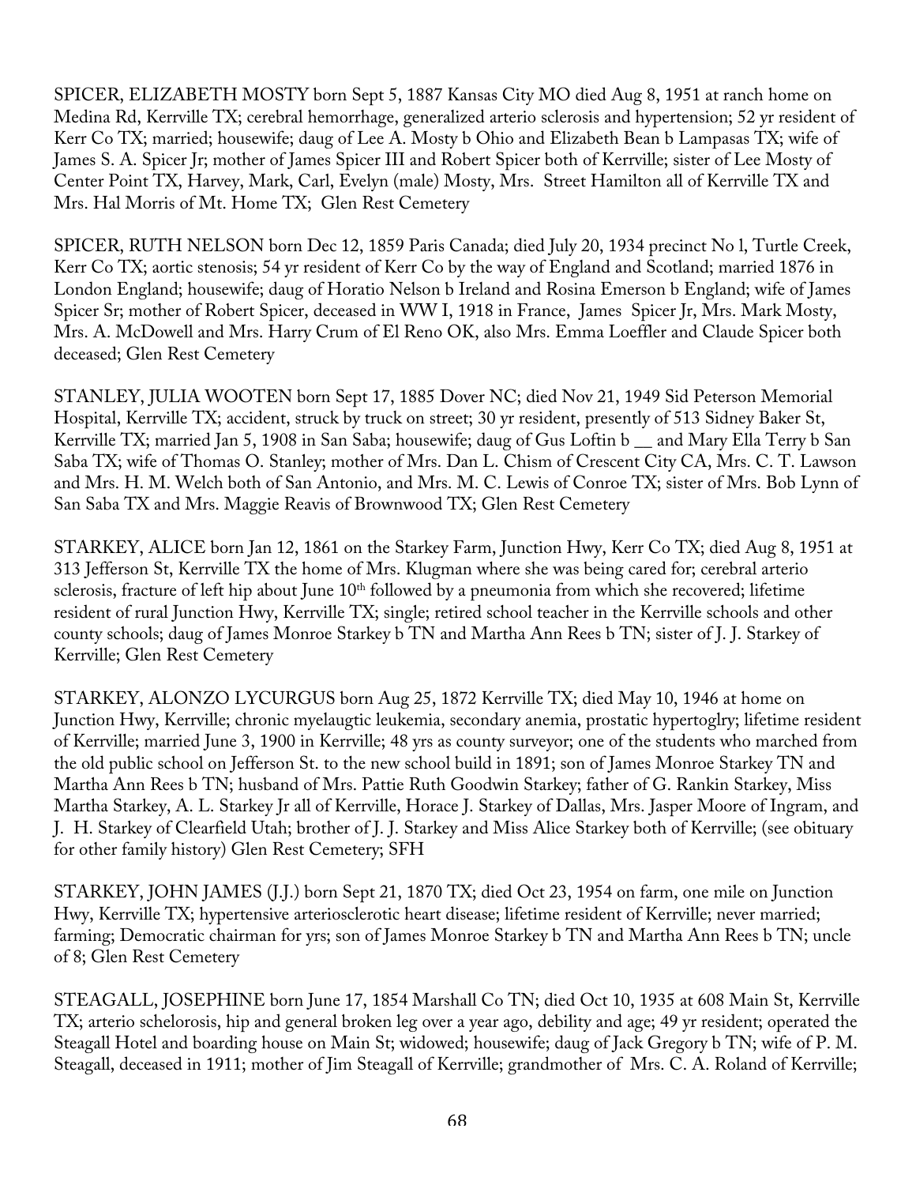SPICER, ELIZABETH MOSTY born Sept 5, 1887 Kansas City MO died Aug 8, 1951 at ranch home on Medina Rd, Kerrville TX; cerebral hemorrhage, generalized arterio sclerosis and hypertension; 52 yr resident of Kerr Co TX; married; housewife; daug of Lee A. Mosty b Ohio and Elizabeth Bean b Lampasas TX; wife of James S. A. Spicer Jr; mother of James Spicer III and Robert Spicer both of Kerrville; sister of Lee Mosty of Center Point TX, Harvey, Mark, Carl, Evelyn (male) Mosty, Mrs. Street Hamilton all of Kerrville TX and Mrs. Hal Morris of Mt. Home TX; Glen Rest Cemetery

SPICER, RUTH NELSON born Dec 12, 1859 Paris Canada; died July 20, 1934 precinct No l, Turtle Creek, Kerr Co TX; aortic stenosis; 54 yr resident of Kerr Co by the way of England and Scotland; married 1876 in London England; housewife; daug of Horatio Nelson b Ireland and Rosina Emerson b England; wife of James Spicer Sr; mother of Robert Spicer, deceased in WW I, 1918 in France, James Spicer Jr, Mrs. Mark Mosty, Mrs. A. McDowell and Mrs. Harry Crum of El Reno OK, also Mrs. Emma Loeffler and Claude Spicer both deceased; Glen Rest Cemetery

STANLEY, JULIA WOOTEN born Sept 17, 1885 Dover NC; died Nov 21, 1949 Sid Peterson Memorial Hospital, Kerrville TX; accident, struck by truck on street; 30 yr resident, presently of 513 Sidney Baker St, Kerrville TX; married Jan 5, 1908 in San Saba; housewife; daug of Gus Loftin b __ and Mary Ella Terry b San Saba TX; wife of Thomas O. Stanley; mother of Mrs. Dan L. Chism of Crescent City CA, Mrs. C. T. Lawson and Mrs. H. M. Welch both of San Antonio, and Mrs. M. C. Lewis of Conroe TX; sister of Mrs. Bob Lynn of San Saba TX and Mrs. Maggie Reavis of Brownwood TX; Glen Rest Cemetery

STARKEY, ALICE born Jan 12, 1861 on the Starkey Farm, Junction Hwy, Kerr Co TX; died Aug 8, 1951 at 313 Jefferson St, Kerrville TX the home of Mrs. Klugman where she was being cared for; cerebral arterio sclerosis, fracture of left hip about June 10th followed by a pneumonia from which she recovered; lifetime resident of rural Junction Hwy, Kerrville TX; single; retired school teacher in the Kerrville schools and other county schools; daug of James Monroe Starkey b TN and Martha Ann Rees b TN; sister of J. J. Starkey of Kerrville; Glen Rest Cemetery

STARKEY, ALONZO LYCURGUS born Aug 25, 1872 Kerrville TX; died May 10, 1946 at home on Junction Hwy, Kerrville; chronic myelaugtic leukemia, secondary anemia, prostatic hypertoglry; lifetime resident of Kerrville; married June 3, 1900 in Kerrville; 48 yrs as county surveyor; one of the students who marched from the old public school on Jefferson St. to the new school build in 1891; son of James Monroe Starkey TN and Martha Ann Rees b TN; husband of Mrs. Pattie Ruth Goodwin Starkey; father of G. Rankin Starkey, Miss Martha Starkey, A. L. Starkey Jr all of Kerrville, Horace J. Starkey of Dallas, Mrs. Jasper Moore of Ingram, and J. H. Starkey of Clearfield Utah; brother of J. J. Starkey and Miss Alice Starkey both of Kerrville; (see obituary for other family history) Glen Rest Cemetery; SFH

STARKEY, JOHN JAMES (J.J.) born Sept 21, 1870 TX; died Oct 23, 1954 on farm, one mile on Junction Hwy, Kerrville TX; hypertensive arteriosclerotic heart disease; lifetime resident of Kerrville; never married; farming; Democratic chairman for yrs; son of James Monroe Starkey b TN and Martha Ann Rees b TN; uncle of 8; Glen Rest Cemetery

STEAGALL, JOSEPHINE born June 17, 1854 Marshall Co TN; died Oct 10, 1935 at 608 Main St, Kerrville TX; arterio schelorosis, hip and general broken leg over a year ago, debility and age; 49 yr resident; operated the Steagall Hotel and boarding house on Main St; widowed; housewife; daug of Jack Gregory b TN; wife of P. M. Steagall, deceased in 1911; mother of Jim Steagall of Kerrville; grandmother of Mrs. C. A. Roland of Kerrville;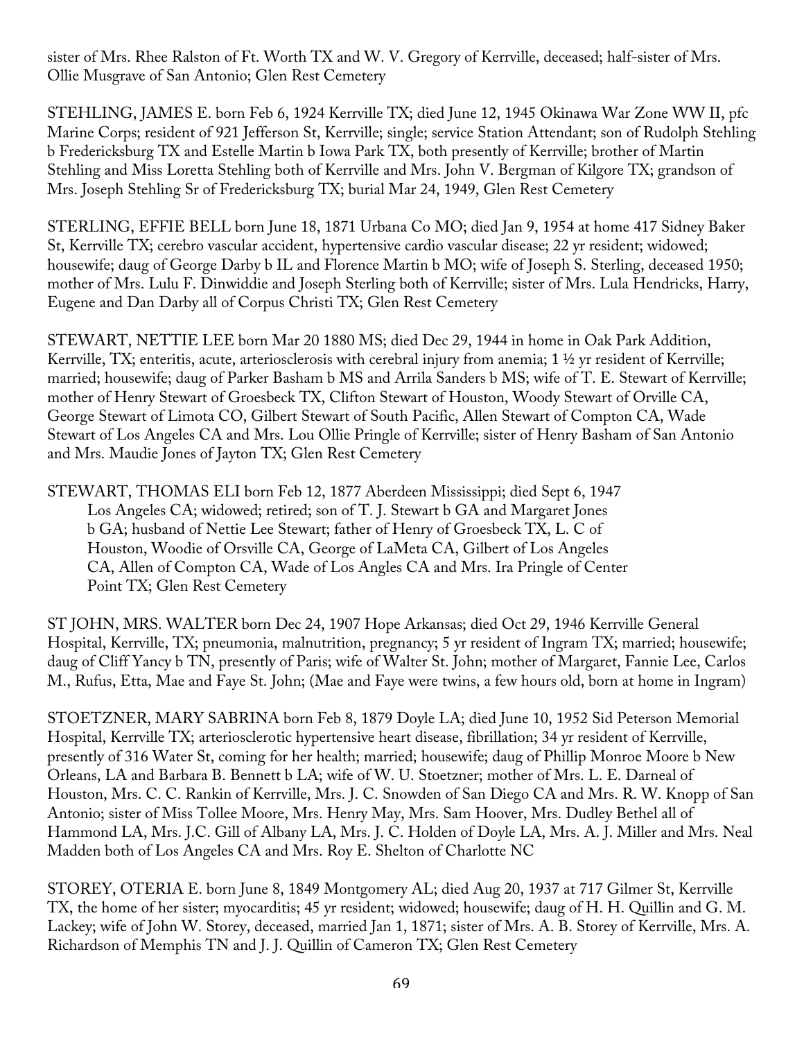sister of Mrs. Rhee Ralston of Ft. Worth TX and W. V. Gregory of Kerrville, deceased; half-sister of Mrs. Ollie Musgrave of San Antonio; Glen Rest Cemetery

STEHLING, JAMES E. born Feb 6, 1924 Kerrville TX; died June 12, 1945 Okinawa War Zone WW II, pfc Marine Corps; resident of 921 Jefferson St, Kerrville; single; service Station Attendant; son of Rudolph Stehling b Fredericksburg TX and Estelle Martin b Iowa Park TX, both presently of Kerrville; brother of Martin Stehling and Miss Loretta Stehling both of Kerrville and Mrs. John V. Bergman of Kilgore TX; grandson of Mrs. Joseph Stehling Sr of Fredericksburg TX; burial Mar 24, 1949, Glen Rest Cemetery

STERLING, EFFIE BELL born June 18, 1871 Urbana Co MO; died Jan 9, 1954 at home 417 Sidney Baker St, Kerrville TX; cerebro vascular accident, hypertensive cardio vascular disease; 22 yr resident; widowed; housewife; daug of George Darby b IL and Florence Martin b MO; wife of Joseph S. Sterling, deceased 1950; mother of Mrs. Lulu F. Dinwiddie and Joseph Sterling both of Kerrville; sister of Mrs. Lula Hendricks, Harry, Eugene and Dan Darby all of Corpus Christi TX; Glen Rest Cemetery

STEWART, NETTIE LEE born Mar 20 1880 MS; died Dec 29, 1944 in home in Oak Park Addition, Kerrville, TX; enteritis, acute, arteriosclerosis with cerebral injury from anemia; 1 ½ yr resident of Kerrville; married; housewife; daug of Parker Basham b MS and Arrila Sanders b MS; wife of T. E. Stewart of Kerrville; mother of Henry Stewart of Groesbeck TX, Clifton Stewart of Houston, Woody Stewart of Orville CA, George Stewart of Limota CO, Gilbert Stewart of South Pacific, Allen Stewart of Compton CA, Wade Stewart of Los Angeles CA and Mrs. Lou Ollie Pringle of Kerrville; sister of Henry Basham of San Antonio and Mrs. Maudie Jones of Jayton TX; Glen Rest Cemetery

STEWART, THOMAS ELI born Feb 12, 1877 Aberdeen Mississippi; died Sept 6, 1947 Los Angeles CA; widowed; retired; son of T. J. Stewart b GA and Margaret Jones b GA; husband of Nettie Lee Stewart; father of Henry of Groesbeck TX, L. C of Houston, Woodie of Orsville CA, George of LaMeta CA, Gilbert of Los Angeles CA, Allen of Compton CA, Wade of Los Angles CA and Mrs. Ira Pringle of Center Point TX; Glen Rest Cemetery

ST JOHN, MRS. WALTER born Dec 24, 1907 Hope Arkansas; died Oct 29, 1946 Kerrville General Hospital, Kerrville, TX; pneumonia, malnutrition, pregnancy; 5 yr resident of Ingram TX; married; housewife; daug of Cliff Yancy b TN, presently of Paris; wife of Walter St. John; mother of Margaret, Fannie Lee, Carlos M., Rufus, Etta, Mae and Faye St. John; (Mae and Faye were twins, a few hours old, born at home in Ingram)

STOETZNER, MARY SABRINA born Feb 8, 1879 Doyle LA; died June 10, 1952 Sid Peterson Memorial Hospital, Kerrville TX; arteriosclerotic hypertensive heart disease, fibrillation; 34 yr resident of Kerrville, presently of 316 Water St, coming for her health; married; housewife; daug of Phillip Monroe Moore b New Orleans, LA and Barbara B. Bennett b LA; wife of W. U. Stoetzner; mother of Mrs. L. E. Darneal of Houston, Mrs. C. C. Rankin of Kerrville, Mrs. J. C. Snowden of San Diego CA and Mrs. R. W. Knopp of San Antonio; sister of Miss Tollee Moore, Mrs. Henry May, Mrs. Sam Hoover, Mrs. Dudley Bethel all of Hammond LA, Mrs. J.C. Gill of Albany LA, Mrs. J. C. Holden of Doyle LA, Mrs. A. J. Miller and Mrs. Neal Madden both of Los Angeles CA and Mrs. Roy E. Shelton of Charlotte NC

STOREY, OTERIA E. born June 8, 1849 Montgomery AL; died Aug 20, 1937 at 717 Gilmer St, Kerrville TX, the home of her sister; myocarditis; 45 yr resident; widowed; housewife; daug of H. H. Quillin and G. M. Lackey; wife of John W. Storey, deceased, married Jan 1, 1871; sister of Mrs. A. B. Storey of Kerrville, Mrs. A. Richardson of Memphis TN and J. J. Quillin of Cameron TX; Glen Rest Cemetery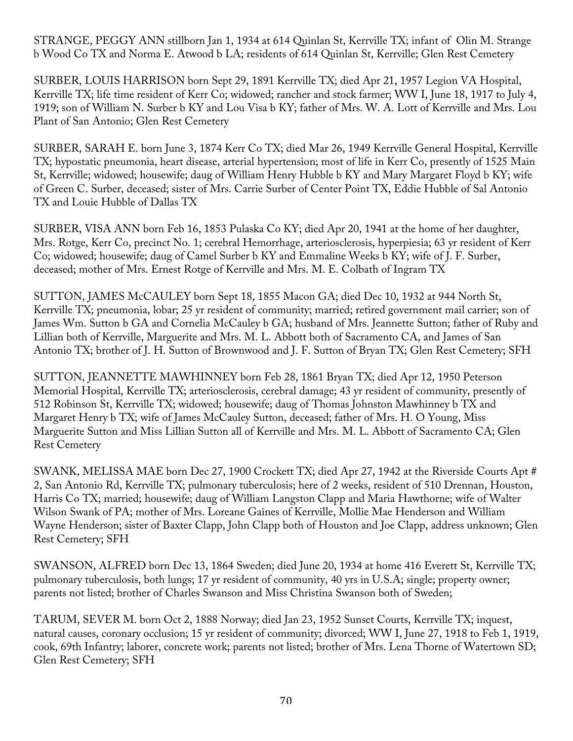STRANGE, PEGGY ANN stillborn Jan 1, 1934 at 614 Quinlan St, Kerrville TX; infant of Olin M. Strange b Wood Co TX and Norma E. Atwood b LA; residents of 614 Quinlan St, Kerrville; Glen Rest Cemetery

SURBER, LOUIS HARRISON born Sept 29, 1891 Kerrville TX; died Apr 21, 1957 Legion VA Hospital, Kerrville TX; life time resident of Kerr Co; widowed; rancher and stock farmer; WW I, June 18, 1917 to July 4, 1919; son of William N. Surber b KY and Lou Visa b KY; father of Mrs. W. A. Lott of Kerrville and Mrs. Lou Plant of San Antonio; Glen Rest Cemetery

SURBER, SARAH E. born June 3, 1874 Kerr Co TX; died Mar 26, 1949 Kerrville General Hospital, Kerrville TX; hypostatic pneumonia, heart disease, arterial hypertension; most of life in Kerr Co, presently of 1525 Main St, Kerrville; widowed; housewife; daug of William Henry Hubble b KY and Mary Margaret Floyd b KY; wife of Green C. Surber, deceased; sister of Mrs. Carrie Surber of Center Point TX, Eddie Hubble of Sal Antonio TX and Louie Hubble of Dallas TX

SURBER, VISA ANN born Feb 16, 1853 Pulaska Co KY; died Apr 20, 1941 at the home of her daughter, Mrs. Rotge, Kerr Co, precinct No. 1; cerebral Hemorrhage, arteriosclerosis, hyperpiesia; 63 yr resident of Kerr Co; widowed; housewife; daug of Camel Surber b KY and Emmaline Weeks b KY; wife of J. F. Surber, deceased; mother of Mrs. Ernest Rotge of Kerrville and Mrs. M. E. Colbath of Ingram TX

SUTTON, JAMES McCAULEY born Sept 18, 1855 Macon GA; died Dec 10, 1932 at 944 North St, Kerrville TX; pneumonia, lobar; 25 yr resident of community; married; retired government mail carrier; son of James Wm. Sutton b GA and Cornelia McCauley b GA; husband of Mrs. Jeannette Sutton; father of Ruby and Lillian both of Kerrville, Marguerite and Mrs. M. L. Abbott both of Sacramento CA, and James of San Antonio TX; brother of J. H. Sutton of Brownwood and J. F. Sutton of Bryan TX; Glen Rest Cemetery; SFH

SUTTON, JEANNETTE MAWHINNEY born Feb 28, 1861 Bryan TX; died Apr 12, 1950 Peterson Memorial Hospital, Kerrville TX; arteriosclerosis, cerebral damage; 43 yr resident of community, presently of 512 Robinson St, Kerrville TX; widowed; housewife; daug of Thomas Johnston Mawhinney b TX and Margaret Henry b TX; wife of James McCauley Sutton, deceased; father of Mrs. H. O Young, Miss Marguerite Sutton and Miss Lillian Sutton all of Kerrville and Mrs. M. L. Abbott of Sacramento CA; Glen Rest Cemetery

SWANK, MELISSA MAE born Dec 27, 1900 Crockett TX; died Apr 27, 1942 at the Riverside Courts Apt # 2, San Antonio Rd, Kerrville TX; pulmonary tuberculosis; here of 2 weeks, resident of 510 Drennan, Houston, Harris Co TX; married; housewife; daug of William Langston Clapp and Maria Hawthorne; wife of Walter Wilson Swank of PA; mother of Mrs. Loreane Gaines of Kerrville, Mollie Mae Henderson and William Wayne Henderson; sister of Baxter Clapp, John Clapp both of Houston and Joe Clapp, address unknown; Glen Rest Cemetery; SFH

SWANSON, ALFRED born Dec 13, 1864 Sweden; died June 20, 1934 at home 416 Everett St, Kerrville TX; pulmonary tuberculosis, both lungs; 17 yr resident of community, 40 yrs in U.S.A; single; property owner; parents not listed; brother of Charles Swanson and Miss Christina Swanson both of Sweden;

TARUM, SEVER M. born Oct 2, 1888 Norway; died Jan 23, 1952 Sunset Courts, Kerrville TX; inquest, natural causes, coronary occlusion; 15 yr resident of community; divorced; WW I, June 27, 1918 to Feb 1, 1919, cook, 69th Infantry; laborer, concrete work; parents not listed; brother of Mrs. Lena Thorne of Watertown SD; Glen Rest Cemetery; SFH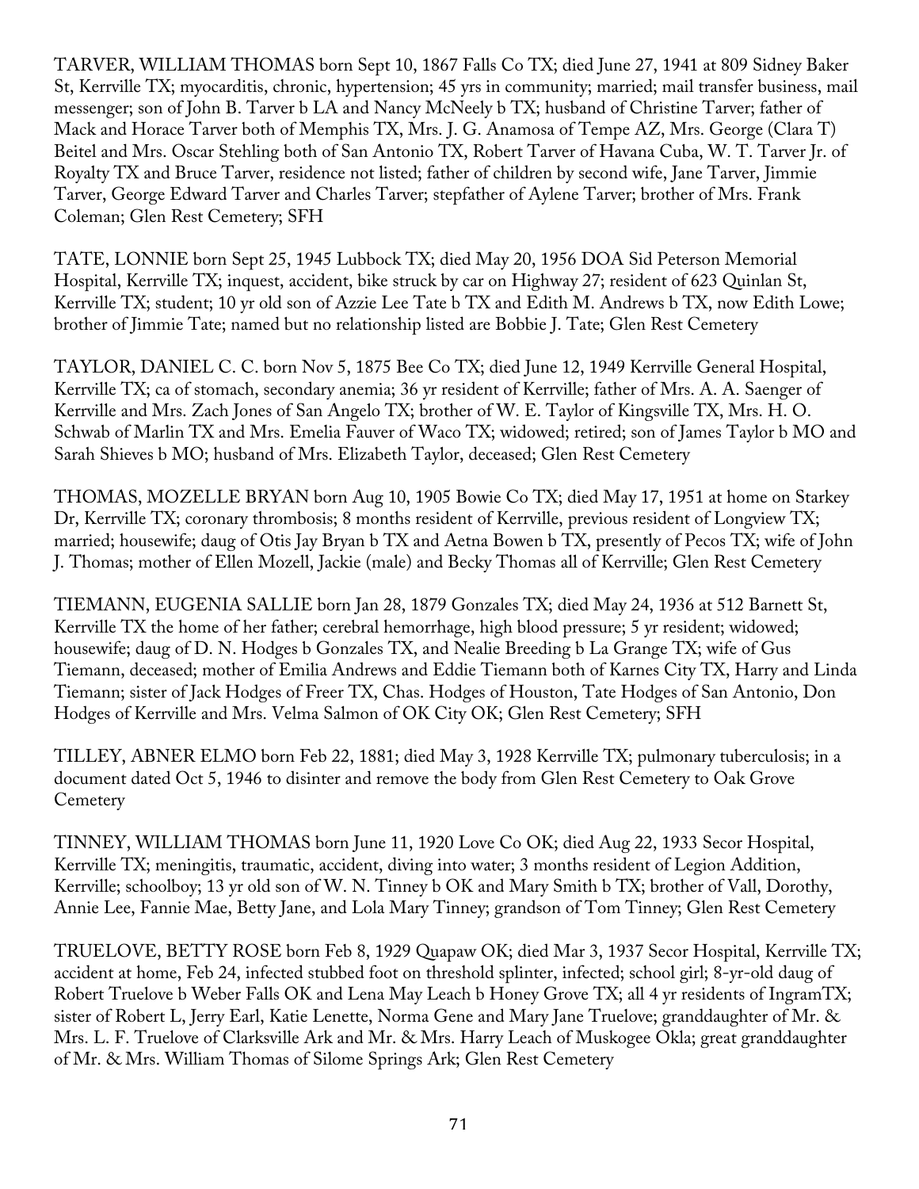TARVER, WILLIAM THOMAS born Sept 10, 1867 Falls Co TX; died June 27, 1941 at 809 Sidney Baker St, Kerrville TX; myocarditis, chronic, hypertension; 45 yrs in community; married; mail transfer business, mail messenger; son of John B. Tarver b LA and Nancy McNeely b TX; husband of Christine Tarver; father of Mack and Horace Tarver both of Memphis TX, Mrs. J. G. Anamosa of Tempe AZ, Mrs. George (Clara T) Beitel and Mrs. Oscar Stehling both of San Antonio TX, Robert Tarver of Havana Cuba, W. T. Tarver Jr. of Royalty TX and Bruce Tarver, residence not listed; father of children by second wife, Jane Tarver, Jimmie Tarver, George Edward Tarver and Charles Tarver; stepfather of Aylene Tarver; brother of Mrs. Frank Coleman; Glen Rest Cemetery; SFH

TATE, LONNIE born Sept 25, 1945 Lubbock TX; died May 20, 1956 DOA Sid Peterson Memorial Hospital, Kerrville TX; inquest, accident, bike struck by car on Highway 27; resident of 623 Quinlan St, Kerrville TX; student; 10 yr old son of Azzie Lee Tate b TX and Edith M. Andrews b TX, now Edith Lowe; brother of Jimmie Tate; named but no relationship listed are Bobbie J. Tate; Glen Rest Cemetery

TAYLOR, DANIEL C. C. born Nov 5, 1875 Bee Co TX; died June 12, 1949 Kerrville General Hospital, Kerrville TX; ca of stomach, secondary anemia; 36 yr resident of Kerrville; father of Mrs. A. A. Saenger of Kerrville and Mrs. Zach Jones of San Angelo TX; brother of W. E. Taylor of Kingsville TX, Mrs. H. O. Schwab of Marlin TX and Mrs. Emelia Fauver of Waco TX; widowed; retired; son of James Taylor b MO and Sarah Shieves b MO; husband of Mrs. Elizabeth Taylor, deceased; Glen Rest Cemetery

THOMAS, MOZELLE BRYAN born Aug 10, 1905 Bowie Co TX; died May 17, 1951 at home on Starkey Dr, Kerrville TX; coronary thrombosis; 8 months resident of Kerrville, previous resident of Longview TX; married; housewife; daug of Otis Jay Bryan b TX and Aetna Bowen b TX, presently of Pecos TX; wife of John J. Thomas; mother of Ellen Mozell, Jackie (male) and Becky Thomas all of Kerrville; Glen Rest Cemetery

TIEMANN, EUGENIA SALLIE born Jan 28, 1879 Gonzales TX; died May 24, 1936 at 512 Barnett St, Kerrville TX the home of her father; cerebral hemorrhage, high blood pressure; 5 yr resident; widowed; housewife; daug of D. N. Hodges b Gonzales TX, and Nealie Breeding b La Grange TX; wife of Gus Tiemann, deceased; mother of Emilia Andrews and Eddie Tiemann both of Karnes City TX, Harry and Linda Tiemann; sister of Jack Hodges of Freer TX, Chas. Hodges of Houston, Tate Hodges of San Antonio, Don Hodges of Kerrville and Mrs. Velma Salmon of OK City OK; Glen Rest Cemetery; SFH

TILLEY, ABNER ELMO born Feb 22, 1881; died May 3, 1928 Kerrville TX; pulmonary tuberculosis; in a document dated Oct 5, 1946 to disinter and remove the body from Glen Rest Cemetery to Oak Grove Cemetery

TINNEY, WILLIAM THOMAS born June 11, 1920 Love Co OK; died Aug 22, 1933 Secor Hospital, Kerrville TX; meningitis, traumatic, accident, diving into water; 3 months resident of Legion Addition, Kerrville; schoolboy; 13 yr old son of W. N. Tinney b OK and Mary Smith b TX; brother of Vall, Dorothy, Annie Lee, Fannie Mae, Betty Jane, and Lola Mary Tinney; grandson of Tom Tinney; Glen Rest Cemetery

TRUELOVE, BETTY ROSE born Feb 8, 1929 Quapaw OK; died Mar 3, 1937 Secor Hospital, Kerrville TX; accident at home, Feb 24, infected stubbed foot on threshold splinter, infected; school girl; 8-yr-old daug of Robert Truelove b Weber Falls OK and Lena May Leach b Honey Grove TX; all 4 yr residents of IngramTX; sister of Robert L, Jerry Earl, Katie Lenette, Norma Gene and Mary Jane Truelove; granddaughter of Mr. & Mrs. L. F. Truelove of Clarksville Ark and Mr. & Mrs. Harry Leach of Muskogee Okla; great granddaughter of Mr. & Mrs. William Thomas of Silome Springs Ark; Glen Rest Cemetery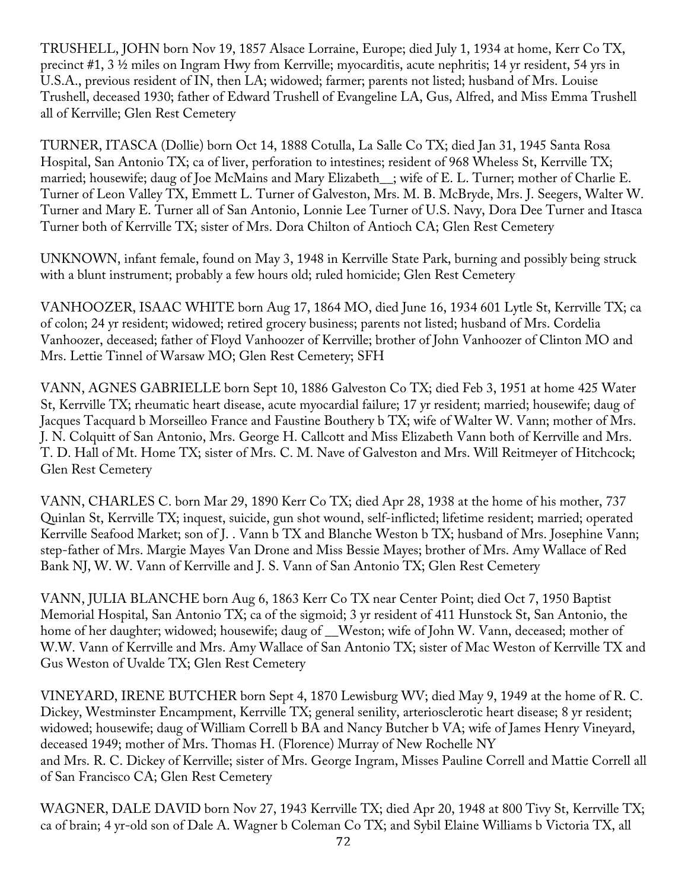TRUSHELL, JOHN born Nov 19, 1857 Alsace Lorraine, Europe; died July 1, 1934 at home, Kerr Co TX, precinct #1, 3 ½ miles on Ingram Hwy from Kerrville; myocarditis, acute nephritis; 14 yr resident, 54 yrs in U.S.A., previous resident of IN, then LA; widowed; farmer; parents not listed; husband of Mrs. Louise Trushell, deceased 1930; father of Edward Trushell of Evangeline LA, Gus, Alfred, and Miss Emma Trushell all of Kerrville; Glen Rest Cemetery

TURNER, ITASCA (Dollie) born Oct 14, 1888 Cotulla, La Salle Co TX; died Jan 31, 1945 Santa Rosa Hospital, San Antonio TX; ca of liver, perforation to intestines; resident of 968 Wheless St, Kerrville TX; married; housewife; daug of Joe McMains and Mary Elizabeth__; wife of E. L. Turner; mother of Charlie E. Turner of Leon Valley TX, Emmett L. Turner of Galveston, Mrs. M. B. McBryde, Mrs. J. Seegers, Walter W. Turner and Mary E. Turner all of San Antonio, Lonnie Lee Turner of U.S. Navy, Dora Dee Turner and Itasca Turner both of Kerrville TX; sister of Mrs. Dora Chilton of Antioch CA; Glen Rest Cemetery

UNKNOWN, infant female, found on May 3, 1948 in Kerrville State Park, burning and possibly being struck with a blunt instrument; probably a few hours old; ruled homicide; Glen Rest Cemetery

VANHOOZER, ISAAC WHITE born Aug 17, 1864 MO, died June 16, 1934 601 Lytle St, Kerrville TX; ca of colon; 24 yr resident; widowed; retired grocery business; parents not listed; husband of Mrs. Cordelia Vanhoozer, deceased; father of Floyd Vanhoozer of Kerrville; brother of John Vanhoozer of Clinton MO and Mrs. Lettie Tinnel of Warsaw MO; Glen Rest Cemetery; SFH

VANN, AGNES GABRIELLE born Sept 10, 1886 Galveston Co TX; died Feb 3, 1951 at home 425 Water St, Kerrville TX; rheumatic heart disease, acute myocardial failure; 17 yr resident; married; housewife; daug of Jacques Tacquard b Morseilleo France and Faustine Bouthery b TX; wife of Walter W. Vann; mother of Mrs. J. N. Colquitt of San Antonio, Mrs. George H. Callcott and Miss Elizabeth Vann both of Kerrville and Mrs. T. D. Hall of Mt. Home TX; sister of Mrs. C. M. Nave of Galveston and Mrs. Will Reitmeyer of Hitchcock; Glen Rest Cemetery

VANN, CHARLES C. born Mar 29, 1890 Kerr Co TX; died Apr 28, 1938 at the home of his mother, 737 Quinlan St, Kerrville TX; inquest, suicide, gun shot wound, self-inflicted; lifetime resident; married; operated Kerrville Seafood Market; son of J. . Vann b TX and Blanche Weston b TX; husband of Mrs. Josephine Vann; step-father of Mrs. Margie Mayes Van Drone and Miss Bessie Mayes; brother of Mrs. Amy Wallace of Red Bank NJ, W. W. Vann of Kerrville and J. S. Vann of San Antonio TX; Glen Rest Cemetery

VANN, JULIA BLANCHE born Aug 6, 1863 Kerr Co TX near Center Point; died Oct 7, 1950 Baptist Memorial Hospital, San Antonio TX; ca of the sigmoid; 3 yr resident of 411 Hunstock St, San Antonio, the home of her daughter; widowed; housewife; daug of __Weston; wife of John W. Vann, deceased; mother of W.W. Vann of Kerrville and Mrs. Amy Wallace of San Antonio TX; sister of Mac Weston of Kerrville TX and Gus Weston of Uvalde TX; Glen Rest Cemetery

VINEYARD, IRENE BUTCHER born Sept 4, 1870 Lewisburg WV; died May 9, 1949 at the home of R. C. Dickey, Westminster Encampment, Kerrville TX; general senility, arteriosclerotic heart disease; 8 yr resident; widowed; housewife; daug of William Correll b BA and Nancy Butcher b VA; wife of James Henry Vineyard, deceased 1949; mother of Mrs. Thomas H. (Florence) Murray of New Rochelle NY and Mrs. R. C. Dickey of Kerrville; sister of Mrs. George Ingram, Misses Pauline Correll and Mattie Correll all of San Francisco CA; Glen Rest Cemetery

WAGNER, DALE DAVID born Nov 27, 1943 Kerrville TX; died Apr 20, 1948 at 800 Tivy St, Kerrville TX; ca of brain; 4 yr-old son of Dale A. Wagner b Coleman Co TX; and Sybil Elaine Williams b Victoria TX, all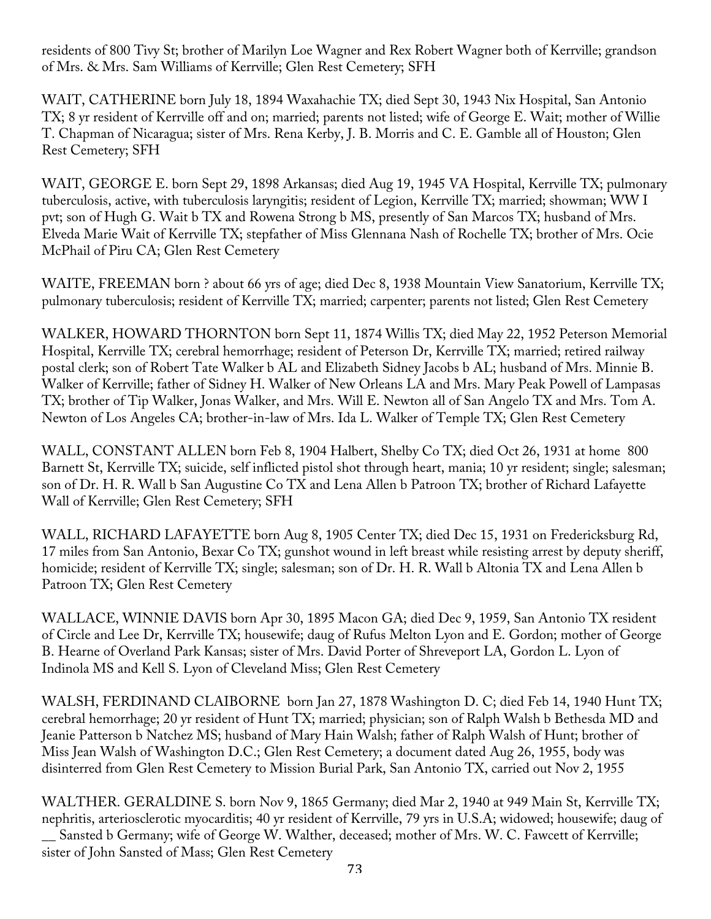residents of 800 Tivy St; brother of Marilyn Loe Wagner and Rex Robert Wagner both of Kerrville; grandson of Mrs. & Mrs. Sam Williams of Kerrville; Glen Rest Cemetery; SFH

WAIT, CATHERINE born July 18, 1894 Waxahachie TX; died Sept 30, 1943 Nix Hospital, San Antonio TX; 8 yr resident of Kerrville off and on; married; parents not listed; wife of George E. Wait; mother of Willie T. Chapman of Nicaragua; sister of Mrs. Rena Kerby, J. B. Morris and C. E. Gamble all of Houston; Glen Rest Cemetery; SFH

WAIT, GEORGE E. born Sept 29, 1898 Arkansas; died Aug 19, 1945 VA Hospital, Kerrville TX; pulmonary tuberculosis, active, with tuberculosis laryngitis; resident of Legion, Kerrville TX; married; showman; WW I pvt; son of Hugh G. Wait b TX and Rowena Strong b MS, presently of San Marcos TX; husband of Mrs. Elveda Marie Wait of Kerrville TX; stepfather of Miss Glennana Nash of Rochelle TX; brother of Mrs. Ocie McPhail of Piru CA; Glen Rest Cemetery

WAITE, FREEMAN born ? about 66 yrs of age; died Dec 8, 1938 Mountain View Sanatorium, Kerrville TX; pulmonary tuberculosis; resident of Kerrville TX; married; carpenter; parents not listed; Glen Rest Cemetery

WALKER, HOWARD THORNTON born Sept 11, 1874 Willis TX; died May 22, 1952 Peterson Memorial Hospital, Kerrville TX; cerebral hemorrhage; resident of Peterson Dr, Kerrville TX; married; retired railway postal clerk; son of Robert Tate Walker b AL and Elizabeth Sidney Jacobs b AL; husband of Mrs. Minnie B. Walker of Kerrville; father of Sidney H. Walker of New Orleans LA and Mrs. Mary Peak Powell of Lampasas TX; brother of Tip Walker, Jonas Walker, and Mrs. Will E. Newton all of San Angelo TX and Mrs. Tom A. Newton of Los Angeles CA; brother-in-law of Mrs. Ida L. Walker of Temple TX; Glen Rest Cemetery

WALL, CONSTANT ALLEN born Feb 8, 1904 Halbert, Shelby Co TX; died Oct 26, 1931 at home 800 Barnett St, Kerrville TX; suicide, self inflicted pistol shot through heart, mania; 10 yr resident; single; salesman; son of Dr. H. R. Wall b San Augustine Co TX and Lena Allen b Patroon TX; brother of Richard Lafayette Wall of Kerrville; Glen Rest Cemetery; SFH

WALL, RICHARD LAFAYETTE born Aug 8, 1905 Center TX; died Dec 15, 1931 on Fredericksburg Rd, 17 miles from San Antonio, Bexar Co TX; gunshot wound in left breast while resisting arrest by deputy sheriff, homicide; resident of Kerrville TX; single; salesman; son of Dr. H. R. Wall b Altonia TX and Lena Allen b Patroon TX; Glen Rest Cemetery

WALLACE, WINNIE DAVIS born Apr 30, 1895 Macon GA; died Dec 9, 1959, San Antonio TX resident of Circle and Lee Dr, Kerrville TX; housewife; daug of Rufus Melton Lyon and E. Gordon; mother of George B. Hearne of Overland Park Kansas; sister of Mrs. David Porter of Shreveport LA, Gordon L. Lyon of Indinola MS and Kell S. Lyon of Cleveland Miss; Glen Rest Cemetery

WALSH, FERDINAND CLAIBORNE born Jan 27, 1878 Washington D. C; died Feb 14, 1940 Hunt TX; cerebral hemorrhage; 20 yr resident of Hunt TX; married; physician; son of Ralph Walsh b Bethesda MD and Jeanie Patterson b Natchez MS; husband of Mary Hain Walsh; father of Ralph Walsh of Hunt; brother of Miss Jean Walsh of Washington D.C.; Glen Rest Cemetery; a document dated Aug 26, 1955, body was disinterred from Glen Rest Cemetery to Mission Burial Park, San Antonio TX, carried out Nov 2, 1955

WALTHER. GERALDINE S. born Nov 9, 1865 Germany; died Mar 2, 1940 at 949 Main St, Kerrville TX; nephritis, arteriosclerotic myocarditis; 40 yr resident of Kerrville, 79 yrs in U.S.A; widowed; housewife; daug of __ Sansted b Germany; wife of George W. Walther, deceased; mother of Mrs. W. C. Fawcett of Kerrville; sister of John Sansted of Mass; Glen Rest Cemetery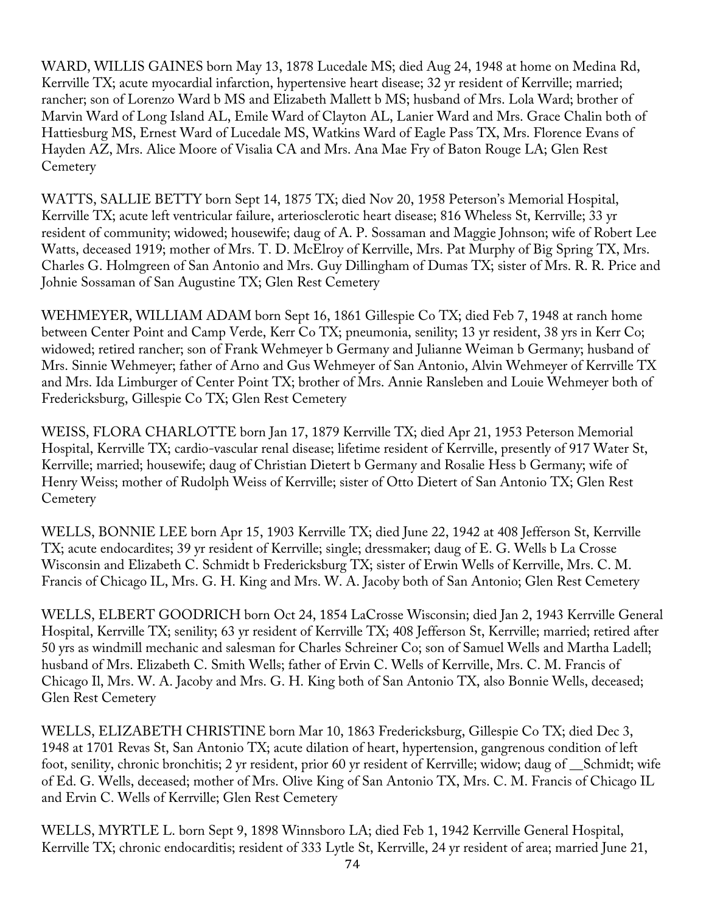WARD, WILLIS GAINES born May 13, 1878 Lucedale MS; died Aug 24, 1948 at home on Medina Rd, Kerrville TX; acute myocardial infarction, hypertensive heart disease; 32 yr resident of Kerrville; married; rancher; son of Lorenzo Ward b MS and Elizabeth Mallett b MS; husband of Mrs. Lola Ward; brother of Marvin Ward of Long Island AL, Emile Ward of Clayton AL, Lanier Ward and Mrs. Grace Chalin both of Hattiesburg MS, Ernest Ward of Lucedale MS, Watkins Ward of Eagle Pass TX, Mrs. Florence Evans of Hayden AZ, Mrs. Alice Moore of Visalia CA and Mrs. Ana Mae Fry of Baton Rouge LA; Glen Rest Cemetery

WATTS, SALLIE BETTY born Sept 14, 1875 TX; died Nov 20, 1958 Peterson's Memorial Hospital, Kerrville TX; acute left ventricular failure, arteriosclerotic heart disease; 816 Wheless St, Kerrville; 33 yr resident of community; widowed; housewife; daug of A. P. Sossaman and Maggie Johnson; wife of Robert Lee Watts, deceased 1919; mother of Mrs. T. D. McElroy of Kerrville, Mrs. Pat Murphy of Big Spring TX, Mrs. Charles G. Holmgreen of San Antonio and Mrs. Guy Dillingham of Dumas TX; sister of Mrs. R. R. Price and Johnie Sossaman of San Augustine TX; Glen Rest Cemetery

WEHMEYER, WILLIAM ADAM born Sept 16, 1861 Gillespie Co TX; died Feb 7, 1948 at ranch home between Center Point and Camp Verde, Kerr Co TX; pneumonia, senility; 13 yr resident, 38 yrs in Kerr Co; widowed; retired rancher; son of Frank Wehmeyer b Germany and Julianne Weiman b Germany; husband of Mrs. Sinnie Wehmeyer; father of Arno and Gus Wehmeyer of San Antonio, Alvin Wehmeyer of Kerrville TX and Mrs. Ida Limburger of Center Point TX; brother of Mrs. Annie Ransleben and Louie Wehmeyer both of Fredericksburg, Gillespie Co TX; Glen Rest Cemetery

WEISS, FLORA CHARLOTTE born Jan 17, 1879 Kerrville TX; died Apr 21, 1953 Peterson Memorial Hospital, Kerrville TX; cardio-vascular renal disease; lifetime resident of Kerrville, presently of 917 Water St, Kerrville; married; housewife; daug of Christian Dietert b Germany and Rosalie Hess b Germany; wife of Henry Weiss; mother of Rudolph Weiss of Kerrville; sister of Otto Dietert of San Antonio TX; Glen Rest Cemetery

WELLS, BONNIE LEE born Apr 15, 1903 Kerrville TX; died June 22, 1942 at 408 Jefferson St, Kerrville TX; acute endocardites; 39 yr resident of Kerrville; single; dressmaker; daug of E. G. Wells b La Crosse Wisconsin and Elizabeth C. Schmidt b Fredericksburg TX; sister of Erwin Wells of Kerrville, Mrs. C. M. Francis of Chicago IL, Mrs. G. H. King and Mrs. W. A. Jacoby both of San Antonio; Glen Rest Cemetery

WELLS, ELBERT GOODRICH born Oct 24, 1854 LaCrosse Wisconsin; died Jan 2, 1943 Kerrville General Hospital, Kerrville TX; senility; 63 yr resident of Kerrville TX; 408 Jefferson St, Kerrville; married; retired after 50 yrs as windmill mechanic and salesman for Charles Schreiner Co; son of Samuel Wells and Martha Ladell; husband of Mrs. Elizabeth C. Smith Wells; father of Ervin C. Wells of Kerrville, Mrs. C. M. Francis of Chicago Il, Mrs. W. A. Jacoby and Mrs. G. H. King both of San Antonio TX, also Bonnie Wells, deceased; Glen Rest Cemetery

WELLS, ELIZABETH CHRISTINE born Mar 10, 1863 Fredericksburg, Gillespie Co TX; died Dec 3, 1948 at 1701 Revas St, San Antonio TX; acute dilation of heart, hypertension, gangrenous condition of left foot, senility, chronic bronchitis; 2 yr resident, prior 60 yr resident of Kerrville; widow; daug of __Schmidt; wife of Ed. G. Wells, deceased; mother of Mrs. Olive King of San Antonio TX, Mrs. C. M. Francis of Chicago IL and Ervin C. Wells of Kerrville; Glen Rest Cemetery

WELLS, MYRTLE L. born Sept 9, 1898 Winnsboro LA; died Feb 1, 1942 Kerrville General Hospital, Kerrville TX; chronic endocarditis; resident of 333 Lytle St, Kerrville, 24 yr resident of area; married June 21,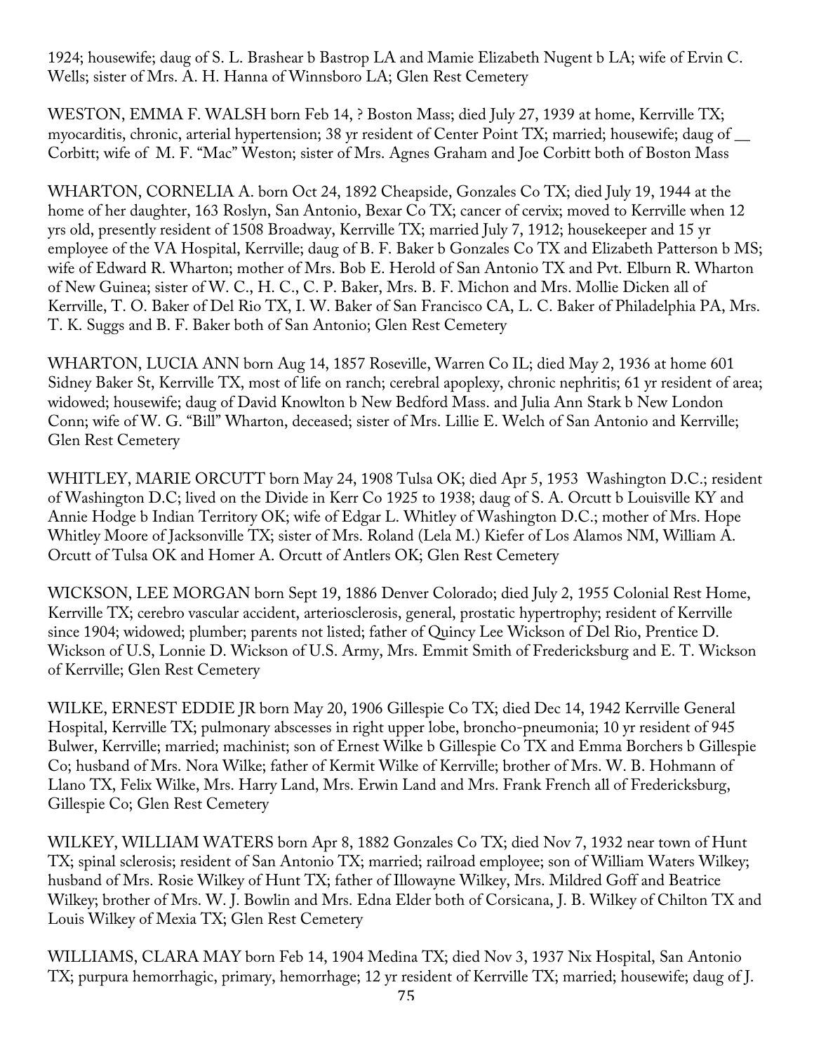1924; housewife; daug of S. L. Brashear b Bastrop LA and Mamie Elizabeth Nugent b LA; wife of Ervin C. Wells; sister of Mrs. A. H. Hanna of Winnsboro LA; Glen Rest Cemetery

WESTON, EMMA F. WALSH born Feb 14, ? Boston Mass; died July 27, 1939 at home, Kerrville TX; myocarditis, chronic, arterial hypertension; 38 yr resident of Center Point TX; married; housewife; daug of __ Corbitt; wife of M. F. "Mac" Weston; sister of Mrs. Agnes Graham and Joe Corbitt both of Boston Mass

WHARTON, CORNELIA A. born Oct 24, 1892 Cheapside, Gonzales Co TX; died July 19, 1944 at the home of her daughter, 163 Roslyn, San Antonio, Bexar Co TX; cancer of cervix; moved to Kerrville when 12 yrs old, presently resident of 1508 Broadway, Kerrville TX; married July 7, 1912; housekeeper and 15 yr employee of the VA Hospital, Kerrville; daug of B. F. Baker b Gonzales Co TX and Elizabeth Patterson b MS; wife of Edward R. Wharton; mother of Mrs. Bob E. Herold of San Antonio TX and Pvt. Elburn R. Wharton of New Guinea; sister of W. C., H. C., C. P. Baker, Mrs. B. F. Michon and Mrs. Mollie Dicken all of Kerrville, T. O. Baker of Del Rio TX, I. W. Baker of San Francisco CA, L. C. Baker of Philadelphia PA, Mrs. T. K. Suggs and B. F. Baker both of San Antonio; Glen Rest Cemetery

WHARTON, LUCIA ANN born Aug 14, 1857 Roseville, Warren Co IL; died May 2, 1936 at home 601 Sidney Baker St, Kerrville TX, most of life on ranch; cerebral apoplexy, chronic nephritis; 61 yr resident of area; widowed; housewife; daug of David Knowlton b New Bedford Mass. and Julia Ann Stark b New London Conn; wife of W. G. "Bill" Wharton, deceased; sister of Mrs. Lillie E. Welch of San Antonio and Kerrville; Glen Rest Cemetery

WHITLEY, MARIE ORCUTT born May 24, 1908 Tulsa OK; died Apr 5, 1953 Washington D.C.; resident of Washington D.C; lived on the Divide in Kerr Co 1925 to 1938; daug of S. A. Orcutt b Louisville KY and Annie Hodge b Indian Territory OK; wife of Edgar L. Whitley of Washington D.C.; mother of Mrs. Hope Whitley Moore of Jacksonville TX; sister of Mrs. Roland (Lela M.) Kiefer of Los Alamos NM, William A. Orcutt of Tulsa OK and Homer A. Orcutt of Antlers OK; Glen Rest Cemetery

WICKSON, LEE MORGAN born Sept 19, 1886 Denver Colorado; died July 2, 1955 Colonial Rest Home, Kerrville TX; cerebro vascular accident, arteriosclerosis, general, prostatic hypertrophy; resident of Kerrville since 1904; widowed; plumber; parents not listed; father of Quincy Lee Wickson of Del Rio, Prentice D. Wickson of U.S, Lonnie D. Wickson of U.S. Army, Mrs. Emmit Smith of Fredericksburg and E. T. Wickson of Kerrville; Glen Rest Cemetery

WILKE, ERNEST EDDIE JR born May 20, 1906 Gillespie Co TX; died Dec 14, 1942 Kerrville General Hospital, Kerrville TX; pulmonary abscesses in right upper lobe, broncho-pneumonia; 10 yr resident of 945 Bulwer, Kerrville; married; machinist; son of Ernest Wilke b Gillespie Co TX and Emma Borchers b Gillespie Co; husband of Mrs. Nora Wilke; father of Kermit Wilke of Kerrville; brother of Mrs. W. B. Hohmann of Llano TX, Felix Wilke, Mrs. Harry Land, Mrs. Erwin Land and Mrs. Frank French all of Fredericksburg, Gillespie Co; Glen Rest Cemetery

WILKEY, WILLIAM WATERS born Apr 8, 1882 Gonzales Co TX; died Nov 7, 1932 near town of Hunt TX; spinal sclerosis; resident of San Antonio TX; married; railroad employee; son of William Waters Wilkey; husband of Mrs. Rosie Wilkey of Hunt TX; father of Illowayne Wilkey, Mrs. Mildred Goff and Beatrice Wilkey; brother of Mrs. W. J. Bowlin and Mrs. Edna Elder both of Corsicana, J. B. Wilkey of Chilton TX and Louis Wilkey of Mexia TX; Glen Rest Cemetery

WILLIAMS, CLARA MAY born Feb 14, 1904 Medina TX; died Nov 3, 1937 Nix Hospital, San Antonio TX; purpura hemorrhagic, primary, hemorrhage; 12 yr resident of Kerrville TX; married; housewife; daug of J.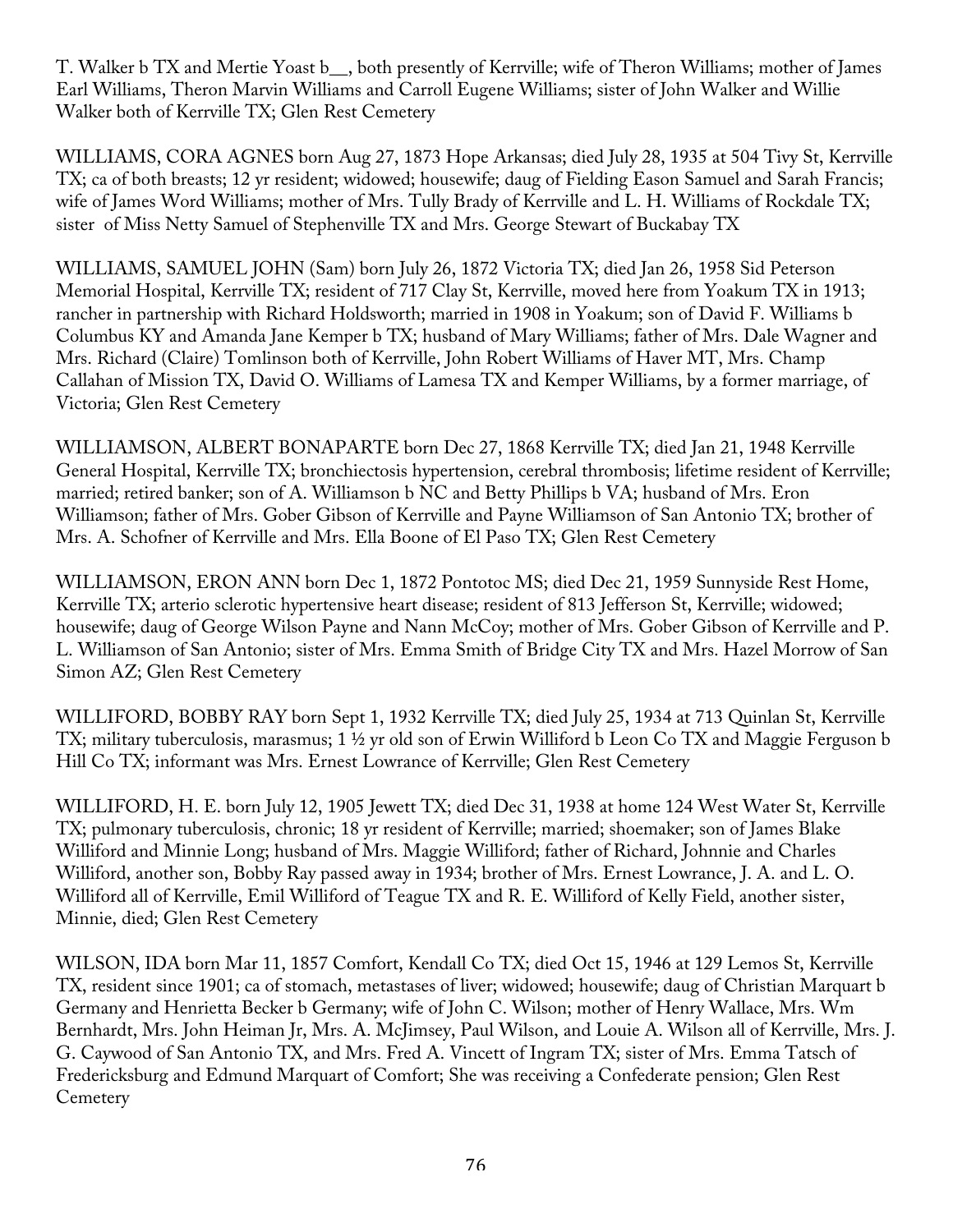T. Walker b TX and Mertie Yoast b__, both presently of Kerrville; wife of Theron Williams; mother of James Earl Williams, Theron Marvin Williams and Carroll Eugene Williams; sister of John Walker and Willie Walker both of Kerrville TX; Glen Rest Cemetery

WILLIAMS, CORA AGNES born Aug 27, 1873 Hope Arkansas; died July 28, 1935 at 504 Tivy St, Kerrville TX; ca of both breasts; 12 yr resident; widowed; housewife; daug of Fielding Eason Samuel and Sarah Francis; wife of James Word Williams; mother of Mrs. Tully Brady of Kerrville and L. H. Williams of Rockdale TX; sister of Miss Netty Samuel of Stephenville TX and Mrs. George Stewart of Buckabay TX

WILLIAMS, SAMUEL JOHN (Sam) born July 26, 1872 Victoria TX; died Jan 26, 1958 Sid Peterson Memorial Hospital, Kerrville TX; resident of 717 Clay St, Kerrville, moved here from Yoakum TX in 1913; rancher in partnership with Richard Holdsworth; married in 1908 in Yoakum; son of David F. Williams b Columbus KY and Amanda Jane Kemper b TX; husband of Mary Williams; father of Mrs. Dale Wagner and Mrs. Richard (Claire) Tomlinson both of Kerrville, John Robert Williams of Haver MT, Mrs. Champ Callahan of Mission TX, David O. Williams of Lamesa TX and Kemper Williams, by a former marriage, of Victoria; Glen Rest Cemetery

WILLIAMSON, ALBERT BONAPARTE born Dec 27, 1868 Kerrville TX; died Jan 21, 1948 Kerrville General Hospital, Kerrville TX; bronchiectosis hypertension, cerebral thrombosis; lifetime resident of Kerrville; married; retired banker; son of A. Williamson b NC and Betty Phillips b VA; husband of Mrs. Eron Williamson; father of Mrs. Gober Gibson of Kerrville and Payne Williamson of San Antonio TX; brother of Mrs. A. Schofner of Kerrville and Mrs. Ella Boone of El Paso TX; Glen Rest Cemetery

WILLIAMSON, ERON ANN born Dec 1, 1872 Pontotoc MS; died Dec 21, 1959 Sunnyside Rest Home, Kerrville TX; arterio sclerotic hypertensive heart disease; resident of 813 Jefferson St, Kerrville; widowed; housewife; daug of George Wilson Payne and Nann McCoy; mother of Mrs. Gober Gibson of Kerrville and P. L. Williamson of San Antonio; sister of Mrs. Emma Smith of Bridge City TX and Mrs. Hazel Morrow of San Simon AZ; Glen Rest Cemetery

WILLIFORD, BOBBY RAY born Sept 1, 1932 Kerrville TX; died July 25, 1934 at 713 Quinlan St, Kerrville TX; military tuberculosis, marasmus; 1 ½ yr old son of Erwin Williford b Leon Co TX and Maggie Ferguson b Hill Co TX; informant was Mrs. Ernest Lowrance of Kerrville; Glen Rest Cemetery

WILLIFORD, H. E. born July 12, 1905 Jewett TX; died Dec 31, 1938 at home 124 West Water St, Kerrville TX; pulmonary tuberculosis, chronic; 18 yr resident of Kerrville; married; shoemaker; son of James Blake Williford and Minnie Long; husband of Mrs. Maggie Williford; father of Richard, Johnnie and Charles Williford, another son, Bobby Ray passed away in 1934; brother of Mrs. Ernest Lowrance, J. A. and L. O. Williford all of Kerrville, Emil Williford of Teague TX and R. E. Williford of Kelly Field, another sister, Minnie, died; Glen Rest Cemetery

WILSON, IDA born Mar 11, 1857 Comfort, Kendall Co TX; died Oct 15, 1946 at 129 Lemos St, Kerrville TX, resident since 1901; ca of stomach, metastases of liver; widowed; housewife; daug of Christian Marquart b Germany and Henrietta Becker b Germany; wife of John C. Wilson; mother of Henry Wallace, Mrs. Wm Bernhardt, Mrs. John Heiman Jr, Mrs. A. McJimsey, Paul Wilson, and Louie A. Wilson all of Kerrville, Mrs. J. G. Caywood of San Antonio TX, and Mrs. Fred A. Vincett of Ingram TX; sister of Mrs. Emma Tatsch of Fredericksburg and Edmund Marquart of Comfort; She was receiving a Confederate pension; Glen Rest Cemetery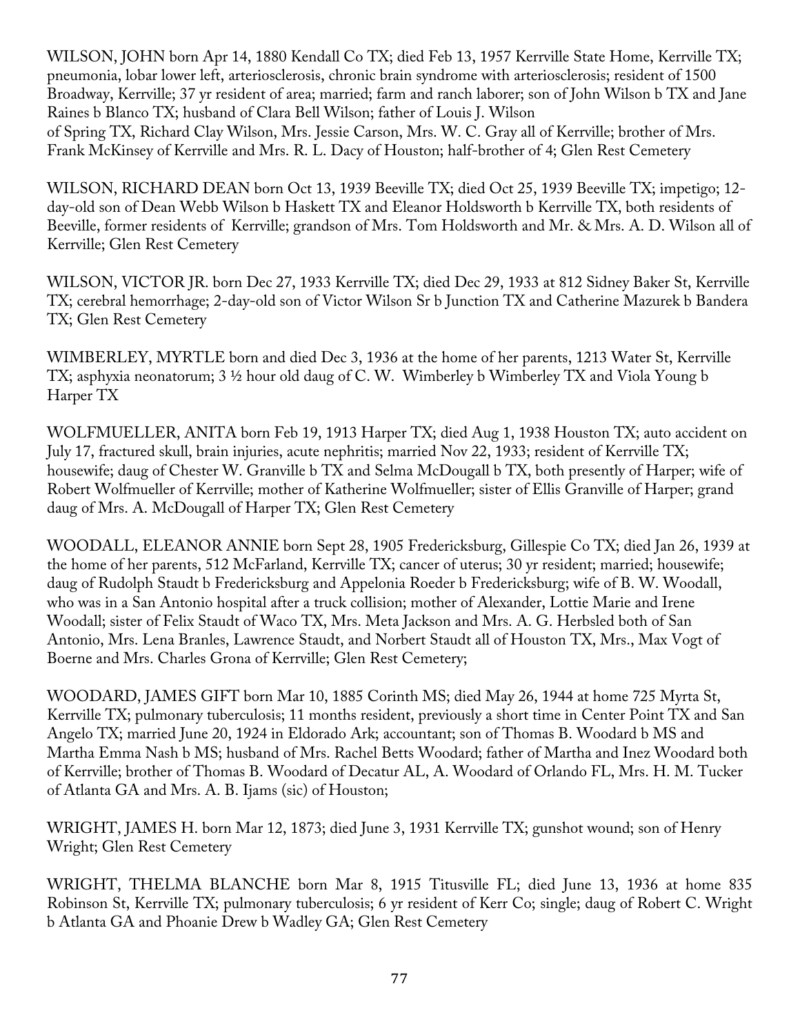WILSON, JOHN born Apr 14, 1880 Kendall Co TX; died Feb 13, 1957 Kerrville State Home, Kerrville TX; pneumonia, lobar lower left, arteriosclerosis, chronic brain syndrome with arteriosclerosis; resident of 1500 Broadway, Kerrville; 37 yr resident of area; married; farm and ranch laborer; son of John Wilson b TX and Jane Raines b Blanco TX; husband of Clara Bell Wilson; father of Louis J. Wilson of Spring TX, Richard Clay Wilson, Mrs. Jessie Carson, Mrs. W. C. Gray all of Kerrville; brother of Mrs. Frank McKinsey of Kerrville and Mrs. R. L. Dacy of Houston; half-brother of 4; Glen Rest Cemetery

WILSON, RICHARD DEAN born Oct 13, 1939 Beeville TX; died Oct 25, 1939 Beeville TX; impetigo; 12-day-old son of Dean Webb Wilson b Haskett TX and Eleanor Holdsworth b Kerrville TX, both residents of Beeville, former residents of Kerrville; grandson of Mrs. Tom Holdsworth and Mr. & Mrs. A. D. Wilson all of Kerrville; Glen Rest Cemetery

WILSON, VICTOR JR. born Dec 27, 1933 Kerrville TX; died Dec 29, 1933 at 812 Sidney Baker St, Kerrville TX; cerebral hemorrhage; 2-day-old son of Victor Wilson Sr b Junction TX and Catherine Mazurek b Bandera TX; Glen Rest Cemetery

WIMBERLEY, MYRTLE born and died Dec 3, 1936 at the home of her parents, 1213 Water St, Kerrville TX; asphyxia neonatorum; 3 ½ hour old daug of C. W. Wimberley b Wimberley TX and Viola Young b Harper TX

WOLFMUELLER, ANITA born Feb 19, 1913 Harper TX; died Aug 1, 1938 Houston TX; auto accident on July 17, fractured skull, brain injuries, acute nephritis; married Nov 22, 1933; resident of Kerrville TX; housewife; daug of Chester W. Granville b TX and Selma McDougall b TX, both presently of Harper; wife of Robert Wolfmueller of Kerrville; mother of Katherine Wolfmueller; sister of Ellis Granville of Harper; grand daug of Mrs. A. McDougall of Harper TX; Glen Rest Cemetery

WOODALL, ELEANOR ANNIE born Sept 28, 1905 Fredericksburg, Gillespie Co TX; died Jan 26, 1939 at the home of her parents, 512 McFarland, Kerrville TX; cancer of uterus; 30 yr resident; married; housewife; daug of Rudolph Staudt b Fredericksburg and Appelonia Roeder b Fredericksburg; wife of B. W. Woodall, who was in a San Antonio hospital after a truck collision; mother of Alexander, Lottie Marie and Irene Woodall; sister of Felix Staudt of Waco TX, Mrs. Meta Jackson and Mrs. A. G. Herbsled both of San Antonio, Mrs. Lena Branles, Lawrence Staudt, and Norbert Staudt all of Houston TX, Mrs., Max Vogt of Boerne and Mrs. Charles Grona of Kerrville; Glen Rest Cemetery;

WOODARD, JAMES GIFT born Mar 10, 1885 Corinth MS; died May 26, 1944 at home 725 Myrta St, Kerrville TX; pulmonary tuberculosis; 11 months resident, previously a short time in Center Point TX and San Angelo TX; married June 20, 1924 in Eldorado Ark; accountant; son of Thomas B. Woodard b MS and Martha Emma Nash b MS; husband of Mrs. Rachel Betts Woodard; father of Martha and Inez Woodard both of Kerrville; brother of Thomas B. Woodard of Decatur AL, A. Woodard of Orlando FL, Mrs. H. M. Tucker of Atlanta GA and Mrs. A. B. Ijams (sic) of Houston;

WRIGHT, JAMES H. born Mar 12, 1873; died June 3, 1931 Kerrville TX; gunshot wound; son of Henry Wright; Glen Rest Cemetery

WRIGHT, THELMA BLANCHE born Mar 8, 1915 Titusville FL; died June 13, 1936 at home 835 Robinson St, Kerrville TX; pulmonary tuberculosis; 6 yr resident of Kerr Co; single; daug of Robert C. Wright b Atlanta GA and Phoanie Drew b Wadley GA; Glen Rest Cemetery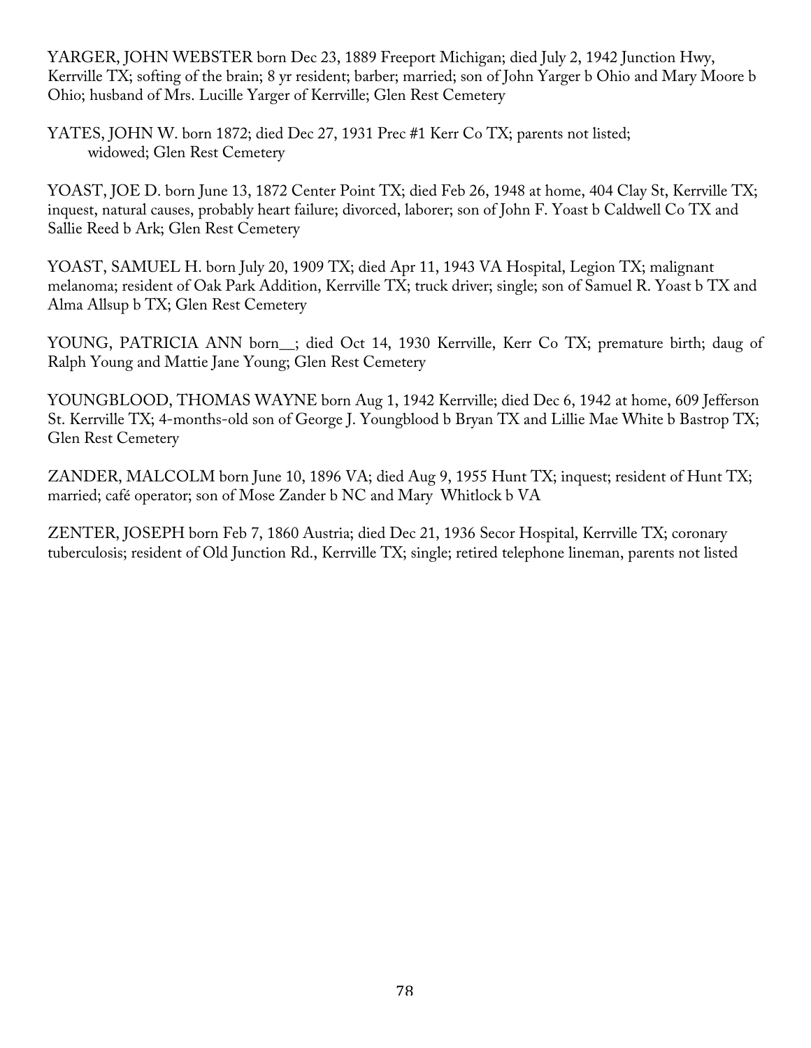YARGER, JOHN WEBSTER born Dec 23, 1889 Freeport Michigan; died July 2, 1942 Junction Hwy, Kerrville TX; softing of the brain; 8 yr resident; barber; married; son of John Yarger b Ohio and Mary Moore b Ohio; husband of Mrs. Lucille Yarger of Kerrville; Glen Rest Cemetery

YATES, JOHN W. born 1872; died Dec 27, 1931 Prec #1 Kerr Co TX; parents not listed; widowed; Glen Rest Cemetery

YOAST, JOE D. born June 13, 1872 Center Point TX; died Feb 26, 1948 at home, 404 Clay St, Kerrville TX; inquest, natural causes, probably heart failure; divorced, laborer; son of John F. Yoast b Caldwell Co TX and Sallie Reed b Ark; Glen Rest Cemetery

YOAST, SAMUEL H. born July 20, 1909 TX; died Apr 11, 1943 VA Hospital, Legion TX; malignant melanoma; resident of Oak Park Addition, Kerrville TX; truck driver; single; son of Samuel R. Yoast b TX and Alma Allsup b TX; Glen Rest Cemetery

YOUNG, PATRICIA ANN born__; died Oct 14, 1930 Kerrville, Kerr Co TX; premature birth; daug of Ralph Young and Mattie Jane Young; Glen Rest Cemetery

YOUNGBLOOD, THOMAS WAYNE born Aug 1, 1942 Kerrville; died Dec 6, 1942 at home, 609 Jefferson St. Kerrville TX; 4-months-old son of George J. Youngblood b Bryan TX and Lillie Mae White b Bastrop TX; Glen Rest Cemetery

ZANDER, MALCOLM born June 10, 1896 VA; died Aug 9, 1955 Hunt TX; inquest; resident of Hunt TX; married; café operator; son of Mose Zander b NC and Mary Whitlock b VA

ZENTER, JOSEPH born Feb 7, 1860 Austria; died Dec 21, 1936 Secor Hospital, Kerrville TX; coronary tuberculosis; resident of Old Junction Rd., Kerrville TX; single; retired telephone lineman, parents not listed